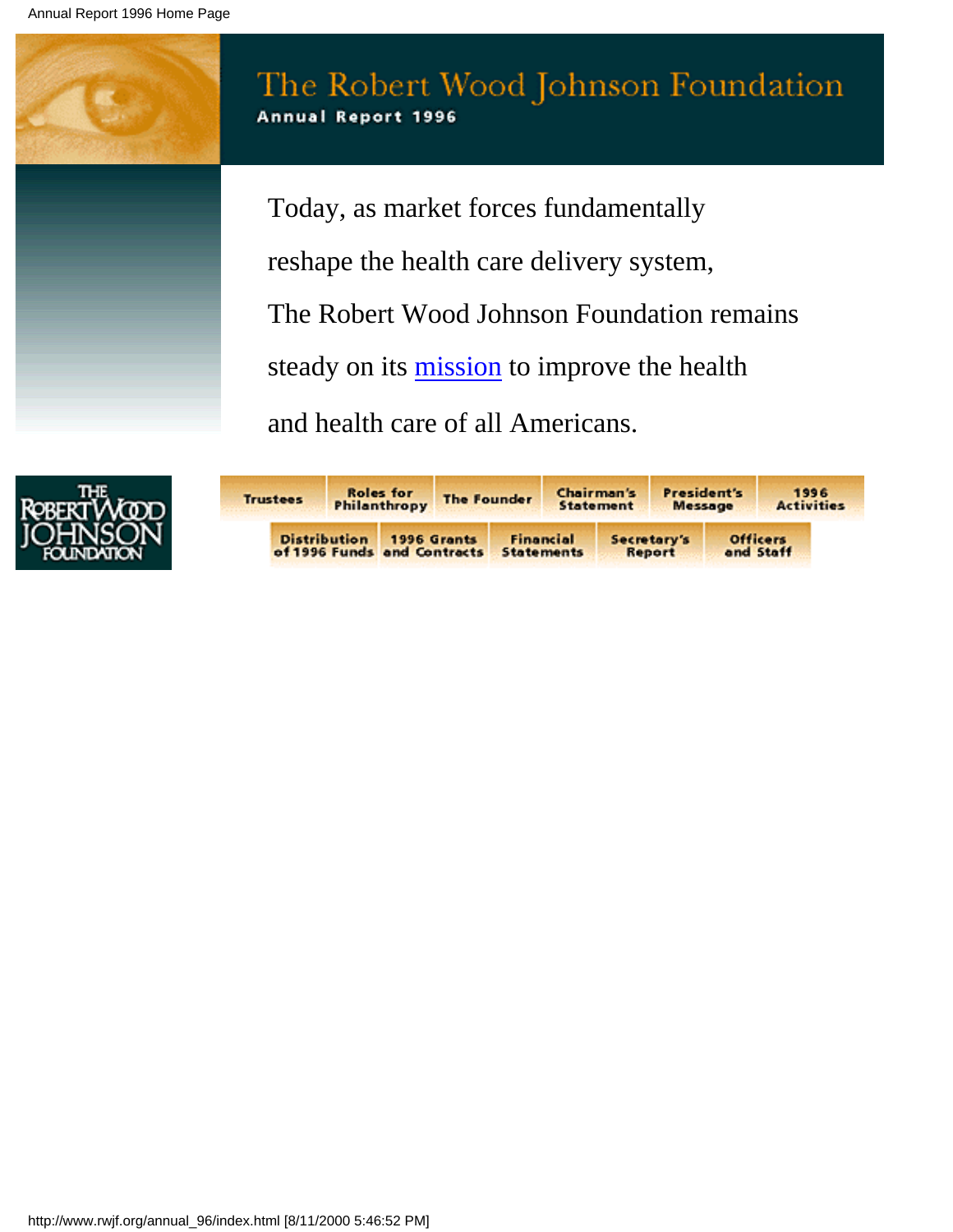# The Robert Wood Johnson Foundation

**Annual Report 1996**

Today, as market forces fundamentally reshape the health care delivery system, The Robert Wood Johnson Foundation remains steady on its mission to improve the health and health care of all Americans.

- Trustees
- Roles for Philanthropy
- The Founder
- Chairman's Statement
- President's Message
- 1996 Activities
- Distribution of 1996 Funds
- 1996 Grants and Contracts
- Financial Statements
- Secretary's Report
- Officers and Staff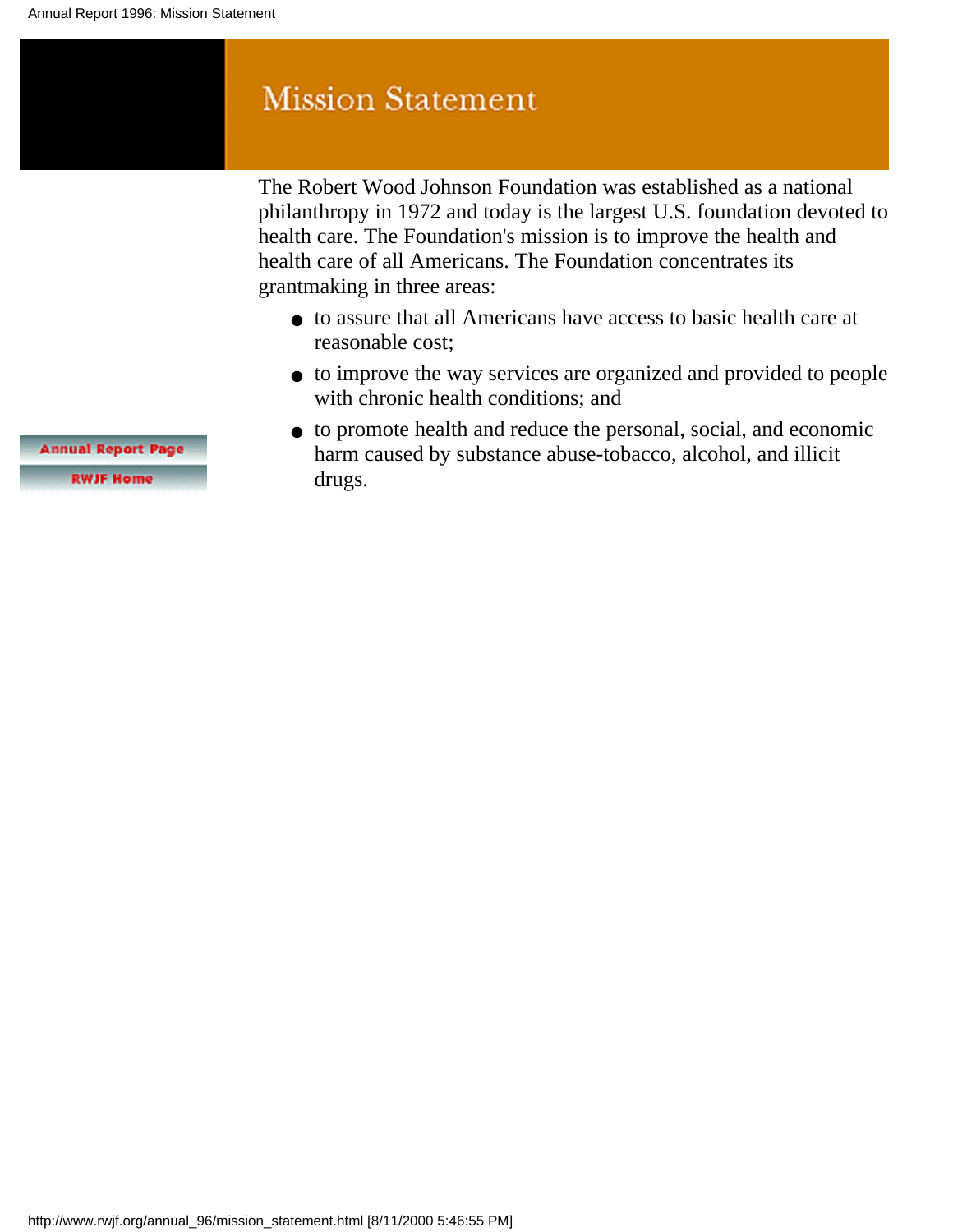# Mission Statement

The Robert Wood Johnson Foundation was established as a national philanthropy in 1972 and today is the largest U.S. foundation devoted to health care. The Foundation's mission is to improve the health and health care of all Americans. The Foundation concentrates its grantmaking in three areas:

- to assure that all Americans have access to basic health care at reasonable cost;
- to improve the way services are organized and provided to people with chronic health conditions; and
- to promote health and reduce the personal, social, and economic harm caused by substance abuse-tobacco, alcohol, and illicit drugs.

Annual Report Page

RWJF Home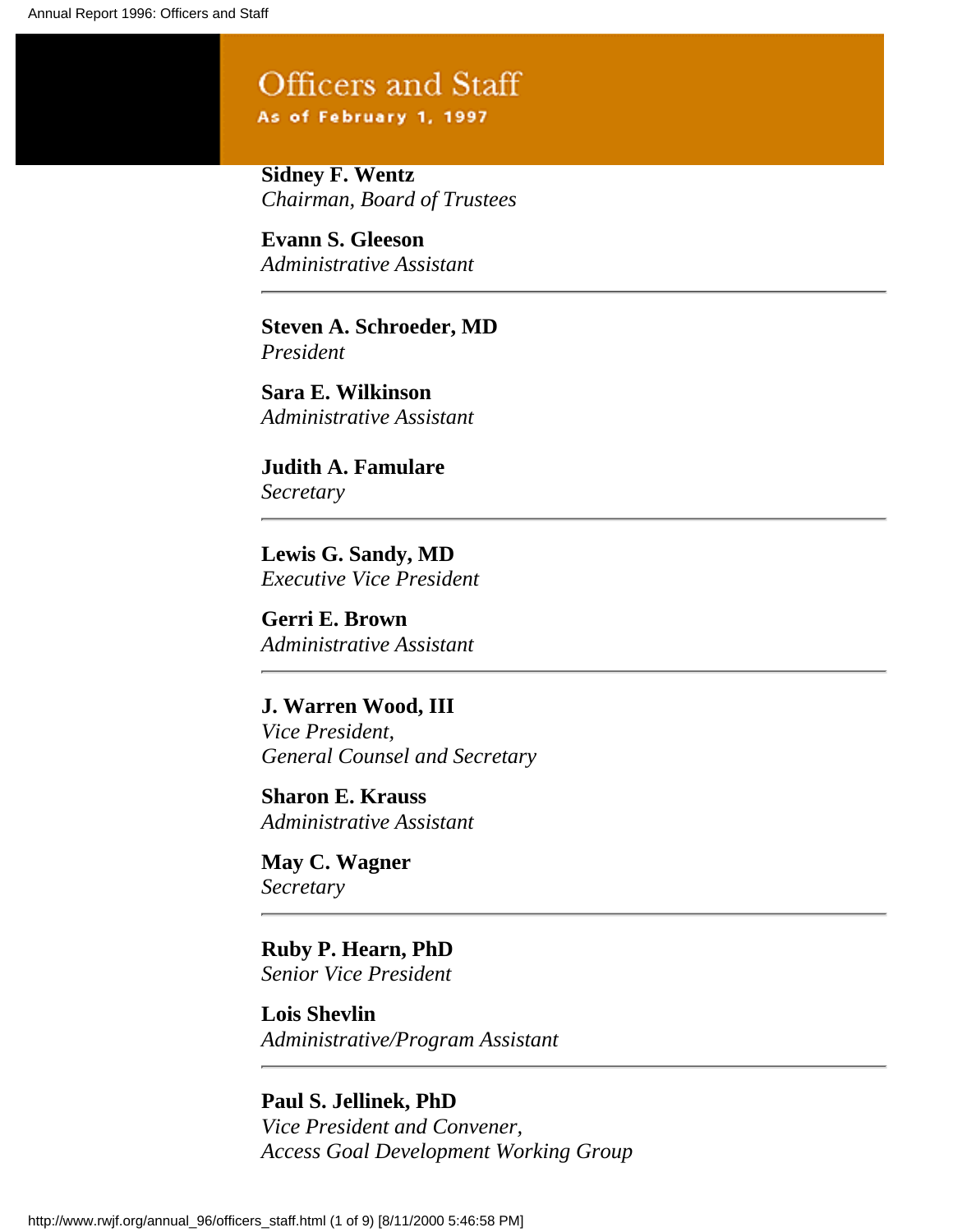# Officers and Staff

As of February 1, 1997

**Sidney F. Wentz**
*Chairman, Board of Trustees*

**Evann S. Gleeson**
*Administrative Assistant*

---

**Steven A. Schroeder, MD**
*President*

**Sara E. Wilkinson**
*Administrative Assistant*

**Judith A. Famulare**
*Secretary*

---

**Lewis G. Sandy, MD**
*Executive Vice President*

**Gerri E. Brown**
*Administrative Assistant*

---

**J. Warren Wood, III**
*Vice President,*
*General Counsel and Secretary*

**Sharon E. Krauss**
*Administrative Assistant*

**May C. Wagner**
*Secretary*

---

**Ruby P. Hearn, PhD**
*Senior Vice President*

**Lois Shevlin**
*Administrative/Program Assistant*

---

**Paul S. Jellinek, PhD**
*Vice President and Convener,*
*Access Goal Development Working Group*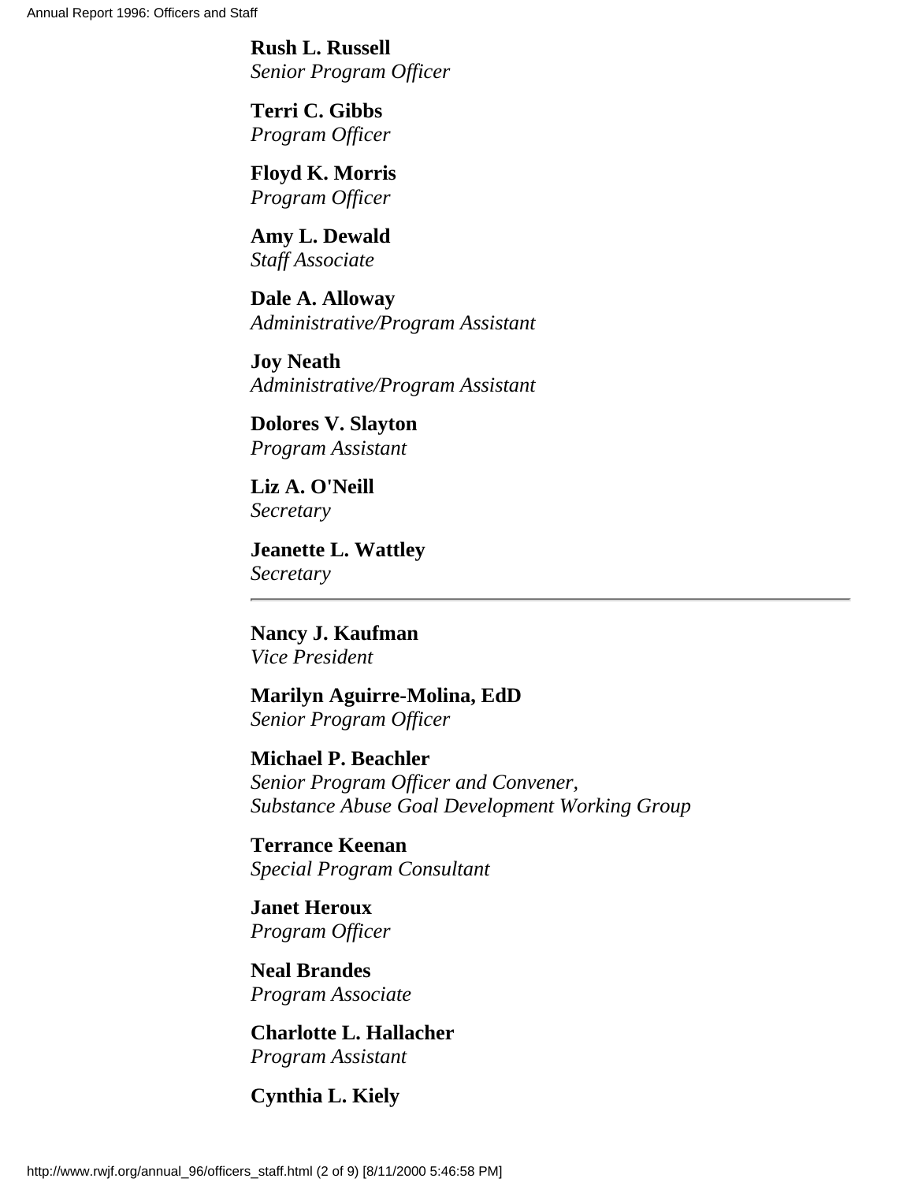**Rush L. Russell**
*Senior Program Officer*

**Terri C. Gibbs**
*Program Officer*

**Floyd K. Morris**
*Program Officer*

**Amy L. Dewald**
*Staff Associate*

**Dale A. Alloway**
*Administrative/Program Assistant*

**Joy Neath**
*Administrative/Program Assistant*

**Dolores V. Slayton**
*Program Assistant*

**Liz A. O'Neill**
*Secretary*

**Jeanette L. Wattley**
*Secretary*

---

**Nancy J. Kaufman**
*Vice President*

**Marilyn Aguirre-Molina, EdD**
*Senior Program Officer*

**Michael P. Beachler**
*Senior Program Officer and Convener,*
*Substance Abuse Goal Development Working Group*

**Terrance Keenan**
*Special Program Consultant*

**Janet Heroux**
*Program Officer*

**Neal Brandes**
*Program Associate*

**Charlotte L. Hallacher**
*Program Assistant*

**Cynthia L. Kiely**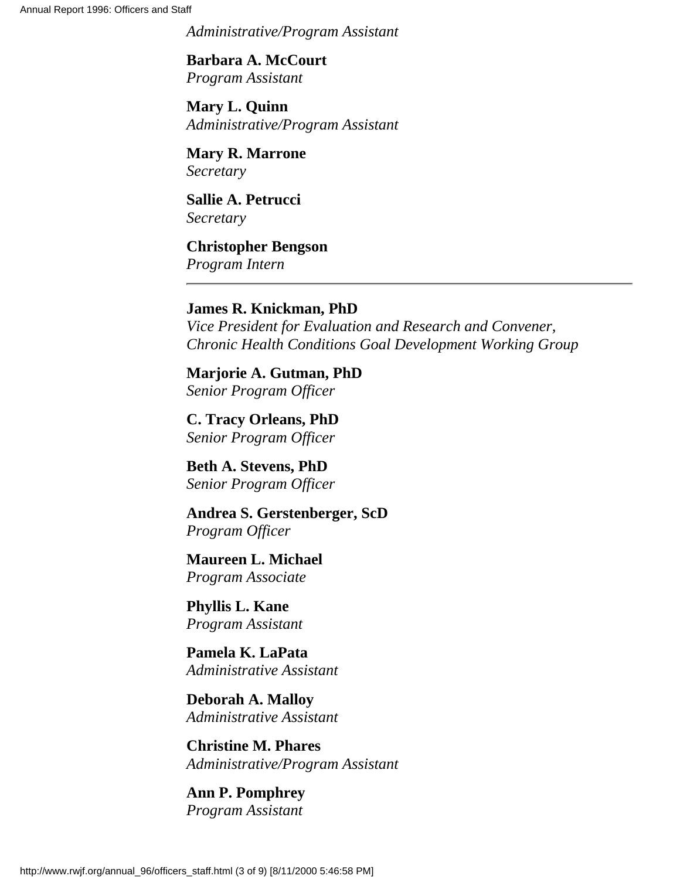*Administrative/Program Assistant*

**Barbara A. McCourt**
*Program Assistant*

**Mary L. Quinn**
*Administrative/Program Assistant*

**Mary R. Marrone**
*Secretary*

**Sallie A. Petrucci**
*Secretary*

**Christopher Bengson**
*Program Intern*

---

**James R. Knickman, PhD**
*Vice President for Evaluation and Research and Convener, Chronic Health Conditions Goal Development Working Group*

**Marjorie A. Gutman, PhD**
*Senior Program Officer*

**C. Tracy Orleans, PhD**
*Senior Program Officer*

**Beth A. Stevens, PhD**
*Senior Program Officer*

**Andrea S. Gerstenberger, ScD**
*Program Officer*

**Maureen L. Michael**
*Program Associate*

**Phyllis L. Kane**
*Program Assistant*

**Pamela K. LaPata**
*Administrative Assistant*

**Deborah A. Malloy**
*Administrative Assistant*

**Christine M. Phares**
*Administrative/Program Assistant*

**Ann P. Pomphrey**
*Program Assistant*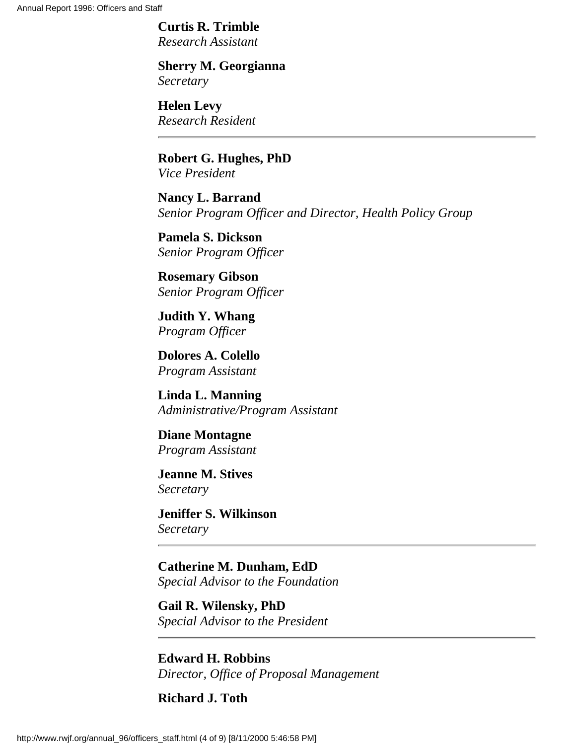**Curtis R. Trimble**
*Research Assistant*

**Sherry M. Georgianna**
*Secretary*

**Helen Levy**
*Research Resident*

---

**Robert G. Hughes, PhD**
*Vice President*

**Nancy L. Barrand**
*Senior Program Officer and Director, Health Policy Group*

**Pamela S. Dickson**
*Senior Program Officer*

**Rosemary Gibson**
*Senior Program Officer*

**Judith Y. Whang**
*Program Officer*

**Dolores A. Colello**
*Program Assistant*

**Linda L. Manning**
*Administrative/Program Assistant*

**Diane Montagne**
*Program Assistant*

**Jeanne M. Stives**
*Secretary*

**Jeniffer S. Wilkinson**
*Secretary*

---

**Catherine M. Dunham, EdD**
*Special Advisor to the Foundation*

**Gail R. Wilensky, PhD**
*Special Advisor to the President*

---

**Edward H. Robbins**
*Director, Office of Proposal Management*

**Richard J. Toth**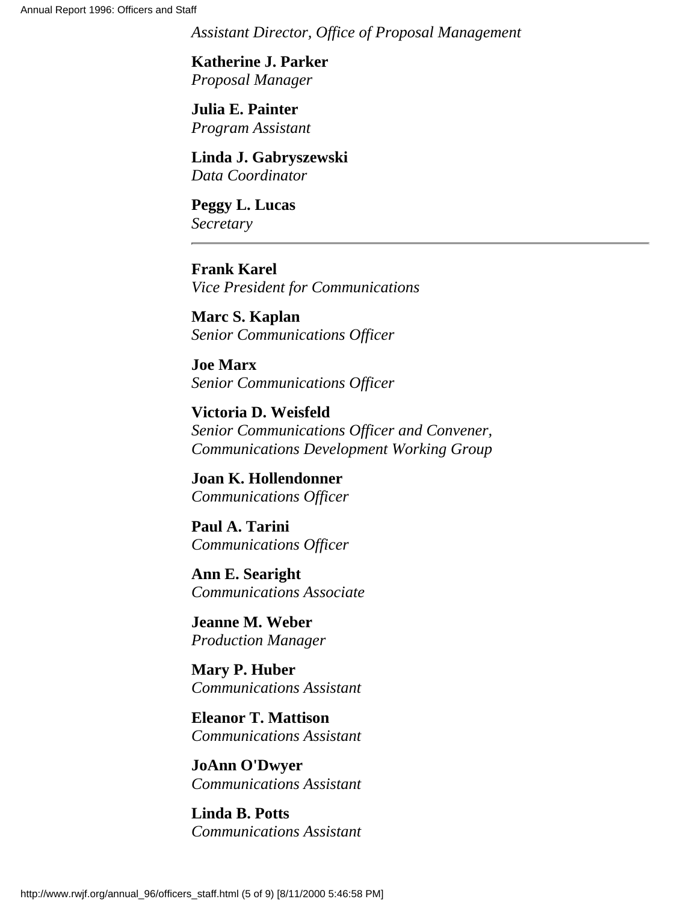*Assistant Director, Office of Proposal Management*

**Katherine J. Parker**
*Proposal Manager*

**Julia E. Painter**
*Program Assistant*

**Linda J. Gabryszewski**
*Data Coordinator*

**Peggy L. Lucas**
*Secretary*

---

**Frank Karel**
*Vice President for Communications*

**Marc S. Kaplan**
*Senior Communications Officer*

**Joe Marx**
*Senior Communications Officer*

**Victoria D. Weisfeld**
*Senior Communications Officer and Convener, Communications Development Working Group*

**Joan K. Hollendonner**
*Communications Officer*

**Paul A. Tarini**
*Communications Officer*

**Ann E. Searight**
*Communications Associate*

**Jeanne M. Weber**
*Production Manager*

**Mary P. Huber**
*Communications Assistant*

**Eleanor T. Mattison**
*Communications Assistant*

**JoAnn O'Dwyer**
*Communications Assistant*

**Linda B. Potts**
*Communications Assistant*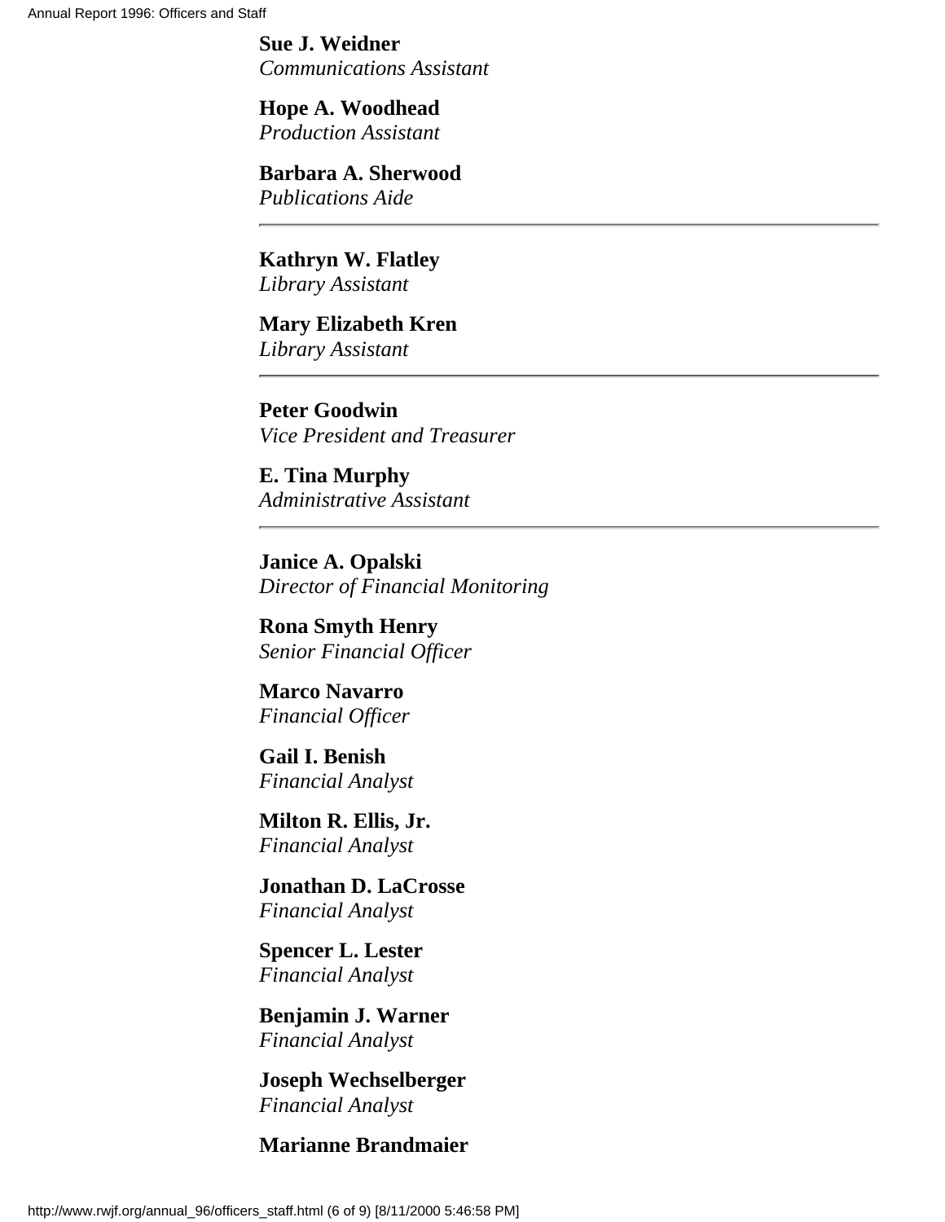**Sue J. Weidner**
*Communications Assistant*

**Hope A. Woodhead**
*Production Assistant*

**Barbara A. Sherwood**
*Publications Aide*

---

**Kathryn W. Flatley**
*Library Assistant*

**Mary Elizabeth Kren**
*Library Assistant*

---

**Peter Goodwin**
*Vice President and Treasurer*

**E. Tina Murphy**
*Administrative Assistant*

---

**Janice A. Opalski**
*Director of Financial Monitoring*

**Rona Smyth Henry**
*Senior Financial Officer*

**Marco Navarro**
*Financial Officer*

**Gail I. Benish**
*Financial Analyst*

**Milton R. Ellis, Jr.**
*Financial Analyst*

**Jonathan D. LaCrosse**
*Financial Analyst*

**Spencer L. Lester**
*Financial Analyst*

**Benjamin J. Warner**
*Financial Analyst*

**Joseph Wechselberger**
*Financial Analyst*

**Marianne Brandmaier**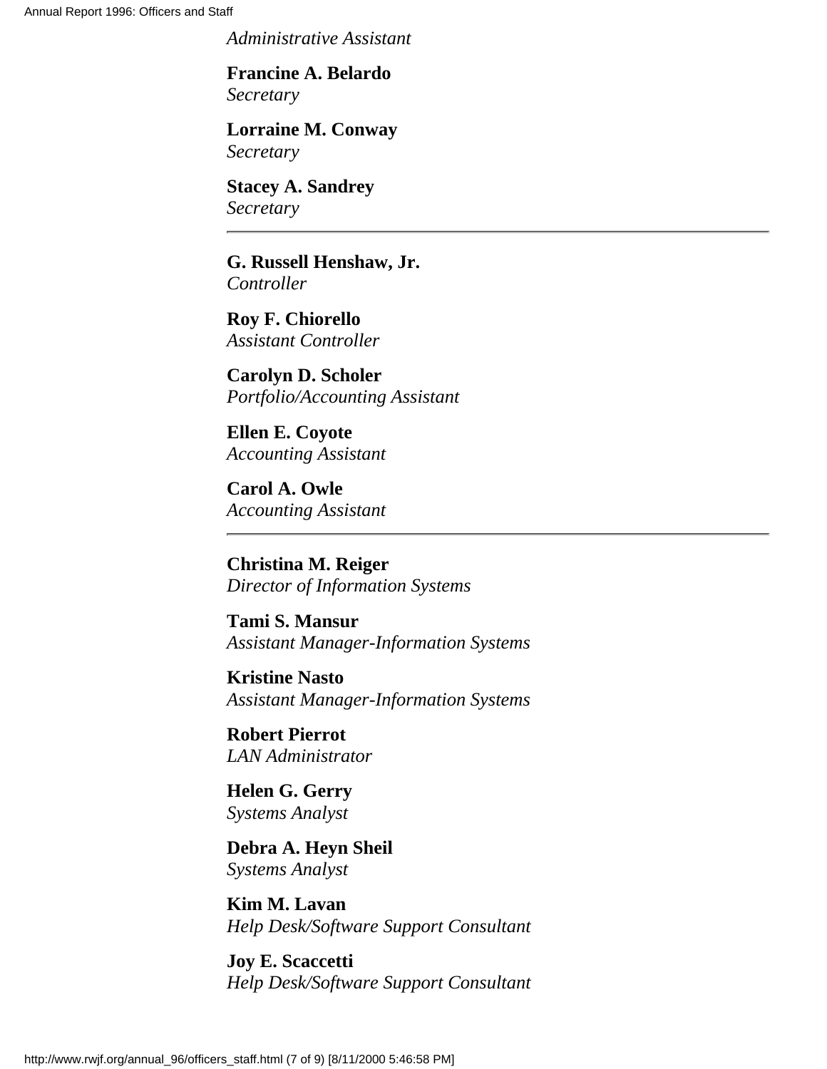*Administrative Assistant*

**Francine A. Belardo**  
*Secretary*

**Lorraine M. Conway**  
*Secretary*

**Stacey A. Sandrey**  
*Secretary*

---

**G. Russell Henshaw, Jr.**  
*Controller*

**Roy F. Chiorello**  
*Assistant Controller*

**Carolyn D. Scholer**  
*Portfolio/Accounting Assistant*

**Ellen E. Coyote**  
*Accounting Assistant*

**Carol A. Owle**  
*Accounting Assistant*

---

**Christina M. Reiger**  
*Director of Information Systems*

**Tami S. Mansur**  
*Assistant Manager-Information Systems*

**Kristine Nasto**  
*Assistant Manager-Information Systems*

**Robert Pierrot**  
*LAN Administrator*

**Helen G. Gerry**  
*Systems Analyst*

**Debra A. Heyn Sheil**  
*Systems Analyst*

**Kim M. Lavan**  
*Help Desk/Software Support Consultant*

**Joy E. Scaccetti**  
*Help Desk/Software Support Consultant*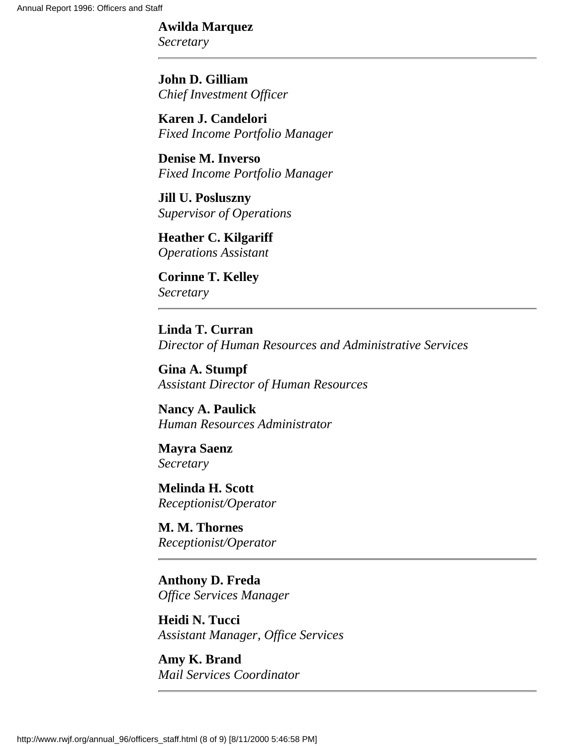**Awilda Marquez**
*Secretary*

---

**John D. Gilliam**
*Chief Investment Officer*

**Karen J. Candelori**
*Fixed Income Portfolio Manager*

**Denise M. Inverso**
*Fixed Income Portfolio Manager*

**Jill U. Posluszny**
*Supervisor of Operations*

**Heather C. Kilgariff**
*Operations Assistant*

**Corinne T. Kelley**
*Secretary*

---

**Linda T. Curran**
*Director of Human Resources and Administrative Services*

**Gina A. Stumpf**
*Assistant Director of Human Resources*

**Nancy A. Paulick**
*Human Resources Administrator*

**Mayra Saenz**
*Secretary*

**Melinda H. Scott**
*Receptionist/Operator*

**M. M. Thornes**
*Receptionist/Operator*

---

**Anthony D. Freda**
*Office Services Manager*

**Heidi N. Tucci**
*Assistant Manager, Office Services*

**Amy K. Brand**
*Mail Services Coordinator*

---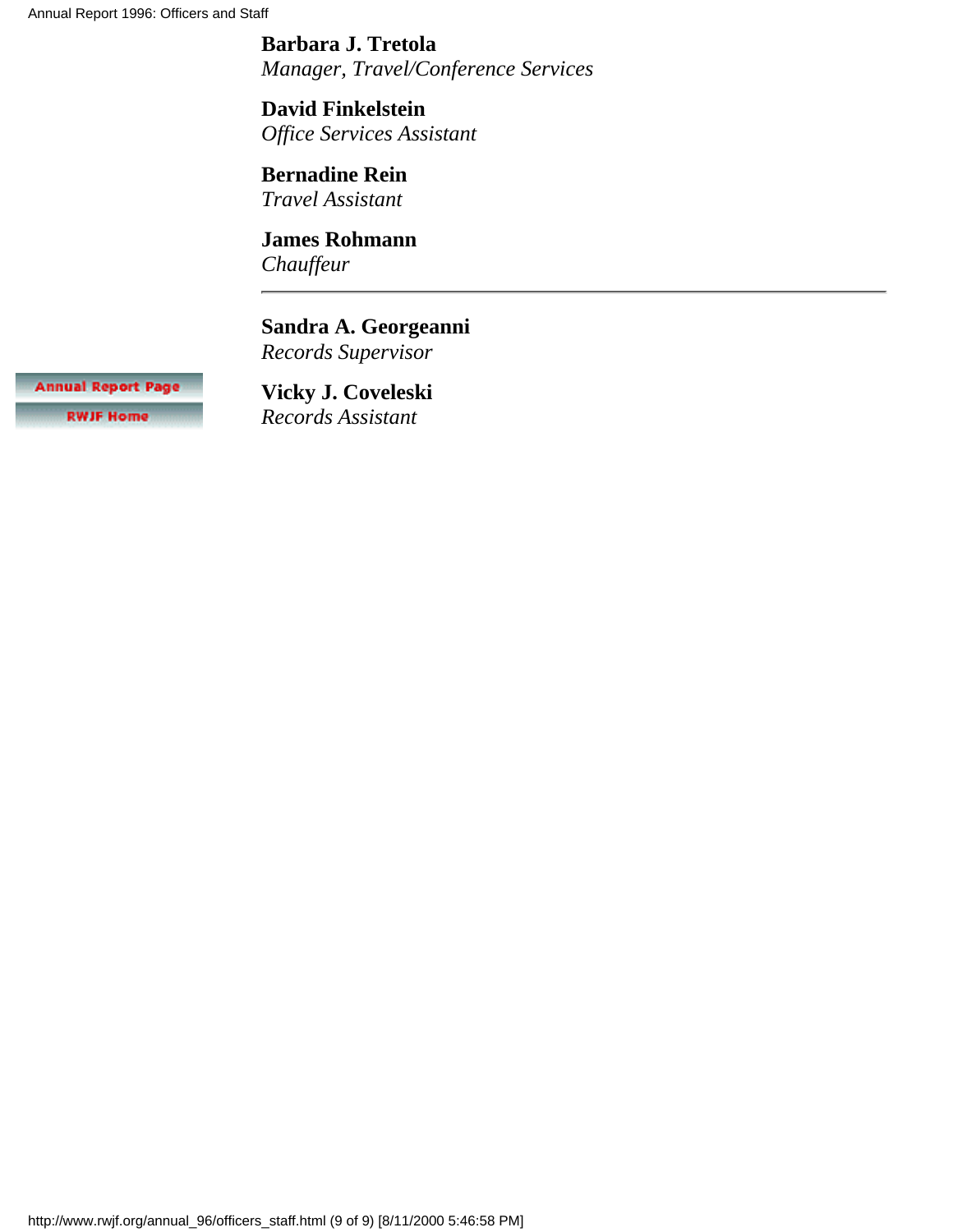**Barbara J. Tretola**
*Manager, Travel/Conference Services*

**David Finkelstein**
*Office Services Assistant*

**Bernadine Rein**
*Travel Assistant*

**James Rohmann**
*Chauffeur*

---

**Sandra A. Georgeanni**
*Records Supervisor*

**Vicky J. Coveleski**
*Records Assistant*

Annual Report Page

RWJF Home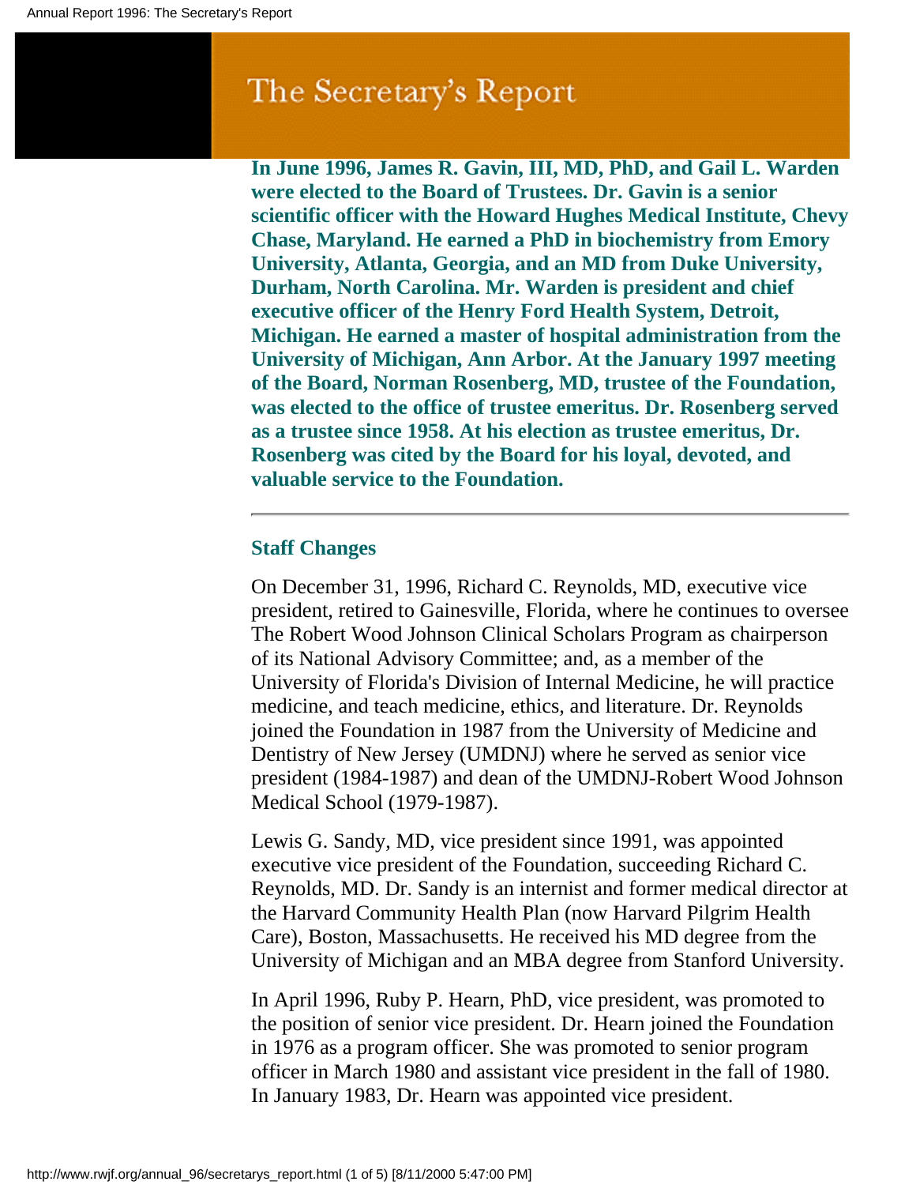# The Secretary's Report

**In June 1996, James R. Gavin, III, MD, PhD, and Gail L. Warden were elected to the Board of Trustees. Dr. Gavin is a senior scientific officer with the Howard Hughes Medical Institute, Chevy Chase, Maryland. He earned a PhD in biochemistry from Emory University, Atlanta, Georgia, and an MD from Duke University, Durham, North Carolina. Mr. Warden is president and chief executive officer of the Henry Ford Health System, Detroit, Michigan. He earned a master of hospital administration from the University of Michigan, Ann Arbor. At the January 1997 meeting of the Board, Norman Rosenberg, MD, trustee of the Foundation, was elected to the office of trustee emeritus. Dr. Rosenberg served as a trustee since 1958. At his election as trustee emeritus, Dr. Rosenberg was cited by the Board for his loyal, devoted, and valuable service to the Foundation.**

---

## Staff Changes

On December 31, 1996, Richard C. Reynolds, MD, executive vice president, retired to Gainesville, Florida, where he continues to oversee The Robert Wood Johnson Clinical Scholars Program as chairperson of its National Advisory Committee; and, as a member of the University of Florida's Division of Internal Medicine, he will practice medicine, and teach medicine, ethics, and literature. Dr. Reynolds joined the Foundation in 1987 from the University of Medicine and Dentistry of New Jersey (UMDNJ) where he served as senior vice president (1984-1987) and dean of the UMDNJ-Robert Wood Johnson Medical School (1979-1987).

Lewis G. Sandy, MD, vice president since 1991, was appointed executive vice president of the Foundation, succeeding Richard C. Reynolds, MD. Dr. Sandy is an internist and former medical director at the Harvard Community Health Plan (now Harvard Pilgrim Health Care), Boston, Massachusetts. He received his MD degree from the University of Michigan and an MBA degree from Stanford University.

In April 1996, Ruby P. Hearn, PhD, vice president, was promoted to the position of senior vice president. Dr. Hearn joined the Foundation in 1976 as a program officer. She was promoted to senior program officer in March 1980 and assistant vice president in the fall of 1980. In January 1983, Dr. Hearn was appointed vice president.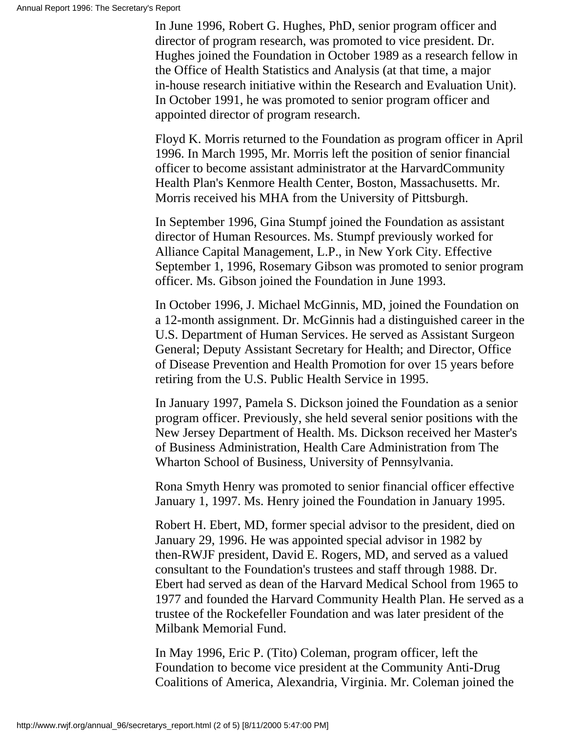In June 1996, Robert G. Hughes, PhD, senior program officer and director of program research, was promoted to vice president. Dr. Hughes joined the Foundation in October 1989 as a research fellow in the Office of Health Statistics and Analysis (at that time, a major in-house research initiative within the Research and Evaluation Unit). In October 1991, he was promoted to senior program officer and appointed director of program research.

Floyd K. Morris returned to the Foundation as program officer in April 1996. In March 1995, Mr. Morris left the position of senior financial officer to become assistant administrator at the HarvardCommunity Health Plan's Kenmore Health Center, Boston, Massachusetts. Mr. Morris received his MHA from the University of Pittsburgh.

In September 1996, Gina Stumpf joined the Foundation as assistant director of Human Resources. Ms. Stumpf previously worked for Alliance Capital Management, L.P., in New York City. Effective September 1, 1996, Rosemary Gibson was promoted to senior program officer. Ms. Gibson joined the Foundation in June 1993.

In October 1996, J. Michael McGinnis, MD, joined the Foundation on a 12-month assignment. Dr. McGinnis had a distinguished career in the U.S. Department of Human Services. He served as Assistant Surgeon General; Deputy Assistant Secretary for Health; and Director, Office of Disease Prevention and Health Promotion for over 15 years before retiring from the U.S. Public Health Service in 1995.

In January 1997, Pamela S. Dickson joined the Foundation as a senior program officer. Previously, she held several senior positions with the New Jersey Department of Health. Ms. Dickson received her Master's of Business Administration, Health Care Administration from The Wharton School of Business, University of Pennsylvania.

Rona Smyth Henry was promoted to senior financial officer effective January 1, 1997. Ms. Henry joined the Foundation in January 1995.

Robert H. Ebert, MD, former special advisor to the president, died on January 29, 1996. He was appointed special advisor in 1982 by then-RWJF president, David E. Rogers, MD, and served as a valued consultant to the Foundation's trustees and staff through 1988. Dr. Ebert had served as dean of the Harvard Medical School from 1965 to 1977 and founded the Harvard Community Health Plan. He served as a trustee of the Rockefeller Foundation and was later president of the Milbank Memorial Fund.

In May 1996, Eric P. (Tito) Coleman, program officer, left the Foundation to become vice president at the Community Anti-Drug Coalitions of America, Alexandria, Virginia. Mr. Coleman joined the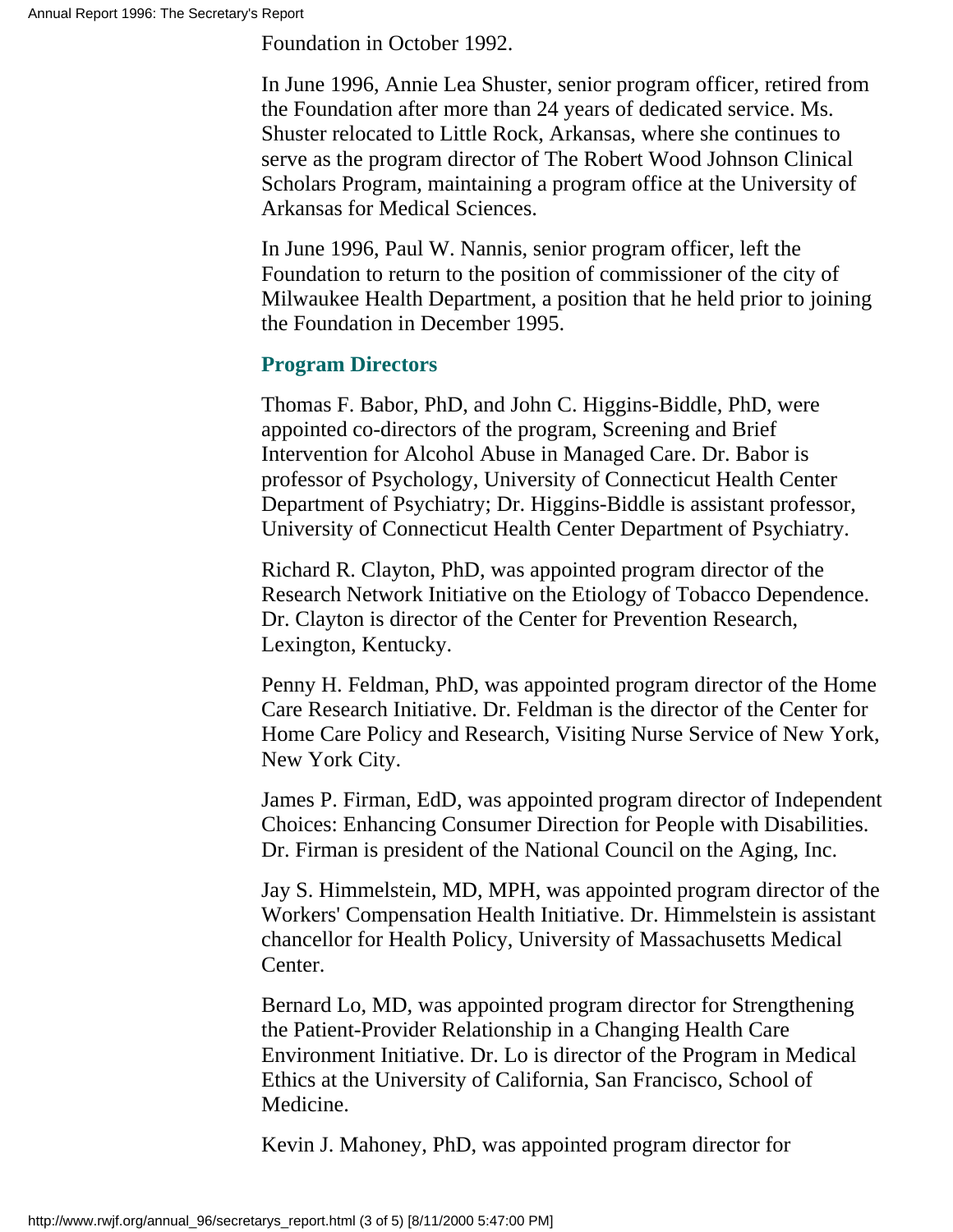Foundation in October 1992.

In June 1996, Annie Lea Shuster, senior program officer, retired from the Foundation after more than 24 years of dedicated service. Ms. Shuster relocated to Little Rock, Arkansas, where she continues to serve as the program director of The Robert Wood Johnson Clinical Scholars Program, maintaining a program office at the University of Arkansas for Medical Sciences.

In June 1996, Paul W. Nannis, senior program officer, left the Foundation to return to the position of commissioner of the city of Milwaukee Health Department, a position that he held prior to joining the Foundation in December 1995.

### Program Directors

Thomas F. Babor, PhD, and John C. Higgins-Biddle, PhD, were appointed co-directors of the program, Screening and Brief Intervention for Alcohol Abuse in Managed Care. Dr. Babor is professor of Psychology, University of Connecticut Health Center Department of Psychiatry; Dr. Higgins-Biddle is assistant professor, University of Connecticut Health Center Department of Psychiatry.

Richard R. Clayton, PhD, was appointed program director of the Research Network Initiative on the Etiology of Tobacco Dependence. Dr. Clayton is director of the Center for Prevention Research, Lexington, Kentucky.

Penny H. Feldman, PhD, was appointed program director of the Home Care Research Initiative. Dr. Feldman is the director of the Center for Home Care Policy and Research, Visiting Nurse Service of New York, New York City.

James P. Firman, EdD, was appointed program director of Independent Choices: Enhancing Consumer Direction for People with Disabilities. Dr. Firman is president of the National Council on the Aging, Inc.

Jay S. Himmelstein, MD, MPH, was appointed program director of the Workers' Compensation Health Initiative. Dr. Himmelstein is assistant chancellor for Health Policy, University of Massachusetts Medical Center.

Bernard Lo, MD, was appointed program director for Strengthening the Patient-Provider Relationship in a Changing Health Care Environment Initiative. Dr. Lo is director of the Program in Medical Ethics at the University of California, San Francisco, School of Medicine.

Kevin J. Mahoney, PhD, was appointed program director for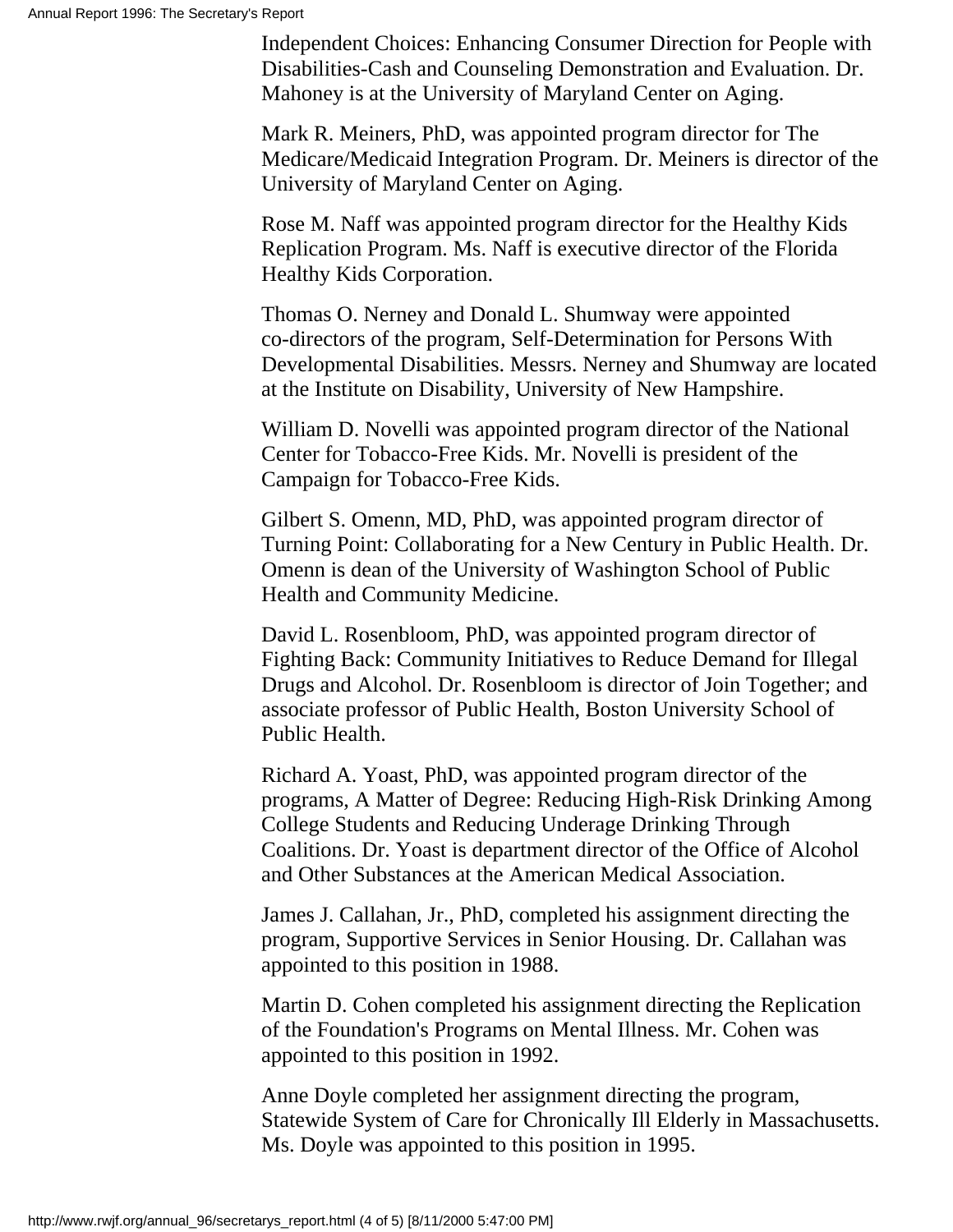Independent Choices: Enhancing Consumer Direction for People with Disabilities-Cash and Counseling Demonstration and Evaluation. Dr. Mahoney is at the University of Maryland Center on Aging.

Mark R. Meiners, PhD, was appointed program director for The Medicare/Medicaid Integration Program. Dr. Meiners is director of the University of Maryland Center on Aging.

Rose M. Naff was appointed program director for the Healthy Kids Replication Program. Ms. Naff is executive director of the Florida Healthy Kids Corporation.

Thomas O. Nerney and Donald L. Shumway were appointed co-directors of the program, Self-Determination for Persons With Developmental Disabilities. Messrs. Nerney and Shumway are located at the Institute on Disability, University of New Hampshire.

William D. Novelli was appointed program director of the National Center for Tobacco-Free Kids. Mr. Novelli is president of the Campaign for Tobacco-Free Kids.

Gilbert S. Omenn, MD, PhD, was appointed program director of Turning Point: Collaborating for a New Century in Public Health. Dr. Omenn is dean of the University of Washington School of Public Health and Community Medicine.

David L. Rosenbloom, PhD, was appointed program director of Fighting Back: Community Initiatives to Reduce Demand for Illegal Drugs and Alcohol. Dr. Rosenbloom is director of Join Together; and associate professor of Public Health, Boston University School of Public Health.

Richard A. Yoast, PhD, was appointed program director of the programs, A Matter of Degree: Reducing High-Risk Drinking Among College Students and Reducing Underage Drinking Through Coalitions. Dr. Yoast is department director of the Office of Alcohol and Other Substances at the American Medical Association.

James J. Callahan, Jr., PhD, completed his assignment directing the program, Supportive Services in Senior Housing. Dr. Callahan was appointed to this position in 1988.

Martin D. Cohen completed his assignment directing the Replication of the Foundation's Programs on Mental Illness. Mr. Cohen was appointed to this position in 1992.

Anne Doyle completed her assignment directing the program, Statewide System of Care for Chronically Ill Elderly in Massachusetts. Ms. Doyle was appointed to this position in 1995.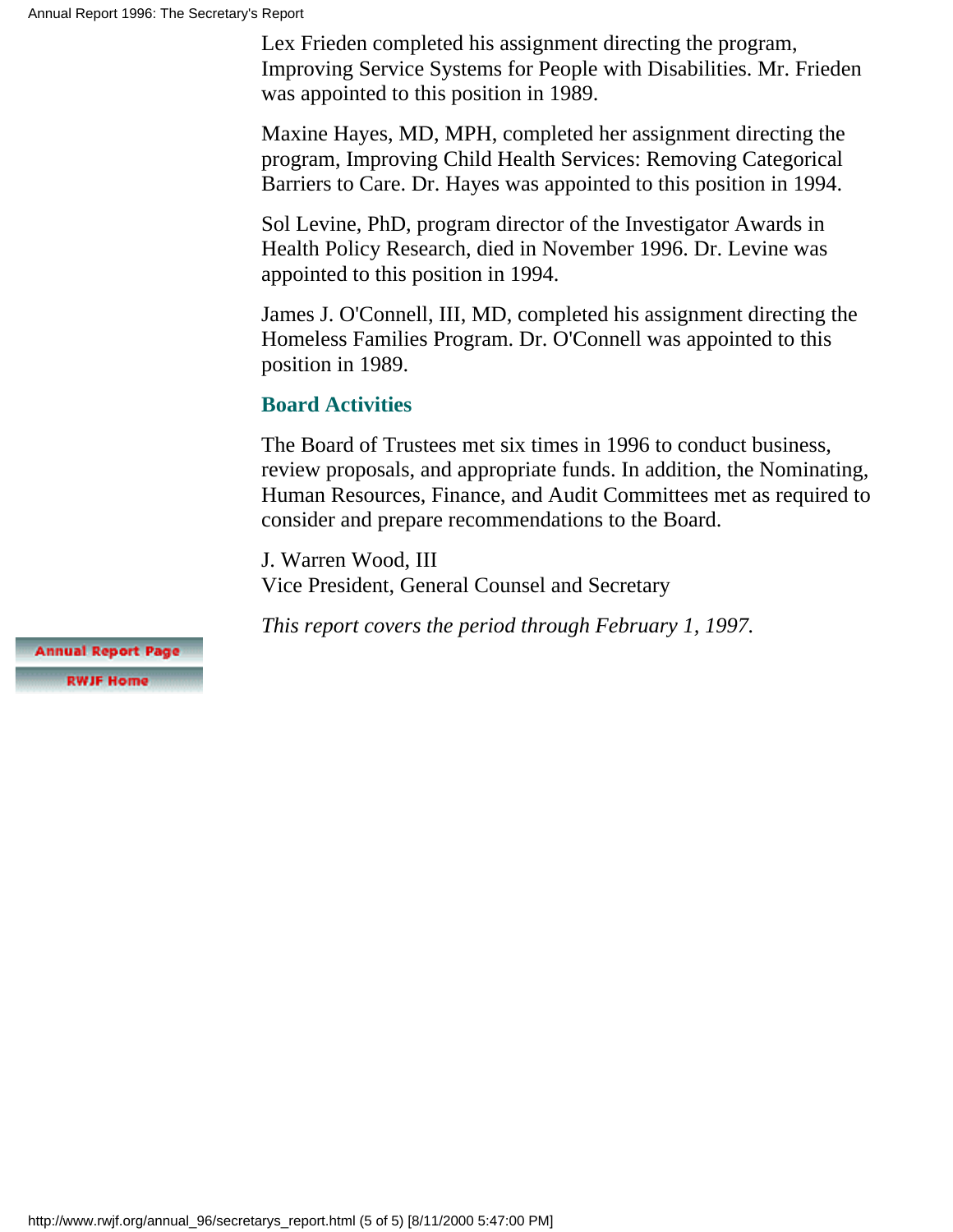Lex Frieden completed his assignment directing the program, Improving Service Systems for People with Disabilities. Mr. Frieden was appointed to this position in 1989.

Maxine Hayes, MD, MPH, completed her assignment directing the program, Improving Child Health Services: Removing Categorical Barriers to Care. Dr. Hayes was appointed to this position in 1994.

Sol Levine, PhD, program director of the Investigator Awards in Health Policy Research, died in November 1996. Dr. Levine was appointed to this position in 1994.

James J. O'Connell, III, MD, completed his assignment directing the Homeless Families Program. Dr. O'Connell was appointed to this position in 1989.

### Board Activities

The Board of Trustees met six times in 1996 to conduct business, review proposals, and appropriate funds. In addition, the Nominating, Human Resources, Finance, and Audit Committees met as required to consider and prepare recommendations to the Board.

J. Warren Wood, III
Vice President, General Counsel and Secretary

*This report covers the period through February 1, 1997.*

Annual Report Page

RWJF Home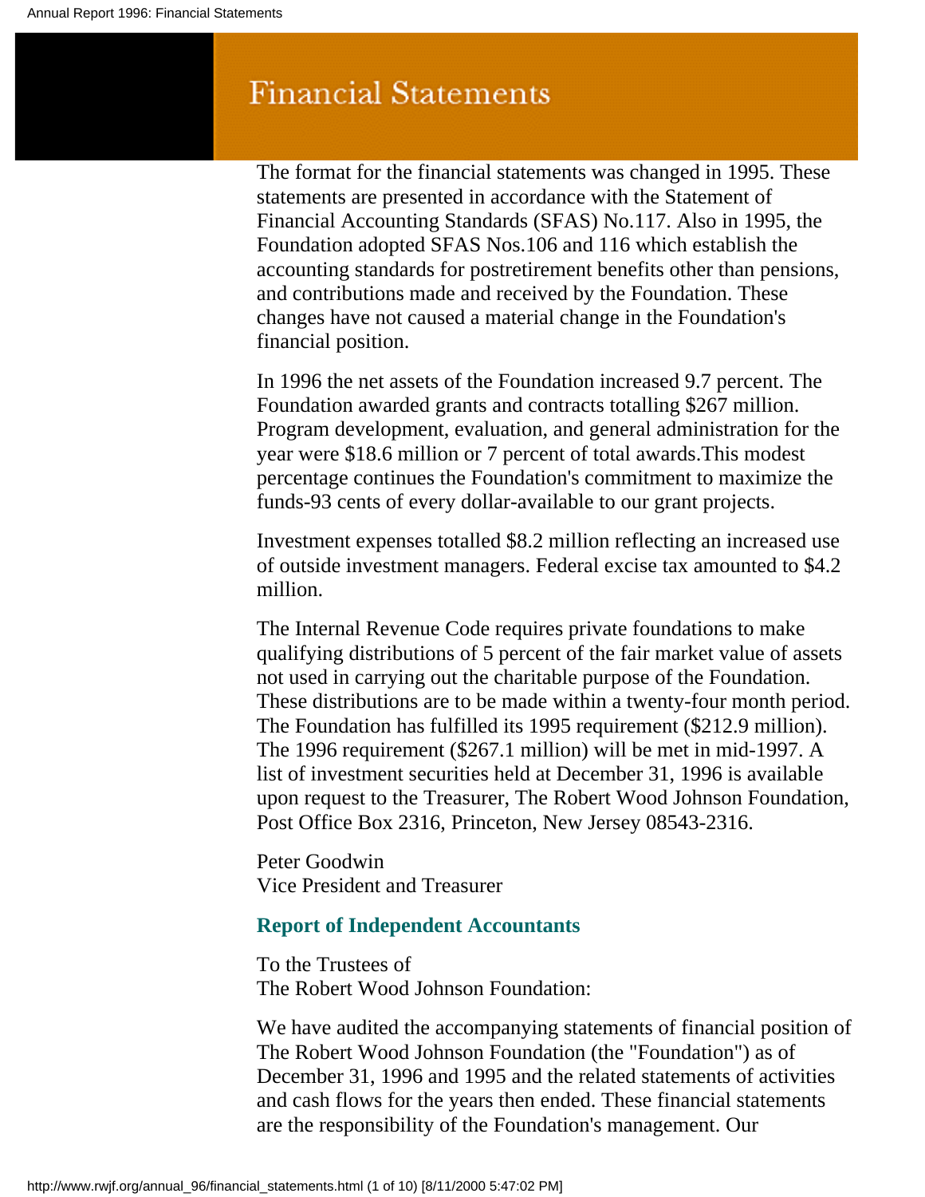# Financial Statements

The format for the financial statements was changed in 1995. These statements are presented in accordance with the Statement of Financial Accounting Standards (SFAS) No.117. Also in 1995, the Foundation adopted SFAS Nos.106 and 116 which establish the accounting standards for postretirement benefits other than pensions, and contributions made and received by the Foundation. These changes have not caused a material change in the Foundation's financial position.

In 1996 the net assets of the Foundation increased 9.7 percent. The Foundation awarded grants and contracts totalling $267 million. Program development, evaluation, and general administration for the year were $18.6 million or 7 percent of total awards.This modest percentage continues the Foundation's commitment to maximize the funds-93 cents of every dollar-available to our grant projects.

Investment expenses totalled $8.2 million reflecting an increased use of outside investment managers. Federal excise tax amounted to $4.2 million.

The Internal Revenue Code requires private foundations to make qualifying distributions of 5 percent of the fair market value of assets not used in carrying out the charitable purpose of the Foundation. These distributions are to be made within a twenty-four month period. The Foundation has fulfilled its 1995 requirement ($212.9 million). The 1996 requirement ($267.1 million) will be met in mid-1997. A list of investment securities held at December 31, 1996 is available upon request to the Treasurer, The Robert Wood Johnson Foundation, Post Office Box 2316, Princeton, New Jersey 08543-2316.

Peter Goodwin
Vice President and Treasurer

### Report of Independent Accountants

To the Trustees of
The Robert Wood Johnson Foundation:

We have audited the accompanying statements of financial position of The Robert Wood Johnson Foundation (the "Foundation") as of December 31, 1996 and 1995 and the related statements of activities and cash flows for the years then ended. These financial statements are the responsibility of the Foundation's management. Our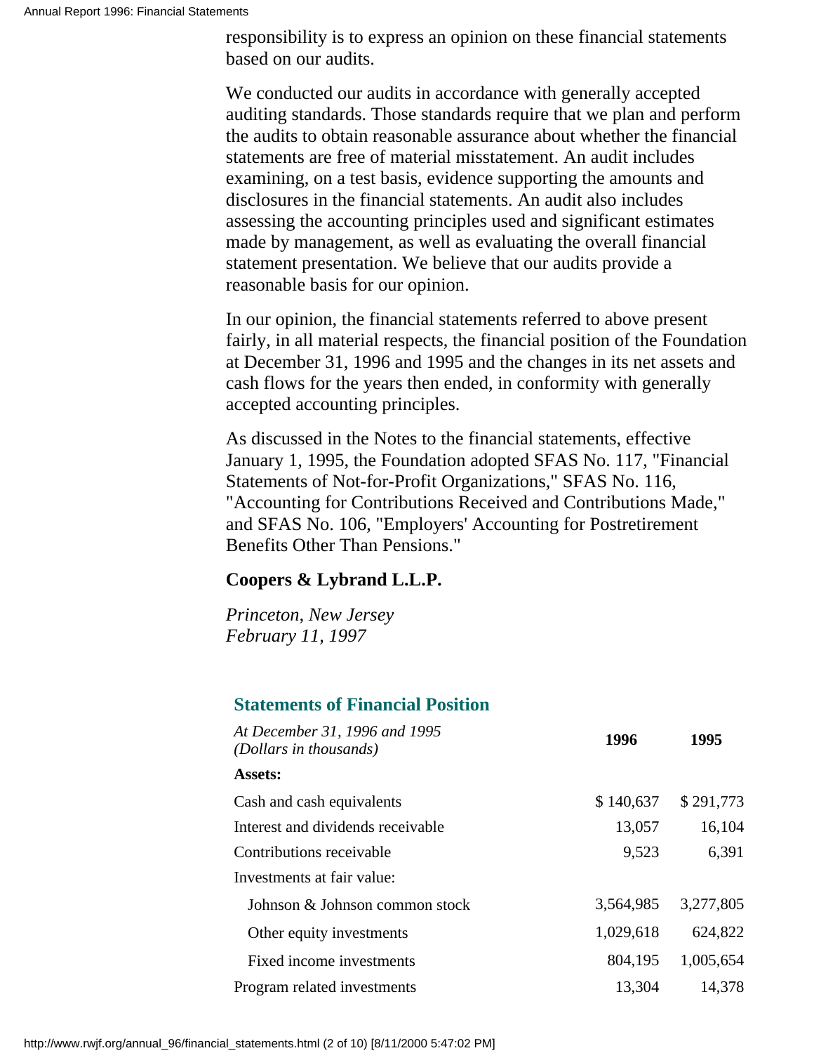responsibility is to express an opinion on these financial statements based on our audits.

We conducted our audits in accordance with generally accepted auditing standards. Those standards require that we plan and perform the audits to obtain reasonable assurance about whether the financial statements are free of material misstatement. An audit includes examining, on a test basis, evidence supporting the amounts and disclosures in the financial statements. An audit also includes assessing the accounting principles used and significant estimates made by management, as well as evaluating the overall financial statement presentation. We believe that our audits provide a reasonable basis for our opinion.

In our opinion, the financial statements referred to above present fairly, in all material respects, the financial position of the Foundation at December 31, 1996 and 1995 and the changes in its net assets and cash flows for the years then ended, in conformity with generally accepted accounting principles.

As discussed in the Notes to the financial statements, effective January 1, 1995, the Foundation adopted SFAS No. 117, "Financial Statements of Not-for-Profit Organizations," SFAS No. 116, "Accounting for Contributions Received and Contributions Made," and SFAS No. 106, "Employers' Accounting for Postretirement Benefits Other Than Pensions."

**Coopers & Lybrand L.L.P.**

*Princeton, New Jersey*
*February 11, 1997*

### Statements of Financial Position

| *At December 31, 1996 and 1995 (Dollars in thousands)* | **1996** | **1995** |
|---|---|---|
| **Assets:** | | |
| Cash and cash equivalents | $ 140,637 | $ 291,773 |
| Interest and dividends receivable | 13,057 | 16,104 |
| Contributions receivable | 9,523 | 6,391 |
| Investments at fair value: | | |
| Johnson & Johnson common stock | 3,564,985 | 3,277,805 |
| Other equity investments | 1,029,618 | 624,822 |
| Fixed income investments | 804,195 | 1,005,654 |
| Program related investments | 13,304 | 14,378 |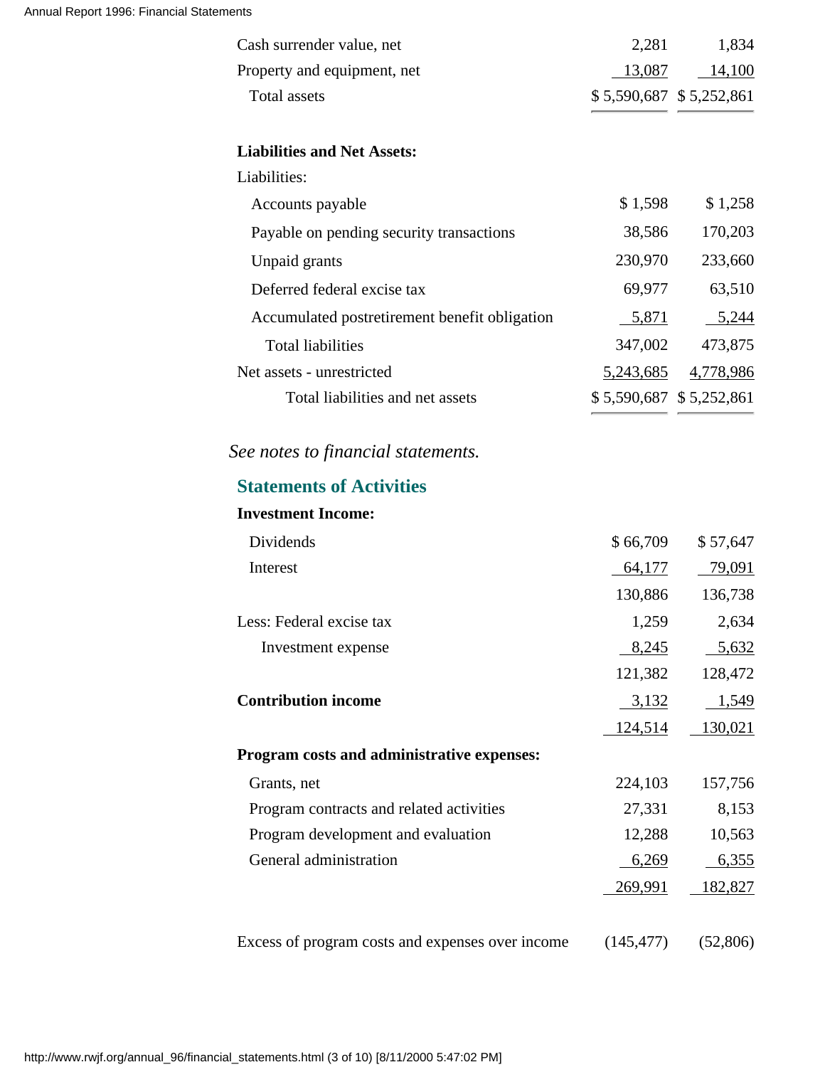| | | |
|---|---|---|
| Cash surrender value, net | 2,281 | 1,834 |
| Property and equipment, net | 13,087 | 14,100 |
| Total assets | $ 5,590,687 | $ 5,252,861 |

**Liabilities and Net Assets:**

| | | |
|---|---|---|
| Liabilities: | | |
| Accounts payable | $ 1,598 | $ 1,258 |
| Payable on pending security transactions | 38,586 | 170,203 |
| Unpaid grants | 230,970 | 233,660 |
| Deferred federal excise tax | 69,977 | 63,510 |
| Accumulated postretirement benefit obligation | 5,871 | 5,244 |
| Total liabilities | 347,002 | 473,875 |
| Net assets - unrestricted | 5,243,685 | 4,778,986 |
| Total liabilities and net assets | $ 5,590,687 | $ 5,252,861 |

*See notes to financial statements.*

## Statements of Activities

**Investment Income:**

| | | |
|---|---|---|
| Dividends | $ 66,709 | $ 57,647 |
| Interest | 64,177 | 79,091 |
| | 130,886 | 136,738 |
| Less: Federal excise tax | 1,259 | 2,634 |
| Investment expense | 8,245 | 5,632 |
| | 121,382 | 128,472 |
| **Contribution income** | 3,132 | 1,549 |
| | 124,514 | 130,021 |

**Program costs and administrative expenses:**

| | | |
|---|---|---|
| Grants, net | 224,103 | 157,756 |
| Program contracts and related activities | 27,331 | 8,153 |
| Program development and evaluation | 12,288 | 10,563 |
| General administration | 6,269 | 6,355 |
| | 269,991 | 182,827 |
| Excess of program costs and expenses over income | (145,477) | (52,806) |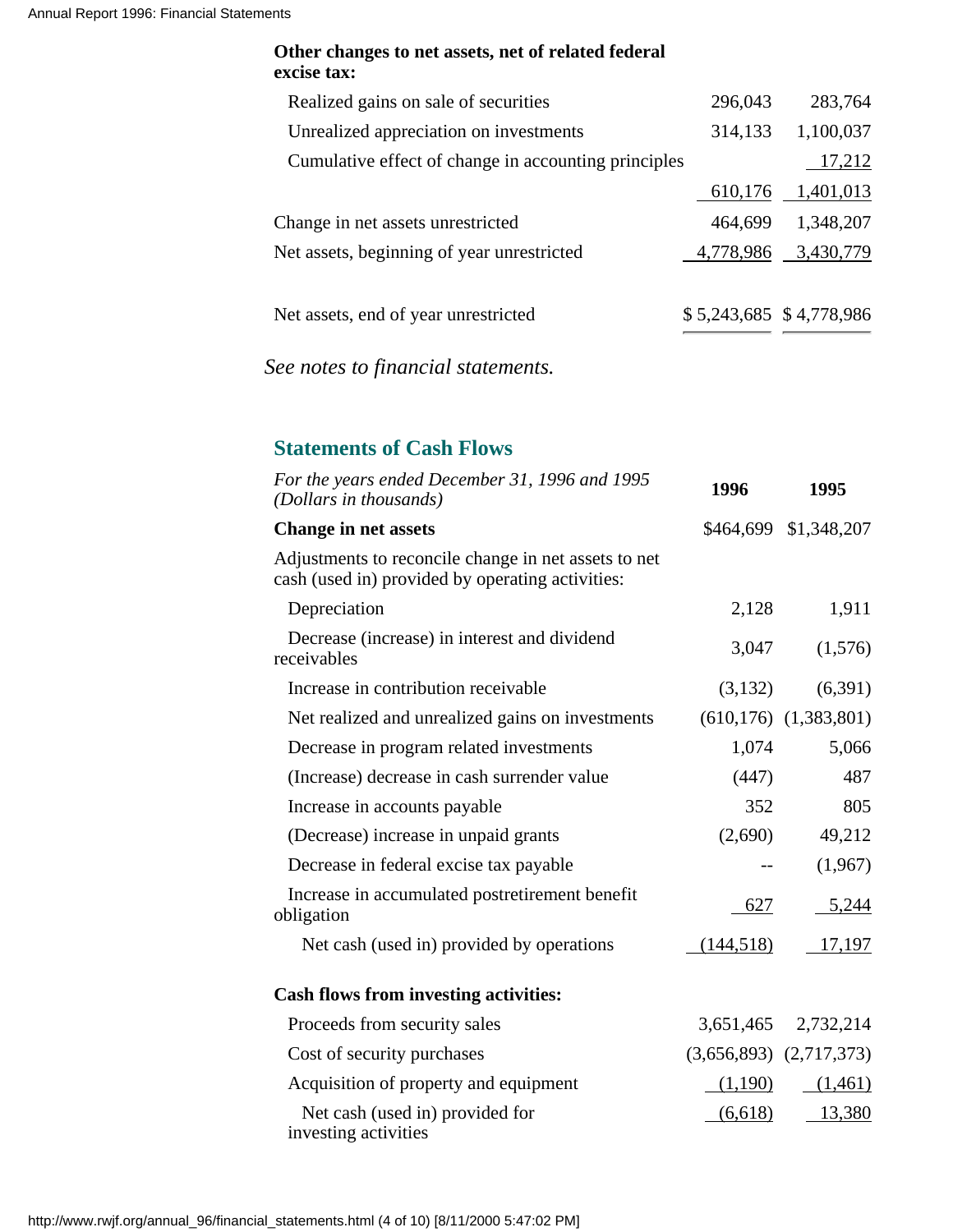| **Other changes to net assets, net of related federal excise tax:** | | |
|---|---|---|
| Realized gains on sale of securities | 296,043 | 283,764 |
| Unrealized appreciation on investments | 314,133 | 1,100,037 |
| Cumulative effect of change in accounting principles | | 17,212 |
| | 610,176 | 1,401,013 |
| Change in net assets unrestricted | 464,699 | 1,348,207 |
| Net assets, beginning of year unrestricted | 4,778,986 | 3,430,779 |
| Net assets, end of year unrestricted | $ 5,243,685 | $ 4,778,986 |

*See notes to financial statements.*

## Statements of Cash Flows

| *For the years ended December 31, 1996 and 1995 (Dollars in thousands)* | **1996** | **1995** |
|---|---|---|
| **Change in net assets** | $464,699 | $1,348,207 |
| Adjustments to reconcile change in net assets to net cash (used in) provided by operating activities: | | |
| Depreciation | 2,128 | 1,911 |
| Decrease (increase) in interest and dividend receivables | 3,047 | (1,576) |
| Increase in contribution receivable | (3,132) | (6,391) |
| Net realized and unrealized gains on investments | (610,176) | (1,383,801) |
| Decrease in program related investments | 1,074 | 5,066 |
| (Increase) decrease in cash surrender value | (447) | 487 |
| Increase in accounts payable | 352 | 805 |
| (Decrease) increase in unpaid grants | (2,690) | 49,212 |
| Decrease in federal excise tax payable | -- | (1,967) |
| Increase in accumulated postretirement benefit obligation | 627 | 5,244 |
| Net cash (used in) provided by operations | (144,518) | 17,197 |
| **Cash flows from investing activities:** | | |
| Proceeds from security sales | 3,651,465 | 2,732,214 |
| Cost of security purchases | (3,656,893) | (2,717,373) |
| Acquisition of property and equipment | (1,190) | (1,461) |
| Net cash (used in) provided for investing activities | (6,618) | 13,380 |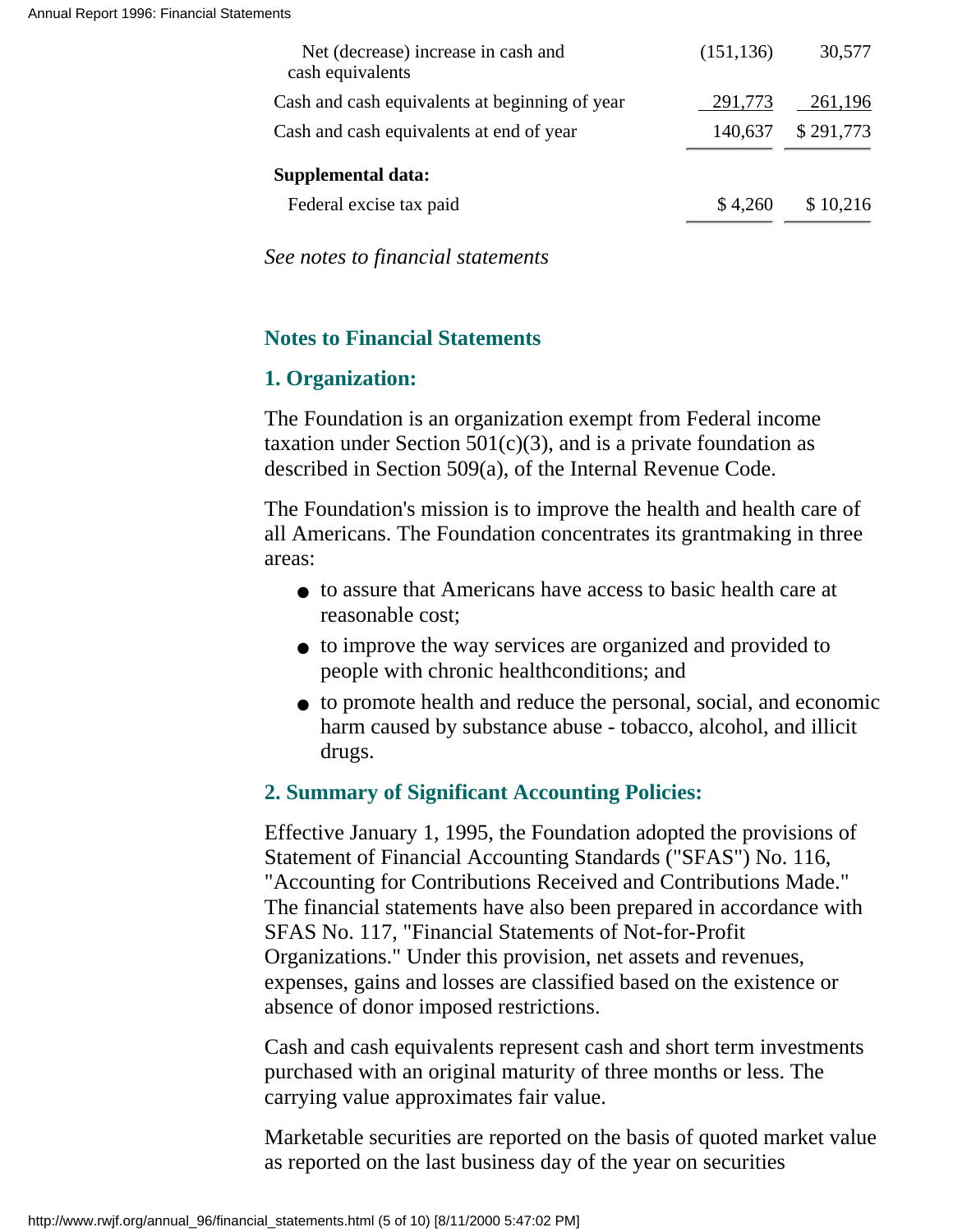| | | |
|---|---|---|
| Net (decrease) increase in cash and cash equivalents | (151,136) | 30,577 |
| Cash and cash equivalents at beginning of year | 291,773 | 261,196 |
| Cash and cash equivalents at end of year | 140,637 | $ 291,773 |
| **Supplemental data:** | | |
| Federal excise tax paid | $ 4,260 | $ 10,216 |

*See notes to financial statements*

## Notes to Financial Statements

### 1. Organization:

The Foundation is an organization exempt from Federal income taxation under Section 501(c)(3), and is a private foundation as described in Section 509(a), of the Internal Revenue Code.

The Foundation's mission is to improve the health and health care of all Americans. The Foundation concentrates its grantmaking in three areas:

- to assure that Americans have access to basic health care at reasonable cost;
- to improve the way services are organized and provided to people with chronic healthconditions; and
- to promote health and reduce the personal, social, and economic harm caused by substance abuse - tobacco, alcohol, and illicit drugs.

### 2. Summary of Significant Accounting Policies:

Effective January 1, 1995, the Foundation adopted the provisions of Statement of Financial Accounting Standards ("SFAS") No. 116, "Accounting for Contributions Received and Contributions Made." The financial statements have also been prepared in accordance with SFAS No. 117, "Financial Statements of Not-for-Profit Organizations." Under this provision, net assets and revenues, expenses, gains and losses are classified based on the existence or absence of donor imposed restrictions.

Cash and cash equivalents represent cash and short term investments purchased with an original maturity of three months or less. The carrying value approximates fair value.

Marketable securities are reported on the basis of quoted market value as reported on the last business day of the year on securities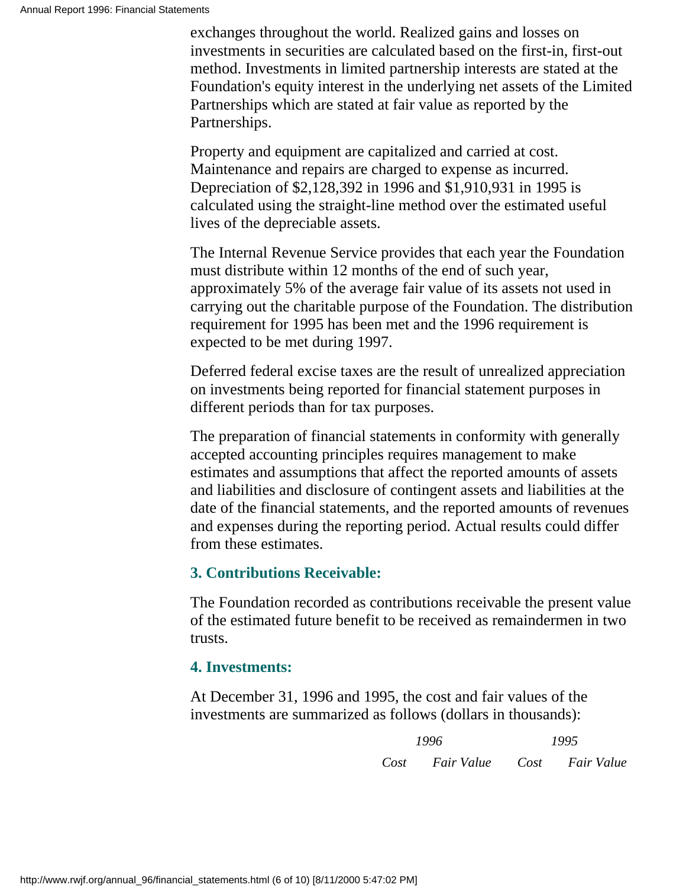exchanges throughout the world. Realized gains and losses on investments in securities are calculated based on the first-in, first-out method. Investments in limited partnership interests are stated at the Foundation's equity interest in the underlying net assets of the Limited Partnerships which are stated at fair value as reported by the Partnerships.

Property and equipment are capitalized and carried at cost. Maintenance and repairs are charged to expense as incurred. Depreciation of $2,128,392 in 1996 and $1,910,931 in 1995 is calculated using the straight-line method over the estimated useful lives of the depreciable assets.

The Internal Revenue Service provides that each year the Foundation must distribute within 12 months of the end of such year, approximately 5% of the average fair value of its assets not used in carrying out the charitable purpose of the Foundation. The distribution requirement for 1995 has been met and the 1996 requirement is expected to be met during 1997.

Deferred federal excise taxes are the result of unrealized appreciation on investments being reported for financial statement purposes in different periods than for tax purposes.

The preparation of financial statements in conformity with generally accepted accounting principles requires management to make estimates and assumptions that affect the reported amounts of assets and liabilities and disclosure of contingent assets and liabilities at the date of the financial statements, and the reported amounts of revenues and expenses during the reporting period. Actual results could differ from these estimates.

### 3. Contributions Receivable:

The Foundation recorded as contributions receivable the present value of the estimated future benefit to be received as remaindermen in two trusts.

### 4. Investments:

At December 31, 1996 and 1995, the cost and fair values of the investments are summarized as follows (dollars in thousands):

| | *1996* | | *1995* | |
|---|---|---|---|---|
| | *Cost* | *Fair Value* | *Cost* | *Fair Value* |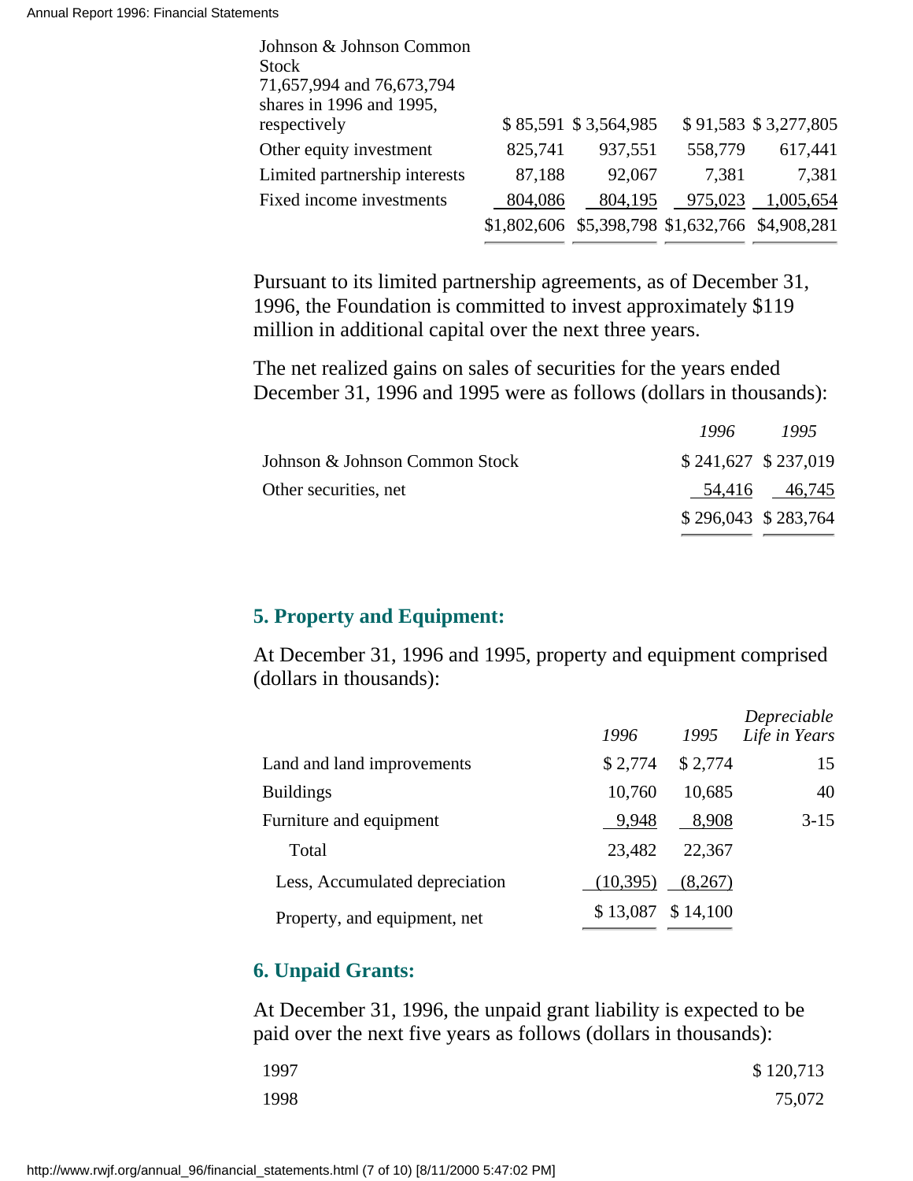| | | | | |
|---|---|---|---|---|
| Johnson & Johnson Common Stock 71,657,994 and 76,673,794 shares in 1996 and 1995, respectively | $ 85,591 | $ 3,564,985 | $ 91,583 | $ 3,277,805 |
| Other equity investment | 825,741 | 937,551 | 558,779 | 617,441 |
| Limited partnership interests | 87,188 | 92,067 | 7,381 | 7,381 |
| Fixed income investments | 804,086 | 804,195 | 975,023 | 1,005,654 |
| | $1,802,606 | $5,398,798 | $1,632,766 | $4,908,281 |

Pursuant to its limited partnership agreements, as of December 31, 1996, the Foundation is committed to invest approximately $119 million in additional capital over the next three years.

The net realized gains on sales of securities for the years ended December 31, 1996 and 1995 were as follows (dollars in thousands):

| | *1996* | *1995* |
|---|---|---|
| Johnson & Johnson Common Stock | $ 241,627 | $ 237,019 |
| Other securities, net | 54,416 | 46,745 |
| | $ 296,043 | $ 283,764 |

## 5. Property and Equipment:

At December 31, 1996 and 1995, property and equipment comprised (dollars in thousands):

| | *1996* | *1995* | *Depreciable Life in Years* |
|---|---|---|---|
| Land and land improvements | $ 2,774 | $ 2,774 | 15 |
| Buildings | 10,760 | 10,685 | 40 |
| Furniture and equipment | 9,948 | 8,908 | 3-15 |
| Total | 23,482 | 22,367 | |
| Less, Accumulated depreciation | (10,395) | (8,267) | |
| Property, and equipment, net | $ 13,087 | $ 14,100 | |

## 6. Unpaid Grants:

At December 31, 1996, the unpaid grant liability is expected to be paid over the next five years as follows (dollars in thousands):

| | |
|---|---|
| 1997 | $ 120,713 |
| 1998 | 75,072 |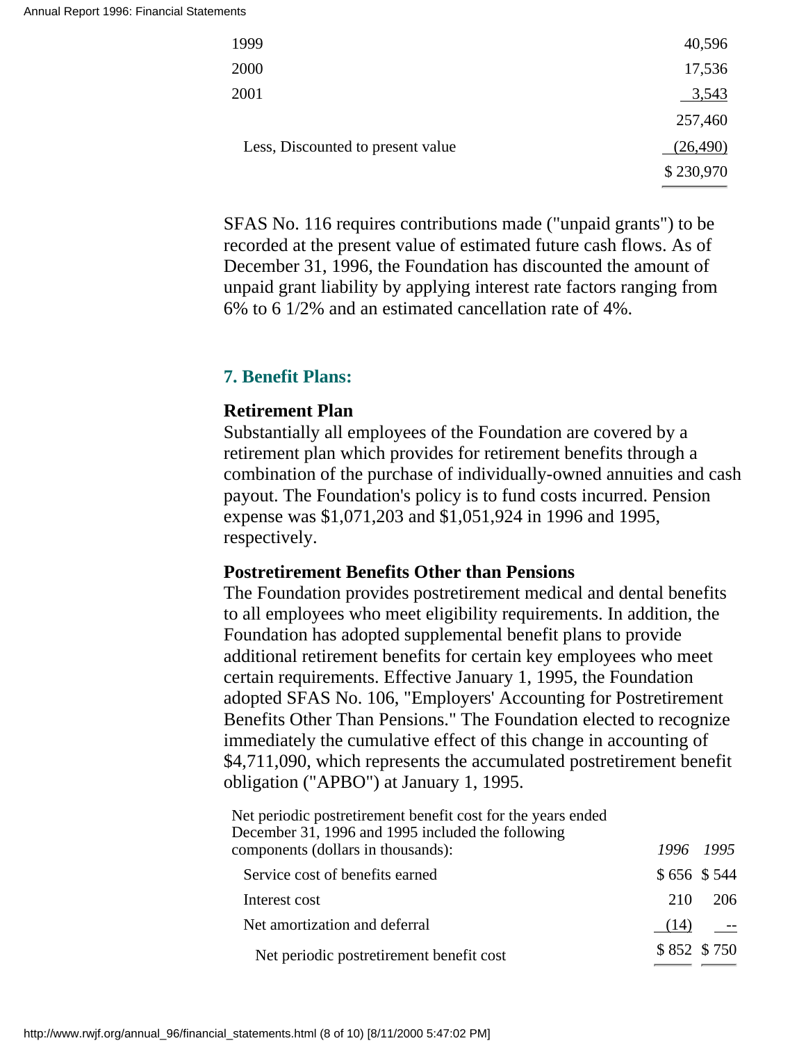| | |
|---|---|
| 1999 | 40,596 |
| 2000 | 17,536 |
| 2001 | 3,543 |
| | 257,460 |
| Less, Discounted to present value | (26,490) |
| | $ 230,970 |

SFAS No. 116 requires contributions made ("unpaid grants") to be recorded at the present value of estimated future cash flows. As of December 31, 1996, the Foundation has discounted the amount of unpaid grant liability by applying interest rate factors ranging from 6% to 6 1/2% and an estimated cancellation rate of 4%.

### 7. Benefit Plans:

**Retirement Plan**

Substantially all employees of the Foundation are covered by a retirement plan which provides for retirement benefits through a combination of the purchase of individually-owned annuities and cash payout. The Foundation's policy is to fund costs incurred. Pension expense was $1,071,203 and $1,051,924 in 1996 and 1995, respectively.

**Postretirement Benefits Other than Pensions**

The Foundation provides postretirement medical and dental benefits to all employees who meet eligibility requirements. In addition, the Foundation has adopted supplemental benefit plans to provide additional retirement benefits for certain key employees who meet certain requirements. Effective January 1, 1995, the Foundation adopted SFAS No. 106, "Employers' Accounting for Postretirement Benefits Other Than Pensions." The Foundation elected to recognize immediately the cumulative effect of this change in accounting of $4,711,090, which represents the accumulated postretirement benefit obligation ("APBO") at January 1, 1995.

| Net periodic postretirement benefit cost for the years ended December 31, 1996 and 1995 included the following components (dollars in thousands): | *1996* | *1995* |
|---|---|---|
| Service cost of benefits earned | $ 656 | $ 544 |
| Interest cost | 210 | 206 |
| Net amortization and deferral | (14) | -- |
| Net periodic postretirement benefit cost | $ 852 | $ 750 |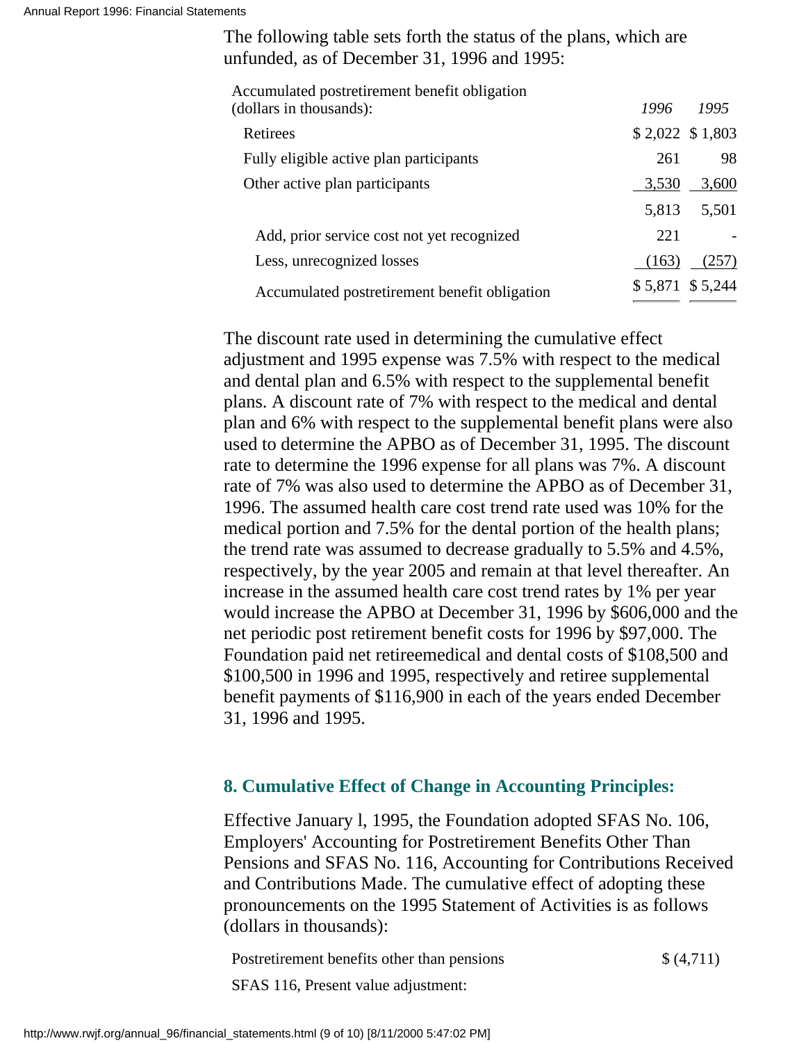The following table sets forth the status of the plans, which are unfunded, as of December 31, 1996 and 1995:

| Accumulated postretirement benefit obligation (dollars in thousands): | *1996* | *1995* |
|---|---|---|
| Retirees | $ 2,022 | $ 1,803 |
| Fully eligible active plan participants | 261 | 98 |
| Other active plan participants | 3,530 | 3,600 |
| | 5,813 | 5,501 |
| Add, prior service cost not yet recognized | 221 | - |
| Less, unrecognized losses | (163) | (257) |
| Accumulated postretirement benefit obligation | $ 5,871 | $ 5,244 |

The discount rate used in determining the cumulative effect adjustment and 1995 expense was 7.5% with respect to the medical and dental plan and 6.5% with respect to the supplemental benefit plans. A discount rate of 7% with respect to the medical and dental plan and 6% with respect to the supplemental benefit plans were also used to determine the APBO as of December 31, 1995. The discount rate to determine the 1996 expense for all plans was 7%. A discount rate of 7% was also used to determine the APBO as of December 31, 1996. The assumed health care cost trend rate used was 10% for the medical portion and 7.5% for the dental portion of the health plans; the trend rate was assumed to decrease gradually to 5.5% and 4.5%, respectively, by the year 2005 and remain at that level thereafter. An increase in the assumed health care cost trend rates by 1% per year would increase the APBO at December 31, 1996 by $606,000 and the net periodic post retirement benefit costs for 1996 by $97,000. The Foundation paid net retireemedical and dental costs of $108,500 and $100,500 in 1996 and 1995, respectively and retiree supplemental benefit payments of $116,900 in each of the years ended December 31, 1996 and 1995.

## 8. Cumulative Effect of Change in Accounting Principles:

Effective January l, 1995, the Foundation adopted SFAS No. 106, Employers' Accounting for Postretirement Benefits Other Than Pensions and SFAS No. 116, Accounting for Contributions Received and Contributions Made. The cumulative effect of adopting these pronouncements on the 1995 Statement of Activities is as follows (dollars in thousands):

| | |
|---|---|
| Postretirement benefits other than pensions | $ (4,711) |
| SFAS 116, Present value adjustment: | |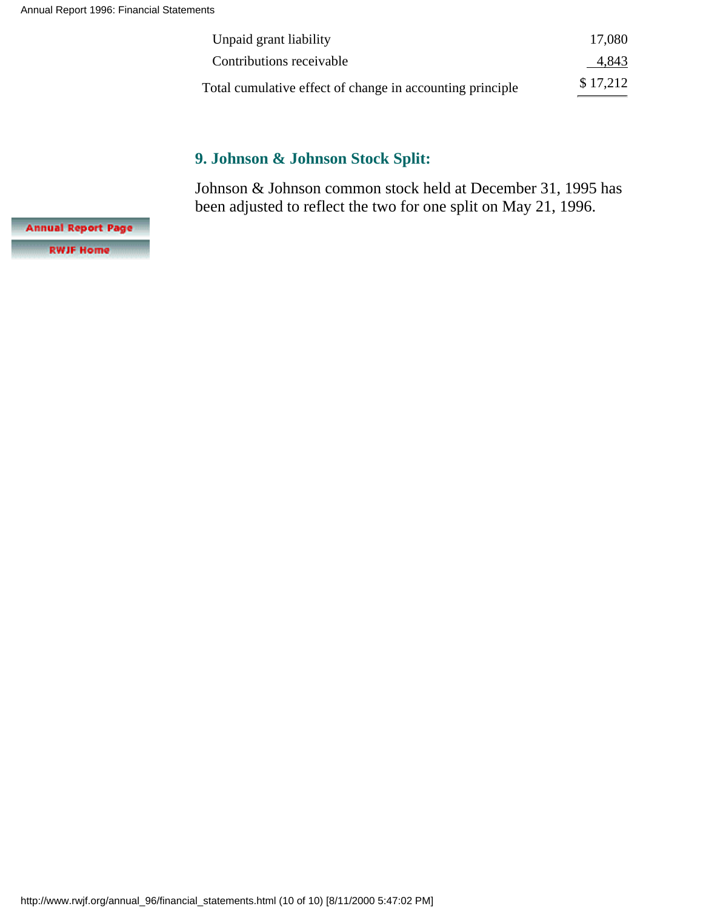| | |
|---|---|
| Unpaid grant liability | 17,080 |
| Contributions receivable | 4,843 |
| Total cumulative effect of change in accounting principle | $ 17,212 |

### 9. Johnson & Johnson Stock Split:

Johnson & Johnson common stock held at December 31, 1995 has been adjusted to reflect the two for one split on May 21, 1996.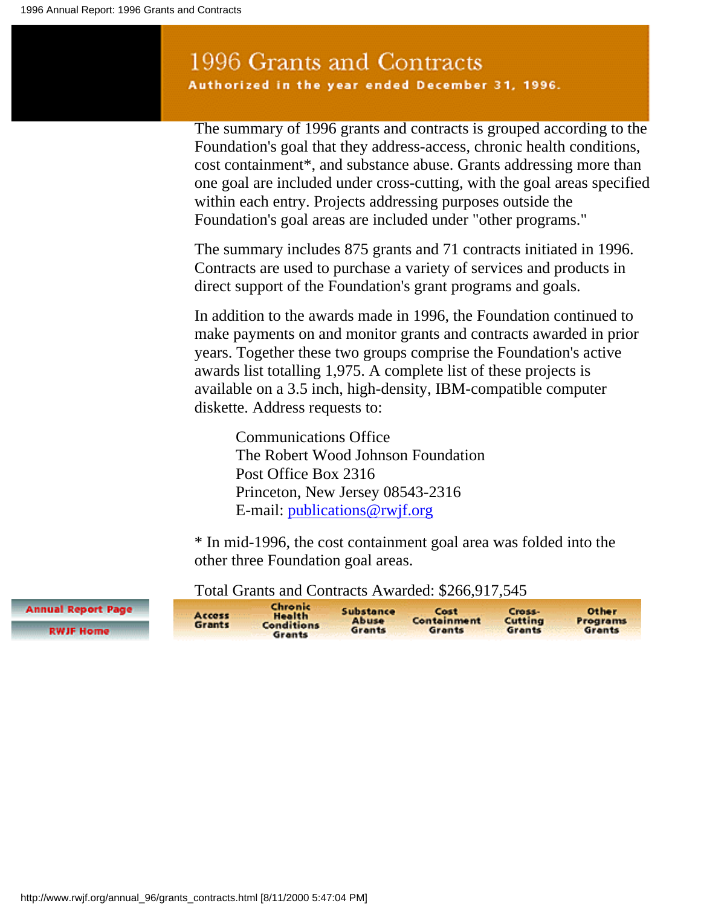# 1996 Grants and Contracts

**Authorized in the year ended December 31, 1996.**

The summary of 1996 grants and contracts is grouped according to the Foundation's goal that they address-access, chronic health conditions, cost containment*, and substance abuse. Grants addressing more than one goal are included under cross-cutting, with the goal areas specified within each entry. Projects addressing purposes outside the Foundation's goal areas are included under "other programs."

The summary includes 875 grants and 71 contracts initiated in 1996. Contracts are used to purchase a variety of services and products in direct support of the Foundation's grant programs and goals.

In addition to the awards made in 1996, the Foundation continued to make payments on and monitor grants and contracts awarded in prior years. Together these two groups comprise the Foundation's active awards list totalling 1,975. A complete list of these projects is available on a 3.5 inch, high-density, IBM-compatible computer diskette. Address requests to:

> Communications Office
> The Robert Wood Johnson Foundation
> Post Office Box 2316
> Princeton, New Jersey 08543-2316
> E-mail: publications@rwjf.org

* In mid-1996, the cost containment goal area was folded into the other three Foundation goal areas.

Total Grants and Contracts Awarded: $266,917,545

Annual Report Page | RWJF Home

Access Grants | Chronic Health Conditions Grants | Substance Abuse Grants | Cost Containment Grants | Cross-Cutting Grants | Other Programs Grants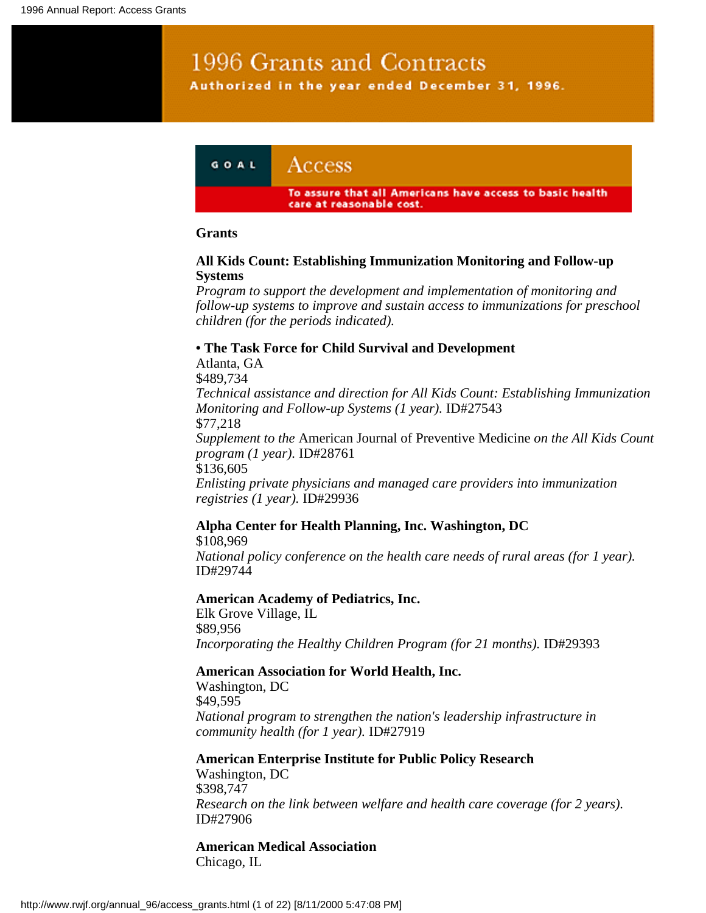# 1996 Grants and Contracts

**Authorized in the year ended December 31, 1996.**

## GOAL Access

**To assure that all Americans have access to basic health care at reasonable cost.**

### Grants

**All Kids Count: Establishing Immunization Monitoring and Follow-up Systems**
*Program to support the development and implementation of monitoring and follow-up systems to improve and sustain access to immunizations for preschool children (for the periods indicated).*

**• The Task Force for Child Survival and Development**
Atlanta, GA
$489,734
*Technical assistance and direction for All Kids Count: Establishing Immunization Monitoring and Follow-up Systems (1 year).* ID#27543
$77,218
*Supplement to the* American Journal of Preventive Medicine *on the All Kids Count program (1 year).* ID#28761
$136,605
*Enlisting private physicians and managed care providers into immunization registries (1 year).* ID#29936

**Alpha Center for Health Planning, Inc. Washington, DC**
$108,969
*National policy conference on the health care needs of rural areas (for 1 year).* ID#29744

**American Academy of Pediatrics, Inc.**
Elk Grove Village, IL
$89,956
*Incorporating the Healthy Children Program (for 21 months).* ID#29393

**American Association for World Health, Inc.**
Washington, DC
$49,595
*National program to strengthen the nation's leadership infrastructure in community health (for 1 year).* ID#27919

**American Enterprise Institute for Public Policy Research**
Washington, DC
$398,747
*Research on the link between welfare and health care coverage (for 2 years).* ID#27906

**American Medical Association**
Chicago, IL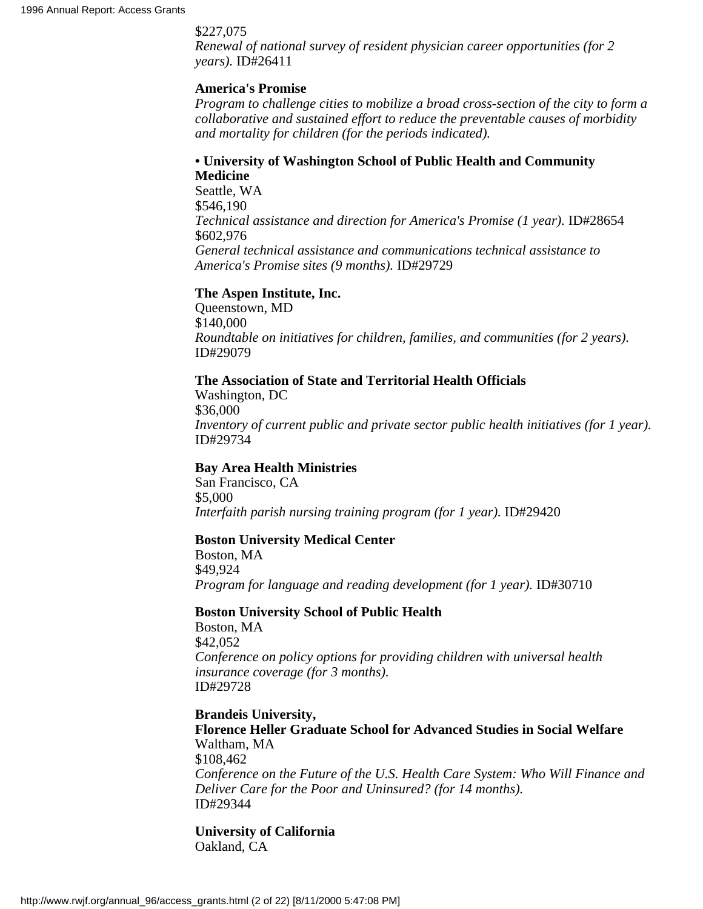$227,075
*Renewal of national survey of resident physician career opportunities (for 2 years).* ID#26411

**America's Promise**
*Program to challenge cities to mobilize a broad cross-section of the city to form a collaborative and sustained effort to reduce the preventable causes of morbidity and mortality for children (for the periods indicated).*

**• University of Washington School of Public Health and Community Medicine**
Seattle, WA
$546,190
*Technical assistance and direction for America's Promise (1 year).* ID#28654
$602,976
*General technical assistance and communications technical assistance to America's Promise sites (9 months).* ID#29729

**The Aspen Institute, Inc.**
Queenstown, MD
$140,000
*Roundtable on initiatives for children, families, and communities (for 2 years).* ID#29079

**The Association of State and Territorial Health Officials**
Washington, DC
$36,000
*Inventory of current public and private sector public health initiatives (for 1 year).* ID#29734

**Bay Area Health Ministries**
San Francisco, CA
$5,000
*Interfaith parish nursing training program (for 1 year).* ID#29420

**Boston University Medical Center**
Boston, MA
$49,924
*Program for language and reading development (for 1 year).* ID#30710

**Boston University School of Public Health**
Boston, MA
$42,052
*Conference on policy options for providing children with universal health insurance coverage (for 3 months).*
ID#29728

**Brandeis University,**
**Florence Heller Graduate School for Advanced Studies in Social Welfare**
Waltham, MA
$108,462
*Conference on the Future of the U.S. Health Care System: Who Will Finance and Deliver Care for the Poor and Uninsured? (for 14 months).*
ID#29344

**University of California**
Oakland, CA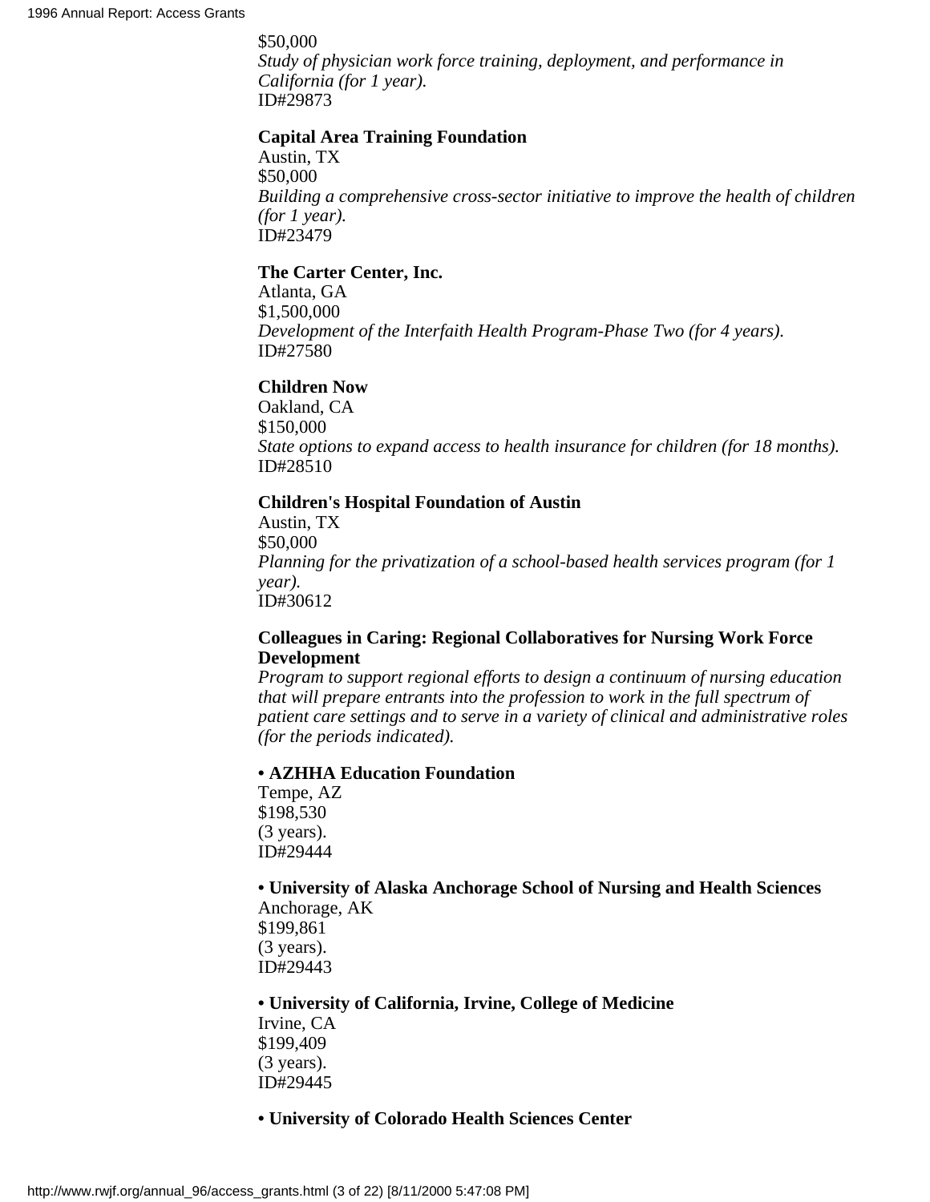$50,000
*Study of physician work force training, deployment, and performance in California (for 1 year).*
ID#29873

**Capital Area Training Foundation**
Austin, TX
$50,000
*Building a comprehensive cross-sector initiative to improve the health of children (for 1 year).*
ID#23479

**The Carter Center, Inc.**
Atlanta, GA
$1,500,000
*Development of the Interfaith Health Program-Phase Two (for 4 years).*
ID#27580

**Children Now**
Oakland, CA
$150,000
*State options to expand access to health insurance for children (for 18 months).*
ID#28510

**Children's Hospital Foundation of Austin**
Austin, TX
$50,000
*Planning for the privatization of a school-based health services program (for 1 year).*
ID#30612

**Colleagues in Caring: Regional Collaboratives for Nursing Work Force Development**
*Program to support regional efforts to design a continuum of nursing education that will prepare entrants into the profession to work in the full spectrum of patient care settings and to serve in a variety of clinical and administrative roles (for the periods indicated).*

**• AZHHA Education Foundation**
Tempe, AZ
$198,530
(3 years).
ID#29444

**• University of Alaska Anchorage School of Nursing and Health Sciences**
Anchorage, AK
$199,861
(3 years).
ID#29443

**• University of California, Irvine, College of Medicine**
Irvine, CA
$199,409
(3 years).
ID#29445

**• University of Colorado Health Sciences Center**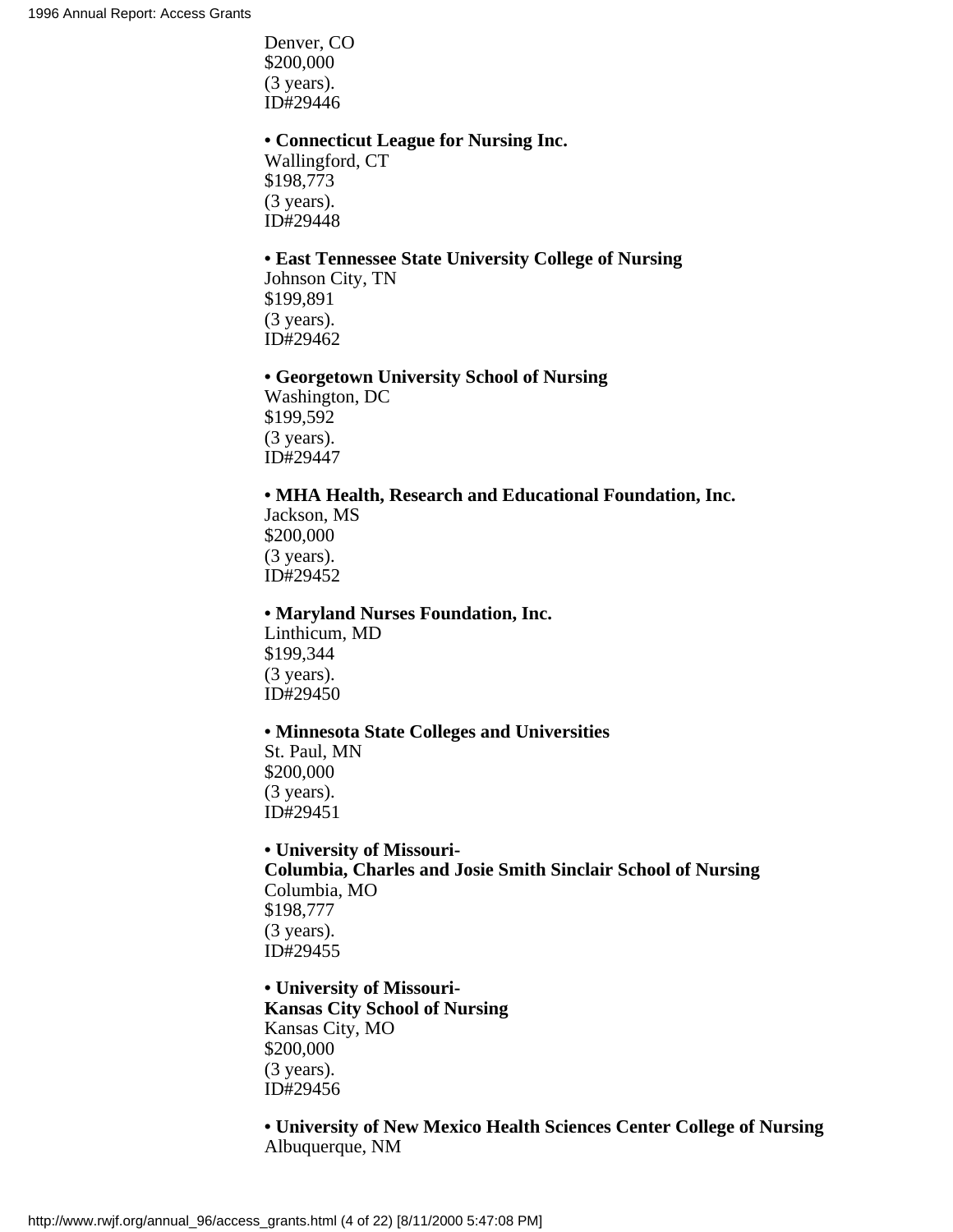Denver, CO
$200,000
(3 years).
ID#29446

**• Connecticut League for Nursing Inc.**
Wallingford, CT
$198,773
(3 years).
ID#29448

**• East Tennessee State University College of Nursing**
Johnson City, TN
$199,891
(3 years).
ID#29462

**• Georgetown University School of Nursing**
Washington, DC
$199,592
(3 years).
ID#29447

**• MHA Health, Research and Educational Foundation, Inc.**
Jackson, MS
$200,000
(3 years).
ID#29452

**• Maryland Nurses Foundation, Inc.**
Linthicum, MD
$199,344
(3 years).
ID#29450

**• Minnesota State Colleges and Universities**
St. Paul, MN
$200,000
(3 years).
ID#29451

**• University of Missouri-Columbia, Charles and Josie Smith Sinclair School of Nursing**
Columbia, MO
$198,777
(3 years).
ID#29455

**• University of Missouri-Kansas City School of Nursing**
Kansas City, MO
$200,000
(3 years).
ID#29456

**• University of New Mexico Health Sciences Center College of Nursing**
Albuquerque, NM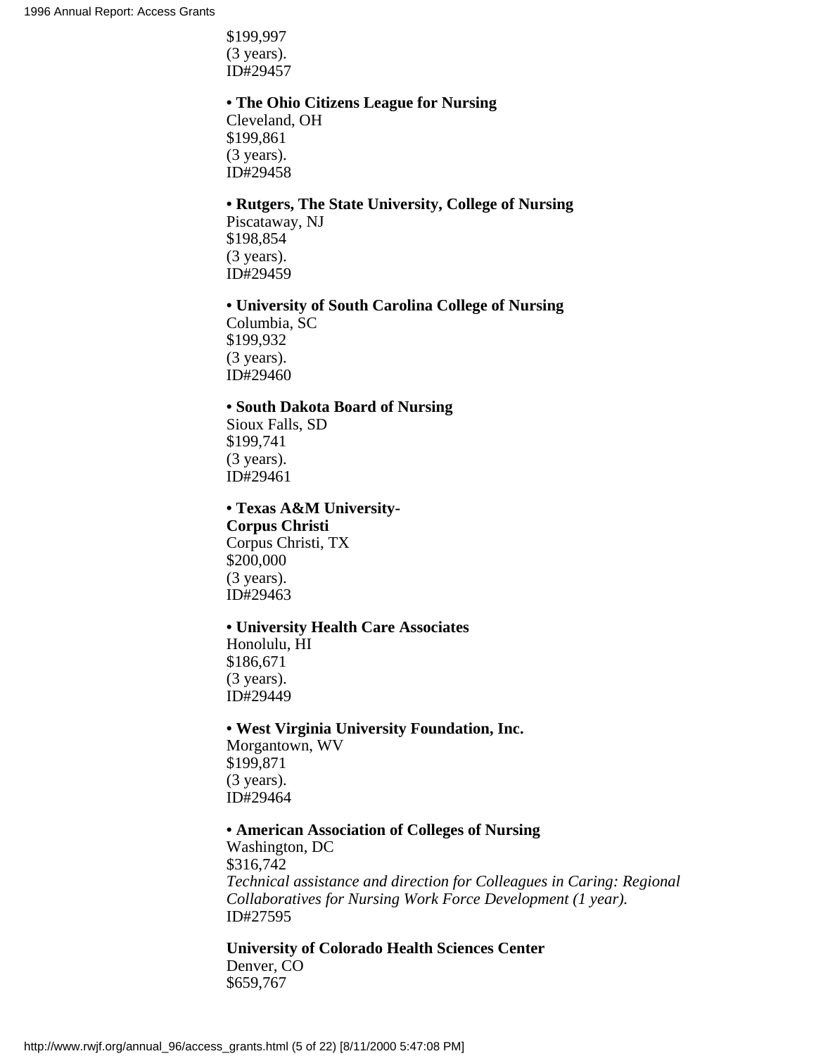$199,997
(3 years).
ID#29457

• **The Ohio Citizens League for Nursing**
Cleveland, OH
$199,861
(3 years).
ID#29458

• **Rutgers, The State University, College of Nursing**
Piscataway, NJ
$198,854
(3 years).
ID#29459

• **University of South Carolina College of Nursing**
Columbia, SC
$199,932
(3 years).
ID#29460

• **South Dakota Board of Nursing**
Sioux Falls, SD
$199,741
(3 years).
ID#29461

• **Texas A&M University-
Corpus Christi**
Corpus Christi, TX
$200,000
(3 years).
ID#29463

• **University Health Care Associates**
Honolulu, HI
$186,671
(3 years).
ID#29449

• **West Virginia University Foundation, Inc.**
Morgantown, WV
$199,871
(3 years).
ID#29464

• **American Association of Colleges of Nursing**
Washington, DC
$316,742
*Technical assistance and direction for Colleagues in Caring: Regional Collaboratives for Nursing Work Force Development (1 year).*
ID#27595

**University of Colorado Health Sciences Center**
Denver, CO
$659,767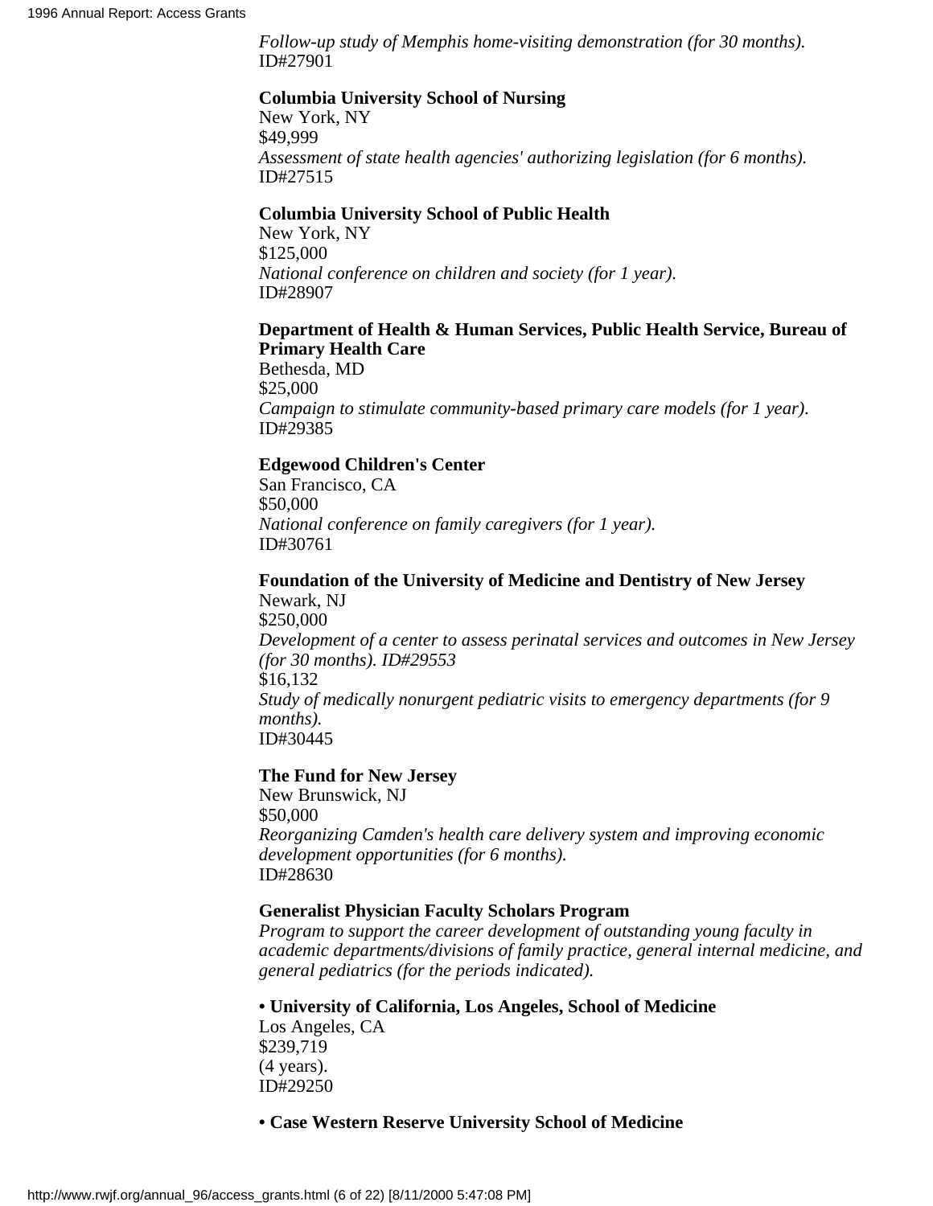*Follow-up study of Memphis home-visiting demonstration (for 30 months).*
ID#27901

**Columbia University School of Nursing**
New York, NY
$49,999
*Assessment of state health agencies' authorizing legislation (for 6 months).*
ID#27515

**Columbia University School of Public Health**
New York, NY
$125,000
*National conference on children and society (for 1 year).*
ID#28907

**Department of Health & Human Services, Public Health Service, Bureau of Primary Health Care**
Bethesda, MD
$25,000
*Campaign to stimulate community-based primary care models (for 1 year).*
ID#29385

**Edgewood Children's Center**
San Francisco, CA
$50,000
*National conference on family caregivers (for 1 year).*
ID#30761

**Foundation of the University of Medicine and Dentistry of New Jersey**
Newark, NJ
$250,000
*Development of a center to assess perinatal services and outcomes in New Jersey (for 30 months). ID#29553*
$16,132
*Study of medically nonurgent pediatric visits to emergency departments (for 9 months).*
ID#30445

**The Fund for New Jersey**
New Brunswick, NJ
$50,000
*Reorganizing Camden's health care delivery system and improving economic development opportunities (for 6 months).*
ID#28630

**Generalist Physician Faculty Scholars Program**
*Program to support the career development of outstanding young faculty in academic departments/divisions of family practice, general internal medicine, and general pediatrics (for the periods indicated).*

**• University of California, Los Angeles, School of Medicine**
Los Angeles, CA
$239,719
(4 years).
ID#29250

**• Case Western Reserve University School of Medicine**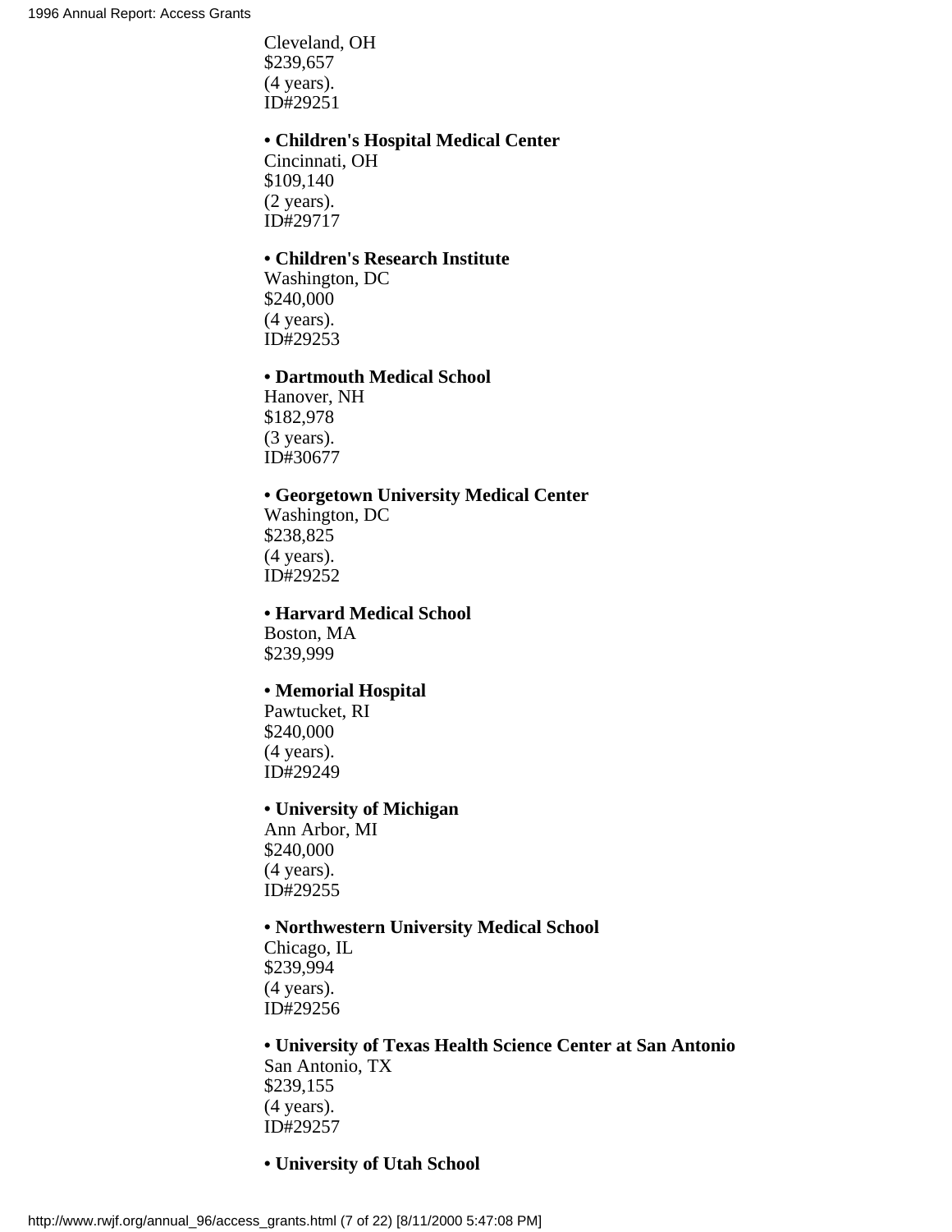Cleveland, OH
$239,657
(4 years).
ID#29251

• **Children's Hospital Medical Center**
Cincinnati, OH
$109,140
(2 years).
ID#29717

• **Children's Research Institute**
Washington, DC
$240,000
(4 years).
ID#29253

• **Dartmouth Medical School**
Hanover, NH
$182,978
(3 years).
ID#30677

• **Georgetown University Medical Center**
Washington, DC
$238,825
(4 years).
ID#29252

• **Harvard Medical School**
Boston, MA
$239,999

• **Memorial Hospital**
Pawtucket, RI
$240,000
(4 years).
ID#29249

• **University of Michigan**
Ann Arbor, MI
$240,000
(4 years).
ID#29255

• **Northwestern University Medical School**
Chicago, IL
$239,994
(4 years).
ID#29256

• **University of Texas Health Science Center at San Antonio**
San Antonio, TX
$239,155
(4 years).
ID#29257

• **University of Utah School**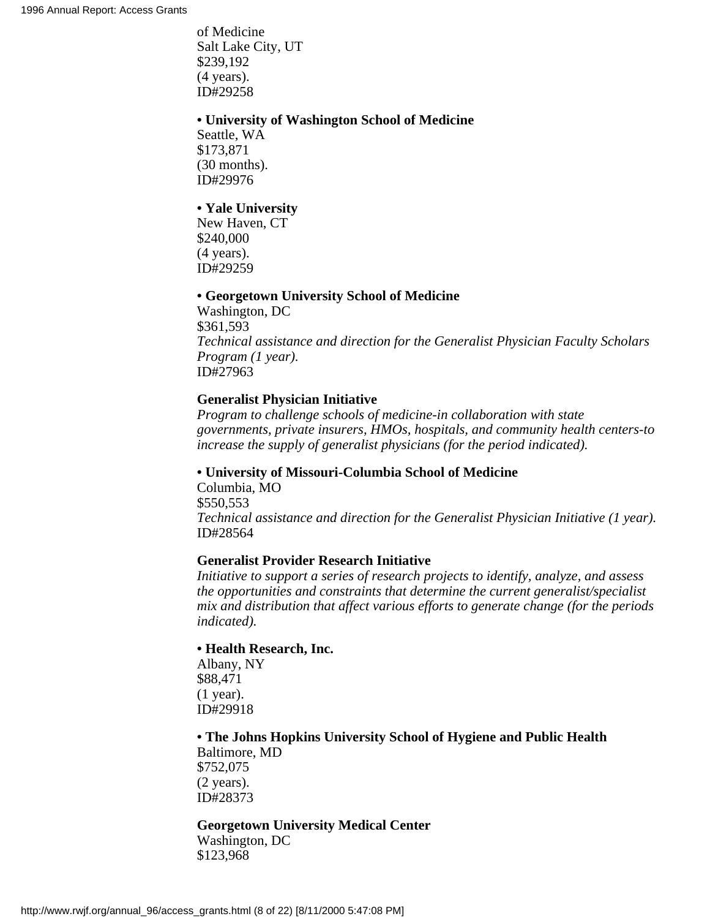of Medicine
Salt Lake City, UT
$239,192
(4 years).
ID#29258

**• University of Washington School of Medicine**
Seattle, WA
$173,871
(30 months).
ID#29976

**• Yale University**
New Haven, CT
$240,000
(4 years).
ID#29259

**• Georgetown University School of Medicine**
Washington, DC
$361,593
*Technical assistance and direction for the Generalist Physician Faculty Scholars Program (1 year).*
ID#27963

**Generalist Physician Initiative**
*Program to challenge schools of medicine-in collaboration with state governments, private insurers, HMOs, hospitals, and community health centers-to increase the supply of generalist physicians (for the period indicated).*

**• University of Missouri-Columbia School of Medicine**
Columbia, MO
$550,553
*Technical assistance and direction for the Generalist Physician Initiative (1 year).*
ID#28564

**Generalist Provider Research Initiative**
*Initiative to support a series of research projects to identify, analyze, and assess the opportunities and constraints that determine the current generalist/specialist mix and distribution that affect various efforts to generate change (for the periods indicated).*

**• Health Research, Inc.**
Albany, NY
$88,471
(1 year).
ID#29918

**• The Johns Hopkins University School of Hygiene and Public Health**
Baltimore, MD
$752,075
(2 years).
ID#28373

**Georgetown University Medical Center**
Washington, DC
$123,968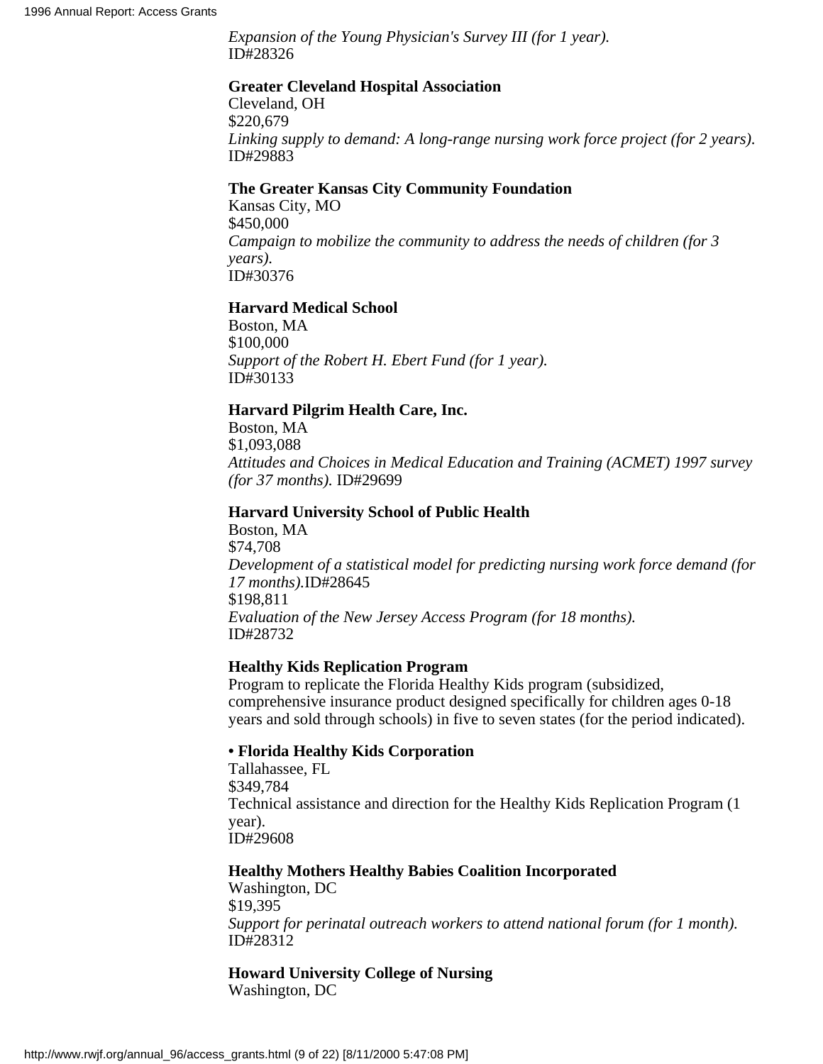*Expansion of the Young Physician's Survey III (for 1 year).*
ID#28326

**Greater Cleveland Hospital Association**
Cleveland, OH
$220,679
*Linking supply to demand: A long-range nursing work force project (for 2 years).*
ID#29883

**The Greater Kansas City Community Foundation**
Kansas City, MO
$450,000
*Campaign to mobilize the community to address the needs of children (for 3 years).*
ID#30376

**Harvard Medical School**
Boston, MA
$100,000
*Support of the Robert H. Ebert Fund (for 1 year).*
ID#30133

**Harvard Pilgrim Health Care, Inc.**
Boston, MA
$1,093,088
*Attitudes and Choices in Medical Education and Training (ACMET) 1997 survey (for 37 months).* ID#29699

**Harvard University School of Public Health**
Boston, MA
$74,708
*Development of a statistical model for predicting nursing work force demand (for 17 months).*ID#28645
$198,811
*Evaluation of the New Jersey Access Program (for 18 months).*
ID#28732

**Healthy Kids Replication Program**
Program to replicate the Florida Healthy Kids program (subsidized, comprehensive insurance product designed specifically for children ages 0-18 years and sold through schools) in five to seven states (for the period indicated).

**• Florida Healthy Kids Corporation**
Tallahassee, FL
$349,784
Technical assistance and direction for the Healthy Kids Replication Program (1 year).
ID#29608

**Healthy Mothers Healthy Babies Coalition Incorporated**
Washington, DC
$19,395
*Support for perinatal outreach workers to attend national forum (for 1 month).*
ID#28312

**Howard University College of Nursing**
Washington, DC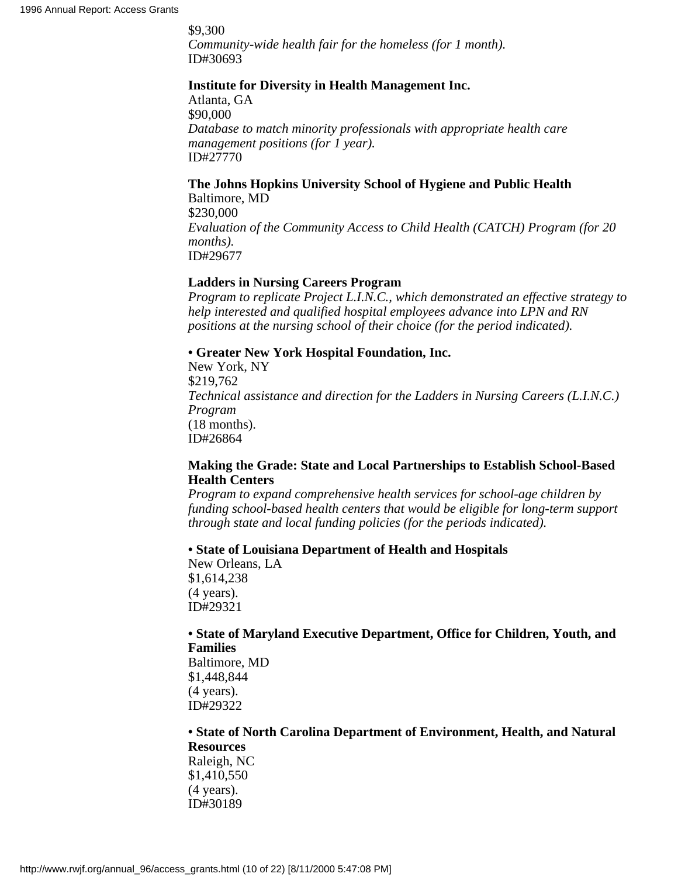$9,300
*Community-wide health fair for the homeless (for 1 month).*
ID#30693

**Institute for Diversity in Health Management Inc.**
Atlanta, GA
$90,000
*Database to match minority professionals with appropriate health care management positions (for 1 year).*
ID#27770

**The Johns Hopkins University School of Hygiene and Public Health**
Baltimore, MD
$230,000
*Evaluation of the Community Access to Child Health (CATCH) Program (for 20 months).*
ID#29677

**Ladders in Nursing Careers Program**
*Program to replicate Project L.I.N.C., which demonstrated an effective strategy to help interested and qualified hospital employees advance into LPN and RN positions at the nursing school of their choice (for the period indicated).*

**• Greater New York Hospital Foundation, Inc.**
New York, NY
$219,762
*Technical assistance and direction for the Ladders in Nursing Careers (L.I.N.C.) Program*
(18 months).
ID#26864

**Making the Grade: State and Local Partnerships to Establish School-Based Health Centers**
*Program to expand comprehensive health services for school-age children by funding school-based health centers that would be eligible for long-term support through state and local funding policies (for the periods indicated).*

**• State of Louisiana Department of Health and Hospitals**
New Orleans, LA
$1,614,238
(4 years).
ID#29321

**• State of Maryland Executive Department, Office for Children, Youth, and Families**
Baltimore, MD
$1,448,844
(4 years).
ID#29322

**• State of North Carolina Department of Environment, Health, and Natural Resources**
Raleigh, NC
$1,410,550
(4 years).
ID#30189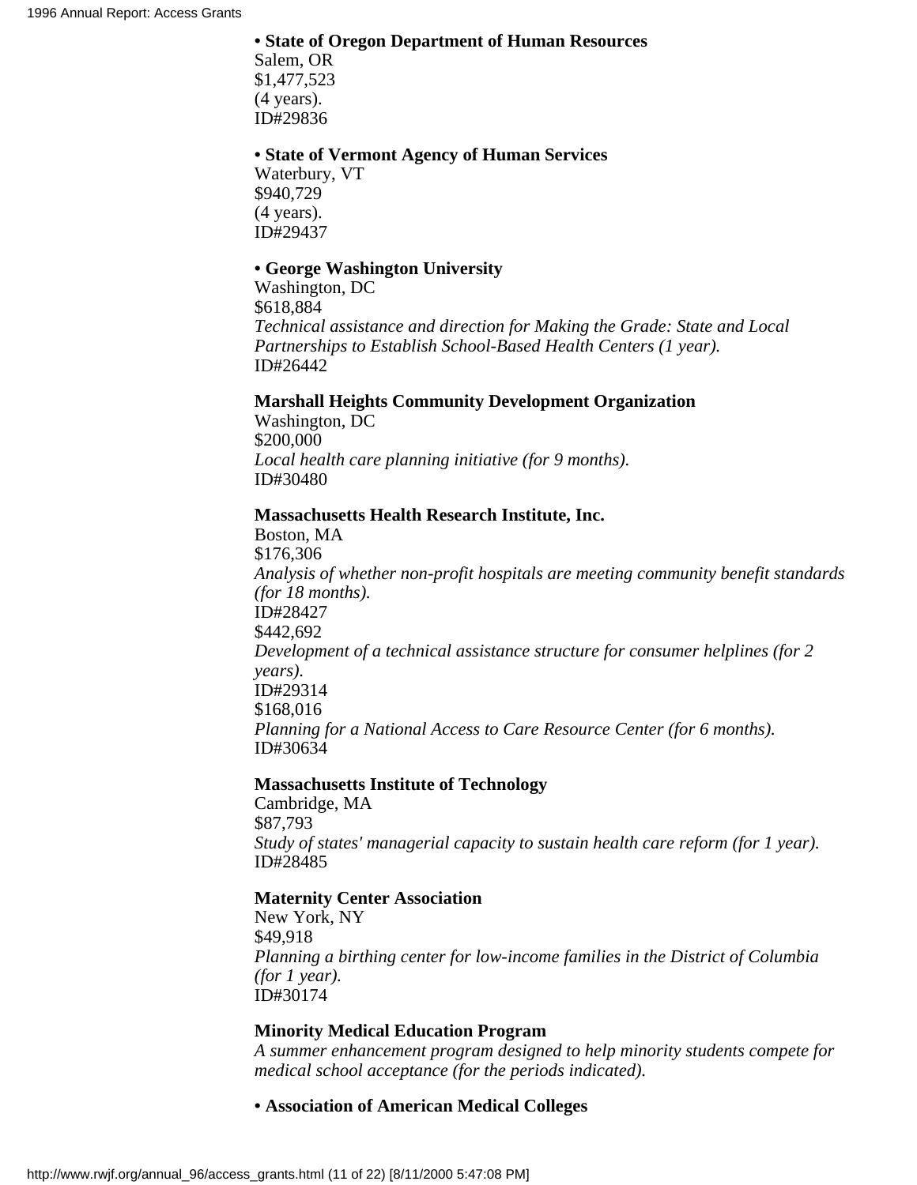**• State of Oregon Department of Human Resources**
Salem, OR
$1,477,523
(4 years).
ID#29836

**• State of Vermont Agency of Human Services**
Waterbury, VT
$940,729
(4 years).
ID#29437

**• George Washington University**
Washington, DC
$618,884
*Technical assistance and direction for Making the Grade: State and Local Partnerships to Establish School-Based Health Centers (1 year).*
ID#26442

**Marshall Heights Community Development Organization**
Washington, DC
$200,000
*Local health care planning initiative (for 9 months).*
ID#30480

**Massachusetts Health Research Institute, Inc.**
Boston, MA
$176,306
*Analysis of whether non-profit hospitals are meeting community benefit standards (for 18 months).*
ID#28427
$442,692
*Development of a technical assistance structure for consumer helplines (for 2 years).*
ID#29314
$168,016
*Planning for a National Access to Care Resource Center (for 6 months).*
ID#30634

**Massachusetts Institute of Technology**
Cambridge, MA
$87,793
*Study of states' managerial capacity to sustain health care reform (for 1 year).*
ID#28485

**Maternity Center Association**
New York, NY
$49,918
*Planning a birthing center for low-income families in the District of Columbia (for 1 year).*
ID#30174

**Minority Medical Education Program**
*A summer enhancement program designed to help minority students compete for medical school acceptance (for the periods indicated).*

**• Association of American Medical Colleges**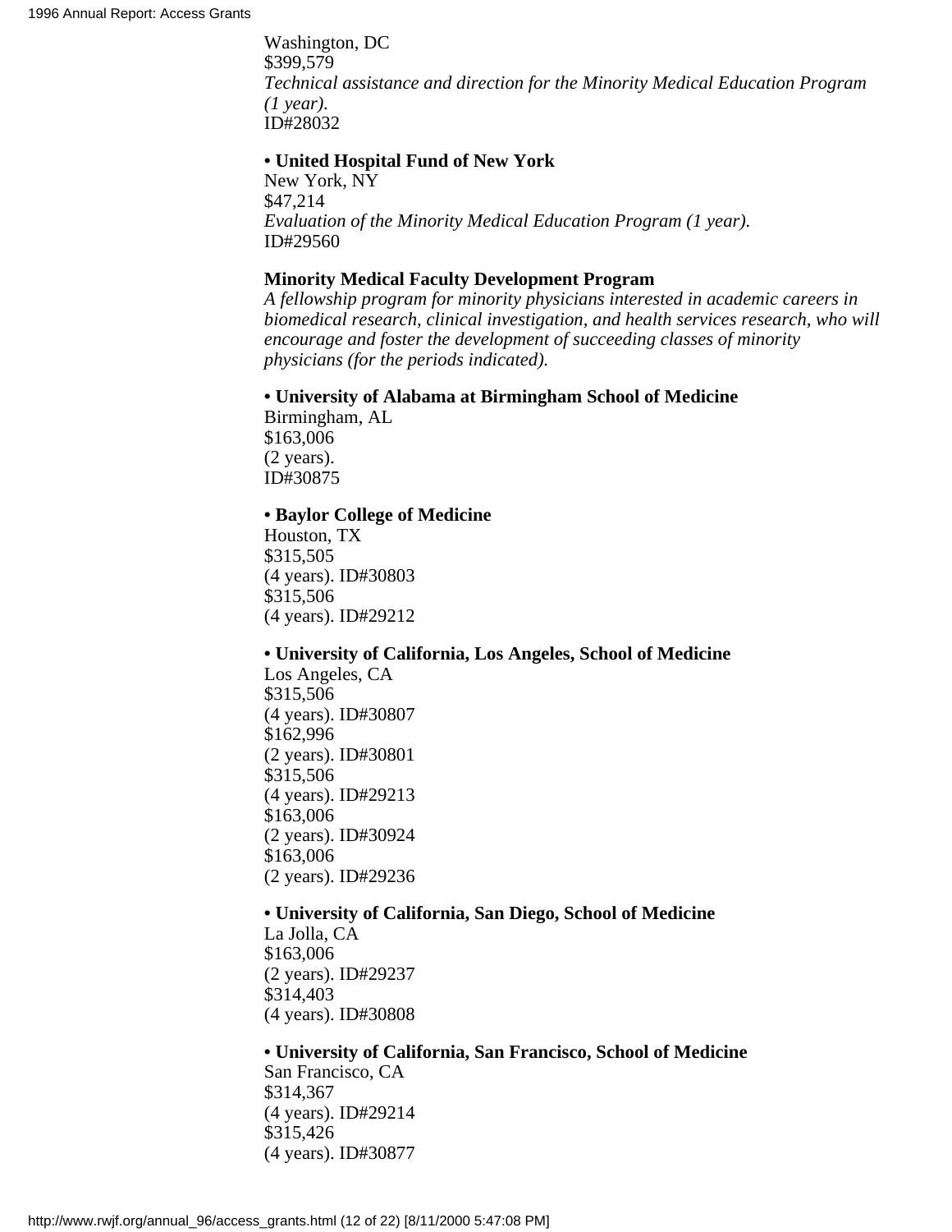Washington, DC
$399,579
*Technical assistance and direction for the Minority Medical Education Program (1 year).*
ID#28032

**• United Hospital Fund of New York**
New York, NY
$47,214
*Evaluation of the Minority Medical Education Program (1 year).*
ID#29560

**Minority Medical Faculty Development Program**
*A fellowship program for minority physicians interested in academic careers in biomedical research, clinical investigation, and health services research, who will encourage and foster the development of succeeding classes of minority physicians (for the periods indicated).*

**• University of Alabama at Birmingham School of Medicine**
Birmingham, AL
$163,006
(2 years).
ID#30875

**• Baylor College of Medicine**
Houston, TX
$315,505
(4 years). ID#30803
$315,506
(4 years). ID#29212

**• University of California, Los Angeles, School of Medicine**
Los Angeles, CA
$315,506
(4 years). ID#30807
$162,996
(2 years). ID#30801
$315,506
(4 years). ID#29213
$163,006
(2 years). ID#30924
$163,006
(2 years). ID#29236

**• University of California, San Diego, School of Medicine**
La Jolla, CA
$163,006
(2 years). ID#29237
$314,403
(4 years). ID#30808

**• University of California, San Francisco, School of Medicine**
San Francisco, CA
$314,367
(4 years). ID#29214
$315,426
(4 years). ID#30877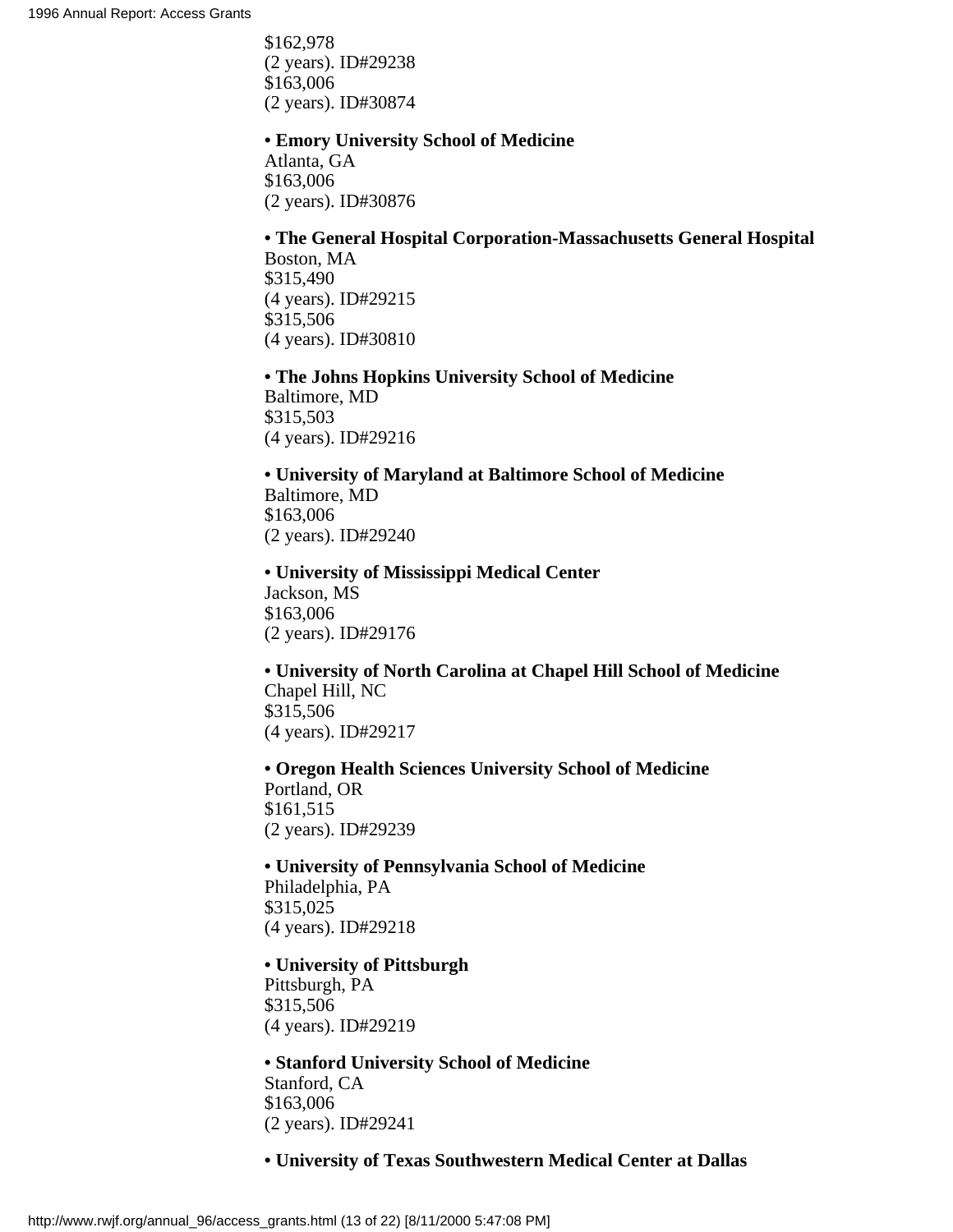$162,978
(2 years). ID#29238
$163,006
(2 years). ID#30874

• **Emory University School of Medicine**
Atlanta, GA
$163,006
(2 years). ID#30876

• **The General Hospital Corporation-Massachusetts General Hospital**
Boston, MA
$315,490
(4 years). ID#29215
$315,506
(4 years). ID#30810

• **The Johns Hopkins University School of Medicine**
Baltimore, MD
$315,503
(4 years). ID#29216

• **University of Maryland at Baltimore School of Medicine**
Baltimore, MD
$163,006
(2 years). ID#29240

• **University of Mississippi Medical Center**
Jackson, MS
$163,006
(2 years). ID#29176

• **University of North Carolina at Chapel Hill School of Medicine**
Chapel Hill, NC
$315,506
(4 years). ID#29217

• **Oregon Health Sciences University School of Medicine**
Portland, OR
$161,515
(2 years). ID#29239

• **University of Pennsylvania School of Medicine**
Philadelphia, PA
$315,025
(4 years). ID#29218

• **University of Pittsburgh**
Pittsburgh, PA
$315,506
(4 years). ID#29219

• **Stanford University School of Medicine**
Stanford, CA
$163,006
(2 years). ID#29241

• **University of Texas Southwestern Medical Center at Dallas**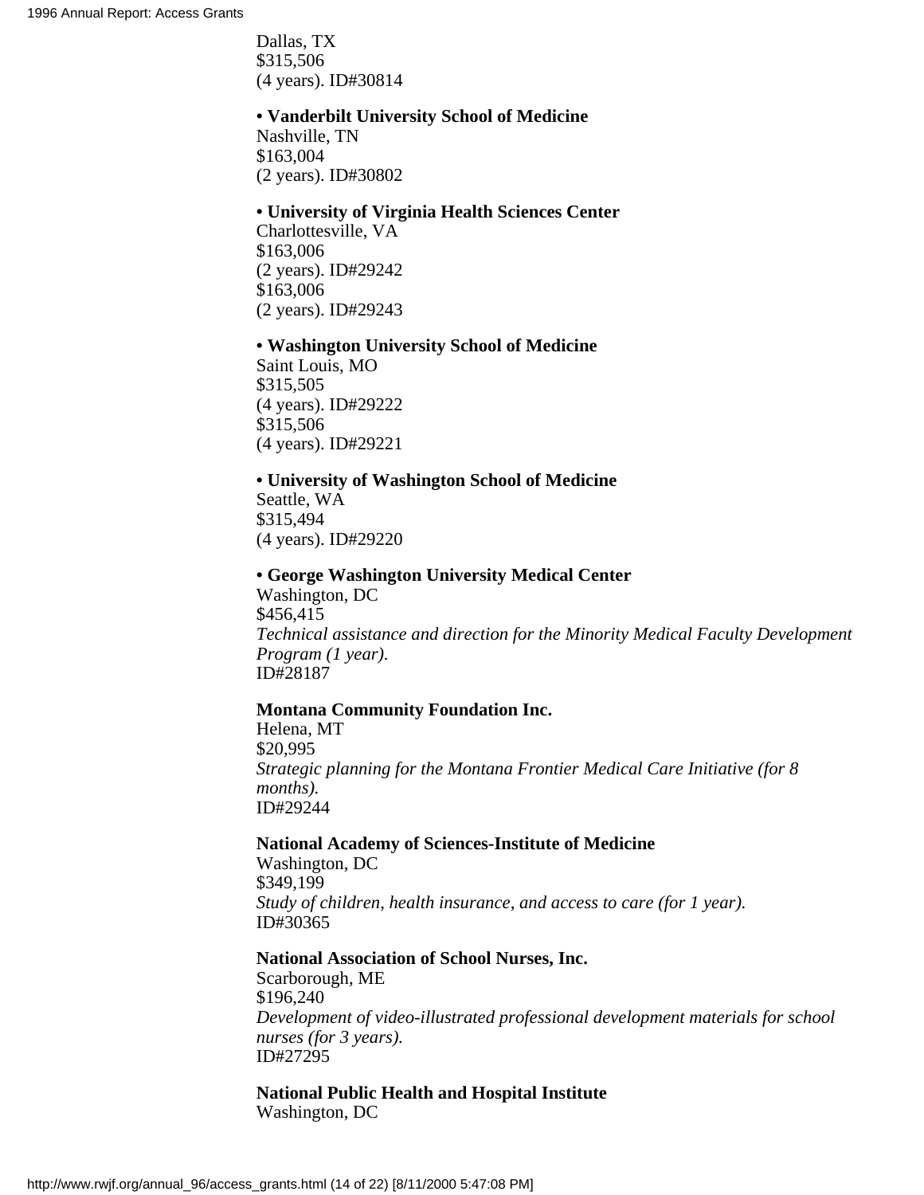Dallas, TX
$315,506
(4 years). ID#30814

**• Vanderbilt University School of Medicine**
Nashville, TN
$163,004
(2 years). ID#30802

**• University of Virginia Health Sciences Center**
Charlottesville, VA
$163,006
(2 years). ID#29242
$163,006
(2 years). ID#29243

**• Washington University School of Medicine**
Saint Louis, MO
$315,505
(4 years). ID#29222
$315,506
(4 years). ID#29221

**• University of Washington School of Medicine**
Seattle, WA
$315,494
(4 years). ID#29220

**• George Washington University Medical Center**
Washington, DC
$456,415
*Technical assistance and direction for the Minority Medical Faculty Development Program (1 year).*
ID#28187

**Montana Community Foundation Inc.**
Helena, MT
$20,995
*Strategic planning for the Montana Frontier Medical Care Initiative (for 8 months).*
ID#29244

**National Academy of Sciences-Institute of Medicine**
Washington, DC
$349,199
*Study of children, health insurance, and access to care (for 1 year).*
ID#30365

**National Association of School Nurses, Inc.**
Scarborough, ME
$196,240
*Development of video-illustrated professional development materials for school nurses (for 3 years).*
ID#27295

**National Public Health and Hospital Institute**
Washington, DC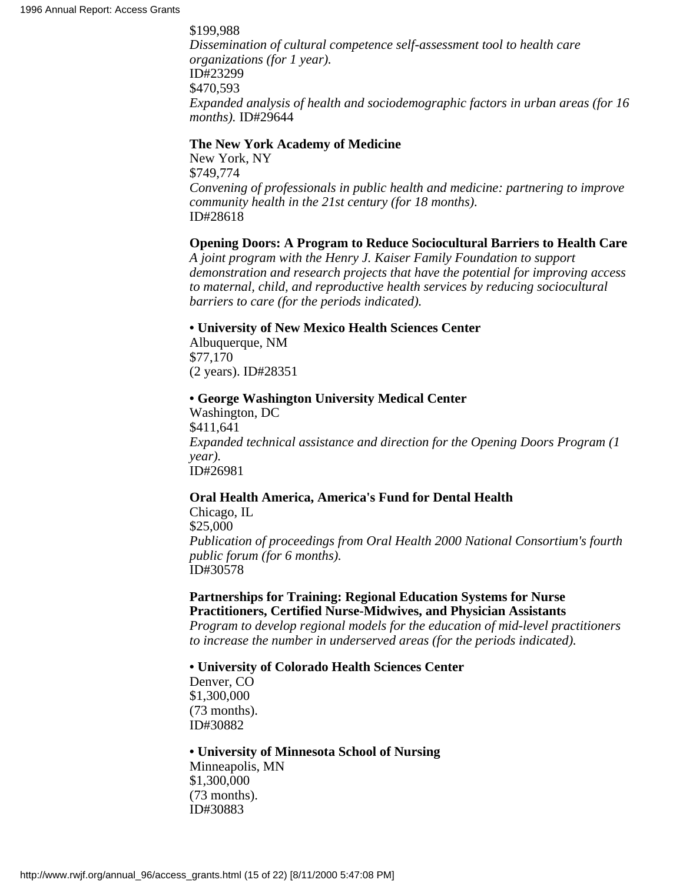$199,988
*Dissemination of cultural competence self-assessment tool to health care organizations (for 1 year).*
ID#23299
$470,593
*Expanded analysis of health and sociodemographic factors in urban areas (for 16 months).* ID#29644

**The New York Academy of Medicine**
New York, NY
$749,774
*Convening of professionals in public health and medicine: partnering to improve community health in the 21st century (for 18 months).*
ID#28618

**Opening Doors: A Program to Reduce Sociocultural Barriers to Health Care**
*A joint program with the Henry J. Kaiser Family Foundation to support demonstration and research projects that have the potential for improving access to maternal, child, and reproductive health services by reducing sociocultural barriers to care (for the periods indicated).*

**• University of New Mexico Health Sciences Center**
Albuquerque, NM
$77,170
(2 years). ID#28351

**• George Washington University Medical Center**
Washington, DC
$411,641
*Expanded technical assistance and direction for the Opening Doors Program (1 year).*
ID#26981

**Oral Health America, America's Fund for Dental Health**
Chicago, IL
$25,000
*Publication of proceedings from Oral Health 2000 National Consortium's fourth public forum (for 6 months).*
ID#30578

**Partnerships for Training: Regional Education Systems for Nurse Practitioners, Certified Nurse-Midwives, and Physician Assistants**
*Program to develop regional models for the education of mid-level practitioners to increase the number in underserved areas (for the periods indicated).*

**• University of Colorado Health Sciences Center**
Denver, CO
$1,300,000
(73 months).
ID#30882

**• University of Minnesota School of Nursing**
Minneapolis, MN
$1,300,000
(73 months).
ID#30883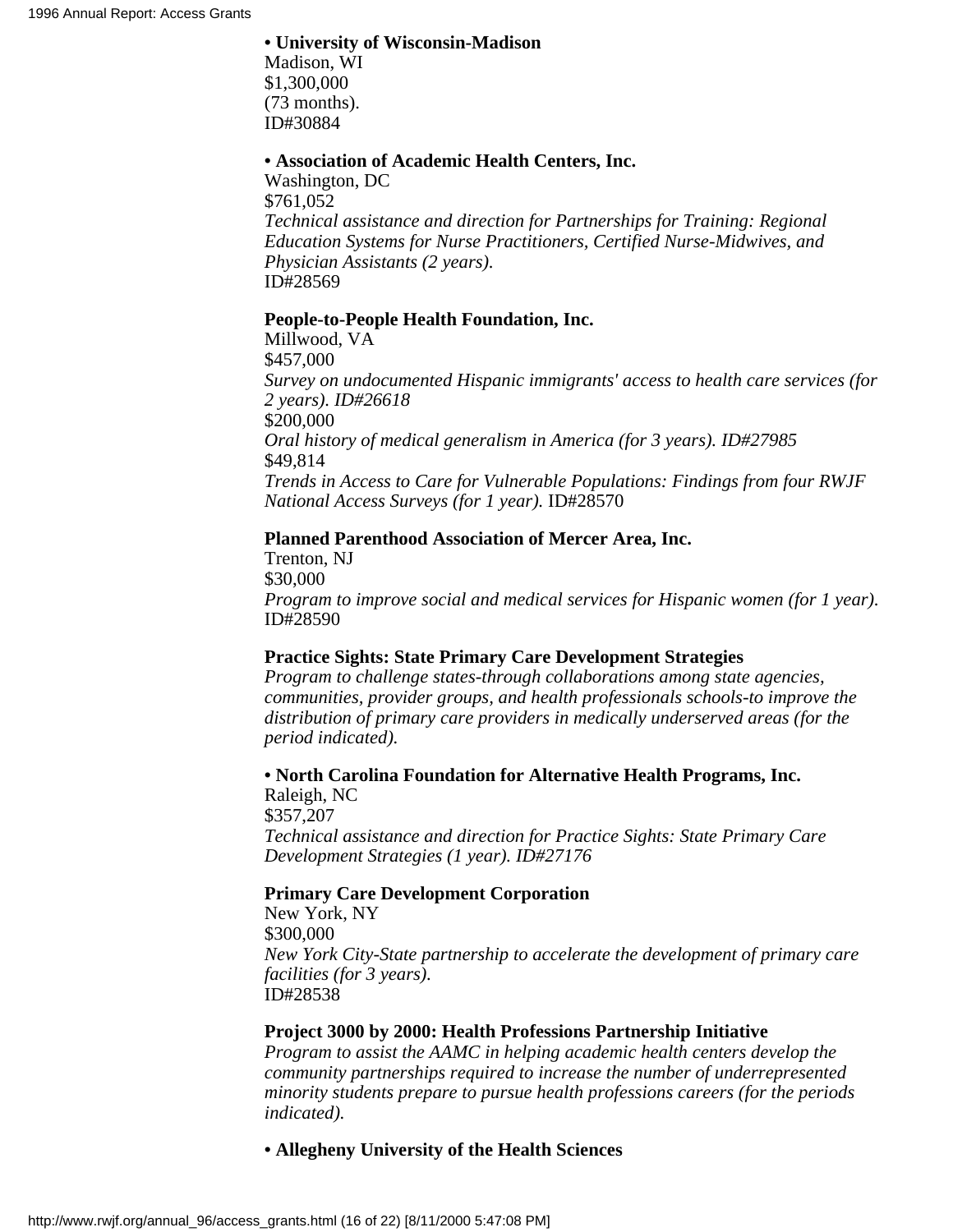**• University of Wisconsin-Madison**
Madison, WI
$1,300,000
(73 months).
ID#30884

**• Association of Academic Health Centers, Inc.**
Washington, DC
$761,052
*Technical assistance and direction for Partnerships for Training: Regional Education Systems for Nurse Practitioners, Certified Nurse-Midwives, and Physician Assistants (2 years).*
ID#28569

**People-to-People Health Foundation, Inc.**
Millwood, VA
$457,000
*Survey on undocumented Hispanic immigrants' access to health care services (for 2 years). ID#26618*
$200,000
*Oral history of medical generalism in America (for 3 years). ID#27985*
$49,814
*Trends in Access to Care for Vulnerable Populations: Findings from four RWJF National Access Surveys (for 1 year).* ID#28570

**Planned Parenthood Association of Mercer Area, Inc.**
Trenton, NJ
$30,000
*Program to improve social and medical services for Hispanic women (for 1 year).*
ID#28590

**Practice Sights: State Primary Care Development Strategies**
*Program to challenge states-through collaborations among state agencies, communities, provider groups, and health professionals schools-to improve the distribution of primary care providers in medically underserved areas (for the period indicated).*

**• North Carolina Foundation for Alternative Health Programs, Inc.**
Raleigh, NC
$357,207
*Technical assistance and direction for Practice Sights: State Primary Care Development Strategies (1 year). ID#27176*

**Primary Care Development Corporation**
New York, NY
$300,000
*New York City-State partnership to accelerate the development of primary care facilities (for 3 years).*
ID#28538

**Project 3000 by 2000: Health Professions Partnership Initiative**
*Program to assist the AAMC in helping academic health centers develop the community partnerships required to increase the number of underrepresented minority students prepare to pursue health professions careers (for the periods indicated).*

**• Allegheny University of the Health Sciences**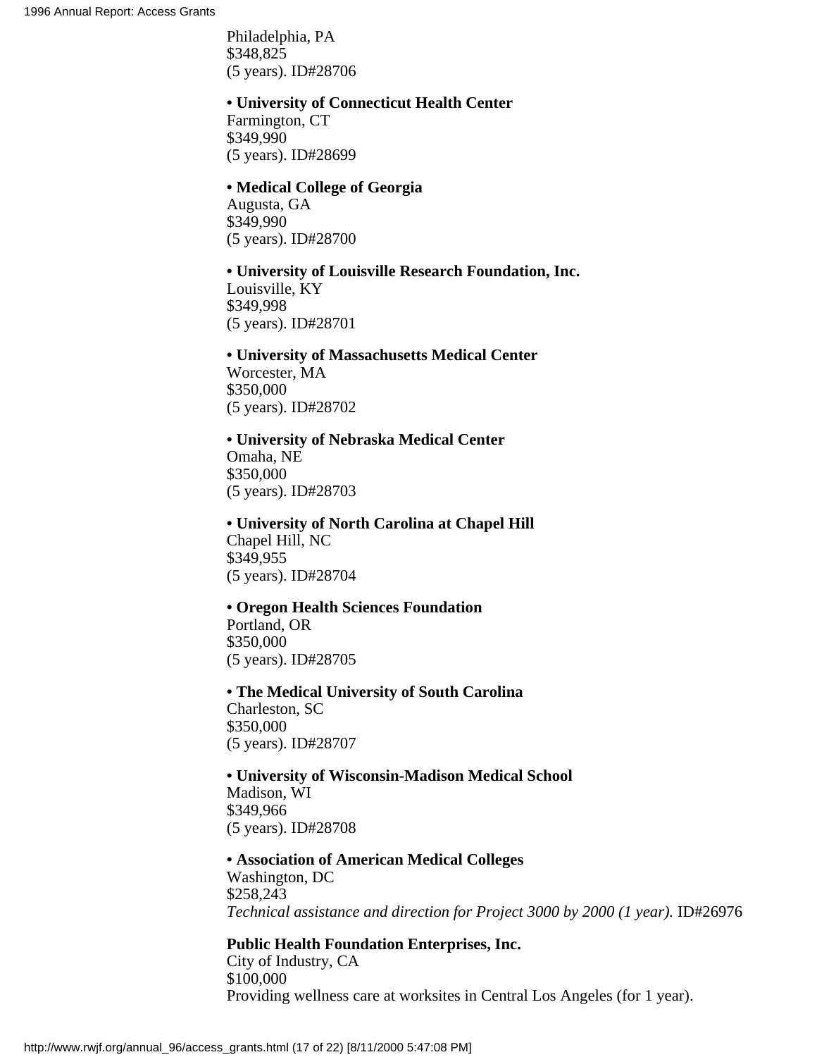Philadelphia, PA
$348,825
(5 years). ID#28706

- **University of Connecticut Health Center**
Farmington, CT
$349,990
(5 years). ID#28699

- **Medical College of Georgia**
Augusta, GA
$349,990
(5 years). ID#28700

- **University of Louisville Research Foundation, Inc.**
Louisville, KY
$349,998
(5 years). ID#28701

- **University of Massachusetts Medical Center**
Worcester, MA
$350,000
(5 years). ID#28702

- **University of Nebraska Medical Center**
Omaha, NE
$350,000
(5 years). ID#28703

- **University of North Carolina at Chapel Hill**
Chapel Hill, NC
$349,955
(5 years). ID#28704

- **Oregon Health Sciences Foundation**
Portland, OR
$350,000
(5 years). ID#28705

- **The Medical University of South Carolina**
Charleston, SC
$350,000
(5 years). ID#28707

- **University of Wisconsin-Madison Medical School**
Madison, WI
$349,966
(5 years). ID#28708

- **Association of American Medical Colleges**
Washington, DC
$258,243
*Technical assistance and direction for Project 3000 by 2000 (1 year).* ID#26976

**Public Health Foundation Enterprises, Inc.**
City of Industry, CA
$100,000
Providing wellness care at worksites in Central Los Angeles (for 1 year).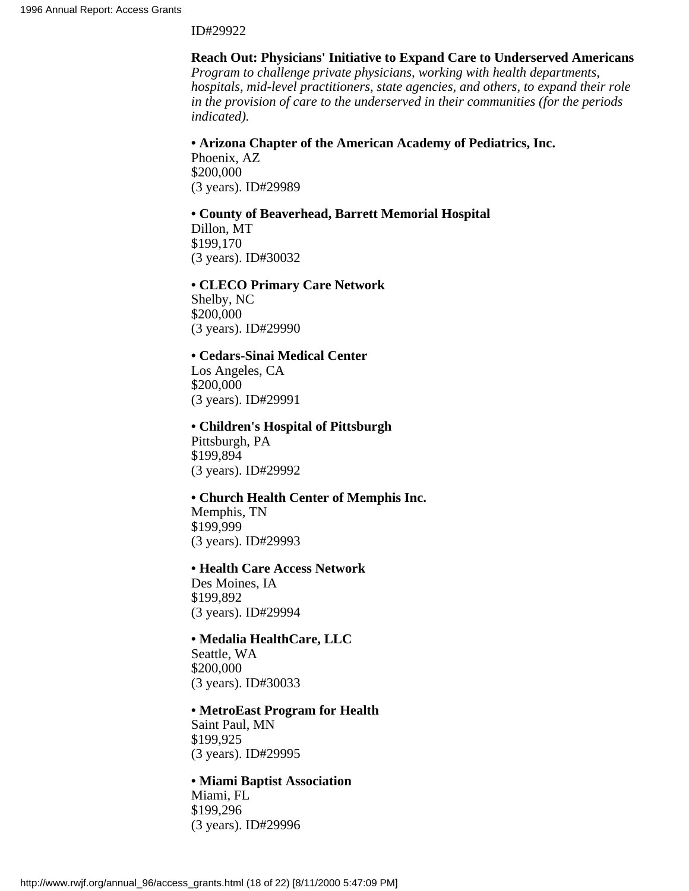ID#29922

**Reach Out: Physicians' Initiative to Expand Care to Underserved Americans**
*Program to challenge private physicians, working with health departments, hospitals, mid-level practitioners, state agencies, and others, to expand their role in the provision of care to the underserved in their communities (for the periods indicated).*

- **Arizona Chapter of the American Academy of Pediatrics, Inc.**
  Phoenix, AZ
  $200,000
  (3 years). ID#29989

- **County of Beaverhead, Barrett Memorial Hospital**
  Dillon, MT
  $199,170
  (3 years). ID#30032

- **CLECO Primary Care Network**
  Shelby, NC
  $200,000
  (3 years). ID#29990

- **Cedars-Sinai Medical Center**
  Los Angeles, CA
  $200,000
  (3 years). ID#29991

- **Children's Hospital of Pittsburgh**
  Pittsburgh, PA
  $199,894
  (3 years). ID#29992

- **Church Health Center of Memphis Inc.**
  Memphis, TN
  $199,999
  (3 years). ID#29993

- **Health Care Access Network**
  Des Moines, IA
  $199,892
  (3 years). ID#29994

- **Medalia HealthCare, LLC**
  Seattle, WA
  $200,000
  (3 years). ID#30033

- **MetroEast Program for Health**
  Saint Paul, MN
  $199,925
  (3 years). ID#29995

- **Miami Baptist Association**
  Miami, FL
  $199,296
  (3 years). ID#29996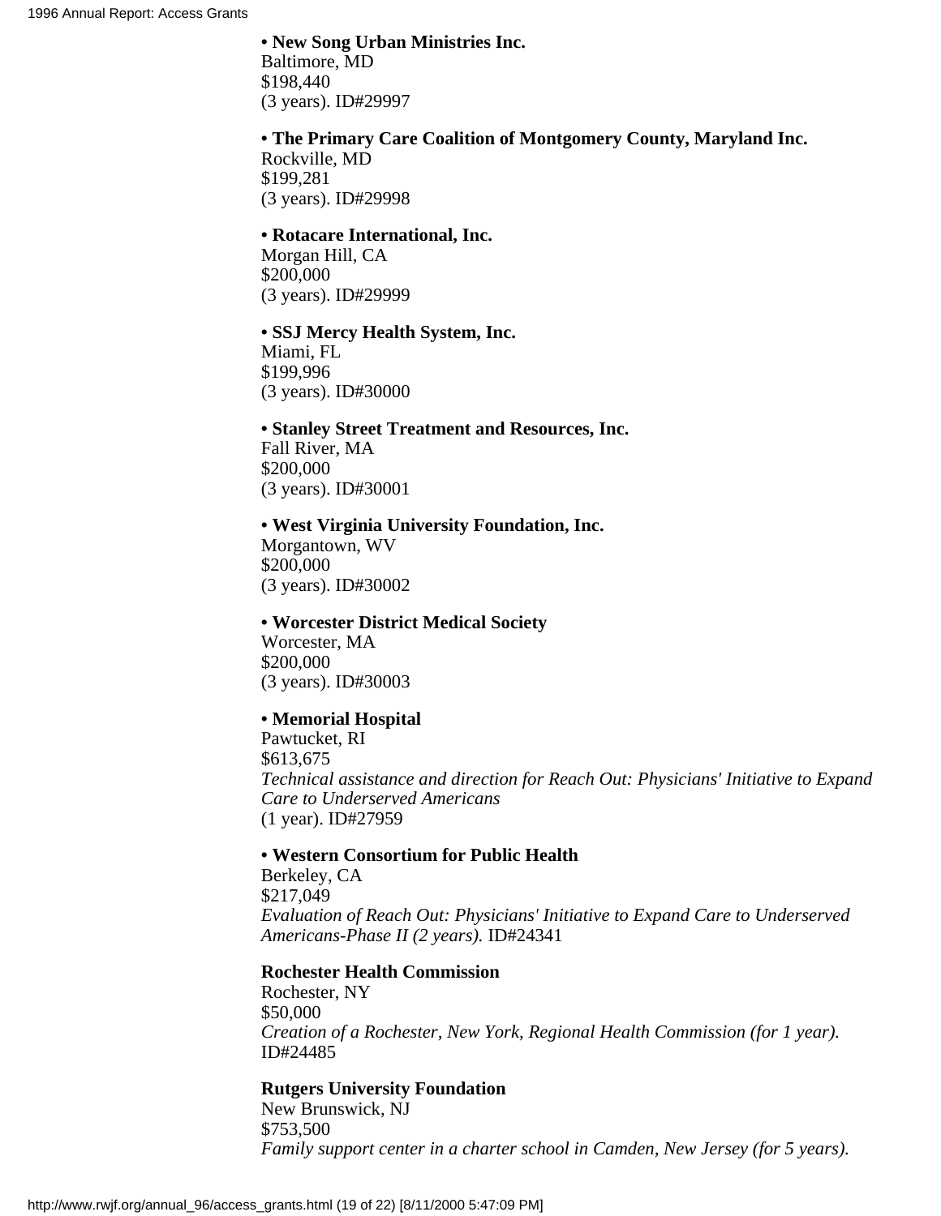- **New Song Urban Ministries Inc.**
  Baltimore, MD
  $198,440
  (3 years). ID#29997

- **The Primary Care Coalition of Montgomery County, Maryland Inc.**
  Rockville, MD
  $199,281
  (3 years). ID#29998

- **Rotacare International, Inc.**
  Morgan Hill, CA
  $200,000
  (3 years). ID#29999

- **SSJ Mercy Health System, Inc.**
  Miami, FL
  $199,996
  (3 years). ID#30000

- **Stanley Street Treatment and Resources, Inc.**
  Fall River, MA
  $200,000
  (3 years). ID#30001

- **West Virginia University Foundation, Inc.**
  Morgantown, WV
  $200,000
  (3 years). ID#30002

- **Worcester District Medical Society**
  Worcester, MA
  $200,000
  (3 years). ID#30003

- **Memorial Hospital**
  Pawtucket, RI
  $613,675
  *Technical assistance and direction for Reach Out: Physicians' Initiative to Expand Care to Underserved Americans*
  (1 year). ID#27959

- **Western Consortium for Public Health**
  Berkeley, CA
  $217,049
  *Evaluation of Reach Out: Physicians' Initiative to Expand Care to Underserved Americans-Phase II (2 years).* ID#24341

**Rochester Health Commission**
Rochester, NY
$50,000
*Creation of a Rochester, New York, Regional Health Commission (for 1 year).*
ID#24485

**Rutgers University Foundation**
New Brunswick, NJ
$753,500
*Family support center in a charter school in Camden, New Jersey (for 5 years).*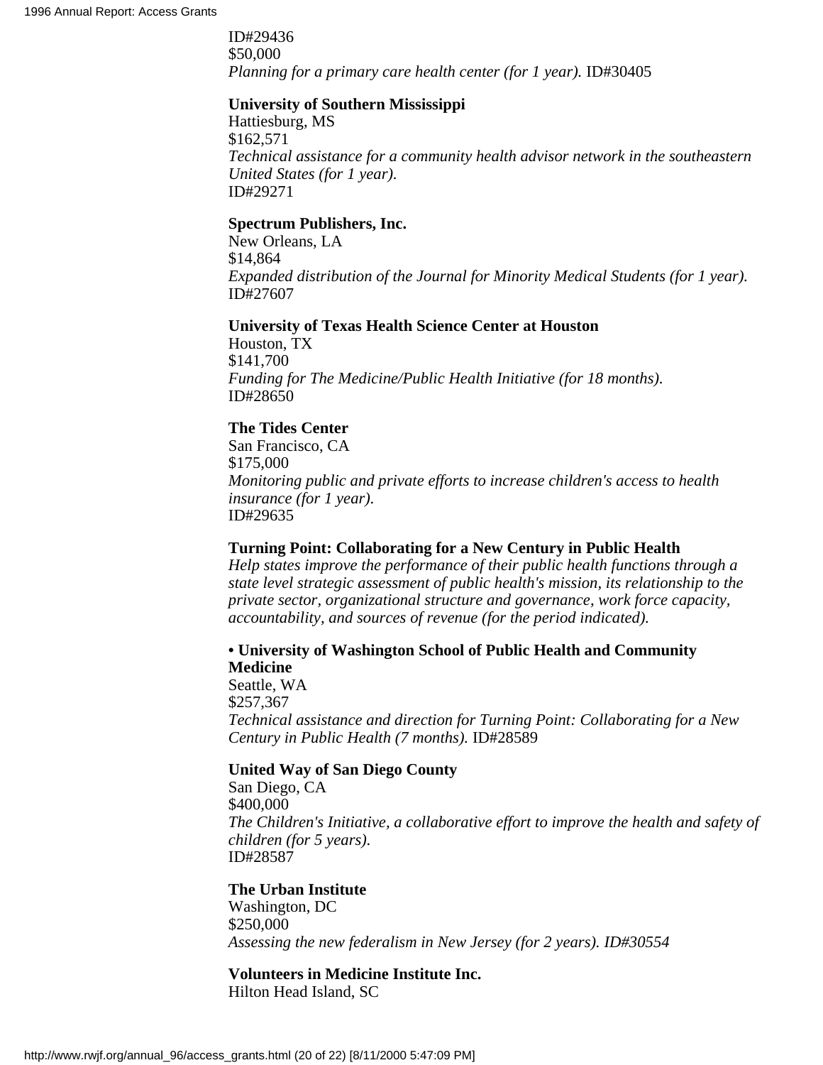ID#29436
$50,000
*Planning for a primary care health center (for 1 year).* ID#30405

**University of Southern Mississippi**
Hattiesburg, MS
$162,571
*Technical assistance for a community health advisor network in the southeastern United States (for 1 year).*
ID#29271

**Spectrum Publishers, Inc.**
New Orleans, LA
$14,864
*Expanded distribution of the Journal for Minority Medical Students (for 1 year).*
ID#27607

**University of Texas Health Science Center at Houston**
Houston, TX
$141,700
*Funding for The Medicine/Public Health Initiative (for 18 months).*
ID#28650

**The Tides Center**
San Francisco, CA
$175,000
*Monitoring public and private efforts to increase children's access to health insurance (for 1 year).*
ID#29635

**Turning Point: Collaborating for a New Century in Public Health**
*Help states improve the performance of their public health functions through a state level strategic assessment of public health's mission, its relationship to the private sector, organizational structure and governance, work force capacity, accountability, and sources of revenue (for the period indicated).*

**• University of Washington School of Public Health and Community Medicine**
Seattle, WA
$257,367
*Technical assistance and direction for Turning Point: Collaborating for a New Century in Public Health (7 months).* ID#28589

**United Way of San Diego County**
San Diego, CA
$400,000
*The Children's Initiative, a collaborative effort to improve the health and safety of children (for 5 years).*
ID#28587

**The Urban Institute**
Washington, DC
$250,000
*Assessing the new federalism in New Jersey (for 2 years). ID#30554*

**Volunteers in Medicine Institute Inc.**
Hilton Head Island, SC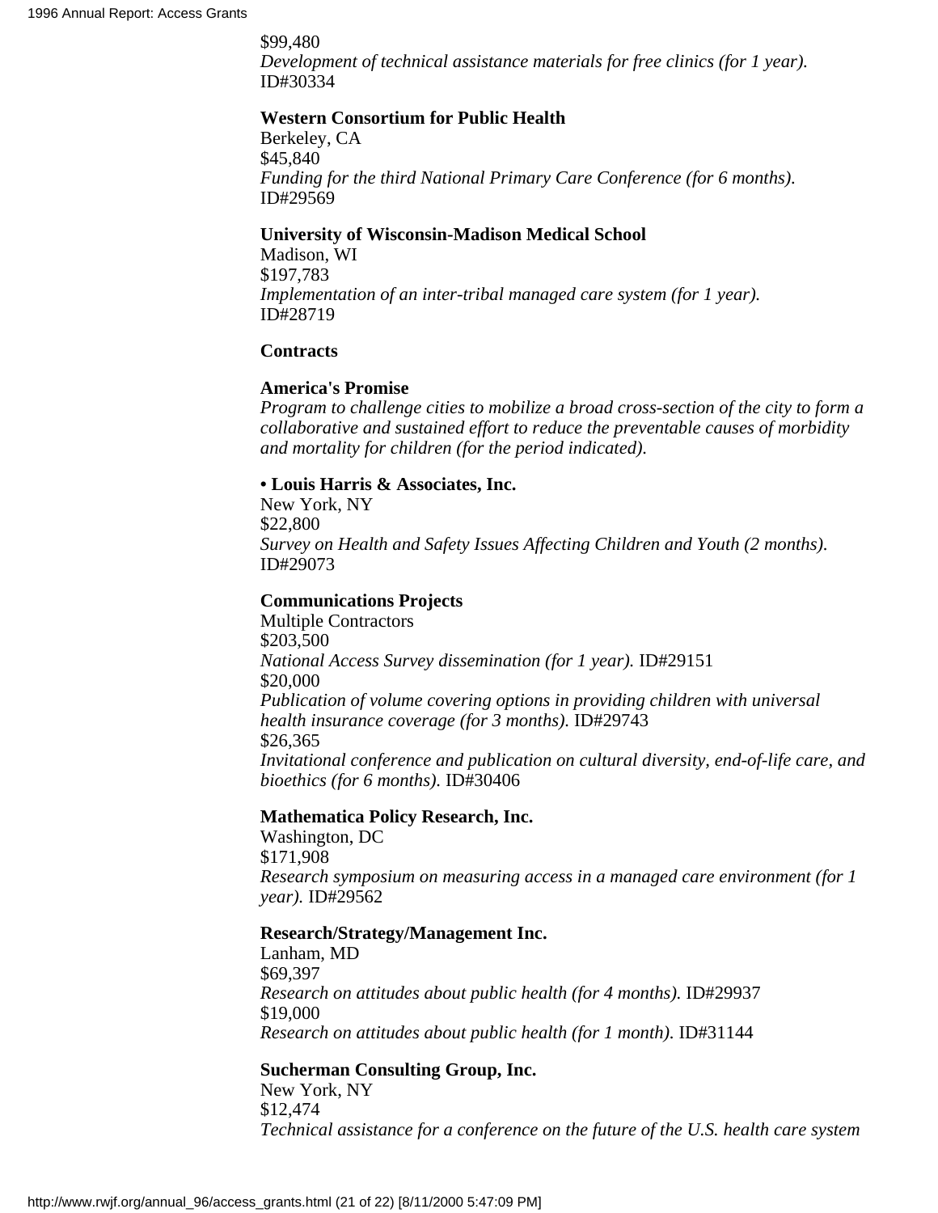$99,480
*Development of technical assistance materials for free clinics (for 1 year).*
ID#30334

**Western Consortium for Public Health**
Berkeley, CA
$45,840
*Funding for the third National Primary Care Conference (for 6 months).*
ID#29569

**University of Wisconsin-Madison Medical School**
Madison, WI
$197,783
*Implementation of an inter-tribal managed care system (for 1 year).*
ID#28719

**Contracts**

**America's Promise**
*Program to challenge cities to mobilize a broad cross-section of the city to form a collaborative and sustained effort to reduce the preventable causes of morbidity and mortality for children (for the period indicated).*

**• Louis Harris & Associates, Inc.**
New York, NY
$22,800
*Survey on Health and Safety Issues Affecting Children and Youth (2 months).*
ID#29073

**Communications Projects**
Multiple Contractors
$203,500
*National Access Survey dissemination (for 1 year).* ID#29151
$20,000
*Publication of volume covering options in providing children with universal health insurance coverage (for 3 months).* ID#29743
$26,365
*Invitational conference and publication on cultural diversity, end-of-life care, and bioethics (for 6 months).* ID#30406

**Mathematica Policy Research, Inc.**
Washington, DC
$171,908
*Research symposium on measuring access in a managed care environment (for 1 year).* ID#29562

**Research/Strategy/Management Inc.**
Lanham, MD
$69,397
*Research on attitudes about public health (for 4 months).* ID#29937
$19,000
*Research on attitudes about public health (for 1 month).* ID#31144

**Sucherman Consulting Group, Inc.**
New York, NY
$12,474
*Technical assistance for a conference on the future of the U.S. health care system*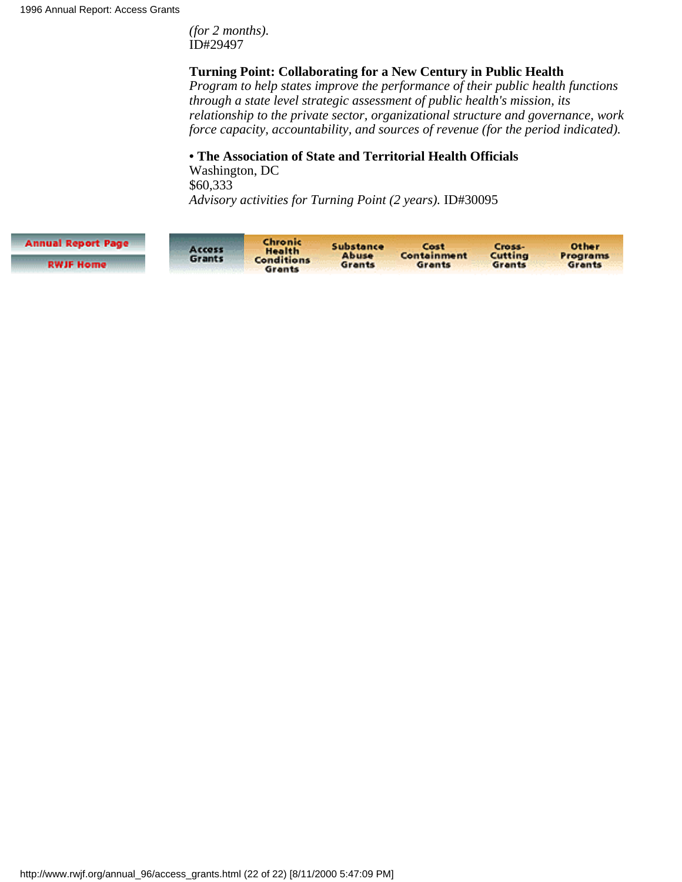*(for 2 months).*
ID#29497

**Turning Point: Collaborating for a New Century in Public Health**
*Program to help states improve the performance of their public health functions through a state level strategic assessment of public health's mission, its relationship to the private sector, organizational structure and governance, work force capacity, accountability, and sources of revenue (for the period indicated).*

• **The Association of State and Territorial Health Officials**
Washington, DC
$60,333
*Advisory activities for Turning Point (2 years).* ID#30095

Annual Report Page
RWJF Home

Access Grants | Chronic Health Conditions Grants | Substance Abuse Grants | Cost Containment Grants | Cross-Cutting Grants | Other Programs Grants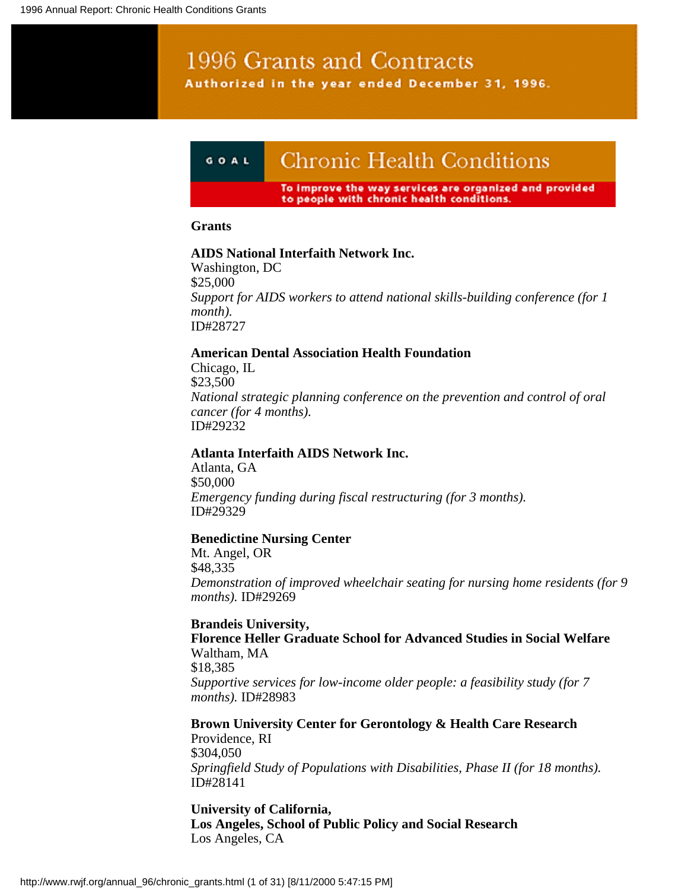# 1996 Grants and Contracts

**Authorized in the year ended December 31, 1996.**

## GOAL Chronic Health Conditions

To improve the way services are organized and provided to people with chronic health conditions.

### Grants

**AIDS National Interfaith Network Inc.**
Washington, DC
$25,000
*Support for AIDS workers to attend national skills-building conference (for 1 month).*
ID#28727

**American Dental Association Health Foundation**
Chicago, IL
$23,500
*National strategic planning conference on the prevention and control of oral cancer (for 4 months).*
ID#29232

**Atlanta Interfaith AIDS Network Inc.**
Atlanta, GA
$50,000
*Emergency funding during fiscal restructuring (for 3 months).*
ID#29329

**Benedictine Nursing Center**
Mt. Angel, OR
$48,335
*Demonstration of improved wheelchair seating for nursing home residents (for 9 months).* ID#29269

**Brandeis University,**
**Florence Heller Graduate School for Advanced Studies in Social Welfare**
Waltham, MA
$18,385
*Supportive services for low-income older people: a feasibility study (for 7 months).* ID#28983

**Brown University Center for Gerontology & Health Care Research**
Providence, RI
$304,050
*Springfield Study of Populations with Disabilities, Phase II (for 18 months).*
ID#28141

**University of California,**
**Los Angeles, School of Public Policy and Social Research**
Los Angeles, CA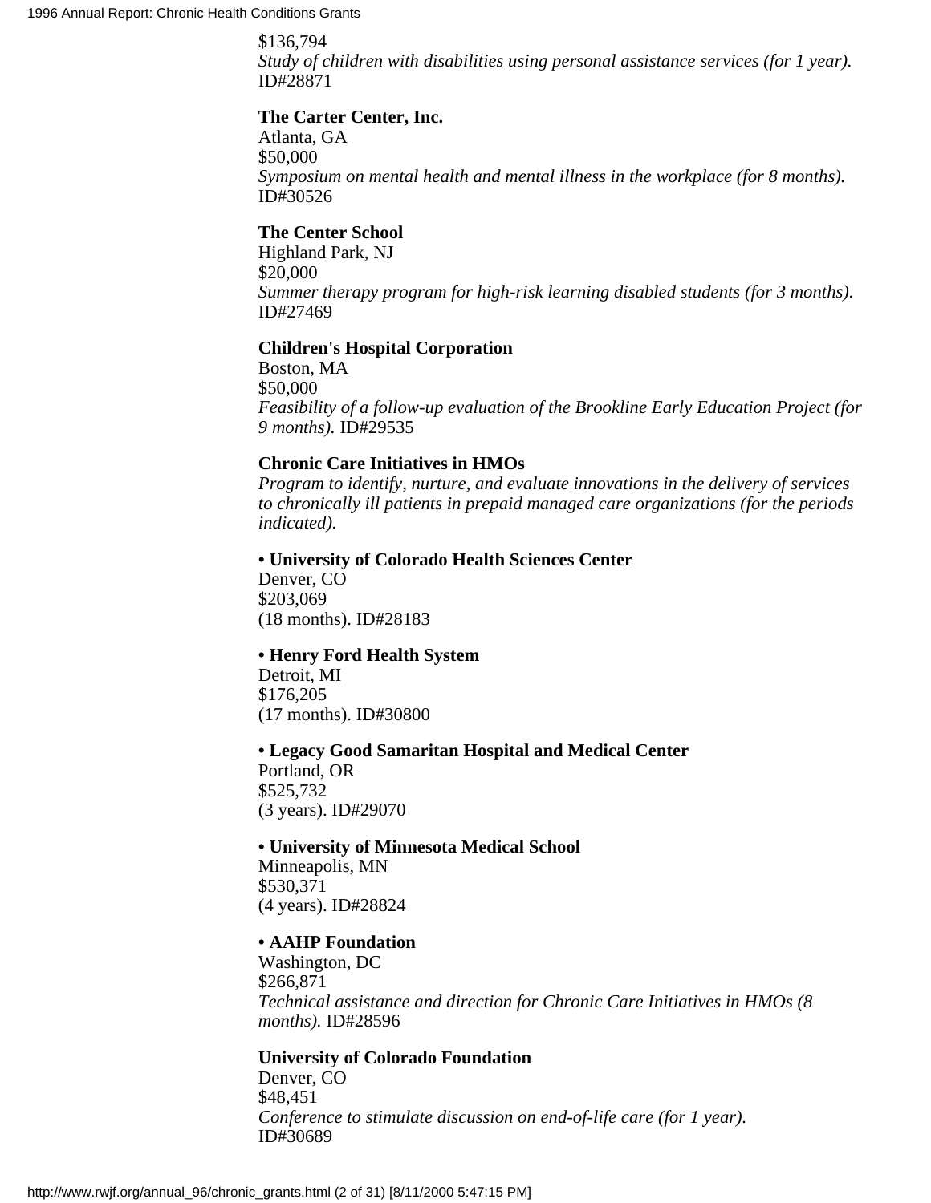$136,794
*Study of children with disabilities using personal assistance services (for 1 year).* ID#28871

**The Carter Center, Inc.**
Atlanta, GA
$50,000
*Symposium on mental health and mental illness in the workplace (for 8 months).* ID#30526

**The Center School**
Highland Park, NJ
$20,000
*Summer therapy program for high-risk learning disabled students (for 3 months).* ID#27469

**Children's Hospital Corporation**
Boston, MA
$50,000
*Feasibility of a follow-up evaluation of the Brookline Early Education Project (for 9 months).* ID#29535

**Chronic Care Initiatives in HMOs**
*Program to identify, nurture, and evaluate innovations in the delivery of services to chronically ill patients in prepaid managed care organizations (for the periods indicated).*

**• University of Colorado Health Sciences Center**
Denver, CO
$203,069
(18 months). ID#28183

**• Henry Ford Health System**
Detroit, MI
$176,205
(17 months). ID#30800

**• Legacy Good Samaritan Hospital and Medical Center**
Portland, OR
$525,732
(3 years). ID#29070

**• University of Minnesota Medical School**
Minneapolis, MN
$530,371
(4 years). ID#28824

**• AAHP Foundation**
Washington, DC
$266,871
*Technical assistance and direction for Chronic Care Initiatives in HMOs (8 months).* ID#28596

**University of Colorado Foundation**
Denver, CO
$48,451
*Conference to stimulate discussion on end-of-life care (for 1 year).* ID#30689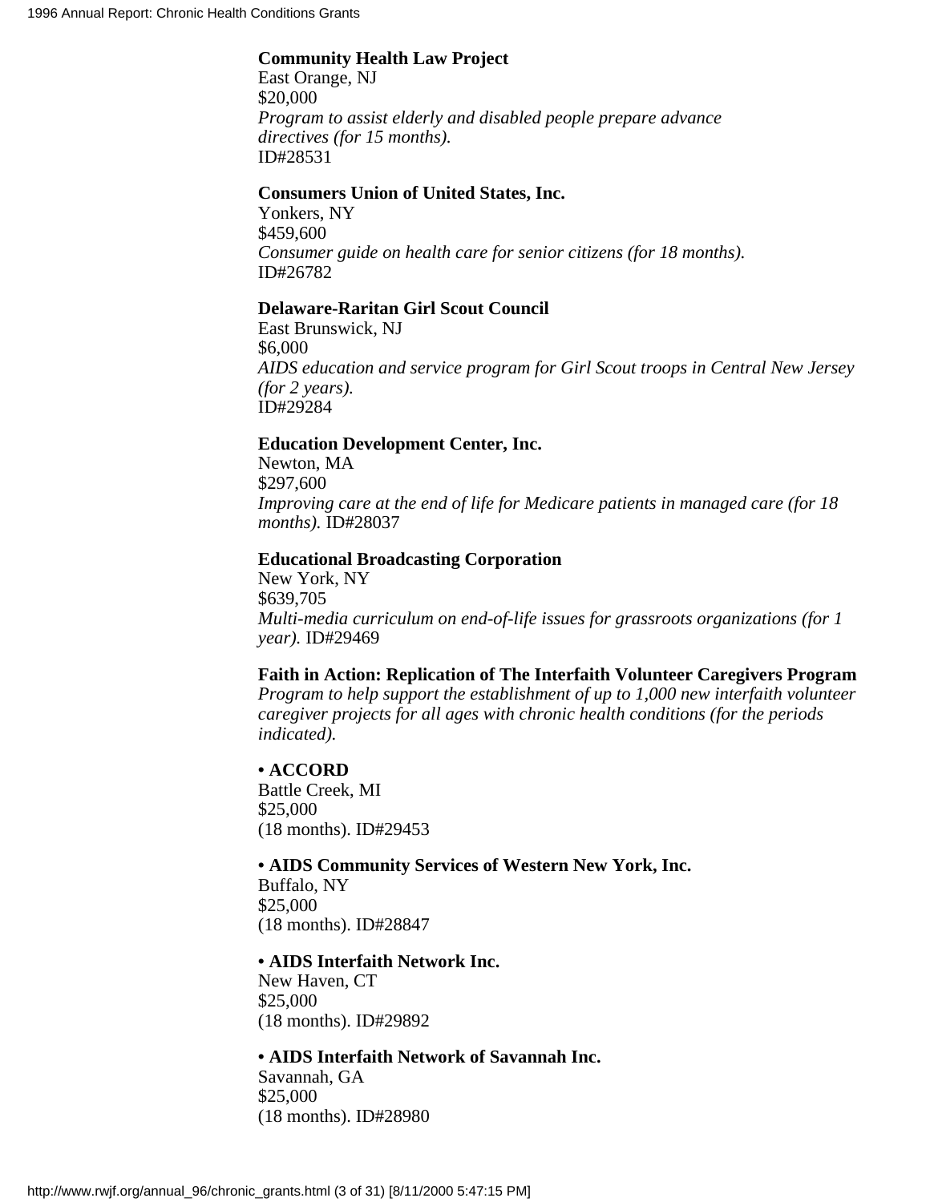**Community Health Law Project**
East Orange, NJ
$20,000
*Program to assist elderly and disabled people prepare advance directives (for 15 months).*
ID#28531

**Consumers Union of United States, Inc.**
Yonkers, NY
$459,600
*Consumer guide on health care for senior citizens (for 18 months).*
ID#26782

**Delaware-Raritan Girl Scout Council**
East Brunswick, NJ
$6,000
*AIDS education and service program for Girl Scout troops in Central New Jersey (for 2 years).*
ID#29284

**Education Development Center, Inc.**
Newton, MA
$297,600
*Improving care at the end of life for Medicare patients in managed care (for 18 months).* ID#28037

**Educational Broadcasting Corporation**
New York, NY
$639,705
*Multi-media curriculum on end-of-life issues for grassroots organizations (for 1 year).* ID#29469

**Faith in Action: Replication of The Interfaith Volunteer Caregivers Program**
*Program to help support the establishment of up to 1,000 new interfaith volunteer caregiver projects for all ages with chronic health conditions (for the periods indicated).*

• **ACCORD**
Battle Creek, MI
$25,000
(18 months). ID#29453

• **AIDS Community Services of Western New York, Inc.**
Buffalo, NY
$25,000
(18 months). ID#28847

• **AIDS Interfaith Network Inc.**
New Haven, CT
$25,000
(18 months). ID#29892

• **AIDS Interfaith Network of Savannah Inc.**
Savannah, GA
$25,000
(18 months). ID#28980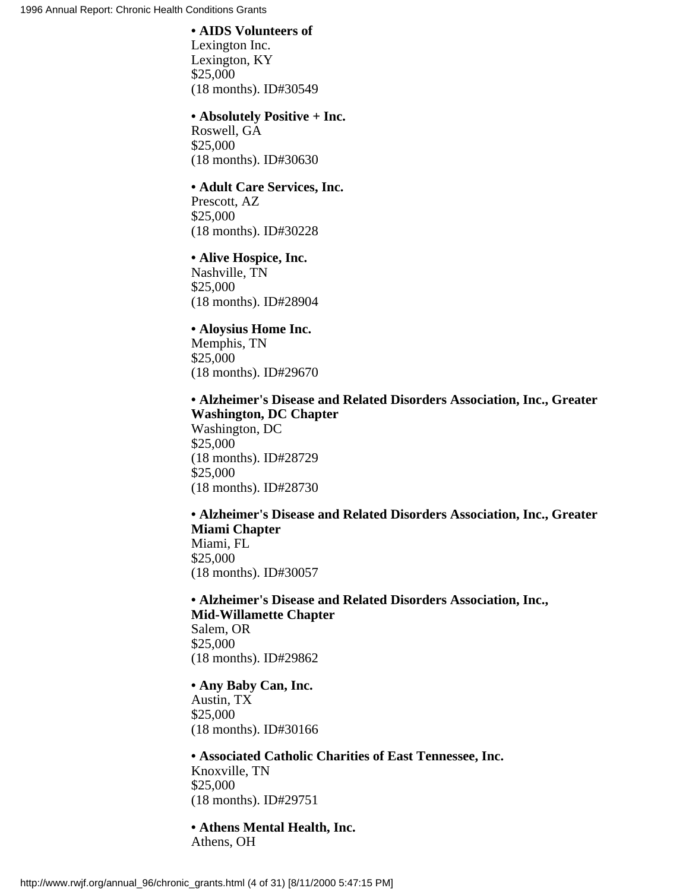**• AIDS Volunteers of**
Lexington Inc.
Lexington, KY
$25,000
(18 months). ID#30549

**• Absolutely Positive + Inc.**
Roswell, GA
$25,000
(18 months). ID#30630

**• Adult Care Services, Inc.**
Prescott, AZ
$25,000
(18 months). ID#30228

**• Alive Hospice, Inc.**
Nashville, TN
$25,000
(18 months). ID#28904

**• Aloysius Home Inc.**
Memphis, TN
$25,000
(18 months). ID#29670

**• Alzheimer's Disease and Related Disorders Association, Inc., Greater Washington, DC Chapter**
Washington, DC
$25,000
(18 months). ID#28729
$25,000
(18 months). ID#28730

**• Alzheimer's Disease and Related Disorders Association, Inc., Greater Miami Chapter**
Miami, FL
$25,000
(18 months). ID#30057

**• Alzheimer's Disease and Related Disorders Association, Inc., Mid-Willamette Chapter**
Salem, OR
$25,000
(18 months). ID#29862

**• Any Baby Can, Inc.**
Austin, TX
$25,000
(18 months). ID#30166

**• Associated Catholic Charities of East Tennessee, Inc.**
Knoxville, TN
$25,000
(18 months). ID#29751

**• Athens Mental Health, Inc.**
Athens, OH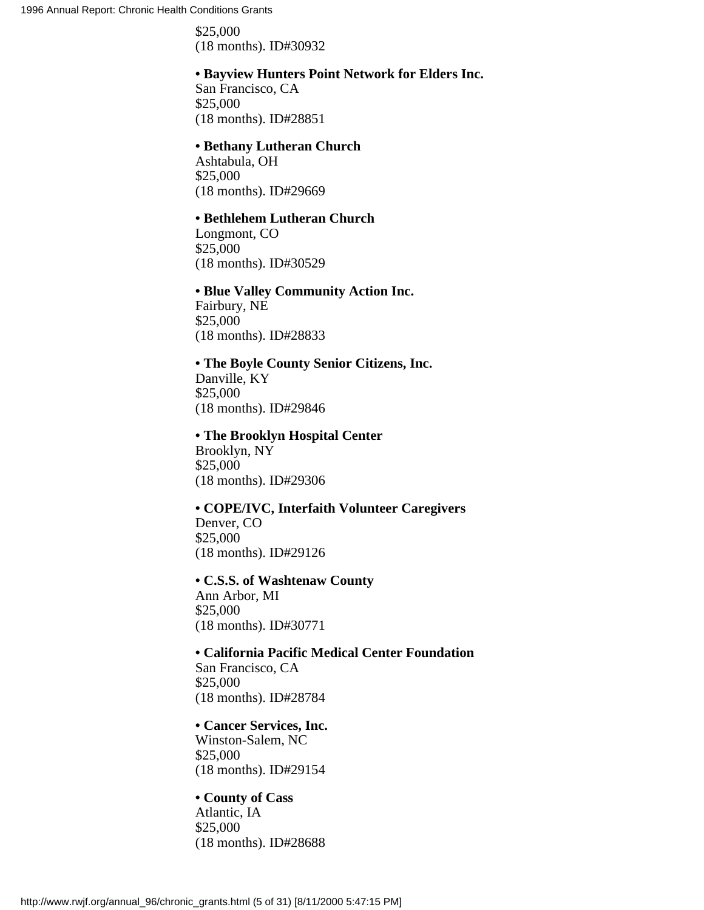$25,000
(18 months). ID#30932

- **Bayview Hunters Point Network for Elders Inc.**
San Francisco, CA
$25,000
(18 months). ID#28851

- **Bethany Lutheran Church**
Ashtabula, OH
$25,000
(18 months). ID#29669

- **Bethlehem Lutheran Church**
Longmont, CO
$25,000
(18 months). ID#30529

- **Blue Valley Community Action Inc.**
Fairbury, NE
$25,000
(18 months). ID#28833

- **The Boyle County Senior Citizens, Inc.**
Danville, KY
$25,000
(18 months). ID#29846

- **The Brooklyn Hospital Center**
Brooklyn, NY
$25,000
(18 months). ID#29306

- **COPE/IVC, Interfaith Volunteer Caregivers**
Denver, CO
$25,000
(18 months). ID#29126

- **C.S.S. of Washtenaw County**
Ann Arbor, MI
$25,000
(18 months). ID#30771

- **California Pacific Medical Center Foundation**
San Francisco, CA
$25,000
(18 months). ID#28784

- **Cancer Services, Inc.**
Winston-Salem, NC
$25,000
(18 months). ID#29154

- **County of Cass**
Atlantic, IA
$25,000
(18 months). ID#28688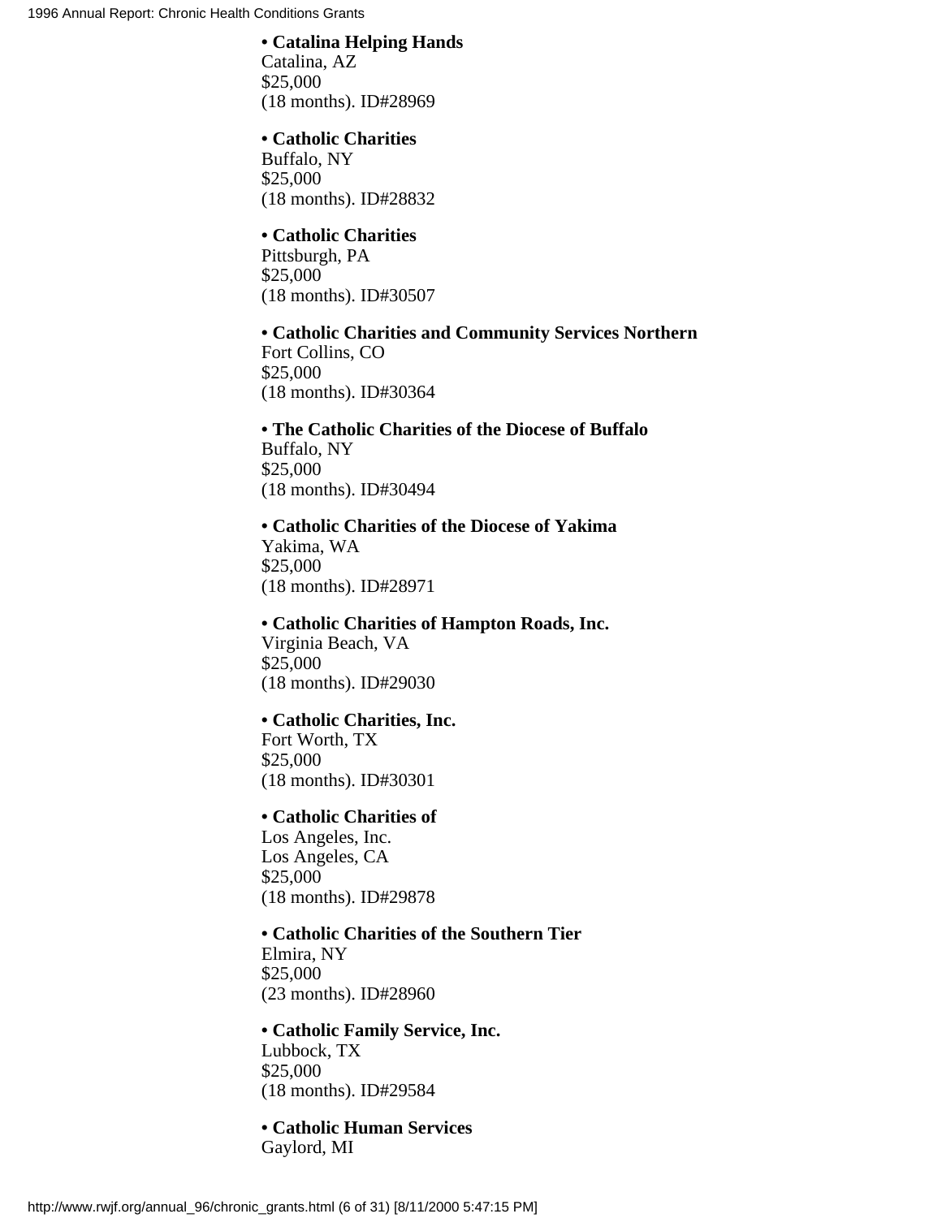**• Catalina Helping Hands**
Catalina, AZ
$25,000
(18 months). ID#28969

**• Catholic Charities**
Buffalo, NY
$25,000
(18 months). ID#28832

**• Catholic Charities**
Pittsburgh, PA
$25,000
(18 months). ID#30507

**• Catholic Charities and Community Services Northern**
Fort Collins, CO
$25,000
(18 months). ID#30364

**• The Catholic Charities of the Diocese of Buffalo**
Buffalo, NY
$25,000
(18 months). ID#30494

**• Catholic Charities of the Diocese of Yakima**
Yakima, WA
$25,000
(18 months). ID#28971

**• Catholic Charities of Hampton Roads, Inc.**
Virginia Beach, VA
$25,000
(18 months). ID#29030

**• Catholic Charities, Inc.**
Fort Worth, TX
$25,000
(18 months). ID#30301

**• Catholic Charities of**
Los Angeles, Inc.
Los Angeles, CA
$25,000
(18 months). ID#29878

**• Catholic Charities of the Southern Tier**
Elmira, NY
$25,000
(23 months). ID#28960

**• Catholic Family Service, Inc.**
Lubbock, TX
$25,000
(18 months). ID#29584

**• Catholic Human Services**
Gaylord, MI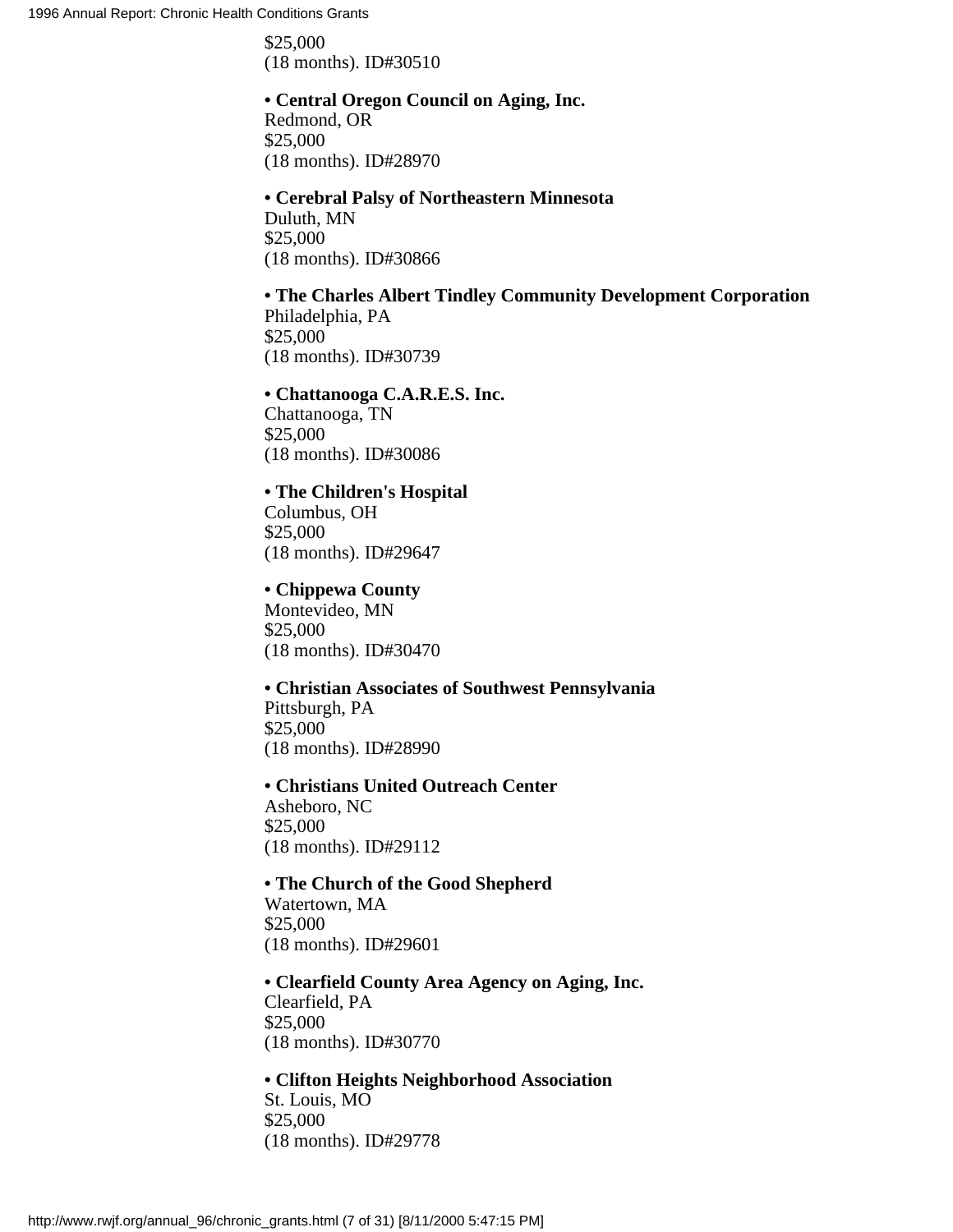$25,000
(18 months). ID#30510

- **Central Oregon Council on Aging, Inc.**
Redmond, OR
$25,000
(18 months). ID#28970

- **Cerebral Palsy of Northeastern Minnesota**
Duluth, MN
$25,000
(18 months). ID#30866

- **The Charles Albert Tindley Community Development Corporation**
Philadelphia, PA
$25,000
(18 months). ID#30739

- **Chattanooga C.A.R.E.S. Inc.**
Chattanooga, TN
$25,000
(18 months). ID#30086

- **The Children's Hospital**
Columbus, OH
$25,000
(18 months). ID#29647

- **Chippewa County**
Montevideo, MN
$25,000
(18 months). ID#30470

- **Christian Associates of Southwest Pennsylvania**
Pittsburgh, PA
$25,000
(18 months). ID#28990

- **Christians United Outreach Center**
Asheboro, NC
$25,000
(18 months). ID#29112

- **The Church of the Good Shepherd**
Watertown, MA
$25,000
(18 months). ID#29601

- **Clearfield County Area Agency on Aging, Inc.**
Clearfield, PA
$25,000
(18 months). ID#30770

- **Clifton Heights Neighborhood Association**
St. Louis, MO
$25,000
(18 months). ID#29778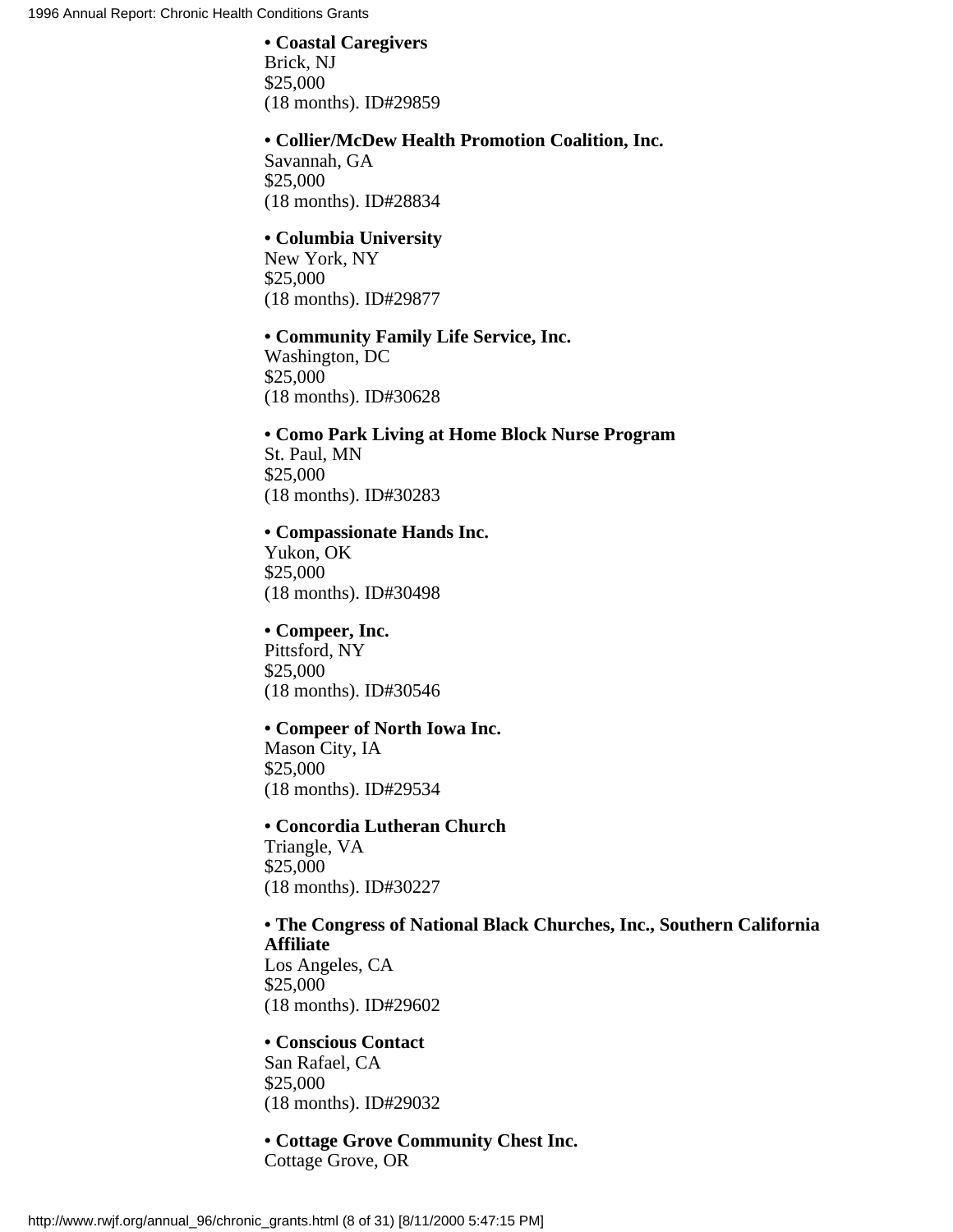- **Coastal Caregivers**
  Brick, NJ
  $25,000
  (18 months). ID#29859

- **Collier/McDew Health Promotion Coalition, Inc.**
  Savannah, GA
  $25,000
  (18 months). ID#28834

- **Columbia University**
  New York, NY
  $25,000
  (18 months). ID#29877

- **Community Family Life Service, Inc.**
  Washington, DC
  $25,000
  (18 months). ID#30628

- **Como Park Living at Home Block Nurse Program**
  St. Paul, MN
  $25,000
  (18 months). ID#30283

- **Compassionate Hands Inc.**
  Yukon, OK
  $25,000
  (18 months). ID#30498

- **Compeer, Inc.**
  Pittsford, NY
  $25,000
  (18 months). ID#30546

- **Compeer of North Iowa Inc.**
  Mason City, IA
  $25,000
  (18 months). ID#29534

- **Concordia Lutheran Church**
  Triangle, VA
  $25,000
  (18 months). ID#30227

- **The Congress of National Black Churches, Inc., Southern California Affiliate**
  Los Angeles, CA
  $25,000
  (18 months). ID#29602

- **Conscious Contact**
  San Rafael, CA
  $25,000
  (18 months). ID#29032

- **Cottage Grove Community Chest Inc.**
  Cottage Grove, OR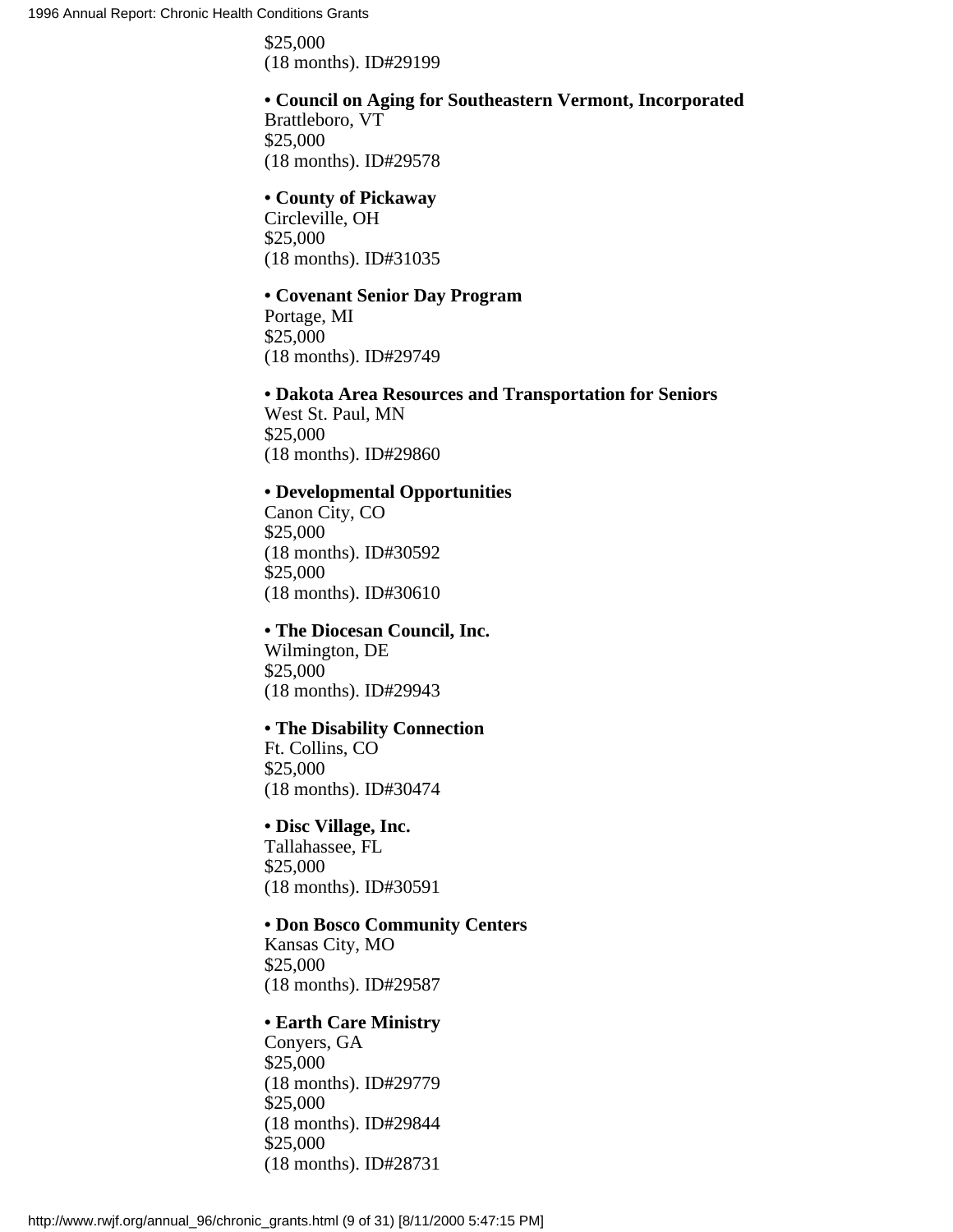$25,000
(18 months). ID#29199

- **Council on Aging for Southeastern Vermont, Incorporated**
Brattleboro, VT
$25,000
(18 months). ID#29578

- **County of Pickaway**
Circleville, OH
$25,000
(18 months). ID#31035

- **Covenant Senior Day Program**
Portage, MI
$25,000
(18 months). ID#29749

- **Dakota Area Resources and Transportation for Seniors**
West St. Paul, MN
$25,000
(18 months). ID#29860

- **Developmental Opportunities**
Canon City, CO
$25,000
(18 months). ID#30592
$25,000
(18 months). ID#30610

- **The Diocesan Council, Inc.**
Wilmington, DE
$25,000
(18 months). ID#29943

- **The Disability Connection**
Ft. Collins, CO
$25,000
(18 months). ID#30474

- **Disc Village, Inc.**
Tallahassee, FL
$25,000
(18 months). ID#30591

- **Don Bosco Community Centers**
Kansas City, MO
$25,000
(18 months). ID#29587

- **Earth Care Ministry**
Conyers, GA
$25,000
(18 months). ID#29779
$25,000
(18 months). ID#29844
$25,000
(18 months). ID#28731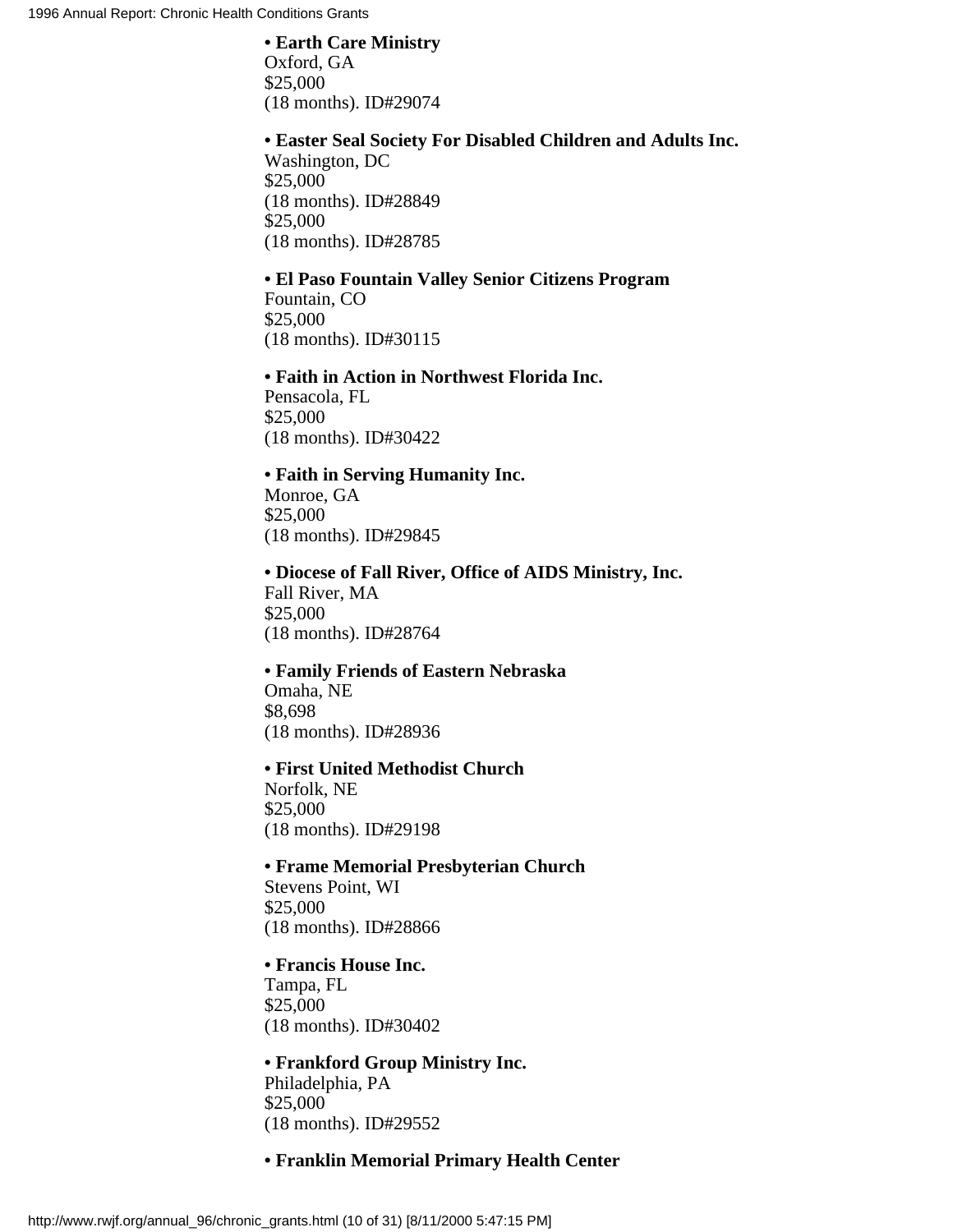- **Earth Care Ministry**
Oxford, GA
$25,000
(18 months). ID#29074

- **Easter Seal Society For Disabled Children and Adults Inc.**
Washington, DC
$25,000
(18 months). ID#28849
$25,000
(18 months). ID#28785

- **El Paso Fountain Valley Senior Citizens Program**
Fountain, CO
$25,000
(18 months). ID#30115

- **Faith in Action in Northwest Florida Inc.**
Pensacola, FL
$25,000
(18 months). ID#30422

- **Faith in Serving Humanity Inc.**
Monroe, GA
$25,000
(18 months). ID#29845

- **Diocese of Fall River, Office of AIDS Ministry, Inc.**
Fall River, MA
$25,000
(18 months). ID#28764

- **Family Friends of Eastern Nebraska**
Omaha, NE
$8,698
(18 months). ID#28936

- **First United Methodist Church**
Norfolk, NE
$25,000
(18 months). ID#29198

- **Frame Memorial Presbyterian Church**
Stevens Point, WI
$25,000
(18 months). ID#28866

- **Francis House Inc.**
Tampa, FL
$25,000
(18 months). ID#30402

- **Frankford Group Ministry Inc.**
Philadelphia, PA
$25,000
(18 months). ID#29552

- **Franklin Memorial Primary Health Center**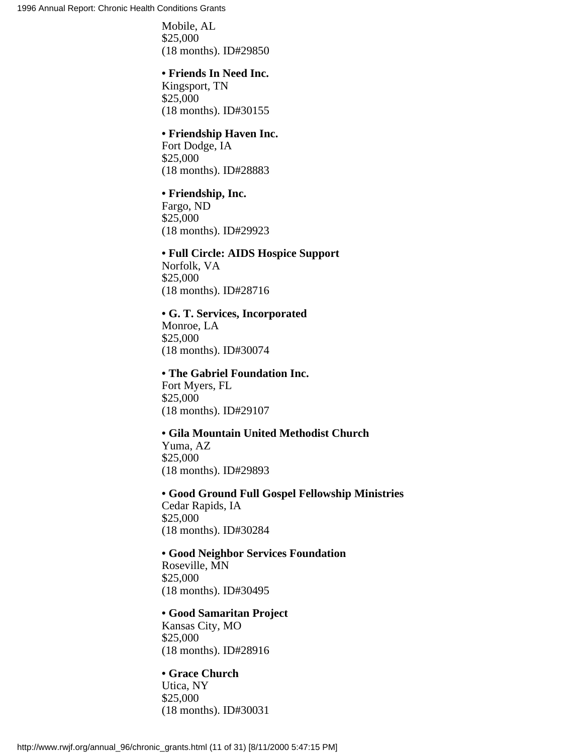Mobile, AL
$25,000
(18 months). ID#29850

- **Friends In Need Inc.**
Kingsport, TN
$25,000
(18 months). ID#30155

- **Friendship Haven Inc.**
Fort Dodge, IA
$25,000
(18 months). ID#28883

- **Friendship, Inc.**
Fargo, ND
$25,000
(18 months). ID#29923

- **Full Circle: AIDS Hospice Support**
Norfolk, VA
$25,000
(18 months). ID#28716

- **G. T. Services, Incorporated**
Monroe, LA
$25,000
(18 months). ID#30074

- **The Gabriel Foundation Inc.**
Fort Myers, FL
$25,000
(18 months). ID#29107

- **Gila Mountain United Methodist Church**
Yuma, AZ
$25,000
(18 months). ID#29893

- **Good Ground Full Gospel Fellowship Ministries**
Cedar Rapids, IA
$25,000
(18 months). ID#30284

- **Good Neighbor Services Foundation**
Roseville, MN
$25,000
(18 months). ID#30495

- **Good Samaritan Project**
Kansas City, MO
$25,000
(18 months). ID#28916

- **Grace Church**
Utica, NY
$25,000
(18 months). ID#30031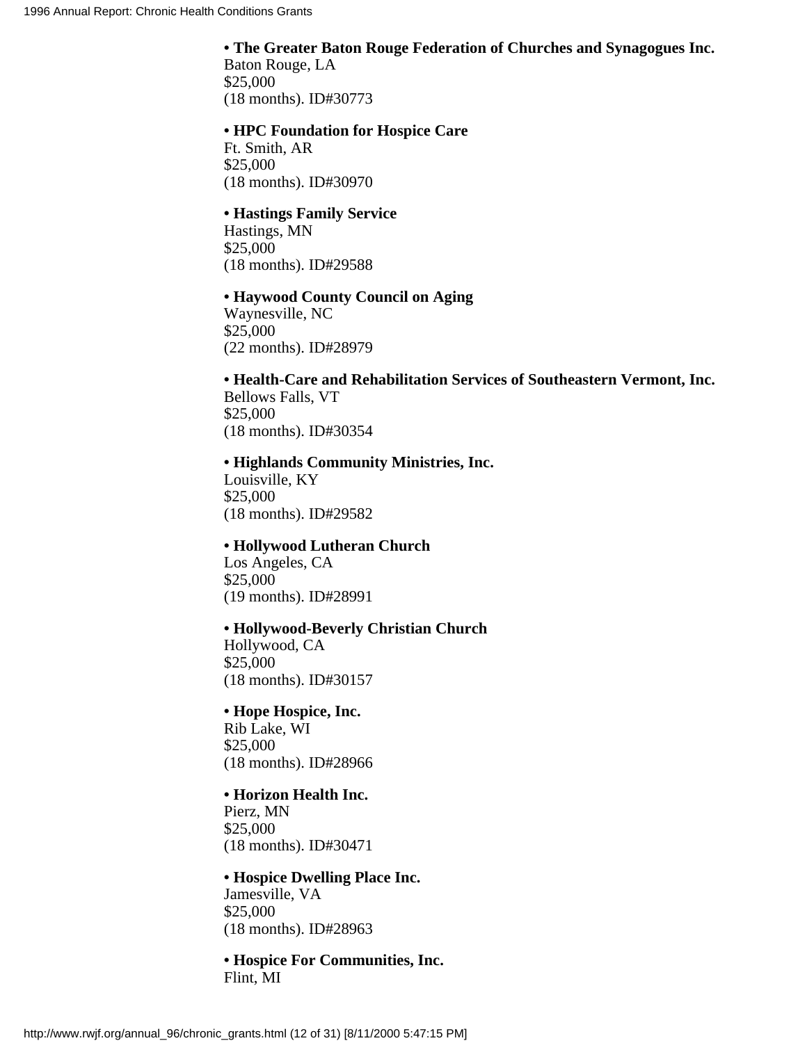- **The Greater Baton Rouge Federation of Churches and Synagogues Inc.**
  Baton Rouge, LA
  $25,000
  (18 months). ID#30773

- **HPC Foundation for Hospice Care**
  Ft. Smith, AR
  $25,000
  (18 months). ID#30970

- **Hastings Family Service**
  Hastings, MN
  $25,000
  (18 months). ID#29588

- **Haywood County Council on Aging**
  Waynesville, NC
  $25,000
  (22 months). ID#28979

- **Health-Care and Rehabilitation Services of Southeastern Vermont, Inc.**
  Bellows Falls, VT
  $25,000
  (18 months). ID#30354

- **Highlands Community Ministries, Inc.**
  Louisville, KY
  $25,000
  (18 months). ID#29582

- **Hollywood Lutheran Church**
  Los Angeles, CA
  $25,000
  (19 months). ID#28991

- **Hollywood-Beverly Christian Church**
  Hollywood, CA
  $25,000
  (18 months). ID#30157

- **Hope Hospice, Inc.**
  Rib Lake, WI
  $25,000
  (18 months). ID#28966

- **Horizon Health Inc.**
  Pierz, MN
  $25,000
  (18 months). ID#30471

- **Hospice Dwelling Place Inc.**
  Jamesville, VA
  $25,000
  (18 months). ID#28963

- **Hospice For Communities, Inc.**
  Flint, MI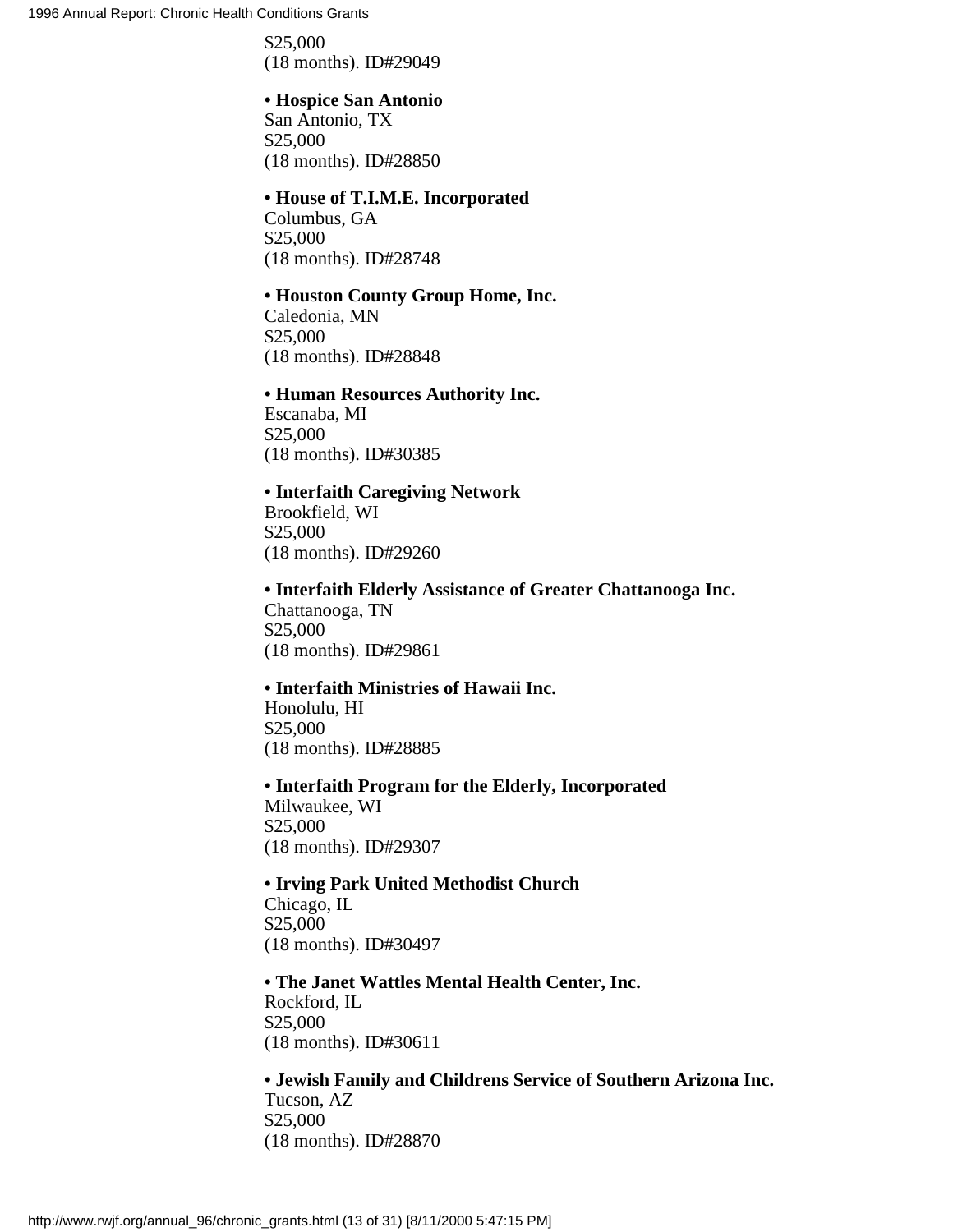$25,000
(18 months). ID#29049

• **Hospice San Antonio**
San Antonio, TX
$25,000
(18 months). ID#28850

• **House of T.I.M.E. Incorporated**
Columbus, GA
$25,000
(18 months). ID#28748

• **Houston County Group Home, Inc.**
Caledonia, MN
$25,000
(18 months). ID#28848

• **Human Resources Authority Inc.**
Escanaba, MI
$25,000
(18 months). ID#30385

• **Interfaith Caregiving Network**
Brookfield, WI
$25,000
(18 months). ID#29260

• **Interfaith Elderly Assistance of Greater Chattanooga Inc.**
Chattanooga, TN
$25,000
(18 months). ID#29861

• **Interfaith Ministries of Hawaii Inc.**
Honolulu, HI
$25,000
(18 months). ID#28885

• **Interfaith Program for the Elderly, Incorporated**
Milwaukee, WI
$25,000
(18 months). ID#29307

• **Irving Park United Methodist Church**
Chicago, IL
$25,000
(18 months). ID#30497

• **The Janet Wattles Mental Health Center, Inc.**
Rockford, IL
$25,000
(18 months). ID#30611

• **Jewish Family and Childrens Service of Southern Arizona Inc.**
Tucson, AZ
$25,000
(18 months). ID#28870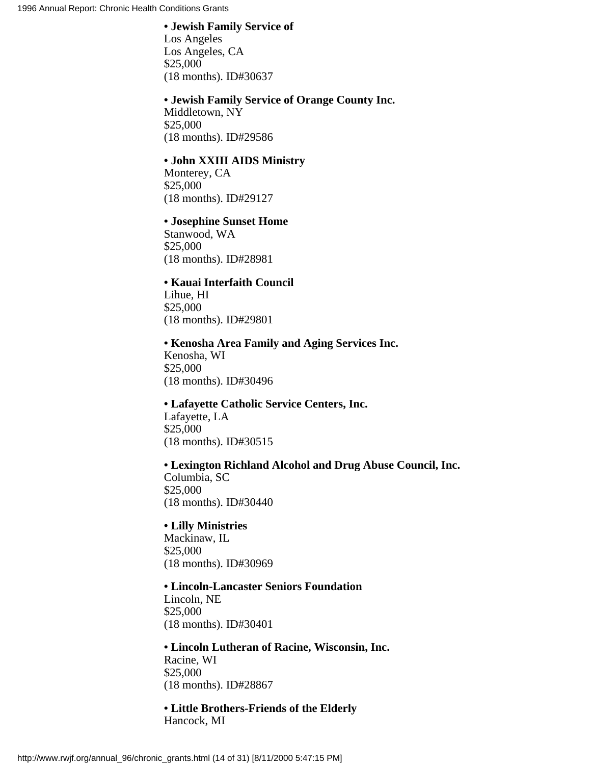**• Jewish Family Service of**
Los Angeles
Los Angeles, CA
$25,000
(18 months). ID#30637

**• Jewish Family Service of Orange County Inc.**
Middletown, NY
$25,000
(18 months). ID#29586

**• John XXIII AIDS Ministry**
Monterey, CA
$25,000
(18 months). ID#29127

**• Josephine Sunset Home**
Stanwood, WA
$25,000
(18 months). ID#28981

**• Kauai Interfaith Council**
Lihue, HI
$25,000
(18 months). ID#29801

**• Kenosha Area Family and Aging Services Inc.**
Kenosha, WI
$25,000
(18 months). ID#30496

**• Lafayette Catholic Service Centers, Inc.**
Lafayette, LA
$25,000
(18 months). ID#30515

**• Lexington Richland Alcohol and Drug Abuse Council, Inc.**
Columbia, SC
$25,000
(18 months). ID#30440

**• Lilly Ministries**
Mackinaw, IL
$25,000
(18 months). ID#30969

**• Lincoln-Lancaster Seniors Foundation**
Lincoln, NE
$25,000
(18 months). ID#30401

**• Lincoln Lutheran of Racine, Wisconsin, Inc.**
Racine, WI
$25,000
(18 months). ID#28867

**• Little Brothers-Friends of the Elderly**
Hancock, MI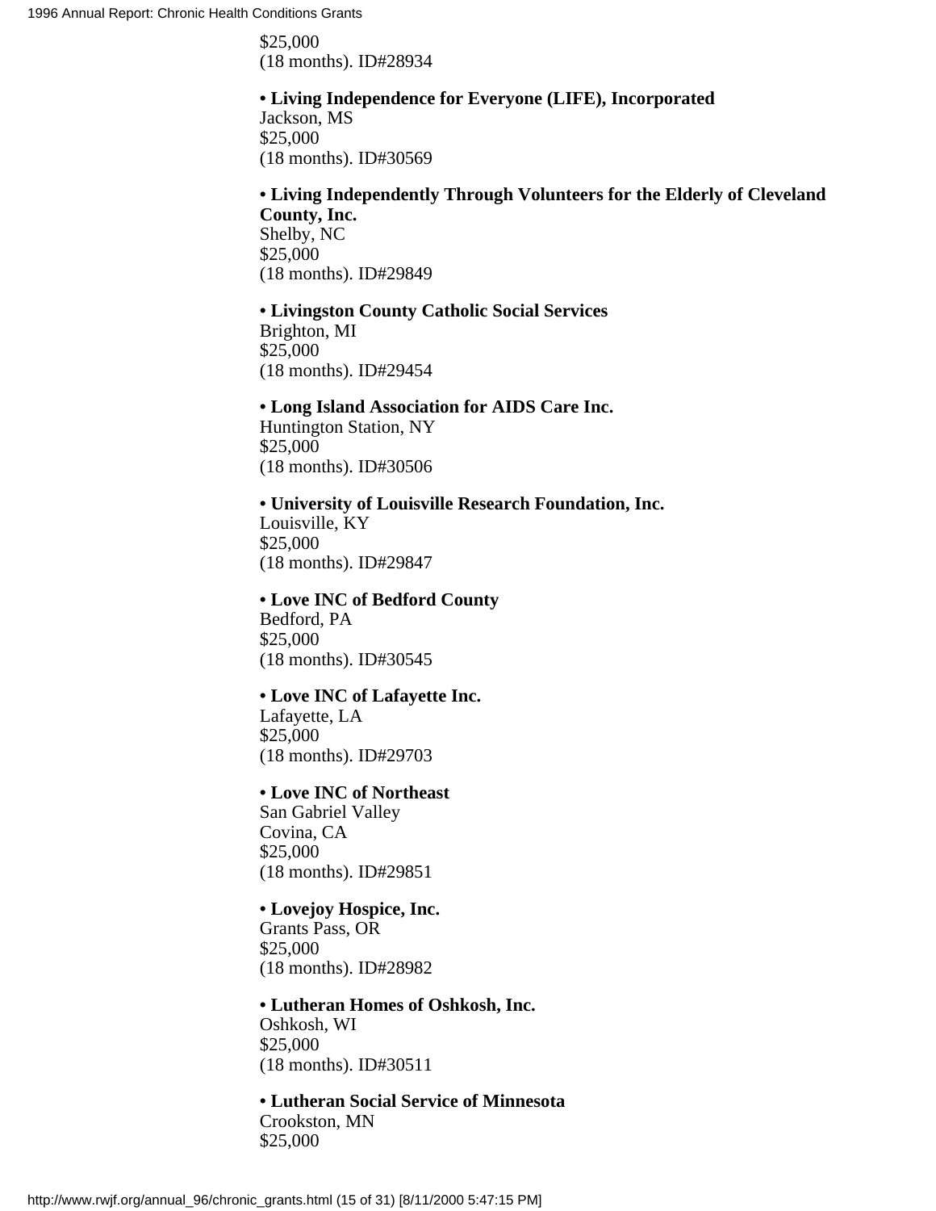$25,000
(18 months). ID#28934

- **Living Independence for Everyone (LIFE), Incorporated**
Jackson, MS
$25,000
(18 months). ID#30569

- **Living Independently Through Volunteers for the Elderly of Cleveland County, Inc.**
Shelby, NC
$25,000
(18 months). ID#29849

- **Livingston County Catholic Social Services**
Brighton, MI
$25,000
(18 months). ID#29454

- **Long Island Association for AIDS Care Inc.**
Huntington Station, NY
$25,000
(18 months). ID#30506

- **University of Louisville Research Foundation, Inc.**
Louisville, KY
$25,000
(18 months). ID#29847

- **Love INC of Bedford County**
Bedford, PA
$25,000
(18 months). ID#30545

- **Love INC of Lafayette Inc.**
Lafayette, LA
$25,000
(18 months). ID#29703

- **Love INC of Northeast**
San Gabriel Valley
Covina, CA
$25,000
(18 months). ID#29851

- **Lovejoy Hospice, Inc.**
Grants Pass, OR
$25,000
(18 months). ID#28982

- **Lutheran Homes of Oshkosh, Inc.**
Oshkosh, WI
$25,000
(18 months). ID#30511

- **Lutheran Social Service of Minnesota**
Crookston, MN
$25,000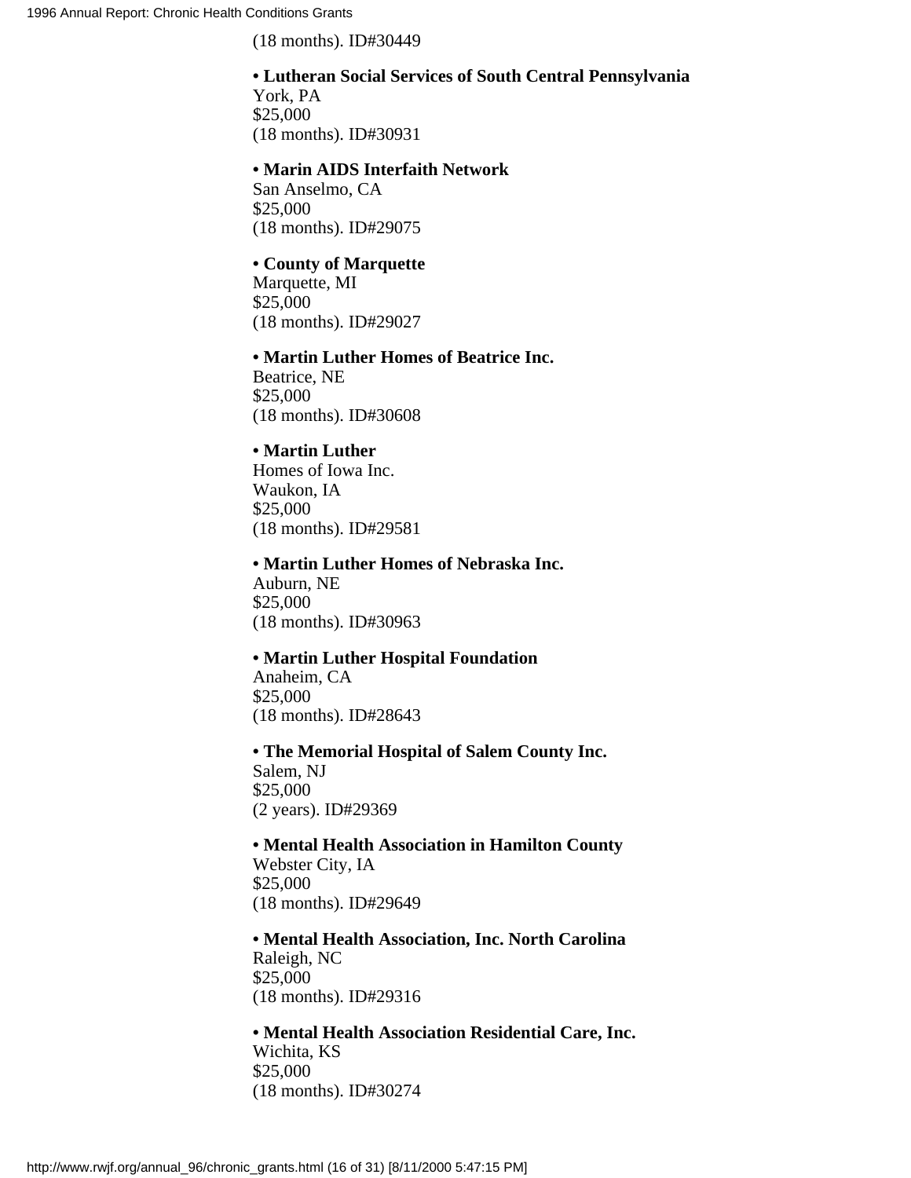(18 months). ID#30449

**• Lutheran Social Services of South Central Pennsylvania**
York, PA
$25,000
(18 months). ID#30931

**• Marin AIDS Interfaith Network**
San Anselmo, CA
$25,000
(18 months). ID#29075

**• County of Marquette**
Marquette, MI
$25,000
(18 months). ID#29027

**• Martin Luther Homes of Beatrice Inc.**
Beatrice, NE
$25,000
(18 months). ID#30608

**• Martin Luther**
Homes of Iowa Inc.
Waukon, IA
$25,000
(18 months). ID#29581

**• Martin Luther Homes of Nebraska Inc.**
Auburn, NE
$25,000
(18 months). ID#30963

**• Martin Luther Hospital Foundation**
Anaheim, CA
$25,000
(18 months). ID#28643

**• The Memorial Hospital of Salem County Inc.**
Salem, NJ
$25,000
(2 years). ID#29369

**• Mental Health Association in Hamilton County**
Webster City, IA
$25,000
(18 months). ID#29649

**• Mental Health Association, Inc. North Carolina**
Raleigh, NC
$25,000
(18 months). ID#29316

**• Mental Health Association Residential Care, Inc.**
Wichita, KS
$25,000
(18 months). ID#30274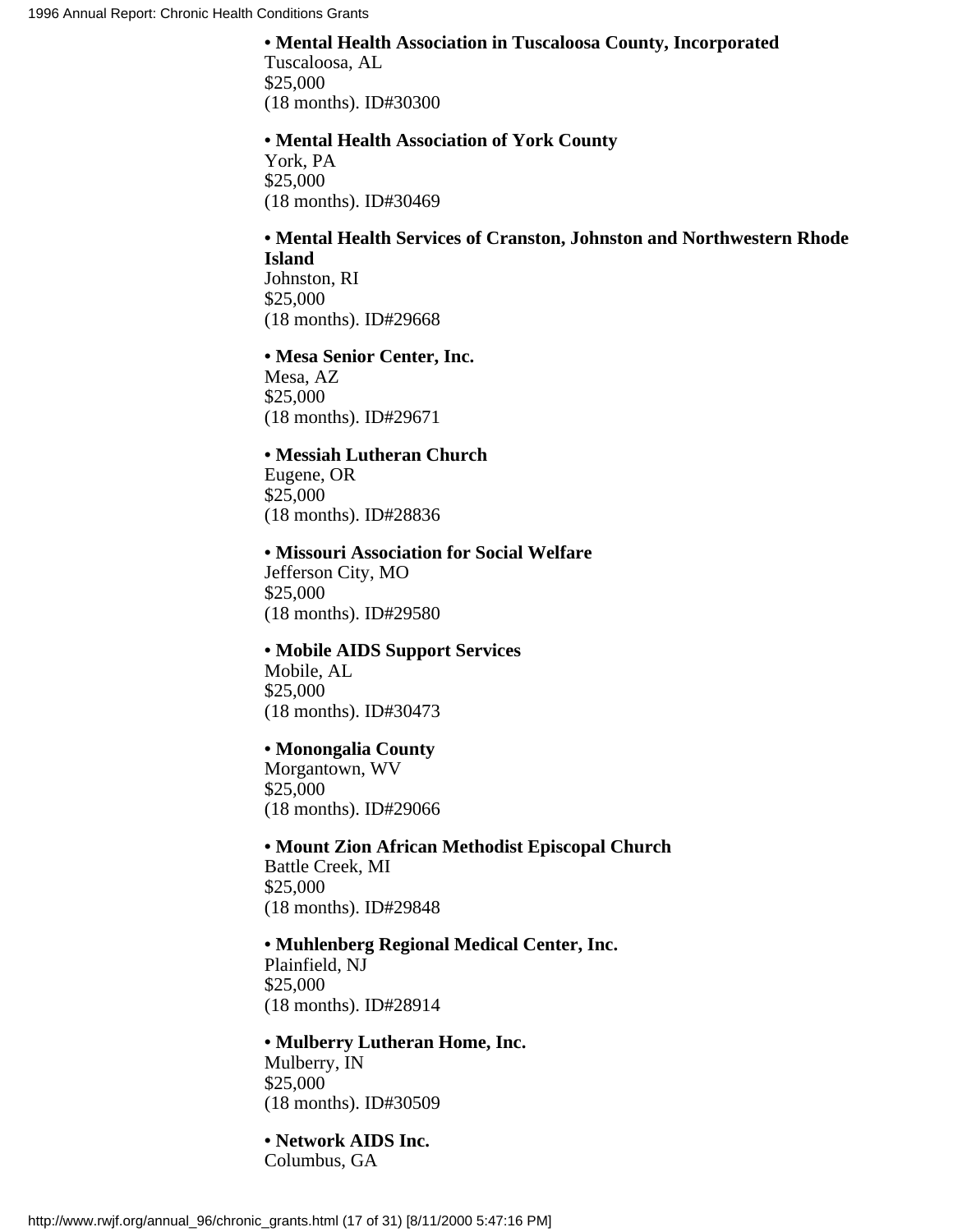- **Mental Health Association in Tuscaloosa County, Incorporated**
  Tuscaloosa, AL
  $25,000
  (18 months). ID#30300

- **Mental Health Association of York County**
  York, PA
  $25,000
  (18 months). ID#30469

- **Mental Health Services of Cranston, Johnston and Northwestern Rhode Island**
  Johnston, RI
  $25,000
  (18 months). ID#29668

- **Mesa Senior Center, Inc.**
  Mesa, AZ
  $25,000
  (18 months). ID#29671

- **Messiah Lutheran Church**
  Eugene, OR
  $25,000
  (18 months). ID#28836

- **Missouri Association for Social Welfare**
  Jefferson City, MO
  $25,000
  (18 months). ID#29580

- **Mobile AIDS Support Services**
  Mobile, AL
  $25,000
  (18 months). ID#30473

- **Monongalia County**
  Morgantown, WV
  $25,000
  (18 months). ID#29066

- **Mount Zion African Methodist Episcopal Church**
  Battle Creek, MI
  $25,000
  (18 months). ID#29848

- **Muhlenberg Regional Medical Center, Inc.**
  Plainfield, NJ
  $25,000
  (18 months). ID#28914

- **Mulberry Lutheran Home, Inc.**
  Mulberry, IN
  $25,000
  (18 months). ID#30509

- **Network AIDS Inc.**
  Columbus, GA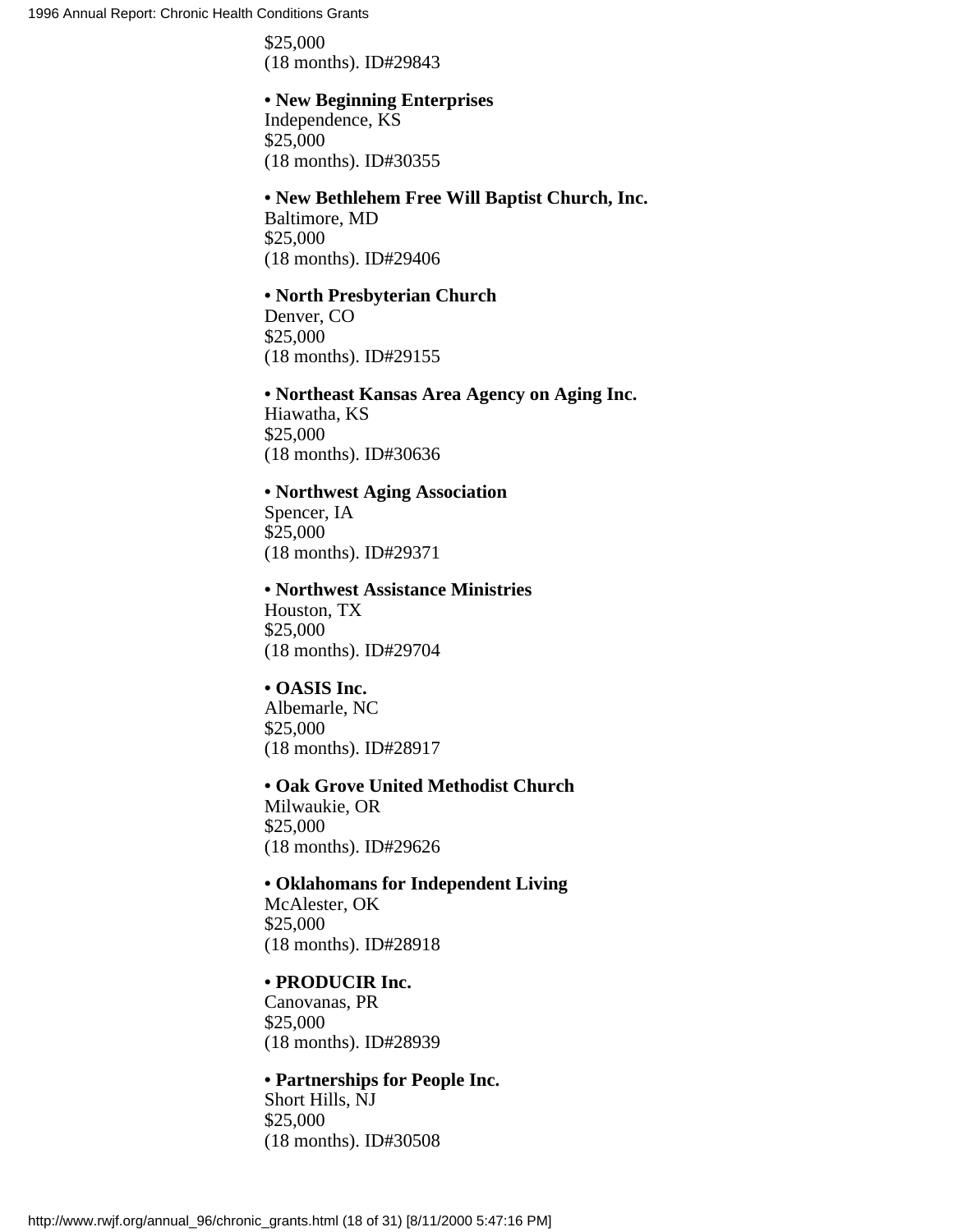$25,000
(18 months). ID#29843

• **New Beginning Enterprises**
Independence, KS
$25,000
(18 months). ID#30355

• **New Bethlehem Free Will Baptist Church, Inc.**
Baltimore, MD
$25,000
(18 months). ID#29406

• **North Presbyterian Church**
Denver, CO
$25,000
(18 months). ID#29155

• **Northeast Kansas Area Agency on Aging Inc.**
Hiawatha, KS
$25,000
(18 months). ID#30636

• **Northwest Aging Association**
Spencer, IA
$25,000
(18 months). ID#29371

• **Northwest Assistance Ministries**
Houston, TX
$25,000
(18 months). ID#29704

• **OASIS Inc.**
Albemarle, NC
$25,000
(18 months). ID#28917

• **Oak Grove United Methodist Church**
Milwaukie, OR
$25,000
(18 months). ID#29626

• **Oklahomans for Independent Living**
McAlester, OK
$25,000
(18 months). ID#28918

• **PRODUCIR Inc.**
Canovanas, PR
$25,000
(18 months). ID#28939

• **Partnerships for People Inc.**
Short Hills, NJ
$25,000
(18 months). ID#30508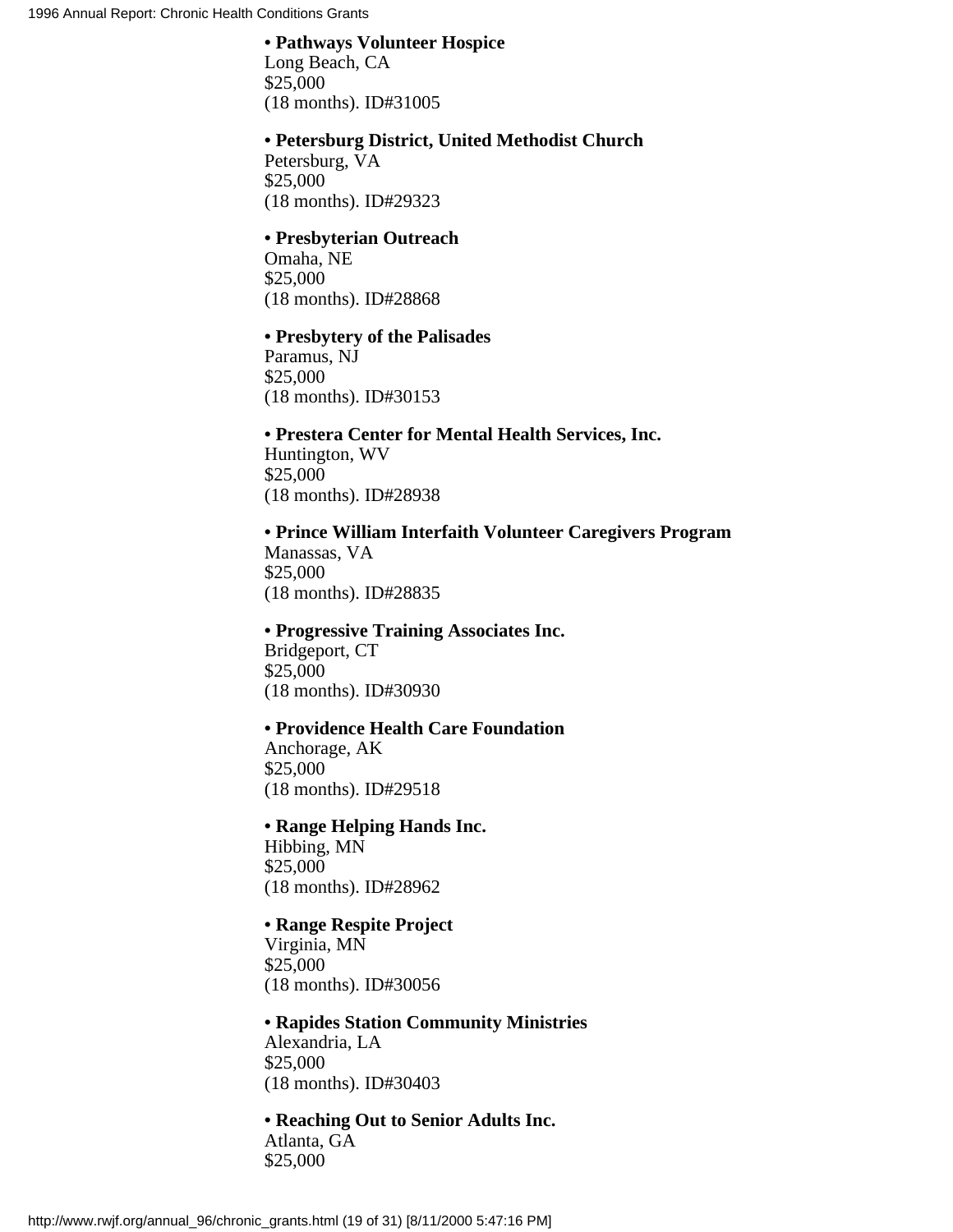- **Pathways Volunteer Hospice**
Long Beach, CA
$25,000
(18 months). ID#31005

- **Petersburg District, United Methodist Church**
Petersburg, VA
$25,000
(18 months). ID#29323

- **Presbyterian Outreach**
Omaha, NE
$25,000
(18 months). ID#28868

- **Presbytery of the Palisades**
Paramus, NJ
$25,000
(18 months). ID#30153

- **Prestera Center for Mental Health Services, Inc.**
Huntington, WV
$25,000
(18 months). ID#28938

- **Prince William Interfaith Volunteer Caregivers Program**
Manassas, VA
$25,000
(18 months). ID#28835

- **Progressive Training Associates Inc.**
Bridgeport, CT
$25,000
(18 months). ID#30930

- **Providence Health Care Foundation**
Anchorage, AK
$25,000
(18 months). ID#29518

- **Range Helping Hands Inc.**
Hibbing, MN
$25,000
(18 months). ID#28962

- **Range Respite Project**
Virginia, MN
$25,000
(18 months). ID#30056

- **Rapides Station Community Ministries**
Alexandria, LA
$25,000
(18 months). ID#30403

- **Reaching Out to Senior Adults Inc.**
Atlanta, GA
$25,000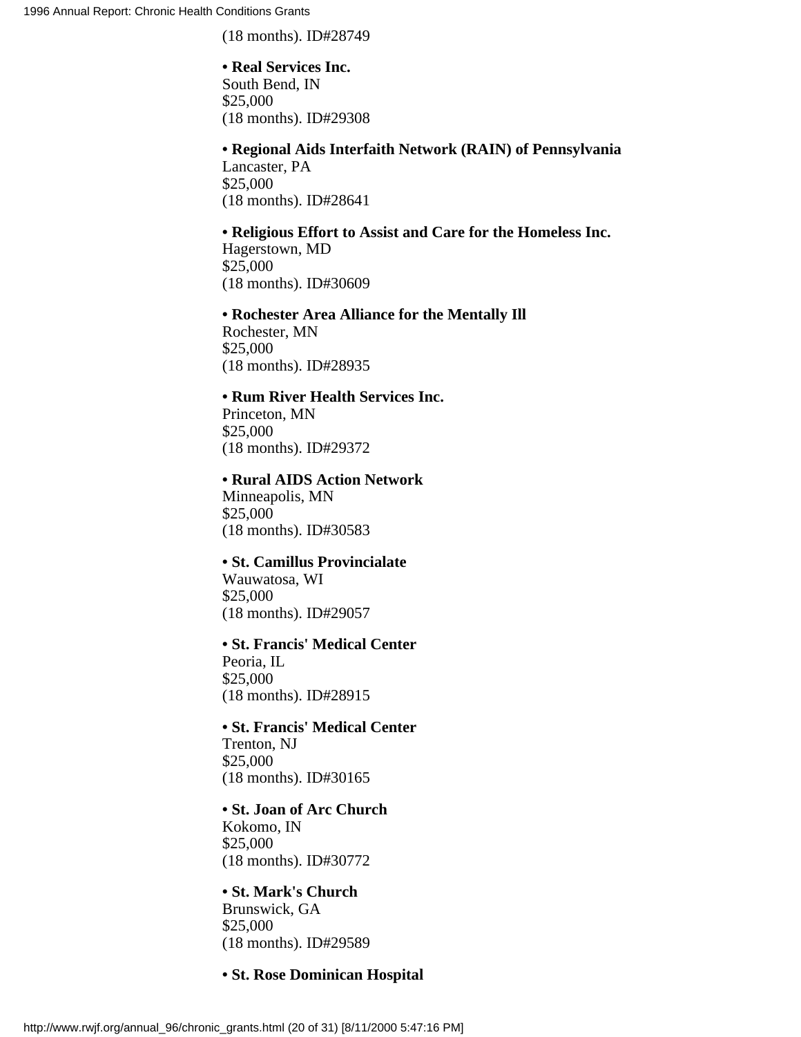(18 months). ID#28749

**• Real Services Inc.**
South Bend, IN
$25,000
(18 months). ID#29308

**• Regional Aids Interfaith Network (RAIN) of Pennsylvania**
Lancaster, PA
$25,000
(18 months). ID#28641

**• Religious Effort to Assist and Care for the Homeless Inc.**
Hagerstown, MD
$25,000
(18 months). ID#30609

**• Rochester Area Alliance for the Mentally Ill**
Rochester, MN
$25,000
(18 months). ID#28935

**• Rum River Health Services Inc.**
Princeton, MN
$25,000
(18 months). ID#29372

**• Rural AIDS Action Network**
Minneapolis, MN
$25,000
(18 months). ID#30583

**• St. Camillus Provincialate**
Wauwatosa, WI
$25,000
(18 months). ID#29057

**• St. Francis' Medical Center**
Peoria, IL
$25,000
(18 months). ID#28915

**• St. Francis' Medical Center**
Trenton, NJ
$25,000
(18 months). ID#30165

**• St. Joan of Arc Church**
Kokomo, IN
$25,000
(18 months). ID#30772

**• St. Mark's Church**
Brunswick, GA
$25,000
(18 months). ID#29589

**• St. Rose Dominican Hospital**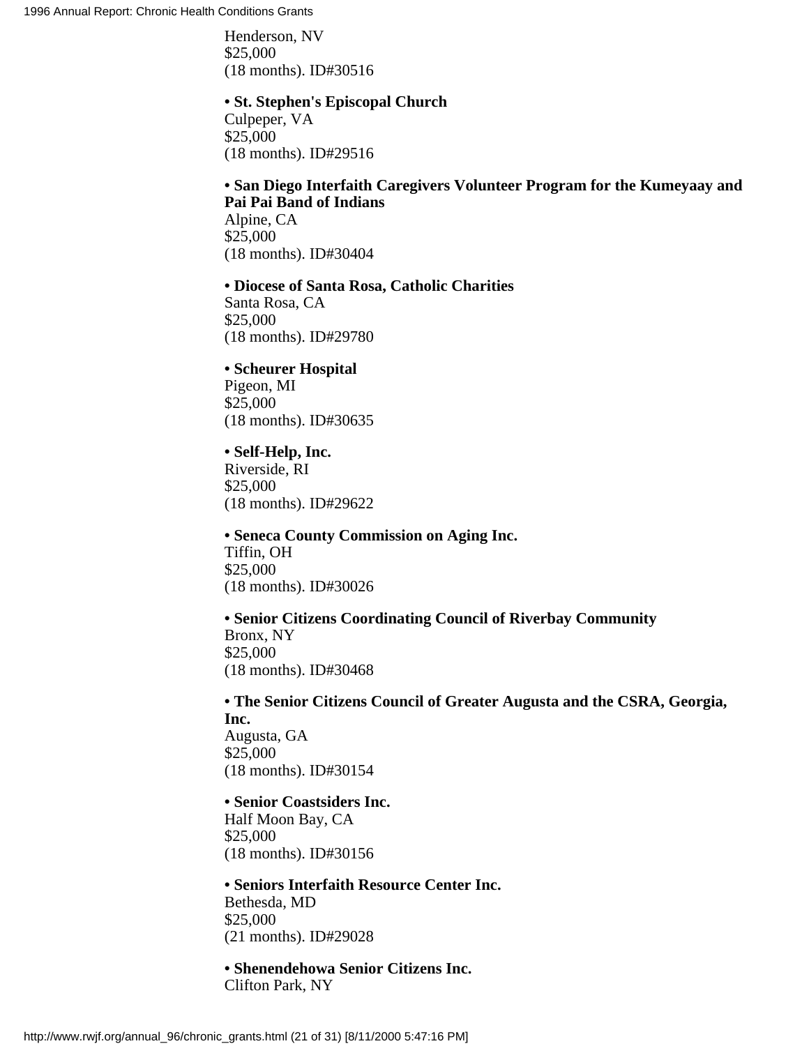Henderson, NV
$25,000
(18 months). ID#30516

- **St. Stephen's Episcopal Church**
Culpeper, VA
$25,000
(18 months). ID#29516

- **San Diego Interfaith Caregivers Volunteer Program for the Kumeyaay and Pai Pai Band of Indians**
Alpine, CA
$25,000
(18 months). ID#30404

- **Diocese of Santa Rosa, Catholic Charities**
Santa Rosa, CA
$25,000
(18 months). ID#29780

- **Scheurer Hospital**
Pigeon, MI
$25,000
(18 months). ID#30635

- **Self-Help, Inc.**
Riverside, RI
$25,000
(18 months). ID#29622

- **Seneca County Commission on Aging Inc.**
Tiffin, OH
$25,000
(18 months). ID#30026

- **Senior Citizens Coordinating Council of Riverbay Community**
Bronx, NY
$25,000
(18 months). ID#30468

- **The Senior Citizens Council of Greater Augusta and the CSRA, Georgia, Inc.**
Augusta, GA
$25,000
(18 months). ID#30154

- **Senior Coastsiders Inc.**
Half Moon Bay, CA
$25,000
(18 months). ID#30156

- **Seniors Interfaith Resource Center Inc.**
Bethesda, MD
$25,000
(21 months). ID#29028

- **Shenendehowa Senior Citizens Inc.**
Clifton Park, NY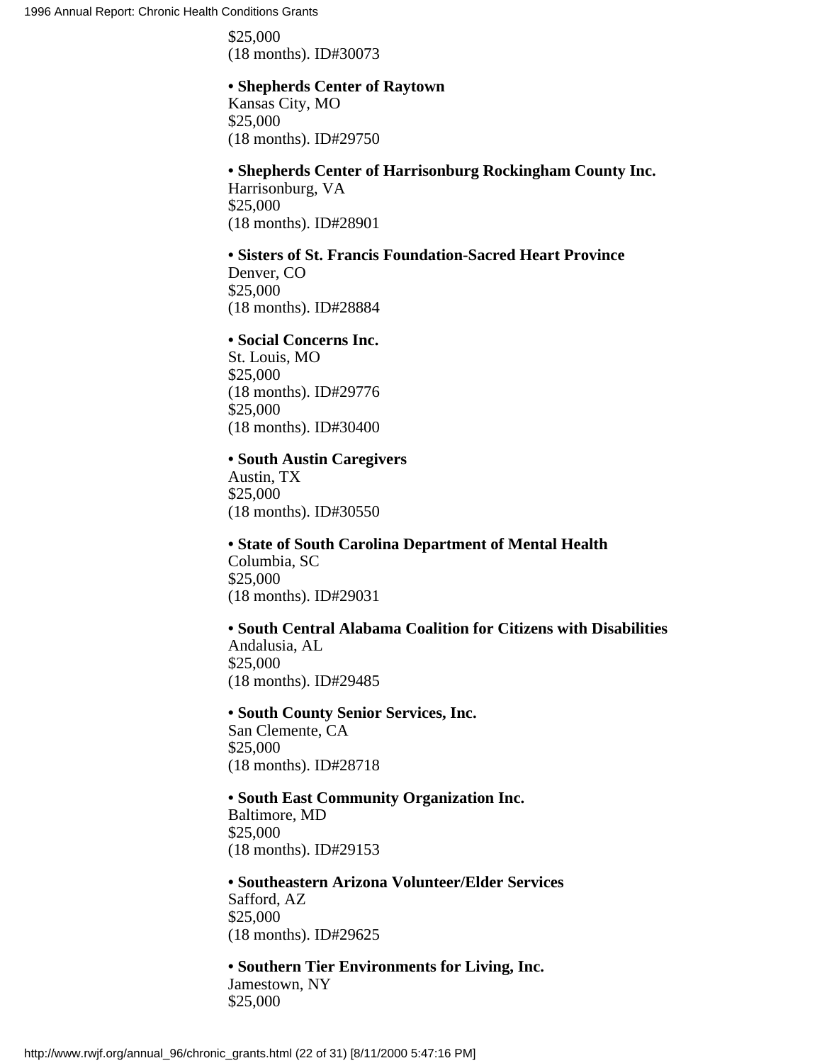$25,000
(18 months). ID#30073

**• Shepherds Center of Raytown**
Kansas City, MO
$25,000
(18 months). ID#29750

**• Shepherds Center of Harrisonburg Rockingham County Inc.**
Harrisonburg, VA
$25,000
(18 months). ID#28901

**• Sisters of St. Francis Foundation-Sacred Heart Province**
Denver, CO
$25,000
(18 months). ID#28884

**• Social Concerns Inc.**
St. Louis, MO
$25,000
(18 months). ID#29776
$25,000
(18 months). ID#30400

**• South Austin Caregivers**
Austin, TX
$25,000
(18 months). ID#30550

**• State of South Carolina Department of Mental Health**
Columbia, SC
$25,000
(18 months). ID#29031

**• South Central Alabama Coalition for Citizens with Disabilities**
Andalusia, AL
$25,000
(18 months). ID#29485

**• South County Senior Services, Inc.**
San Clemente, CA
$25,000
(18 months). ID#28718

**• South East Community Organization Inc.**
Baltimore, MD
$25,000
(18 months). ID#29153

**• Southeastern Arizona Volunteer/Elder Services**
Safford, AZ
$25,000
(18 months). ID#29625

**• Southern Tier Environments for Living, Inc.**
Jamestown, NY
$25,000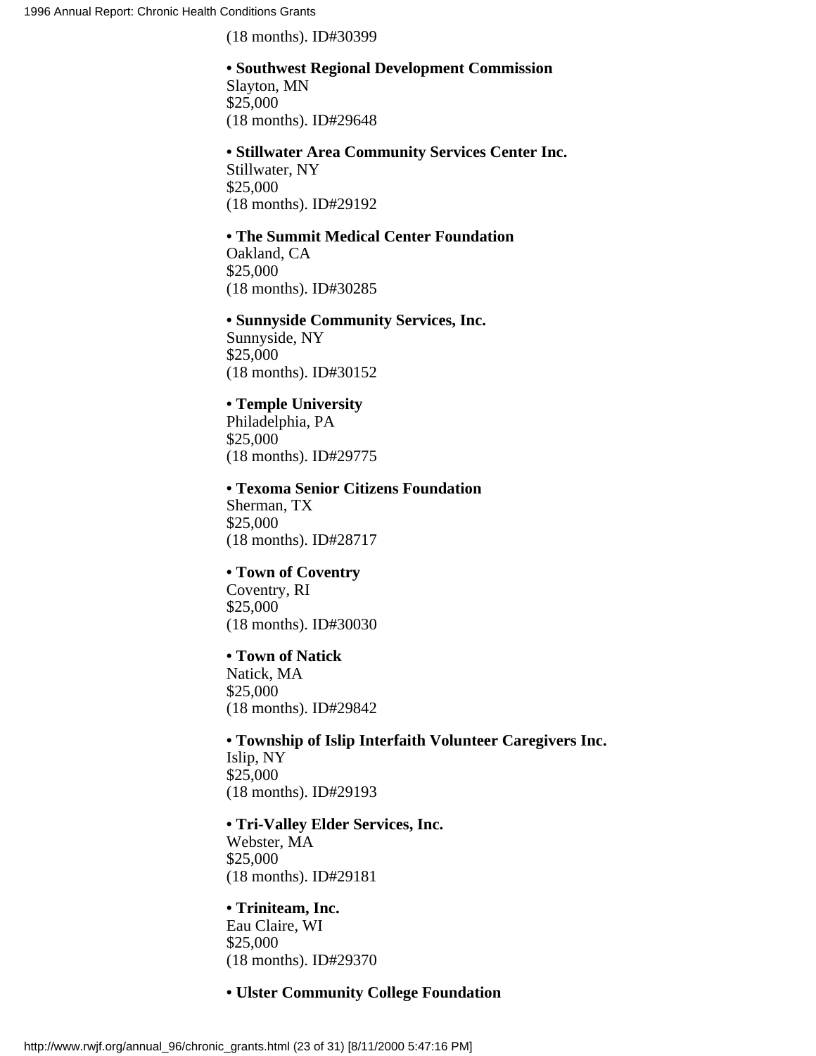(18 months). ID#30399

• **Southwest Regional Development Commission**
Slayton, MN
$25,000
(18 months). ID#29648

• **Stillwater Area Community Services Center Inc.**
Stillwater, NY
$25,000
(18 months). ID#29192

• **The Summit Medical Center Foundation**
Oakland, CA
$25,000
(18 months). ID#30285

• **Sunnyside Community Services, Inc.**
Sunnyside, NY
$25,000
(18 months). ID#30152

• **Temple University**
Philadelphia, PA
$25,000
(18 months). ID#29775

• **Texoma Senior Citizens Foundation**
Sherman, TX
$25,000
(18 months). ID#28717

• **Town of Coventry**
Coventry, RI
$25,000
(18 months). ID#30030

• **Town of Natick**
Natick, MA
$25,000
(18 months). ID#29842

• **Township of Islip Interfaith Volunteer Caregivers Inc.**
Islip, NY
$25,000
(18 months). ID#29193

• **Tri-Valley Elder Services, Inc.**
Webster, MA
$25,000
(18 months). ID#29181

• **Triniteam, Inc.**
Eau Claire, WI
$25,000
(18 months). ID#29370

• **Ulster Community College Foundation**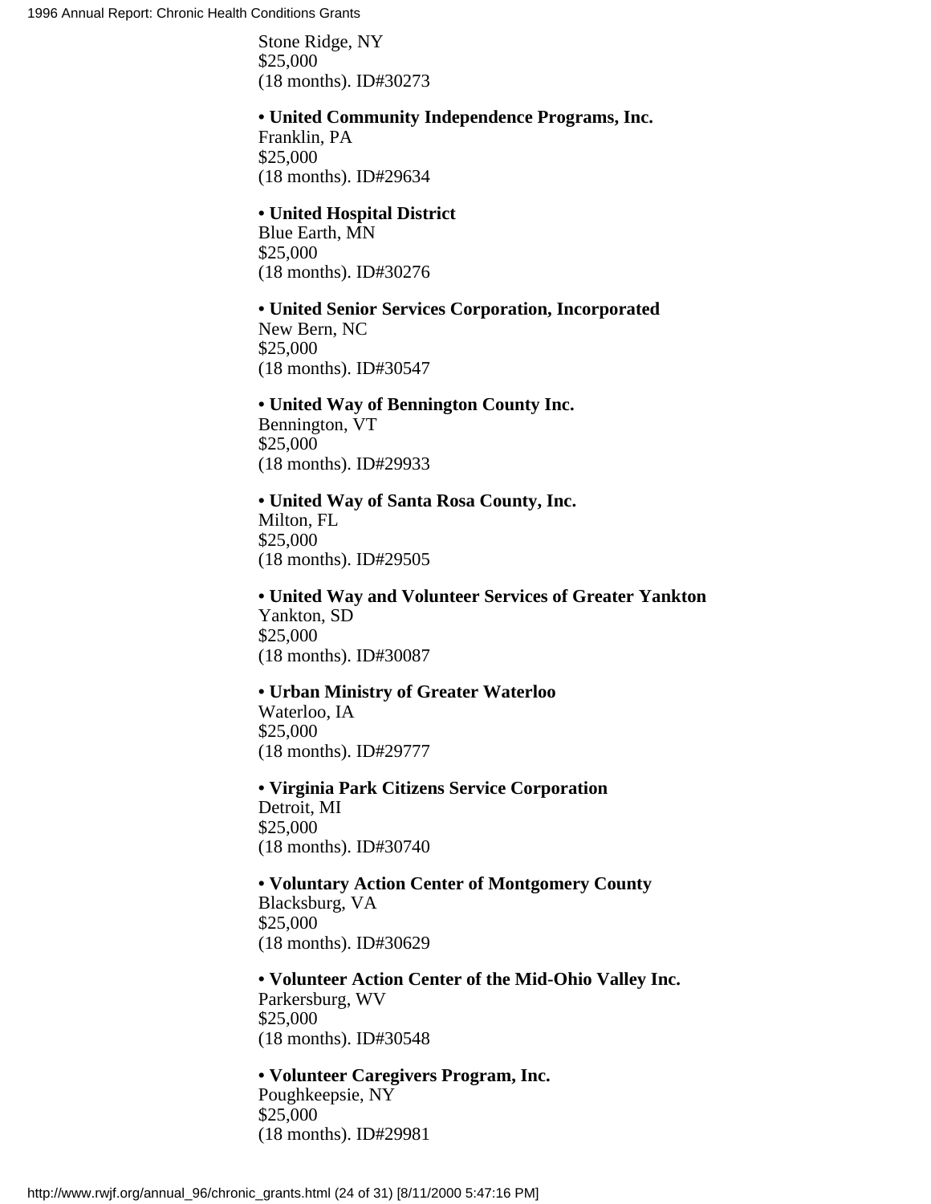Stone Ridge, NY
$25,000
(18 months). ID#30273

- **United Community Independence Programs, Inc.**
Franklin, PA
$25,000
(18 months). ID#29634

- **United Hospital District**
Blue Earth, MN
$25,000
(18 months). ID#30276

- **United Senior Services Corporation, Incorporated**
New Bern, NC
$25,000
(18 months). ID#30547

- **United Way of Bennington County Inc.**
Bennington, VT
$25,000
(18 months). ID#29933

- **United Way of Santa Rosa County, Inc.**
Milton, FL
$25,000
(18 months). ID#29505

- **United Way and Volunteer Services of Greater Yankton**
Yankton, SD
$25,000
(18 months). ID#30087

- **Urban Ministry of Greater Waterloo**
Waterloo, IA
$25,000
(18 months). ID#29777

- **Virginia Park Citizens Service Corporation**
Detroit, MI
$25,000
(18 months). ID#30740

- **Voluntary Action Center of Montgomery County**
Blacksburg, VA
$25,000
(18 months). ID#30629

- **Volunteer Action Center of the Mid-Ohio Valley Inc.**
Parkersburg, WV
$25,000
(18 months). ID#30548

- **Volunteer Caregivers Program, Inc.**
Poughkeepsie, NY
$25,000
(18 months). ID#29981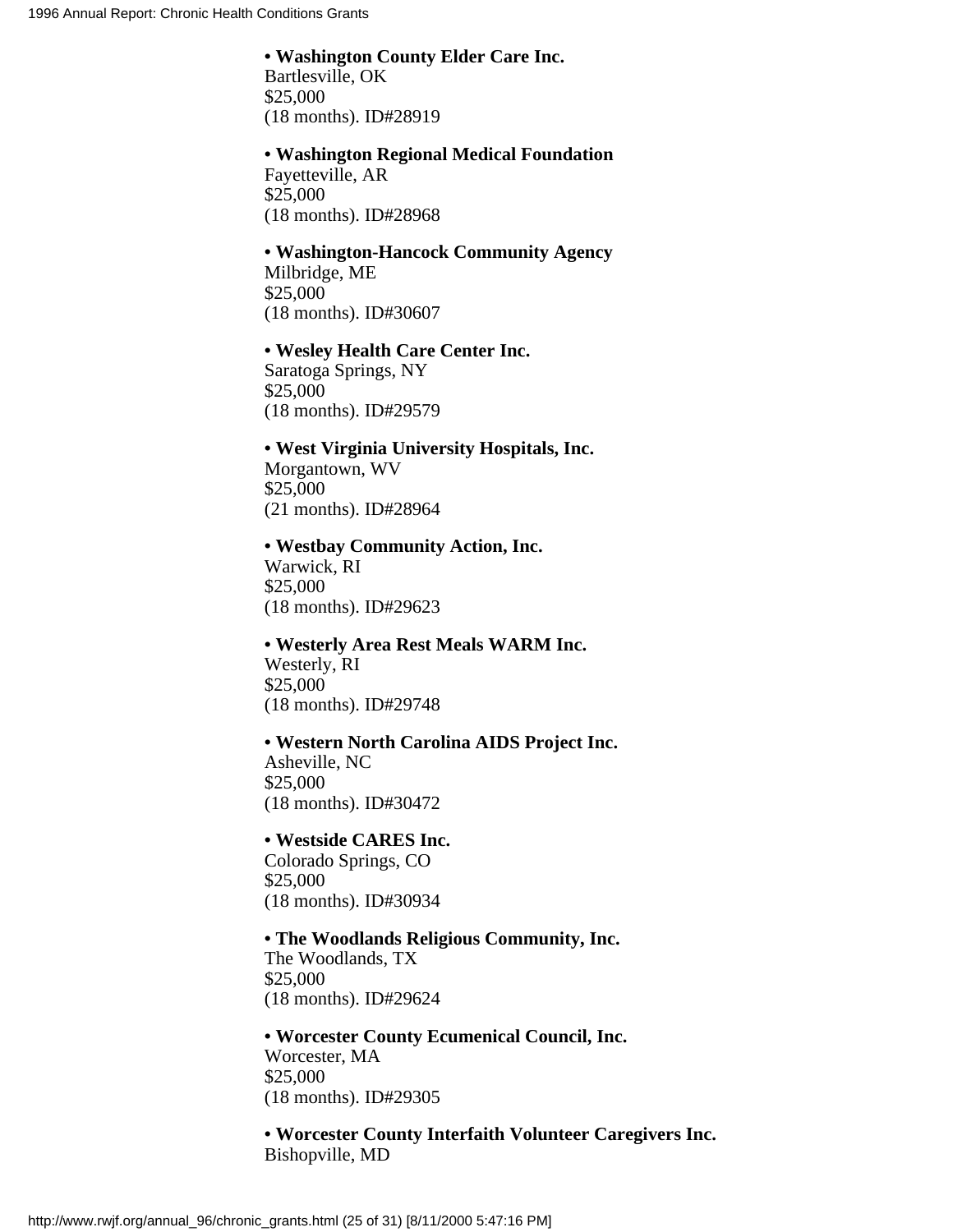- **Washington County Elder Care Inc.**
Bartlesville, OK
$25,000
(18 months). ID#28919

- **Washington Regional Medical Foundation**
Fayetteville, AR
$25,000
(18 months). ID#28968

- **Washington-Hancock Community Agency**
Milbridge, ME
$25,000
(18 months). ID#30607

- **Wesley Health Care Center Inc.**
Saratoga Springs, NY
$25,000
(18 months). ID#29579

- **West Virginia University Hospitals, Inc.**
Morgantown, WV
$25,000
(21 months). ID#28964

- **Westbay Community Action, Inc.**
Warwick, RI
$25,000
(18 months). ID#29623

- **Westerly Area Rest Meals WARM Inc.**
Westerly, RI
$25,000
(18 months). ID#29748

- **Western North Carolina AIDS Project Inc.**
Asheville, NC
$25,000
(18 months). ID#30472

- **Westside CARES Inc.**
Colorado Springs, CO
$25,000
(18 months). ID#30934

- **The Woodlands Religious Community, Inc.**
The Woodlands, TX
$25,000
(18 months). ID#29624

- **Worcester County Ecumenical Council, Inc.**
Worcester, MA
$25,000
(18 months). ID#29305

- **Worcester County Interfaith Volunteer Caregivers Inc.**
Bishopville, MD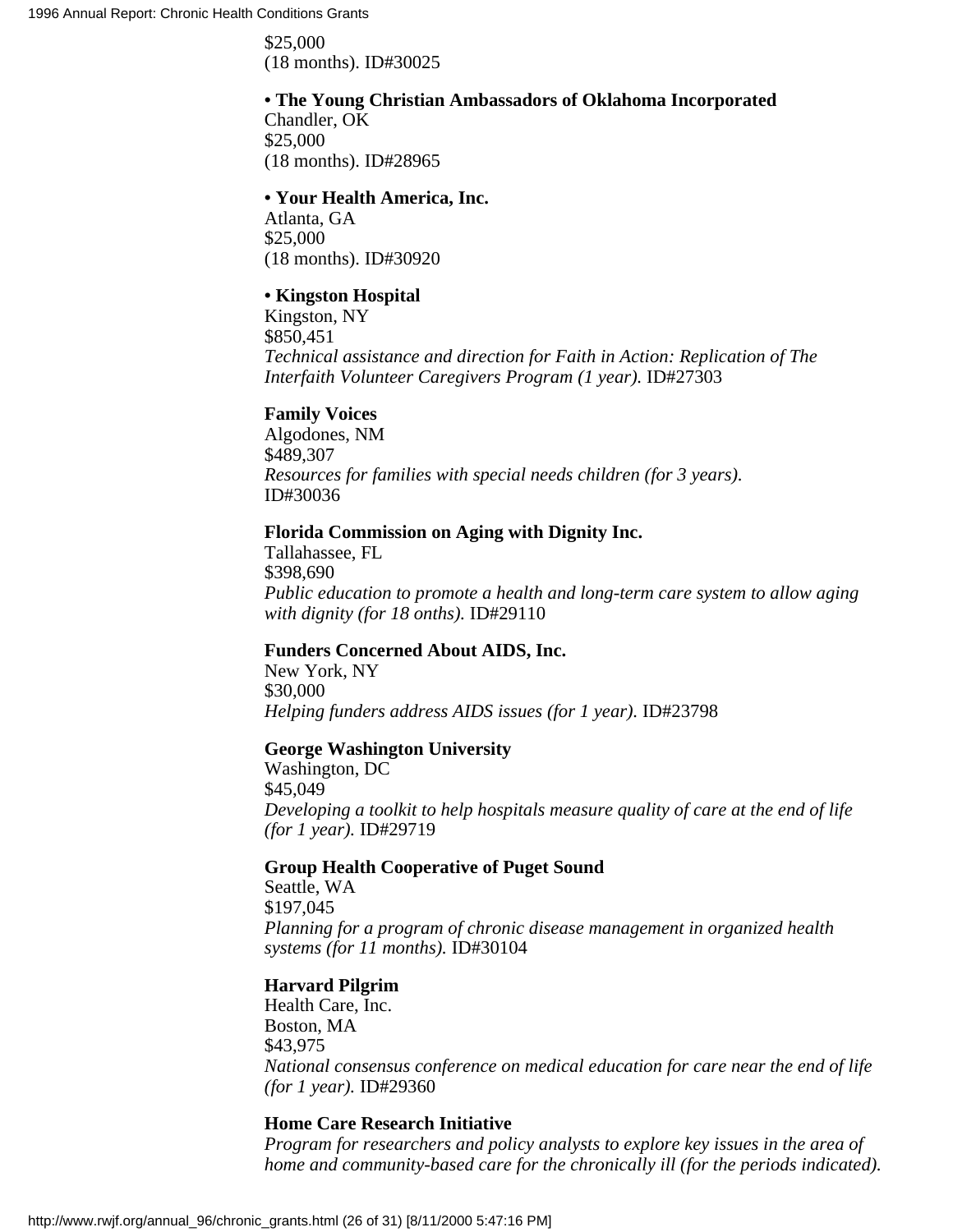$25,000
(18 months). ID#30025

• **The Young Christian Ambassadors of Oklahoma Incorporated**
Chandler, OK
$25,000
(18 months). ID#28965

• **Your Health America, Inc.**
Atlanta, GA
$25,000
(18 months). ID#30920

• **Kingston Hospital**
Kingston, NY
$850,451
*Technical assistance and direction for Faith in Action: Replication of The Interfaith Volunteer Caregivers Program (1 year).* ID#27303

**Family Voices**
Algodones, NM
$489,307
*Resources for families with special needs children (for 3 years).* ID#30036

**Florida Commission on Aging with Dignity Inc.**
Tallahassee, FL
$398,690
*Public education to promote a health and long-term care system to allow aging with dignity (for 18 onths).* ID#29110

**Funders Concerned About AIDS, Inc.**
New York, NY
$30,000
*Helping funders address AIDS issues (for 1 year).* ID#23798

**George Washington University**
Washington, DC
$45,049
*Developing a toolkit to help hospitals measure quality of care at the end of life (for 1 year).* ID#29719

**Group Health Cooperative of Puget Sound**
Seattle, WA
$197,045
*Planning for a program of chronic disease management in organized health systems (for 11 months).* ID#30104

**Harvard Pilgrim**
Health Care, Inc.
Boston, MA
$43,975
*National consensus conference on medical education for care near the end of life (for 1 year).* ID#29360

**Home Care Research Initiative**
*Program for researchers and policy analysts to explore key issues in the area of home and community-based care for the chronically ill (for the periods indicated).*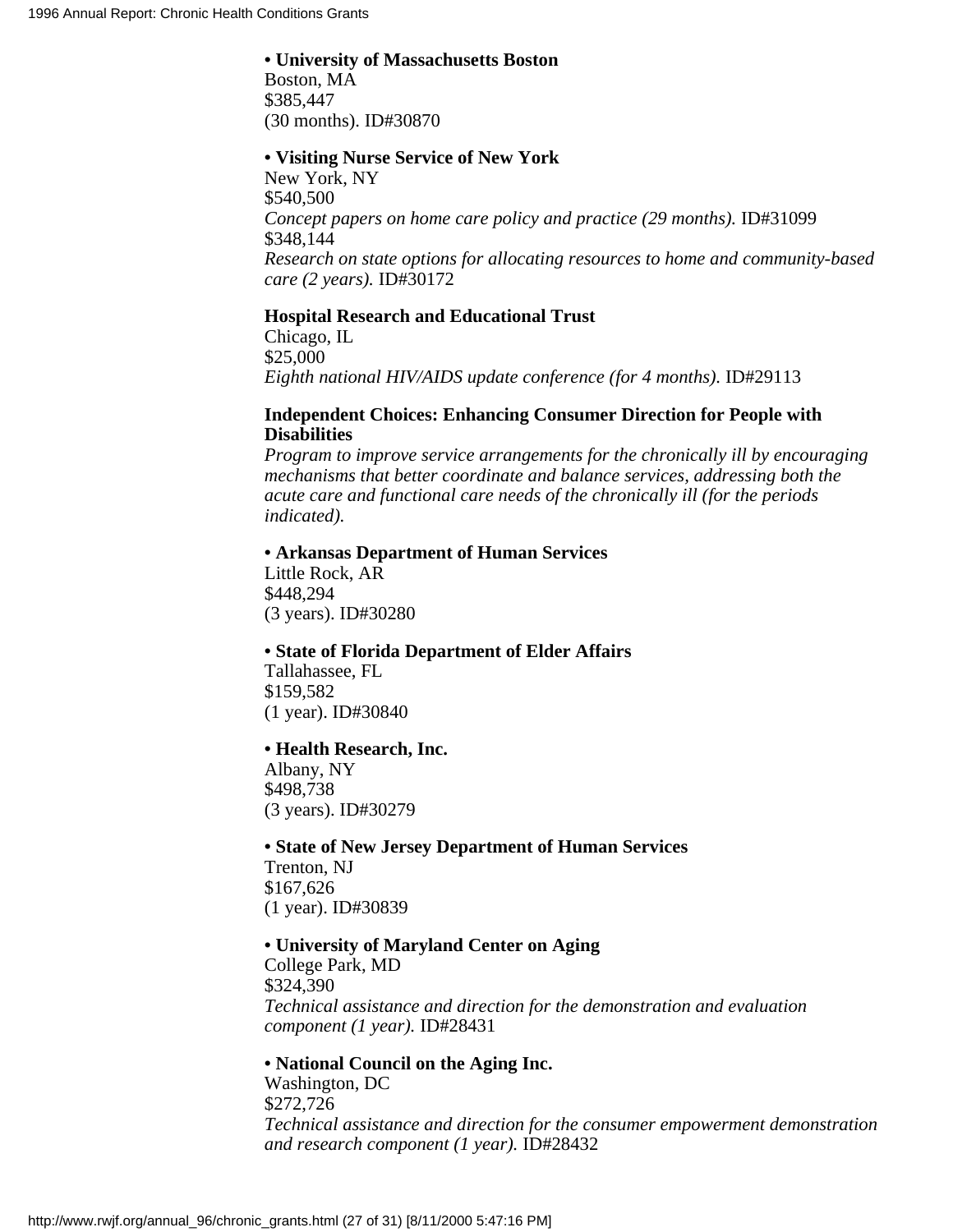**• University of Massachusetts Boston**
Boston, MA
$385,447
(30 months). ID#30870

**• Visiting Nurse Service of New York**
New York, NY
$540,500
*Concept papers on home care policy and practice (29 months).* ID#31099
$348,144
*Research on state options for allocating resources to home and community-based care (2 years).* ID#30172

**Hospital Research and Educational Trust**
Chicago, IL
$25,000
*Eighth national HIV/AIDS update conference (for 4 months).* ID#29113

**Independent Choices: Enhancing Consumer Direction for People with Disabilities**
*Program to improve service arrangements for the chronically ill by encouraging mechanisms that better coordinate and balance services, addressing both the acute care and functional care needs of the chronically ill (for the periods indicated).*

**• Arkansas Department of Human Services**
Little Rock, AR
$448,294
(3 years). ID#30280

**• State of Florida Department of Elder Affairs**
Tallahassee, FL
$159,582
(1 year). ID#30840

**• Health Research, Inc.**
Albany, NY
$498,738
(3 years). ID#30279

**• State of New Jersey Department of Human Services**
Trenton, NJ
$167,626
(1 year). ID#30839

**• University of Maryland Center on Aging**
College Park, MD
$324,390
*Technical assistance and direction for the demonstration and evaluation component (1 year).* ID#28431

**• National Council on the Aging Inc.**
Washington, DC
$272,726
*Technical assistance and direction for the consumer empowerment demonstration and research component (1 year).* ID#28432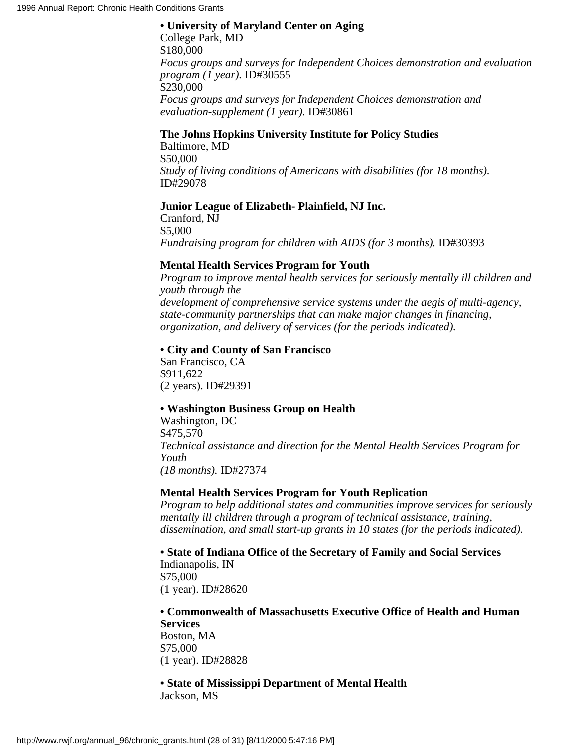**• University of Maryland Center on Aging**
College Park, MD
$180,000
*Focus groups and surveys for Independent Choices demonstration and evaluation program (1 year).* ID#30555
$230,000
*Focus groups and surveys for Independent Choices demonstration and evaluation-supplement (1 year).* ID#30861

**The Johns Hopkins University Institute for Policy Studies**
Baltimore, MD
$50,000
*Study of living conditions of Americans with disabilities (for 18 months).* ID#29078

**Junior League of Elizabeth- Plainfield, NJ Inc.**
Cranford, NJ
$5,000
*Fundraising program for children with AIDS (for 3 months).* ID#30393

**Mental Health Services Program for Youth**
*Program to improve mental health services for seriously mentally ill children and youth through the development of comprehensive service systems under the aegis of multi-agency, state-community partnerships that can make major changes in financing, organization, and delivery of services (for the periods indicated).*

**• City and County of San Francisco**
San Francisco, CA
$911,622
(2 years). ID#29391

**• Washington Business Group on Health**
Washington, DC
$475,570
*Technical assistance and direction for the Mental Health Services Program for Youth (18 months).* ID#27374

**Mental Health Services Program for Youth Replication**
*Program to help additional states and communities improve services for seriously mentally ill children through a program of technical assistance, training, dissemination, and small start-up grants in 10 states (for the periods indicated).*

**• State of Indiana Office of the Secretary of Family and Social Services**
Indianapolis, IN
$75,000
(1 year). ID#28620

**• Commonwealth of Massachusetts Executive Office of Health and Human Services**
Boston, MA
$75,000
(1 year). ID#28828

**• State of Mississippi Department of Mental Health**
Jackson, MS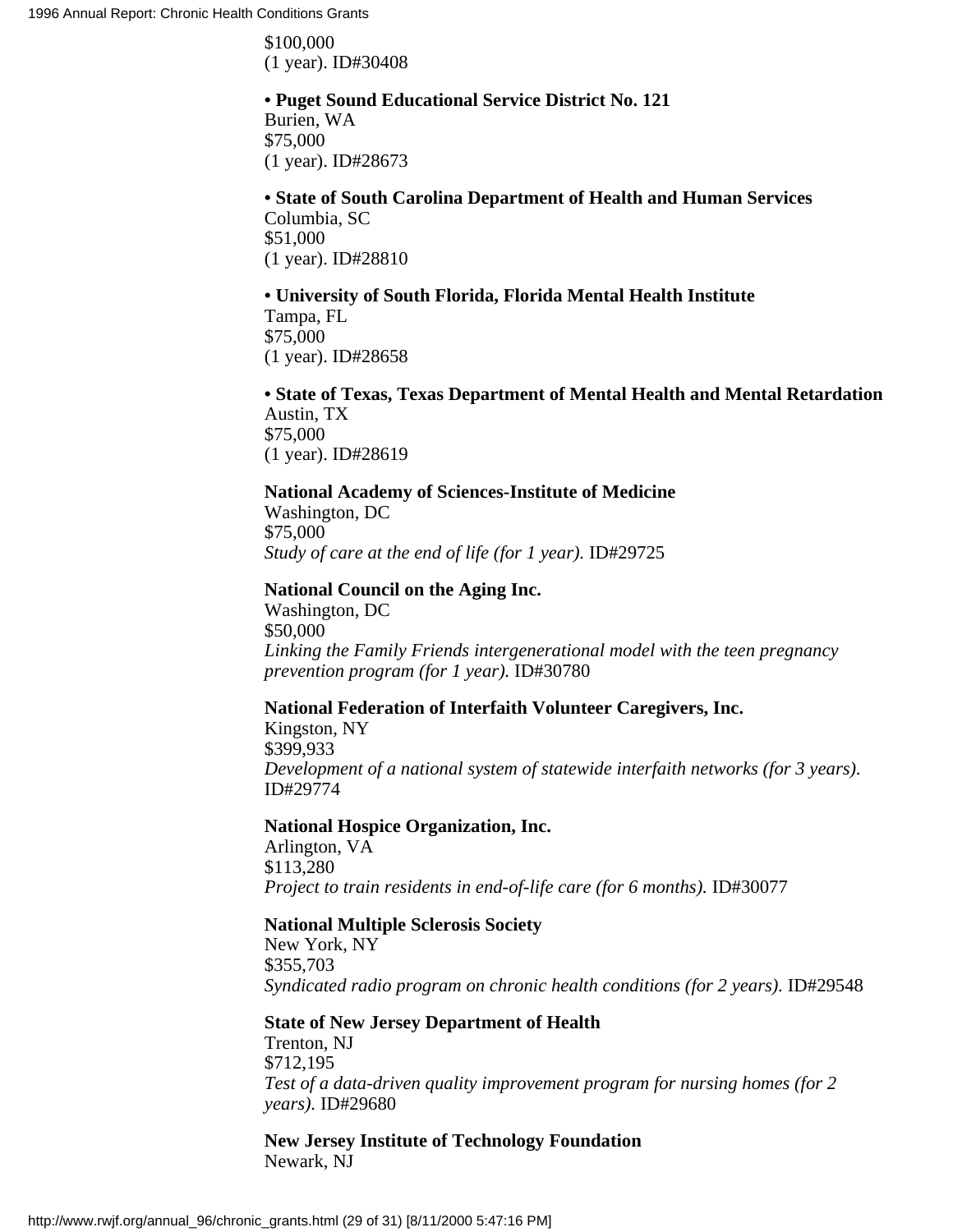$100,000
(1 year). ID#30408

- **Puget Sound Educational Service District No. 121**
  Burien, WA
  $75,000
  (1 year). ID#28673

- **State of South Carolina Department of Health and Human Services**
  Columbia, SC
  $51,000
  (1 year). ID#28810

- **University of South Florida, Florida Mental Health Institute**
  Tampa, FL
  $75,000
  (1 year). ID#28658

- **State of Texas, Texas Department of Mental Health and Mental Retardation**
  Austin, TX
  $75,000
  (1 year). ID#28619

**National Academy of Sciences-Institute of Medicine**
Washington, DC
$75,000
*Study of care at the end of life (for 1 year).* ID#29725

**National Council on the Aging Inc.**
Washington, DC
$50,000
*Linking the Family Friends intergenerational model with the teen pregnancy prevention program (for 1 year).* ID#30780

**National Federation of Interfaith Volunteer Caregivers, Inc.**
Kingston, NY
$399,933
*Development of a national system of statewide interfaith networks (for 3 years).* ID#29774

**National Hospice Organization, Inc.**
Arlington, VA
$113,280
*Project to train residents in end-of-life care (for 6 months).* ID#30077

**National Multiple Sclerosis Society**
New York, NY
$355,703
*Syndicated radio program on chronic health conditions (for 2 years).* ID#29548

**State of New Jersey Department of Health**
Trenton, NJ
$712,195
*Test of a data-driven quality improvement program for nursing homes (for 2 years).* ID#29680

**New Jersey Institute of Technology Foundation**
Newark, NJ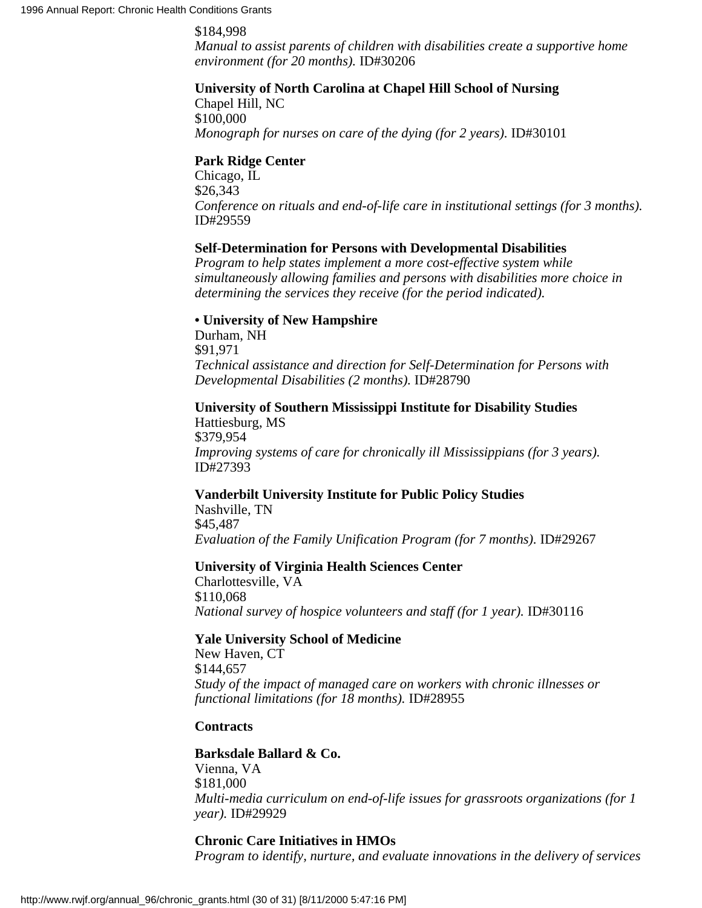$184,998
*Manual to assist parents of children with disabilities create a supportive home environment (for 20 months).* ID#30206

**University of North Carolina at Chapel Hill School of Nursing**
Chapel Hill, NC
$100,000
*Monograph for nurses on care of the dying (for 2 years).* ID#30101

**Park Ridge Center**
Chicago, IL
$26,343
*Conference on rituals and end-of-life care in institutional settings (for 3 months).* ID#29559

**Self-Determination for Persons with Developmental Disabilities**
*Program to help states implement a more cost-effective system while simultaneously allowing families and persons with disabilities more choice in determining the services they receive (for the period indicated).*

**• University of New Hampshire**
Durham, NH
$91,971
*Technical assistance and direction for Self-Determination for Persons with Developmental Disabilities (2 months).* ID#28790

**University of Southern Mississippi Institute for Disability Studies**
Hattiesburg, MS
$379,954
*Improving systems of care for chronically ill Mississippians (for 3 years).* ID#27393

**Vanderbilt University Institute for Public Policy Studies**
Nashville, TN
$45,487
*Evaluation of the Family Unification Program (for 7 months).* ID#29267

**University of Virginia Health Sciences Center**
Charlottesville, VA
$110,068
*National survey of hospice volunteers and staff (for 1 year).* ID#30116

**Yale University School of Medicine**
New Haven, CT
$144,657
*Study of the impact of managed care on workers with chronic illnesses or functional limitations (for 18 months).* ID#28955

**Contracts**

**Barksdale Ballard & Co.**
Vienna, VA
$181,000
*Multi-media curriculum on end-of-life issues for grassroots organizations (for 1 year).* ID#29929

**Chronic Care Initiatives in HMOs**
*Program to identify, nurture, and evaluate innovations in the delivery of services*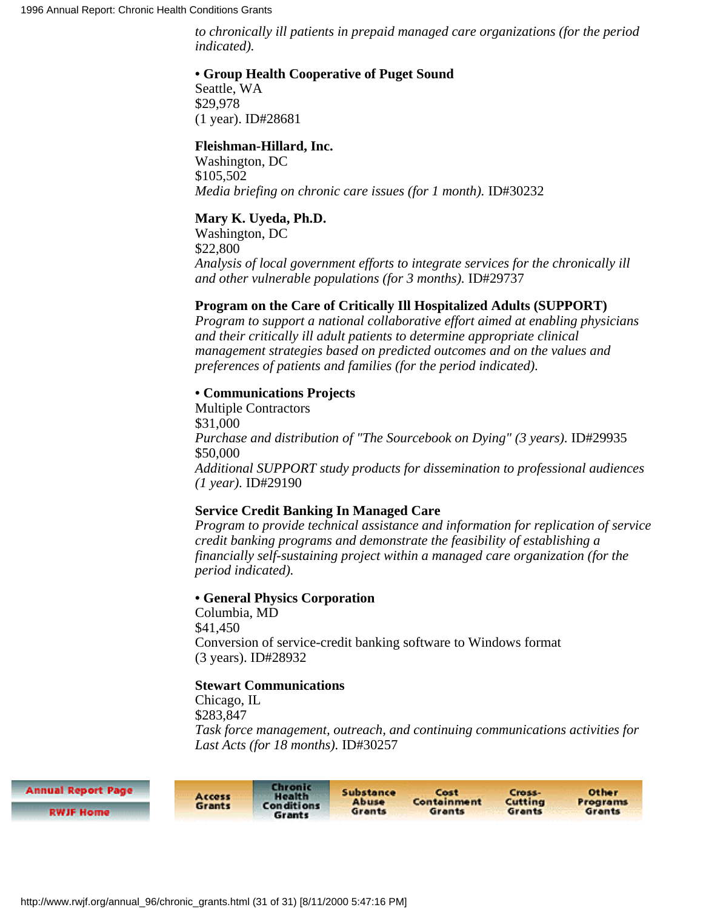*to chronically ill patients in prepaid managed care organizations (for the period indicated).*

**• Group Health Cooperative of Puget Sound**
Seattle, WA
$29,978
(1 year). ID#28681

**Fleishman-Hillard, Inc.**
Washington, DC
$105,502
*Media briefing on chronic care issues (for 1 month).* ID#30232

**Mary K. Uyeda, Ph.D.**
Washington, DC
$22,800
*Analysis of local government efforts to integrate services for the chronically ill and other vulnerable populations (for 3 months).* ID#29737

**Program on the Care of Critically Ill Hospitalized Adults (SUPPORT)**
*Program to support a national collaborative effort aimed at enabling physicians and their critically ill adult patients to determine appropriate clinical management strategies based on predicted outcomes and on the values and preferences of patients and families (for the period indicated).*

**• Communications Projects**
Multiple Contractors
$31,000
*Purchase and distribution of "The Sourcebook on Dying" (3 years).* ID#29935
$50,000
*Additional SUPPORT study products for dissemination to professional audiences (1 year).* ID#29190

**Service Credit Banking In Managed Care**
*Program to provide technical assistance and information for replication of service credit banking programs and demonstrate the feasibility of establishing a financially self-sustaining project within a managed care organization (for the period indicated).*

**• General Physics Corporation**
Columbia, MD
$41,450
Conversion of service-credit banking software to Windows format
(3 years). ID#28932

**Stewart Communications**
Chicago, IL
$283,847
*Task force management, outreach, and continuing communications activities for Last Acts (for 18 months).* ID#30257

Annual Report Page | RWJF Home

Access Grants | Chronic Health Conditions Grants | Substance Abuse Grants | Cost Containment Grants | Cross-Cutting Grants | Other Programs Grants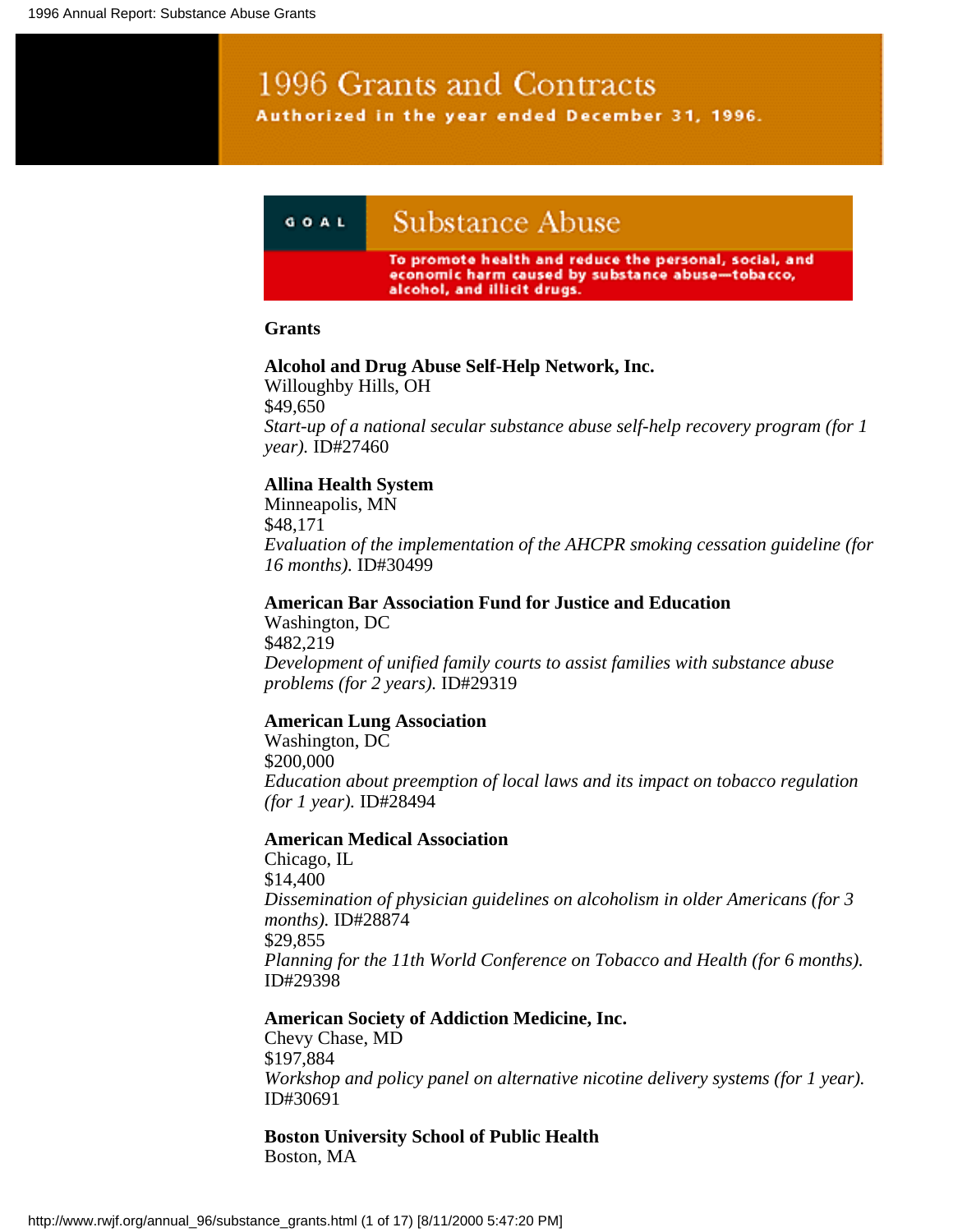# 1996 Grants and Contracts

**Authorized in the year ended December 31, 1996.**

## GOAL: Substance Abuse

**To promote health and reduce the personal, social, and economic harm caused by substance abuse—tobacco, alcohol, and illicit drugs.**

### Grants

**Alcohol and Drug Abuse Self-Help Network, Inc.**
Willoughby Hills, OH
$49,650
*Start-up of a national secular substance abuse self-help recovery program (for 1 year).* ID#27460

**Allina Health System**
Minneapolis, MN
$48,171
*Evaluation of the implementation of the AHCPR smoking cessation guideline (for 16 months).* ID#30499

**American Bar Association Fund for Justice and Education**
Washington, DC
$482,219
*Development of unified family courts to assist families with substance abuse problems (for 2 years).* ID#29319

**American Lung Association**
Washington, DC
$200,000
*Education about preemption of local laws and its impact on tobacco regulation (for 1 year).* ID#28494

**American Medical Association**
Chicago, IL
$14,400
*Dissemination of physician guidelines on alcoholism in older Americans (for 3 months).* ID#28874
$29,855
*Planning for the 11th World Conference on Tobacco and Health (for 6 months).* ID#29398

**American Society of Addiction Medicine, Inc.**
Chevy Chase, MD
$197,884
*Workshop and policy panel on alternative nicotine delivery systems (for 1 year).* ID#30691

**Boston University School of Public Health**
Boston, MA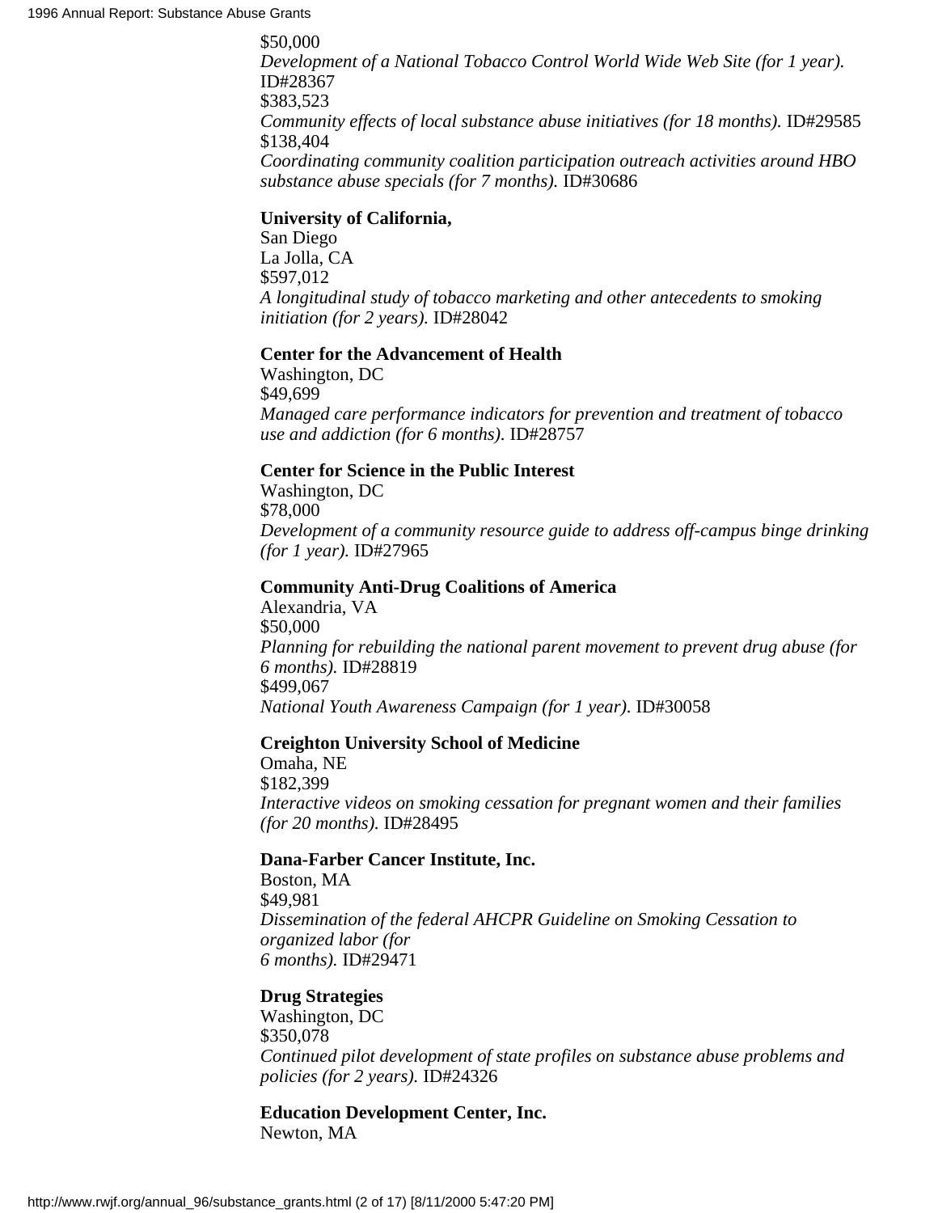$50,000
*Development of a National Tobacco Control World Wide Web Site (for 1 year).* ID#28367
$383,523
*Community effects of local substance abuse initiatives (for 18 months).* ID#29585
$138,404
*Coordinating community coalition participation outreach activities around HBO substance abuse specials (for 7 months).* ID#30686

**University of California,**
San Diego
La Jolla, CA
$597,012
*A longitudinal study of tobacco marketing and other antecedents to smoking initiation (for 2 years).* ID#28042

**Center for the Advancement of Health**
Washington, DC
$49,699
*Managed care performance indicators for prevention and treatment of tobacco use and addiction (for 6 months).* ID#28757

**Center for Science in the Public Interest**
Washington, DC
$78,000
*Development of a community resource guide to address off-campus binge drinking (for 1 year).* ID#27965

**Community Anti-Drug Coalitions of America**
Alexandria, VA
$50,000
*Planning for rebuilding the national parent movement to prevent drug abuse (for 6 months).* ID#28819
$499,067
*National Youth Awareness Campaign (for 1 year).* ID#30058

**Creighton University School of Medicine**
Omaha, NE
$182,399
*Interactive videos on smoking cessation for pregnant women and their families (for 20 months).* ID#28495

**Dana-Farber Cancer Institute, Inc.**
Boston, MA
$49,981
*Dissemination of the federal AHCPR Guideline on Smoking Cessation to organized labor (for 6 months).* ID#29471

**Drug Strategies**
Washington, DC
$350,078
*Continued pilot development of state profiles on substance abuse problems and policies (for 2 years).* ID#24326

**Education Development Center, Inc.**
Newton, MA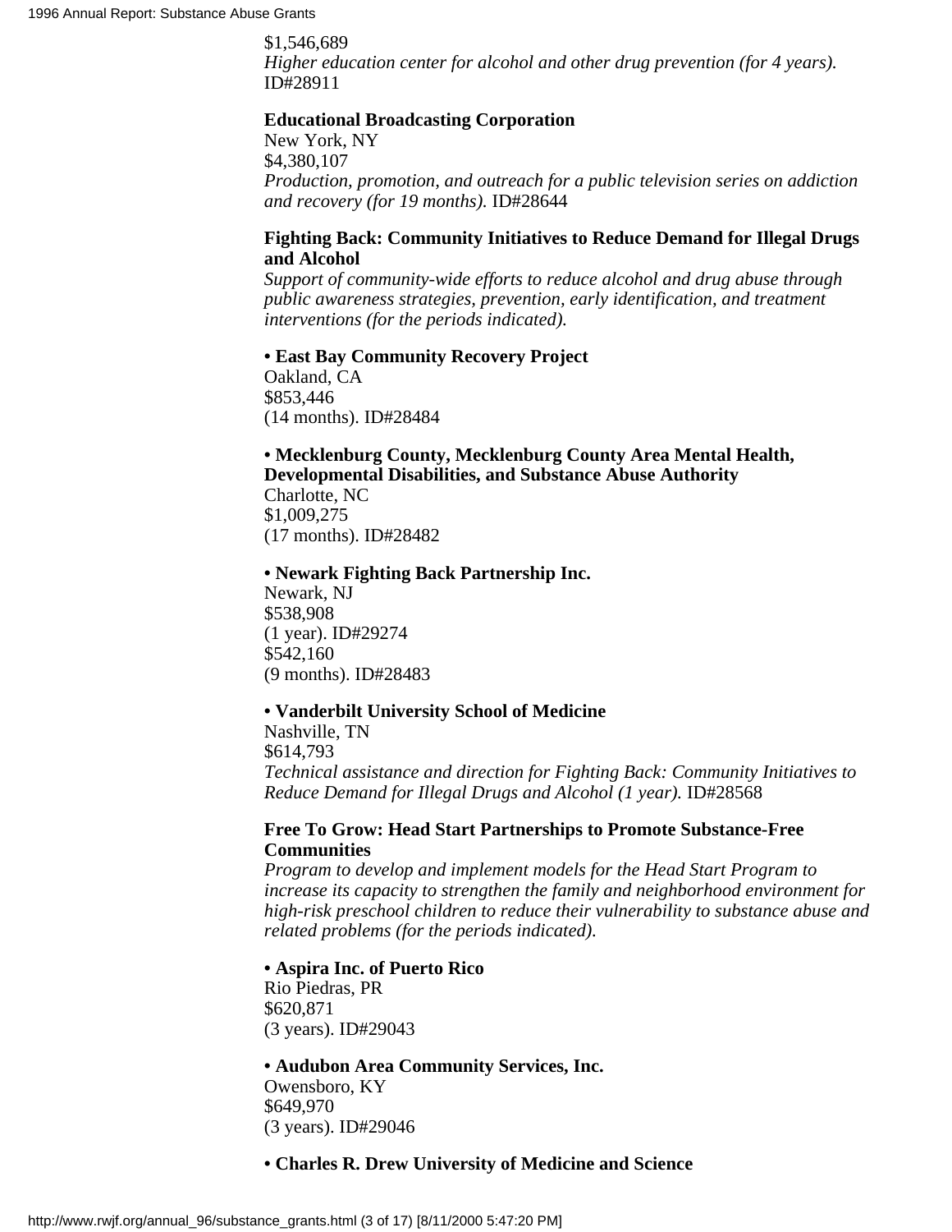$1,546,689
*Higher education center for alcohol and other drug prevention (for 4 years).* ID#28911

**Educational Broadcasting Corporation**
New York, NY
$4,380,107
*Production, promotion, and outreach for a public television series on addiction and recovery (for 19 months).* ID#28644

**Fighting Back: Community Initiatives to Reduce Demand for Illegal Drugs and Alcohol**
*Support of community-wide efforts to reduce alcohol and drug abuse through public awareness strategies, prevention, early identification, and treatment interventions (for the periods indicated).*

**• East Bay Community Recovery Project**
Oakland, CA
$853,446
(14 months). ID#28484

**• Mecklenburg County, Mecklenburg County Area Mental Health, Developmental Disabilities, and Substance Abuse Authority**
Charlotte, NC
$1,009,275
(17 months). ID#28482

**• Newark Fighting Back Partnership Inc.**
Newark, NJ
$538,908
(1 year). ID#29274
$542,160
(9 months). ID#28483

**• Vanderbilt University School of Medicine**
Nashville, TN
$614,793
*Technical assistance and direction for Fighting Back: Community Initiatives to Reduce Demand for Illegal Drugs and Alcohol (1 year).* ID#28568

**Free To Grow: Head Start Partnerships to Promote Substance-Free Communities**
*Program to develop and implement models for the Head Start Program to increase its capacity to strengthen the family and neighborhood environment for high-risk preschool children to reduce their vulnerability to substance abuse and related problems (for the periods indicated).*

**• Aspira Inc. of Puerto Rico**
Rio Piedras, PR
$620,871
(3 years). ID#29043

**• Audubon Area Community Services, Inc.**
Owensboro, KY
$649,970
(3 years). ID#29046

**• Charles R. Drew University of Medicine and Science**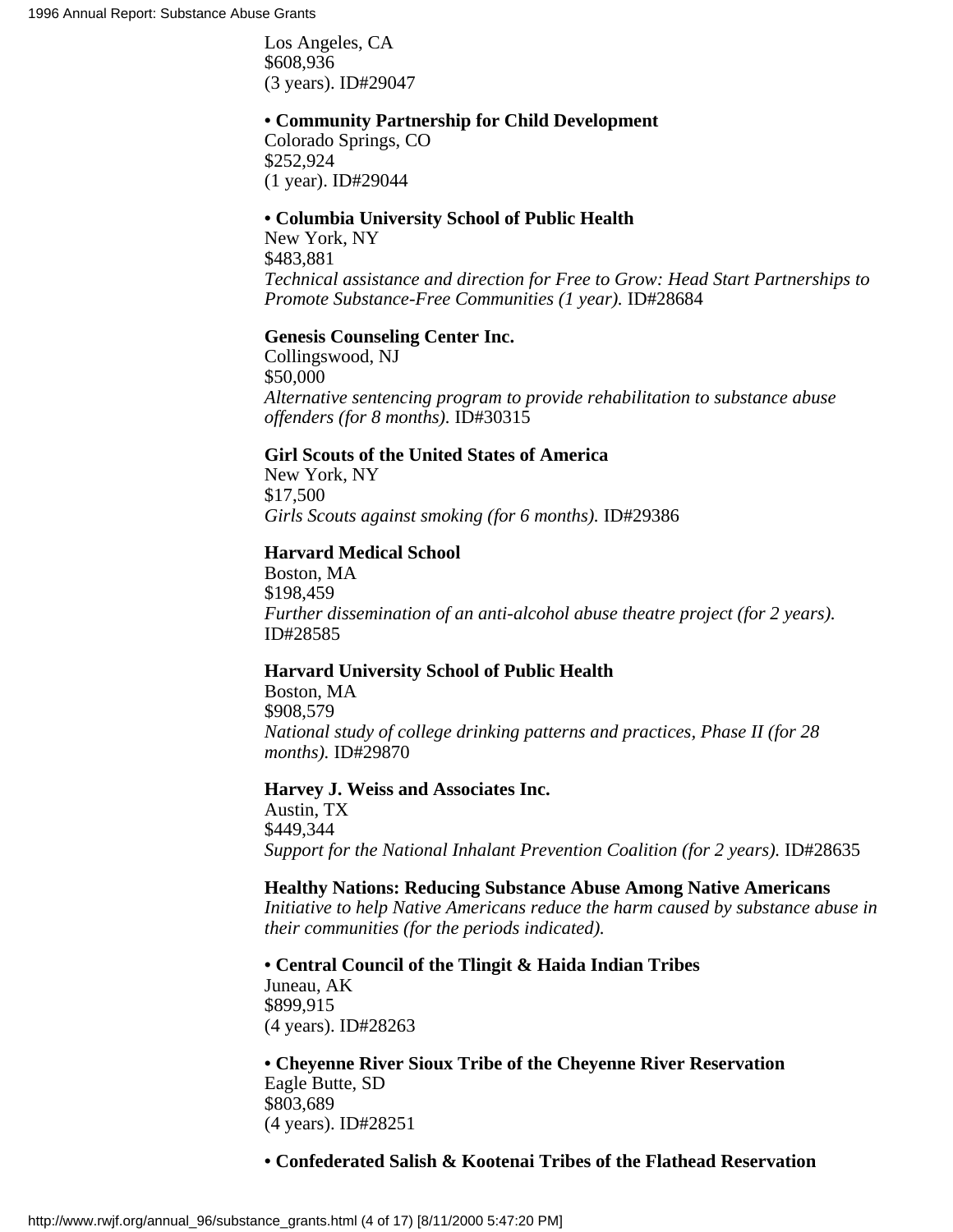Los Angeles, CA
$608,936
(3 years). ID#29047

**• Community Partnership for Child Development**
Colorado Springs, CO
$252,924
(1 year). ID#29044

**• Columbia University School of Public Health**
New York, NY
$483,881
*Technical assistance and direction for Free to Grow: Head Start Partnerships to Promote Substance-Free Communities (1 year).* ID#28684

**Genesis Counseling Center Inc.**
Collingswood, NJ
$50,000
*Alternative sentencing program to provide rehabilitation to substance abuse offenders (for 8 months).* ID#30315

**Girl Scouts of the United States of America**
New York, NY
$17,500
*Girls Scouts against smoking (for 6 months).* ID#29386

**Harvard Medical School**
Boston, MA
$198,459
*Further dissemination of an anti-alcohol abuse theatre project (for 2 years).* ID#28585

**Harvard University School of Public Health**
Boston, MA
$908,579
*National study of college drinking patterns and practices, Phase II (for 28 months).* ID#29870

**Harvey J. Weiss and Associates Inc.**
Austin, TX
$449,344
*Support for the National Inhalant Prevention Coalition (for 2 years).* ID#28635

**Healthy Nations: Reducing Substance Abuse Among Native Americans**
*Initiative to help Native Americans reduce the harm caused by substance abuse in their communities (for the periods indicated).*

**• Central Council of the Tlingit & Haida Indian Tribes**
Juneau, AK
$899,915
(4 years). ID#28263

**• Cheyenne River Sioux Tribe of the Cheyenne River Reservation**
Eagle Butte, SD
$803,689
(4 years). ID#28251

**• Confederated Salish & Kootenai Tribes of the Flathead Reservation**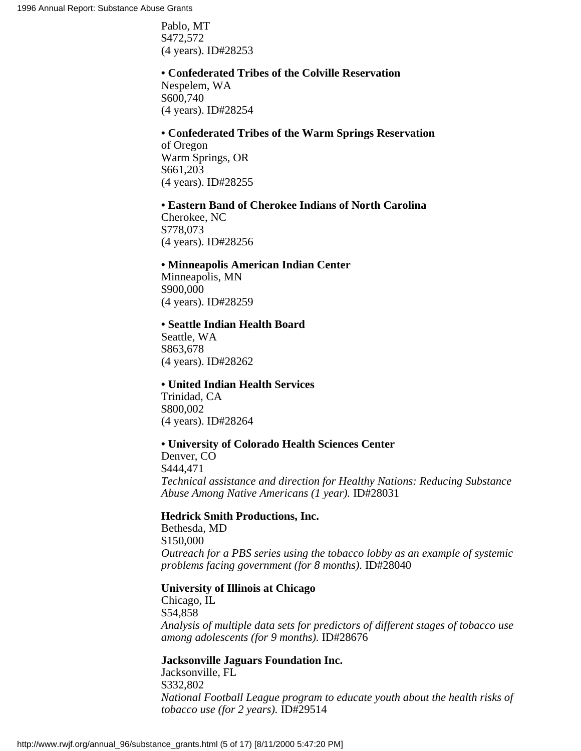Pablo, MT
$472,572
(4 years). ID#28253

- **Confederated Tribes of the Colville Reservation**
Nespelem, WA
$600,740
(4 years). ID#28254

- **Confederated Tribes of the Warm Springs Reservation**
of Oregon
Warm Springs, OR
$661,203
(4 years). ID#28255

- **Eastern Band of Cherokee Indians of North Carolina**
Cherokee, NC
$778,073
(4 years). ID#28256

- **Minneapolis American Indian Center**
Minneapolis, MN
$900,000
(4 years). ID#28259

- **Seattle Indian Health Board**
Seattle, WA
$863,678
(4 years). ID#28262

- **United Indian Health Services**
Trinidad, CA
$800,002
(4 years). ID#28264

- **University of Colorado Health Sciences Center**
Denver, CO
$444,471
*Technical assistance and direction for Healthy Nations: Reducing Substance Abuse Among Native Americans (1 year).* ID#28031

**Hedrick Smith Productions, Inc.**
Bethesda, MD
$150,000
*Outreach for a PBS series using the tobacco lobby as an example of systemic problems facing government (for 8 months).* ID#28040

**University of Illinois at Chicago**
Chicago, IL
$54,858
*Analysis of multiple data sets for predictors of different stages of tobacco use among adolescents (for 9 months).* ID#28676

**Jacksonville Jaguars Foundation Inc.**
Jacksonville, FL
$332,802
*National Football League program to educate youth about the health risks of tobacco use (for 2 years).* ID#29514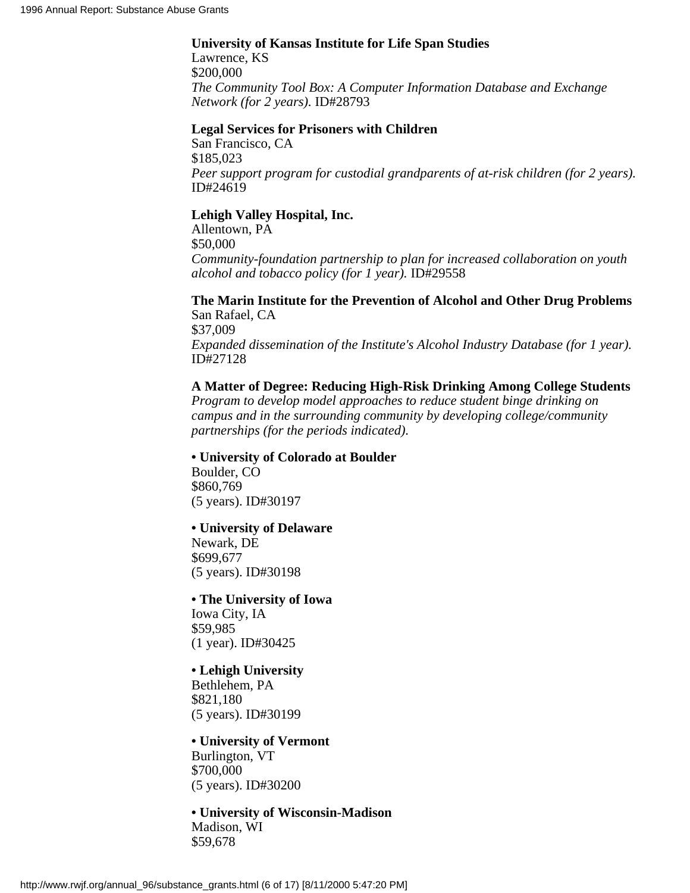**University of Kansas Institute for Life Span Studies**
Lawrence, KS
$200,000
*The Community Tool Box: A Computer Information Database and Exchange Network (for 2 years).* ID#28793

**Legal Services for Prisoners with Children**
San Francisco, CA
$185,023
*Peer support program for custodial grandparents of at-risk children (for 2 years).* ID#24619

**Lehigh Valley Hospital, Inc.**
Allentown, PA
$50,000
*Community-foundation partnership to plan for increased collaboration on youth alcohol and tobacco policy (for 1 year).* ID#29558

**The Marin Institute for the Prevention of Alcohol and Other Drug Problems**
San Rafael, CA
$37,009
*Expanded dissemination of the Institute's Alcohol Industry Database (for 1 year).* ID#27128

**A Matter of Degree: Reducing High-Risk Drinking Among College Students**
*Program to develop model approaches to reduce student binge drinking on campus and in the surrounding community by developing college/community partnerships (for the periods indicated).*

**• University of Colorado at Boulder**
Boulder, CO
$860,769
(5 years). ID#30197

**• University of Delaware**
Newark, DE
$699,677
(5 years). ID#30198

**• The University of Iowa**
Iowa City, IA
$59,985
(1 year). ID#30425

**• Lehigh University**
Bethlehem, PA
$821,180
(5 years). ID#30199

**• University of Vermont**
Burlington, VT
$700,000
(5 years). ID#30200

**• University of Wisconsin-Madison**
Madison, WI
$59,678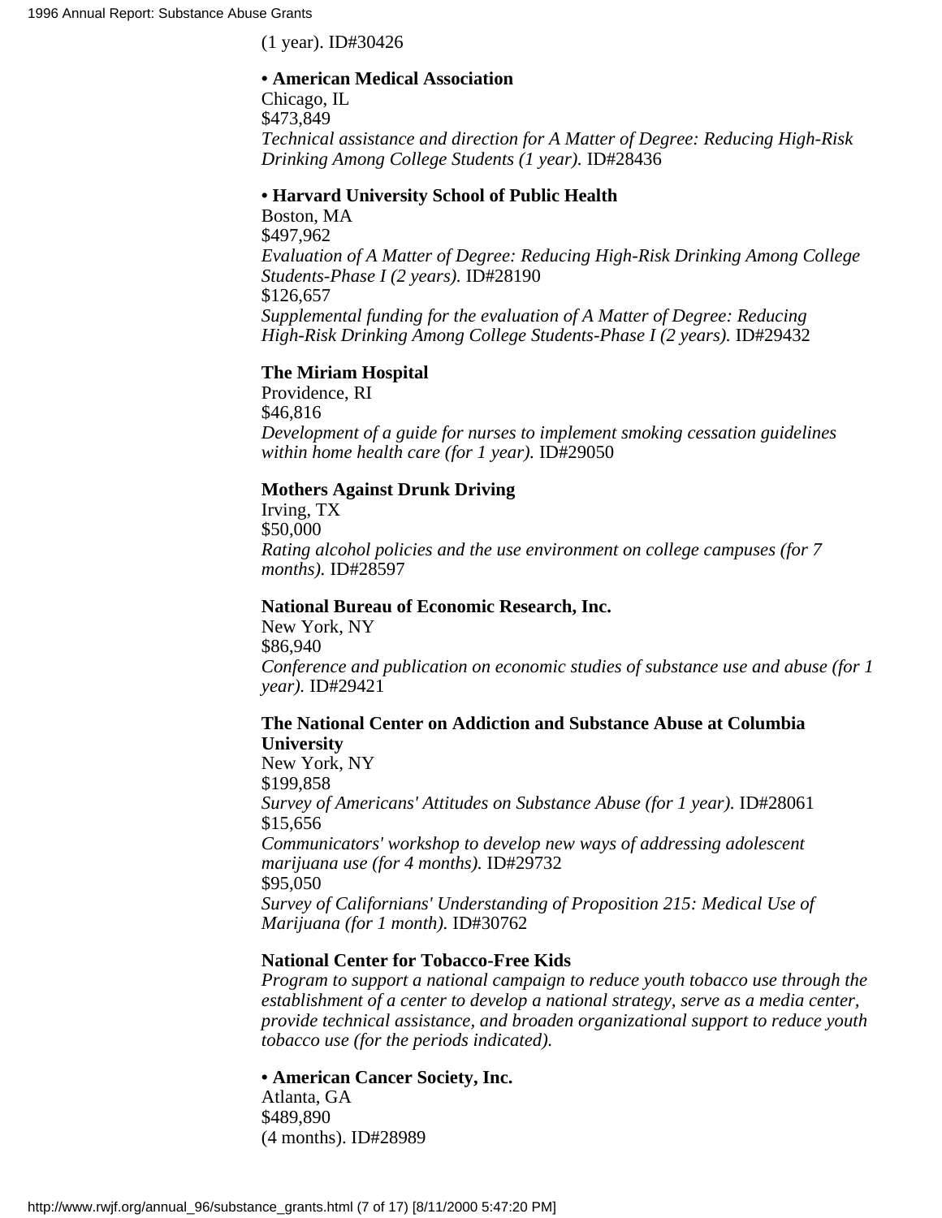(1 year). ID#30426

**• American Medical Association**
Chicago, IL
$473,849
*Technical assistance and direction for A Matter of Degree: Reducing High-Risk Drinking Among College Students (1 year).* ID#28436

**• Harvard University School of Public Health**
Boston, MA
$497,962
*Evaluation of A Matter of Degree: Reducing High-Risk Drinking Among College Students-Phase I (2 years).* ID#28190
$126,657
*Supplemental funding for the evaluation of A Matter of Degree: Reducing High-Risk Drinking Among College Students-Phase I (2 years).* ID#29432

**The Miriam Hospital**
Providence, RI
$46,816
*Development of a guide for nurses to implement smoking cessation guidelines within home health care (for 1 year).* ID#29050

**Mothers Against Drunk Driving**
Irving, TX
$50,000
*Rating alcohol policies and the use environment on college campuses (for 7 months).* ID#28597

**National Bureau of Economic Research, Inc.**
New York, NY
$86,940
*Conference and publication on economic studies of substance use and abuse (for 1 year).* ID#29421

**The National Center on Addiction and Substance Abuse at Columbia University**
New York, NY
$199,858
*Survey of Americans' Attitudes on Substance Abuse (for 1 year).* ID#28061
$15,656
*Communicators' workshop to develop new ways of addressing adolescent marijuana use (for 4 months).* ID#29732
$95,050
*Survey of Californians' Understanding of Proposition 215: Medical Use of Marijuana (for 1 month).* ID#30762

**National Center for Tobacco-Free Kids**
*Program to support a national campaign to reduce youth tobacco use through the establishment of a center to develop a national strategy, serve as a media center, provide technical assistance, and broaden organizational support to reduce youth tobacco use (for the periods indicated).*

**• American Cancer Society, Inc.**
Atlanta, GA
$489,890
(4 months). ID#28989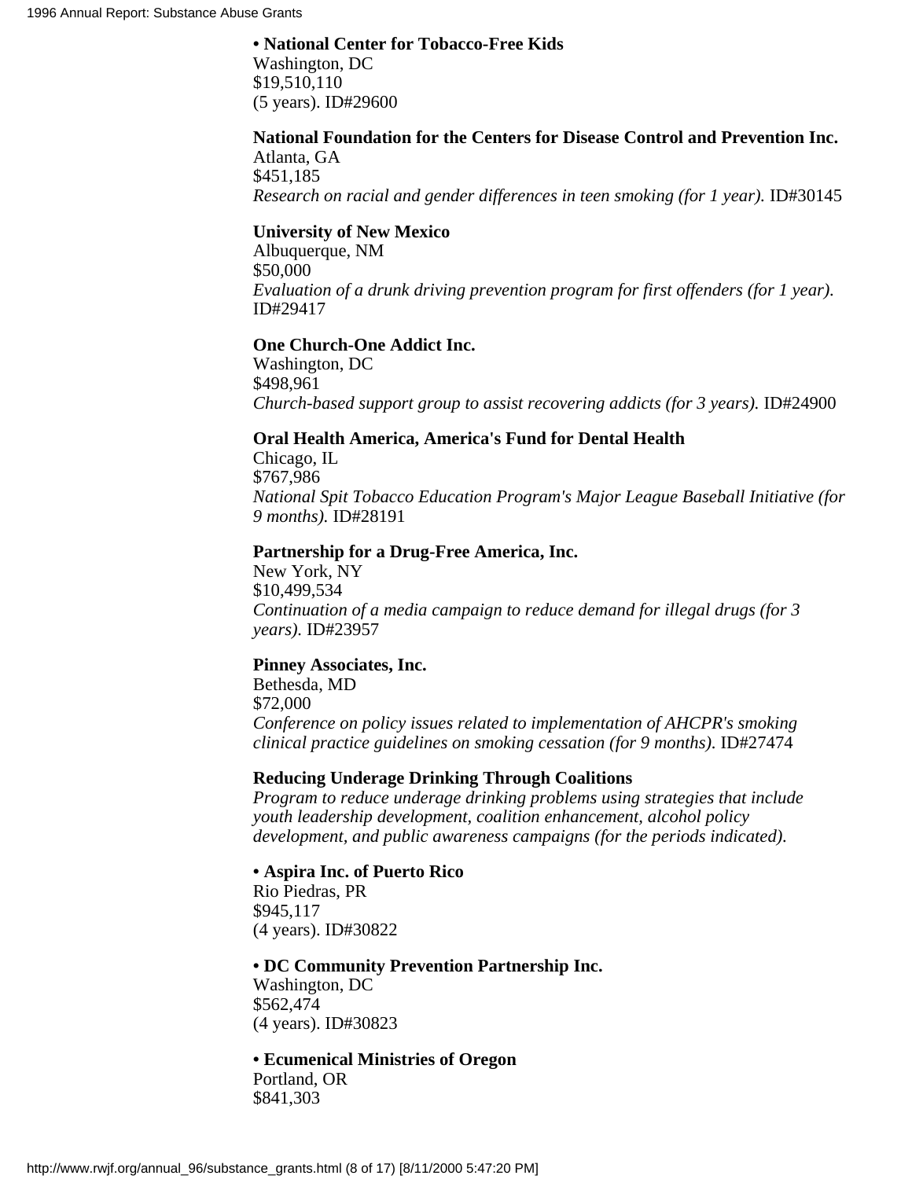**• National Center for Tobacco-Free Kids**
Washington, DC
$19,510,110
(5 years). ID#29600

**National Foundation for the Centers for Disease Control and Prevention Inc.**
Atlanta, GA
$451,185
*Research on racial and gender differences in teen smoking (for 1 year).* ID#30145

**University of New Mexico**
Albuquerque, NM
$50,000
*Evaluation of a drunk driving prevention program for first offenders (for 1 year).* ID#29417

**One Church-One Addict Inc.**
Washington, DC
$498,961
*Church-based support group to assist recovering addicts (for 3 years).* ID#24900

**Oral Health America, America's Fund for Dental Health**
Chicago, IL
$767,986
*National Spit Tobacco Education Program's Major League Baseball Initiative (for 9 months).* ID#28191

**Partnership for a Drug-Free America, Inc.**
New York, NY
$10,499,534
*Continuation of a media campaign to reduce demand for illegal drugs (for 3 years).* ID#23957

**Pinney Associates, Inc.**
Bethesda, MD
$72,000
*Conference on policy issues related to implementation of AHCPR's smoking clinical practice guidelines on smoking cessation (for 9 months).* ID#27474

**Reducing Underage Drinking Through Coalitions**
*Program to reduce underage drinking problems using strategies that include youth leadership development, coalition enhancement, alcohol policy development, and public awareness campaigns (for the periods indicated).*

**• Aspira Inc. of Puerto Rico**
Rio Piedras, PR
$945,117
(4 years). ID#30822

**• DC Community Prevention Partnership Inc.**
Washington, DC
$562,474
(4 years). ID#30823

**• Ecumenical Ministries of Oregon**
Portland, OR
$841,303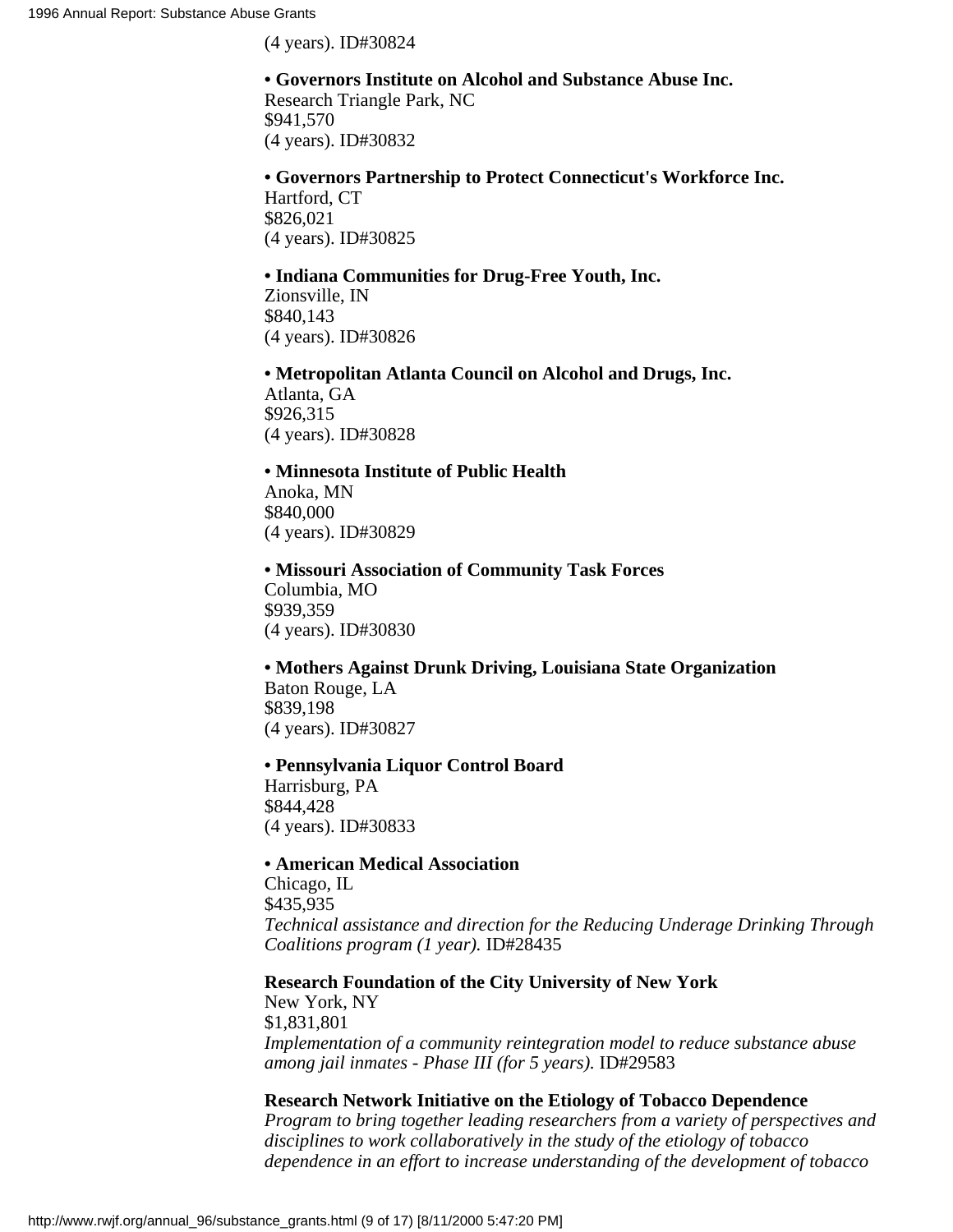(4 years). ID#30824

**• Governors Institute on Alcohol and Substance Abuse Inc.**
Research Triangle Park, NC
$941,570
(4 years). ID#30832

**• Governors Partnership to Protect Connecticut's Workforce Inc.**
Hartford, CT
$826,021
(4 years). ID#30825

**• Indiana Communities for Drug-Free Youth, Inc.**
Zionsville, IN
$840,143
(4 years). ID#30826

**• Metropolitan Atlanta Council on Alcohol and Drugs, Inc.**
Atlanta, GA
$926,315
(4 years). ID#30828

**• Minnesota Institute of Public Health**
Anoka, MN
$840,000
(4 years). ID#30829

**• Missouri Association of Community Task Forces**
Columbia, MO
$939,359
(4 years). ID#30830

**• Mothers Against Drunk Driving, Louisiana State Organization**
Baton Rouge, LA
$839,198
(4 years). ID#30827

**• Pennsylvania Liquor Control Board**
Harrisburg, PA
$844,428
(4 years). ID#30833

**• American Medical Association**
Chicago, IL
$435,935
*Technical assistance and direction for the Reducing Underage Drinking Through Coalitions program (1 year).* ID#28435

**Research Foundation of the City University of New York**
New York, NY
$1,831,801
*Implementation of a community reintegration model to reduce substance abuse among jail inmates - Phase III (for 5 years).* ID#29583

**Research Network Initiative on the Etiology of Tobacco Dependence**
*Program to bring together leading researchers from a variety of perspectives and disciplines to work collaboratively in the study of the etiology of tobacco dependence in an effort to increase understanding of the development of tobacco*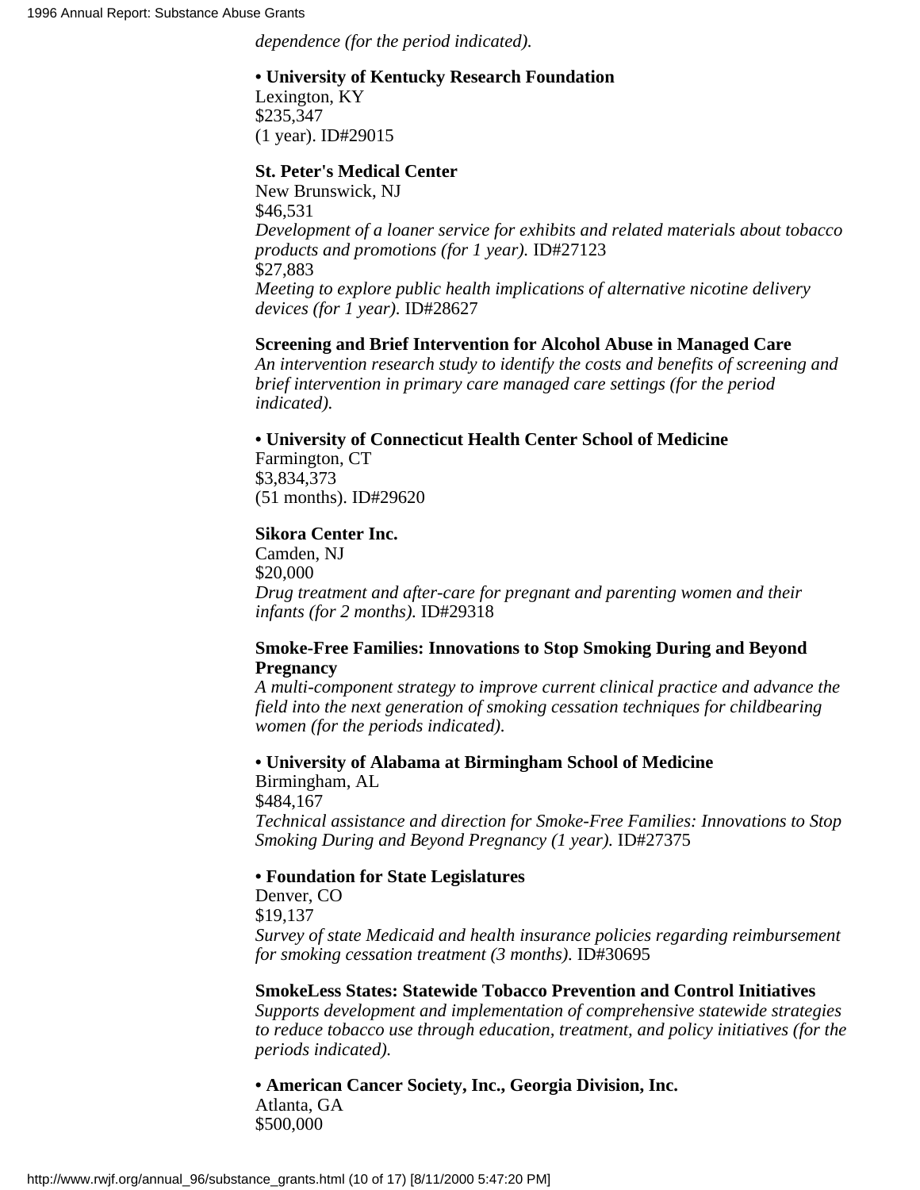*dependence (for the period indicated).*

**• University of Kentucky Research Foundation**
Lexington, KY
$235,347
(1 year). ID#29015

**St. Peter's Medical Center**
New Brunswick, NJ
$46,531
*Development of a loaner service for exhibits and related materials about tobacco products and promotions (for 1 year).* ID#27123
$27,883
*Meeting to explore public health implications of alternative nicotine delivery devices (for 1 year).* ID#28627

**Screening and Brief Intervention for Alcohol Abuse in Managed Care**
*An intervention research study to identify the costs and benefits of screening and brief intervention in primary care managed care settings (for the period indicated).*

**• University of Connecticut Health Center School of Medicine**
Farmington, CT
$3,834,373
(51 months). ID#29620

**Sikora Center Inc.**
Camden, NJ
$20,000
*Drug treatment and after-care for pregnant and parenting women and their infants (for 2 months).* ID#29318

**Smoke-Free Families: Innovations to Stop Smoking During and Beyond Pregnancy**
*A multi-component strategy to improve current clinical practice and advance the field into the next generation of smoking cessation techniques for childbearing women (for the periods indicated).*

**• University of Alabama at Birmingham School of Medicine**
Birmingham, AL
$484,167
*Technical assistance and direction for Smoke-Free Families: Innovations to Stop Smoking During and Beyond Pregnancy (1 year).* ID#27375

**• Foundation for State Legislatures**
Denver, CO
$19,137
*Survey of state Medicaid and health insurance policies regarding reimbursement for smoking cessation treatment (3 months).* ID#30695

**SmokeLess States: Statewide Tobacco Prevention and Control Initiatives**
*Supports development and implementation of comprehensive statewide strategies to reduce tobacco use through education, treatment, and policy initiatives (for the periods indicated).*

**• American Cancer Society, Inc., Georgia Division, Inc.**
Atlanta, GA
$500,000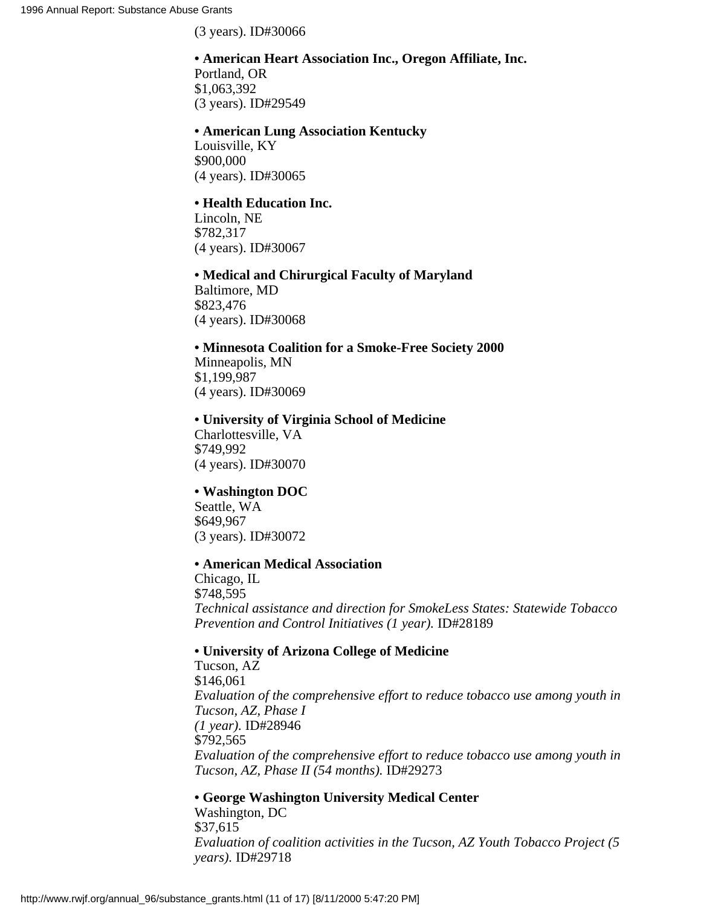(3 years). ID#30066

- **American Heart Association Inc., Oregon Affiliate, Inc.**
  Portland, OR
  $1,063,392
  (3 years). ID#29549

- **American Lung Association Kentucky**
  Louisville, KY
  $900,000
  (4 years). ID#30065

- **Health Education Inc.**
  Lincoln, NE
  $782,317
  (4 years). ID#30067

- **Medical and Chirurgical Faculty of Maryland**
  Baltimore, MD
  $823,476
  (4 years). ID#30068

- **Minnesota Coalition for a Smoke-Free Society 2000**
  Minneapolis, MN
  $1,199,987
  (4 years). ID#30069

- **University of Virginia School of Medicine**
  Charlottesville, VA
  $749,992
  (4 years). ID#30070

- **Washington DOC**
  Seattle, WA
  $649,967
  (3 years). ID#30072

- **American Medical Association**
  Chicago, IL
  $748,595
  *Technical assistance and direction for SmokeLess States: Statewide Tobacco Prevention and Control Initiatives (1 year).* ID#28189

- **University of Arizona College of Medicine**
  Tucson, AZ
  $146,061
  *Evaluation of the comprehensive effort to reduce tobacco use among youth in Tucson, AZ, Phase I (1 year).* ID#28946
  $792,565
  *Evaluation of the comprehensive effort to reduce tobacco use among youth in Tucson, AZ, Phase II (54 months).* ID#29273

- **George Washington University Medical Center**
  Washington, DC
  $37,615
  *Evaluation of coalition activities in the Tucson, AZ Youth Tobacco Project (5 years).* ID#29718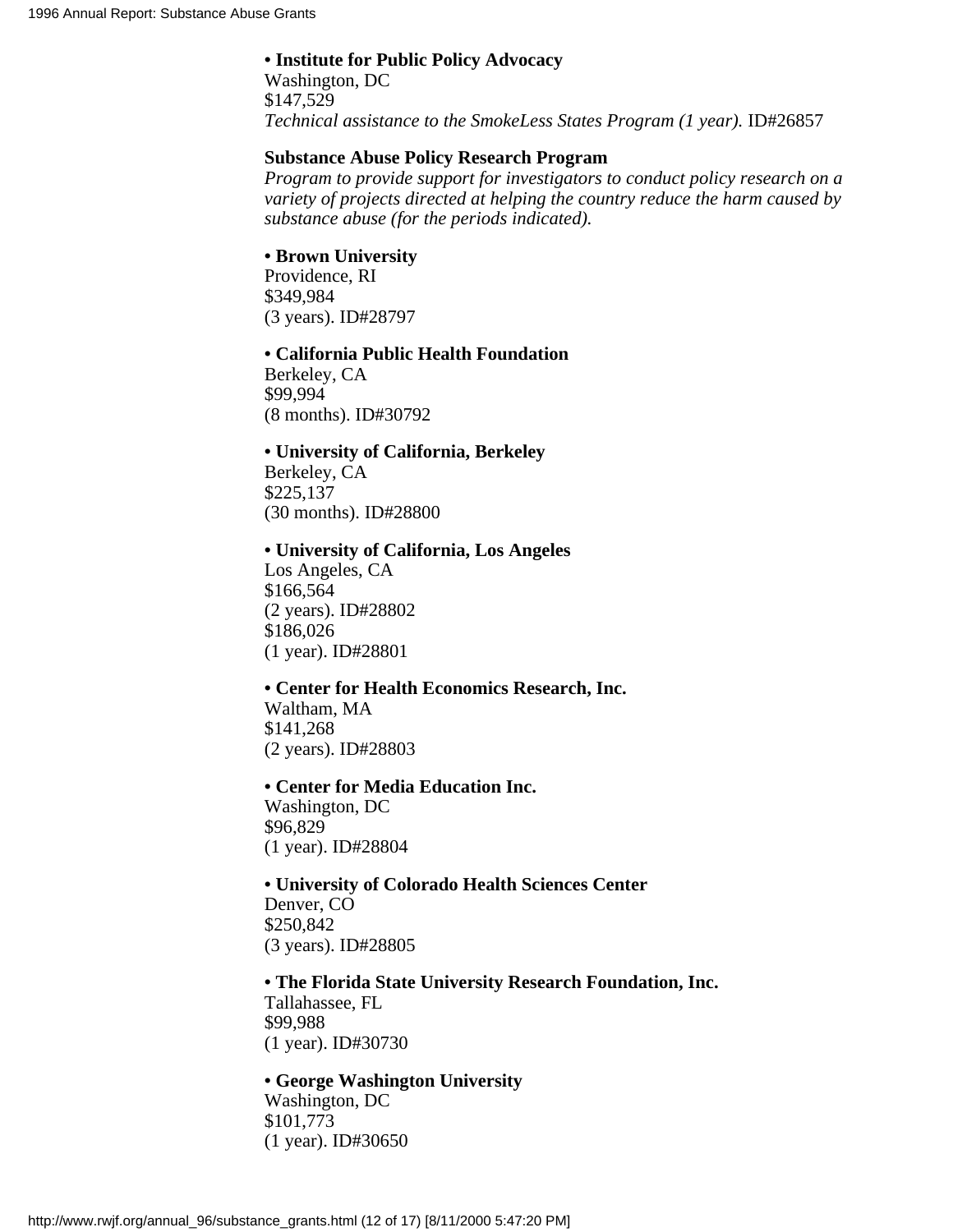**• Institute for Public Policy Advocacy**
Washington, DC
$147,529
*Technical assistance to the SmokeLess States Program (1 year).* ID#26857

**Substance Abuse Policy Research Program**
*Program to provide support for investigators to conduct policy research on a variety of projects directed at helping the country reduce the harm caused by substance abuse (for the periods indicated).*

**• Brown University**
Providence, RI
$349,984
(3 years). ID#28797

**• California Public Health Foundation**
Berkeley, CA
$99,994
(8 months). ID#30792

**• University of California, Berkeley**
Berkeley, CA
$225,137
(30 months). ID#28800

**• University of California, Los Angeles**
Los Angeles, CA
$166,564
(2 years). ID#28802
$186,026
(1 year). ID#28801

**• Center for Health Economics Research, Inc.**
Waltham, MA
$141,268
(2 years). ID#28803

**• Center for Media Education Inc.**
Washington, DC
$96,829
(1 year). ID#28804

**• University of Colorado Health Sciences Center**
Denver, CO
$250,842
(3 years). ID#28805

**• The Florida State University Research Foundation, Inc.**
Tallahassee, FL
$99,988
(1 year). ID#30730

**• George Washington University**
Washington, DC
$101,773
(1 year). ID#30650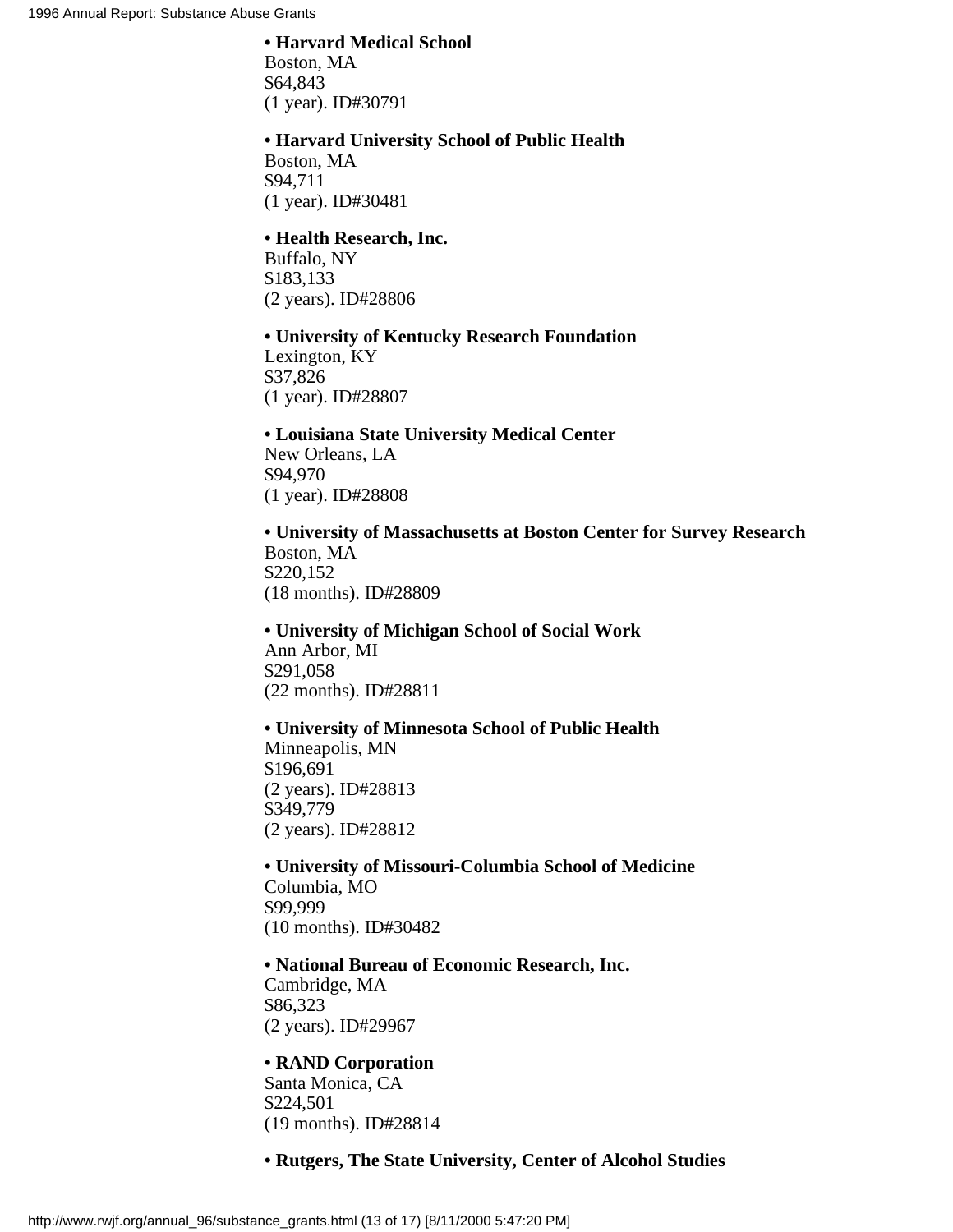• **Harvard Medical School**
Boston, MA
$64,843
(1 year). ID#30791

• **Harvard University School of Public Health**
Boston, MA
$94,711
(1 year). ID#30481

• **Health Research, Inc.**
Buffalo, NY
$183,133
(2 years). ID#28806

• **University of Kentucky Research Foundation**
Lexington, KY
$37,826
(1 year). ID#28807

• **Louisiana State University Medical Center**
New Orleans, LA
$94,970
(1 year). ID#28808

• **University of Massachusetts at Boston Center for Survey Research**
Boston, MA
$220,152
(18 months). ID#28809

• **University of Michigan School of Social Work**
Ann Arbor, MI
$291,058
(22 months). ID#28811

• **University of Minnesota School of Public Health**
Minneapolis, MN
$196,691
(2 years). ID#28813
$349,779
(2 years). ID#28812

• **University of Missouri-Columbia School of Medicine**
Columbia, MO
$99,999
(10 months). ID#30482

• **National Bureau of Economic Research, Inc.**
Cambridge, MA
$86,323
(2 years). ID#29967

• **RAND Corporation**
Santa Monica, CA
$224,501
(19 months). ID#28814

• **Rutgers, The State University, Center of Alcohol Studies**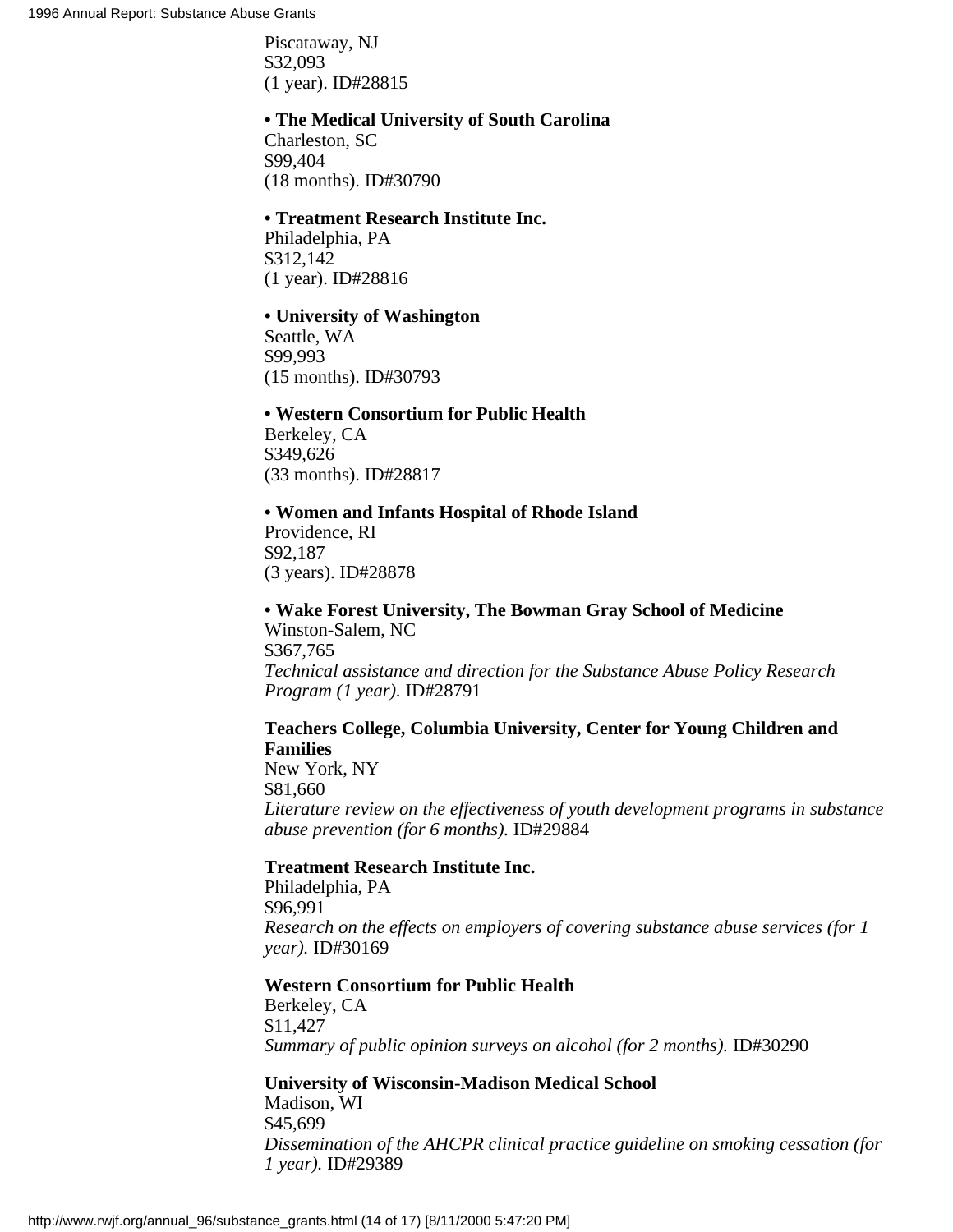Piscataway, NJ
$32,093
(1 year). ID#28815

- **The Medical University of South Carolina**
Charleston, SC
$99,404
(18 months). ID#30790

- **Treatment Research Institute Inc.**
Philadelphia, PA
$312,142
(1 year). ID#28816

- **University of Washington**
Seattle, WA
$99,993
(15 months). ID#30793

- **Western Consortium for Public Health**
Berkeley, CA
$349,626
(33 months). ID#28817

- **Women and Infants Hospital of Rhode Island**
Providence, RI
$92,187
(3 years). ID#28878

- **Wake Forest University, The Bowman Gray School of Medicine**
Winston-Salem, NC
$367,765
*Technical assistance and direction for the Substance Abuse Policy Research Program (1 year).* ID#28791

**Teachers College, Columbia University, Center for Young Children and Families**
New York, NY
$81,660
*Literature review on the effectiveness of youth development programs in substance abuse prevention (for 6 months).* ID#29884

**Treatment Research Institute Inc.**
Philadelphia, PA
$96,991
*Research on the effects on employers of covering substance abuse services (for 1 year).* ID#30169

**Western Consortium for Public Health**
Berkeley, CA
$11,427
*Summary of public opinion surveys on alcohol (for 2 months).* ID#30290

**University of Wisconsin-Madison Medical School**
Madison, WI
$45,699
*Dissemination of the AHCPR clinical practice guideline on smoking cessation (for 1 year).* ID#29389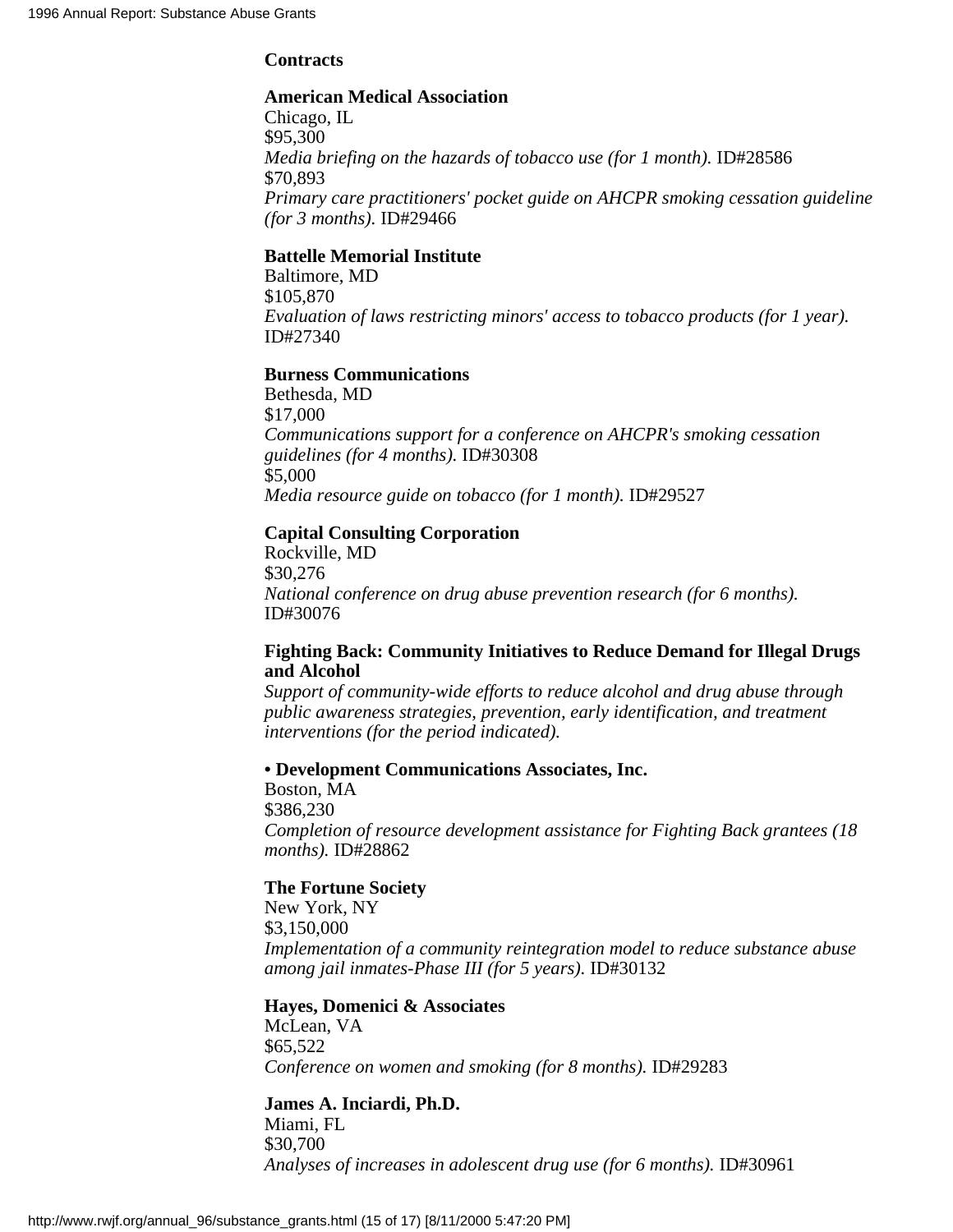**Contracts**

**American Medical Association**
Chicago, IL
$95,300
*Media briefing on the hazards of tobacco use (for 1 month).* ID#28586
$70,893
*Primary care practitioners' pocket guide on AHCPR smoking cessation guideline (for 3 months).* ID#29466

**Battelle Memorial Institute**
Baltimore, MD
$105,870
*Evaluation of laws restricting minors' access to tobacco products (for 1 year).* ID#27340

**Burness Communications**
Bethesda, MD
$17,000
*Communications support for a conference on AHCPR's smoking cessation guidelines (for 4 months).* ID#30308
$5,000
*Media resource guide on tobacco (for 1 month).* ID#29527

**Capital Consulting Corporation**
Rockville, MD
$30,276
*National conference on drug abuse prevention research (for 6 months).* ID#30076

**Fighting Back: Community Initiatives to Reduce Demand for Illegal Drugs and Alcohol**
*Support of community-wide efforts to reduce alcohol and drug abuse through public awareness strategies, prevention, early identification, and treatment interventions (for the period indicated).*

**• Development Communications Associates, Inc.**
Boston, MA
$386,230
*Completion of resource development assistance for Fighting Back grantees (18 months).* ID#28862

**The Fortune Society**
New York, NY
$3,150,000
*Implementation of a community reintegration model to reduce substance abuse among jail inmates-Phase III (for 5 years).* ID#30132

**Hayes, Domenici & Associates**
McLean, VA
$65,522
*Conference on women and smoking (for 8 months).* ID#29283

**James A. Inciardi, Ph.D.**
Miami, FL
$30,700
*Analyses of increases in adolescent drug use (for 6 months).* ID#30961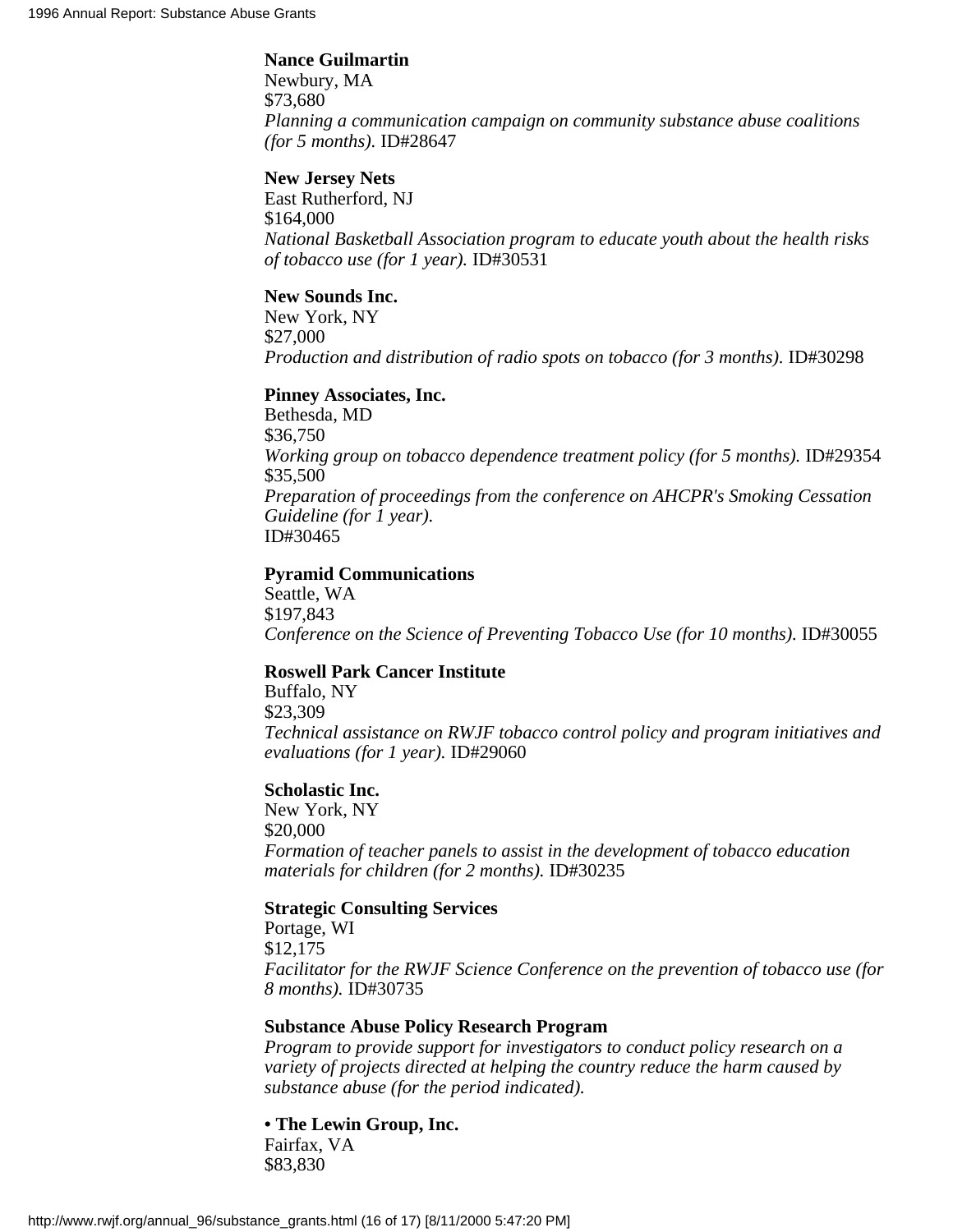**Nance Guilmartin**
Newbury, MA
$73,680
*Planning a communication campaign on community substance abuse coalitions (for 5 months).* ID#28647

**New Jersey Nets**
East Rutherford, NJ
$164,000
*National Basketball Association program to educate youth about the health risks of tobacco use (for 1 year).* ID#30531

**New Sounds Inc.**
New York, NY
$27,000
*Production and distribution of radio spots on tobacco (for 3 months).* ID#30298

**Pinney Associates, Inc.**
Bethesda, MD
$36,750
*Working group on tobacco dependence treatment policy (for 5 months).* ID#29354
$35,500
*Preparation of proceedings from the conference on AHCPR's Smoking Cessation Guideline (for 1 year).*
ID#30465

**Pyramid Communications**
Seattle, WA
$197,843
*Conference on the Science of Preventing Tobacco Use (for 10 months).* ID#30055

**Roswell Park Cancer Institute**
Buffalo, NY
$23,309
*Technical assistance on RWJF tobacco control policy and program initiatives and evaluations (for 1 year).* ID#29060

**Scholastic Inc.**
New York, NY
$20,000
*Formation of teacher panels to assist in the development of tobacco education materials for children (for 2 months).* ID#30235

**Strategic Consulting Services**
Portage, WI
$12,175
*Facilitator for the RWJF Science Conference on the prevention of tobacco use (for 8 months).* ID#30735

**Substance Abuse Policy Research Program**
*Program to provide support for investigators to conduct policy research on a variety of projects directed at helping the country reduce the harm caused by substance abuse (for the period indicated).*

• **The Lewin Group, Inc.**
Fairfax, VA
$83,830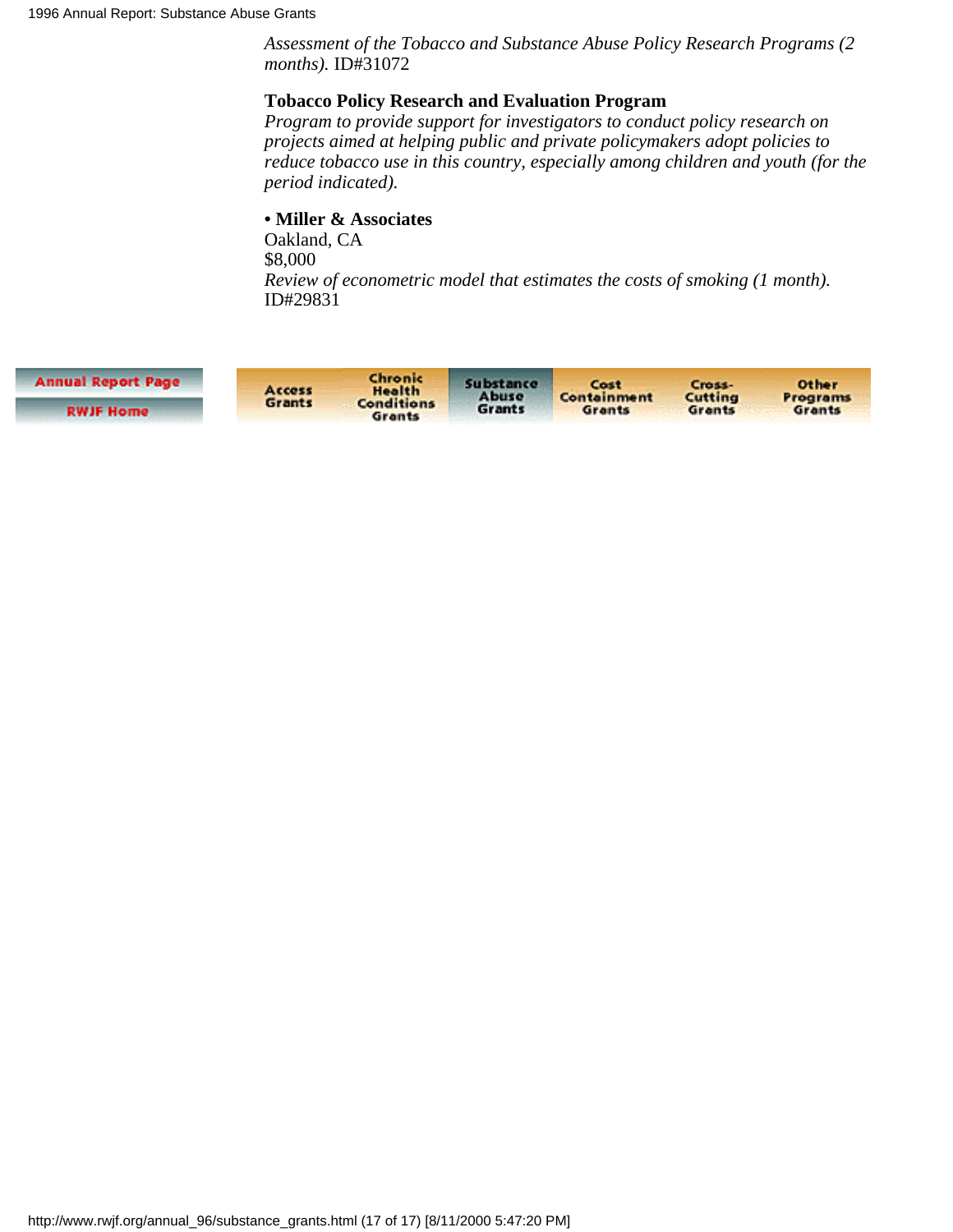*Assessment of the Tobacco and Substance Abuse Policy Research Programs (2 months).* ID#31072

**Tobacco Policy Research and Evaluation Program**
*Program to provide support for investigators to conduct policy research on projects aimed at helping public and private policymakers adopt policies to reduce tobacco use in this country, especially among children and youth (for the period indicated).*

• **Miller & Associates**
Oakland, CA
$8,000
*Review of econometric model that estimates the costs of smoking (1 month).*
ID#29831

Annual Report Page | RWJF Home

Access Grants | Chronic Health Conditions Grants | Substance Abuse Grants | Cost Containment Grants | Cross-Cutting Grants | Other Programs Grants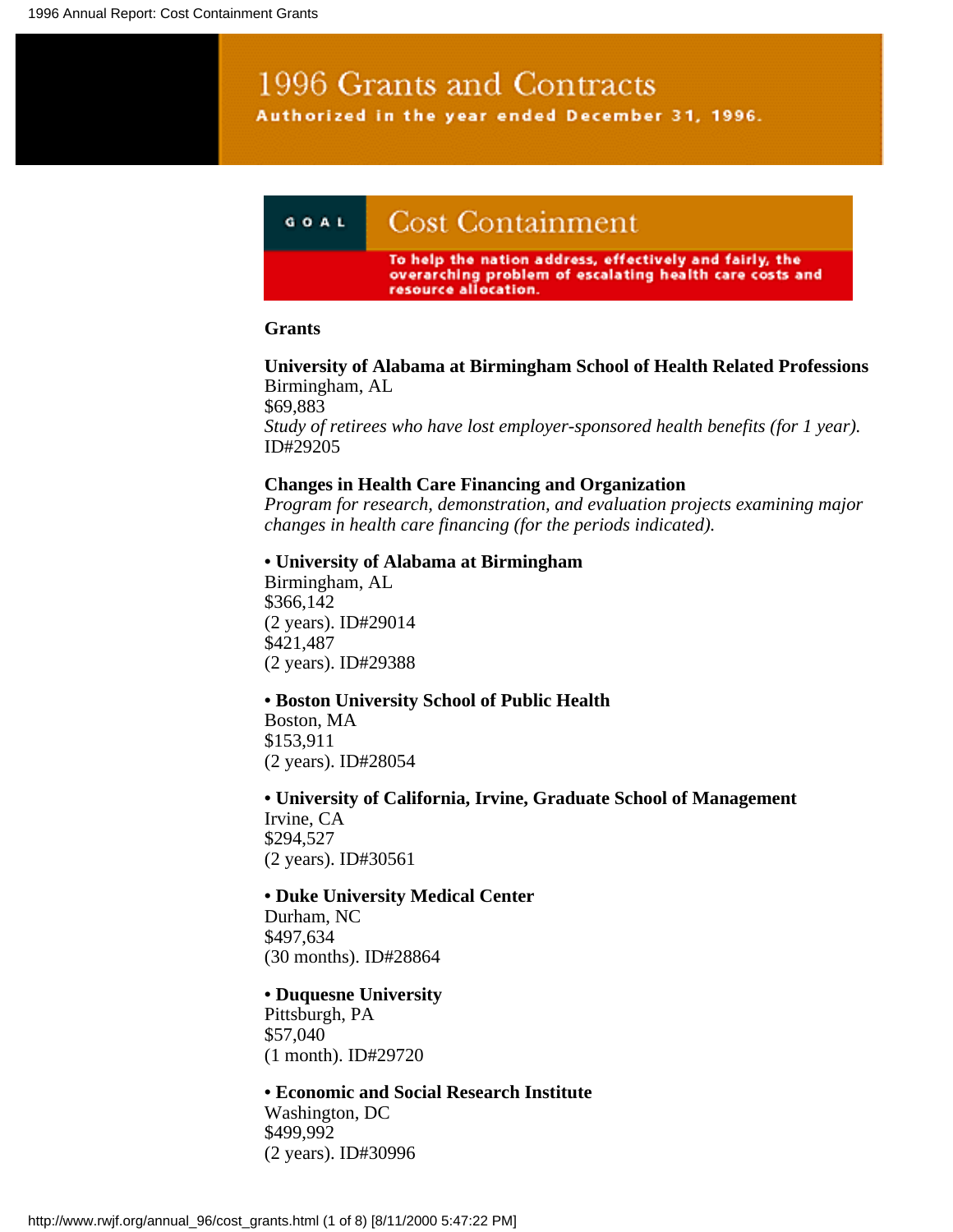# 1996 Grants and Contracts

**Authorized in the year ended December 31, 1996.**

## GOAL Cost Containment

**To help the nation address, effectively and fairly, the overarching problem of escalating health care costs and resource allocation.**

### Grants

**University of Alabama at Birmingham School of Health Related Professions**
Birmingham, AL
$69,883
*Study of retirees who have lost employer-sponsored health benefits (for 1 year).*
ID#29205

**Changes in Health Care Financing and Organization**
*Program for research, demonstration, and evaluation projects examining major changes in health care financing (for the periods indicated).*

**• University of Alabama at Birmingham**
Birmingham, AL
$366,142
(2 years). ID#29014
$421,487
(2 years). ID#29388

**• Boston University School of Public Health**
Boston, MA
$153,911
(2 years). ID#28054

**• University of California, Irvine, Graduate School of Management**
Irvine, CA
$294,527
(2 years). ID#30561

**• Duke University Medical Center**
Durham, NC
$497,634
(30 months). ID#28864

**• Duquesne University**
Pittsburgh, PA
$57,040
(1 month). ID#29720

**• Economic and Social Research Institute**
Washington, DC
$499,992
(2 years). ID#30996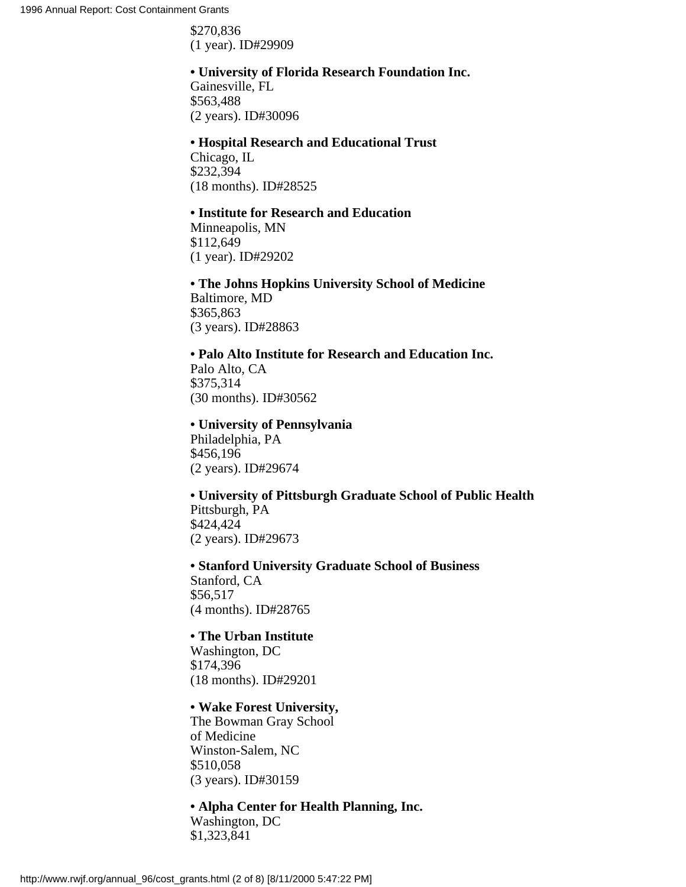$270,836
(1 year). ID#29909

• **University of Florida Research Foundation Inc.**
Gainesville, FL
$563,488
(2 years). ID#30096

• **Hospital Research and Educational Trust**
Chicago, IL
$232,394
(18 months). ID#28525

• **Institute for Research and Education**
Minneapolis, MN
$112,649
(1 year). ID#29202

• **The Johns Hopkins University School of Medicine**
Baltimore, MD
$365,863
(3 years). ID#28863

• **Palo Alto Institute for Research and Education Inc.**
Palo Alto, CA
$375,314
(30 months). ID#30562

• **University of Pennsylvania**
Philadelphia, PA
$456,196
(2 years). ID#29674

• **University of Pittsburgh Graduate School of Public Health**
Pittsburgh, PA
$424,424
(2 years). ID#29673

• **Stanford University Graduate School of Business**
Stanford, CA
$56,517
(4 months). ID#28765

• **The Urban Institute**
Washington, DC
$174,396
(18 months). ID#29201

• **Wake Forest University,**
The Bowman Gray School
of Medicine
Winston-Salem, NC
$510,058
(3 years). ID#30159

• **Alpha Center for Health Planning, Inc.**
Washington, DC
$1,323,841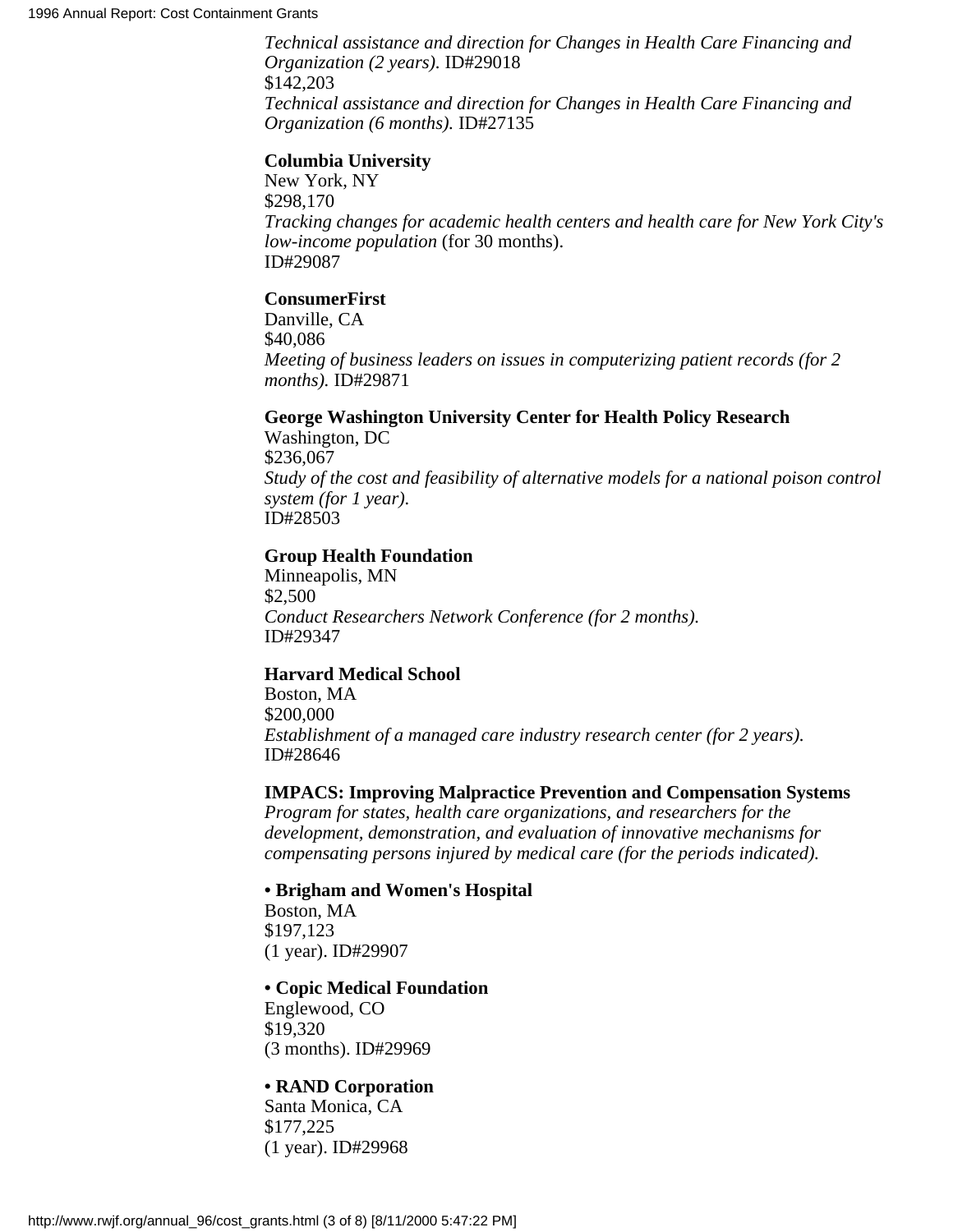*Technical assistance and direction for Changes in Health Care Financing and Organization (2 years).* ID#29018
$142,203
*Technical assistance and direction for Changes in Health Care Financing and Organization (6 months).* ID#27135

**Columbia University**
New York, NY
$298,170
*Tracking changes for academic health centers and health care for New York City's low-income population* (for 30 months).
ID#29087

**ConsumerFirst**
Danville, CA
$40,086
*Meeting of business leaders on issues in computerizing patient records (for 2 months).* ID#29871

**George Washington University Center for Health Policy Research**
Washington, DC
$236,067
*Study of the cost and feasibility of alternative models for a national poison control system (for 1 year).*
ID#28503

**Group Health Foundation**
Minneapolis, MN
$2,500
*Conduct Researchers Network Conference (for 2 months).*
ID#29347

**Harvard Medical School**
Boston, MA
$200,000
*Establishment of a managed care industry research center (for 2 years).*
ID#28646

**IMPACS: Improving Malpractice Prevention and Compensation Systems**
*Program for states, health care organizations, and researchers for the development, demonstration, and evaluation of innovative mechanisms for compensating persons injured by medical care (for the periods indicated).*

**• Brigham and Women's Hospital**
Boston, MA
$197,123
(1 year). ID#29907

**• Copic Medical Foundation**
Englewood, CO
$19,320
(3 months). ID#29969

**• RAND Corporation**
Santa Monica, CA
$177,225
(1 year). ID#29968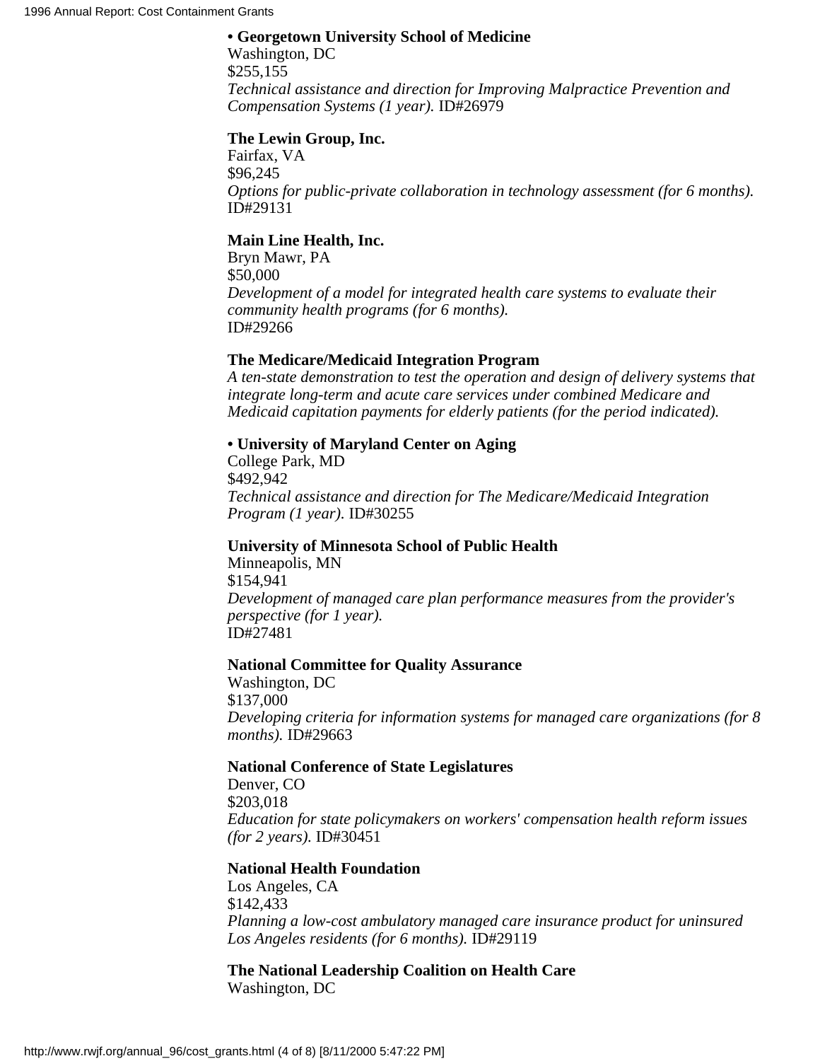**• Georgetown University School of Medicine**
Washington, DC
$255,155
*Technical assistance and direction for Improving Malpractice Prevention and Compensation Systems (1 year).* ID#26979

**The Lewin Group, Inc.**
Fairfax, VA
$96,245
*Options for public-private collaboration in technology assessment (for 6 months).* ID#29131

**Main Line Health, Inc.**
Bryn Mawr, PA
$50,000
*Development of a model for integrated health care systems to evaluate their community health programs (for 6 months).*
ID#29266

**The Medicare/Medicaid Integration Program**
*A ten-state demonstration to test the operation and design of delivery systems that integrate long-term and acute care services under combined Medicare and Medicaid capitation payments for elderly patients (for the period indicated).*

**• University of Maryland Center on Aging**
College Park, MD
$492,942
*Technical assistance and direction for The Medicare/Medicaid Integration Program (1 year).* ID#30255

**University of Minnesota School of Public Health**
Minneapolis, MN
$154,941
*Development of managed care plan performance measures from the provider's perspective (for 1 year).*
ID#27481

**National Committee for Quality Assurance**
Washington, DC
$137,000
*Developing criteria for information systems for managed care organizations (for 8 months).* ID#29663

**National Conference of State Legislatures**
Denver, CO
$203,018
*Education for state policymakers on workers' compensation health reform issues (for 2 years).* ID#30451

**National Health Foundation**
Los Angeles, CA
$142,433
*Planning a low-cost ambulatory managed care insurance product for uninsured Los Angeles residents (for 6 months).* ID#29119

**The National Leadership Coalition on Health Care**
Washington, DC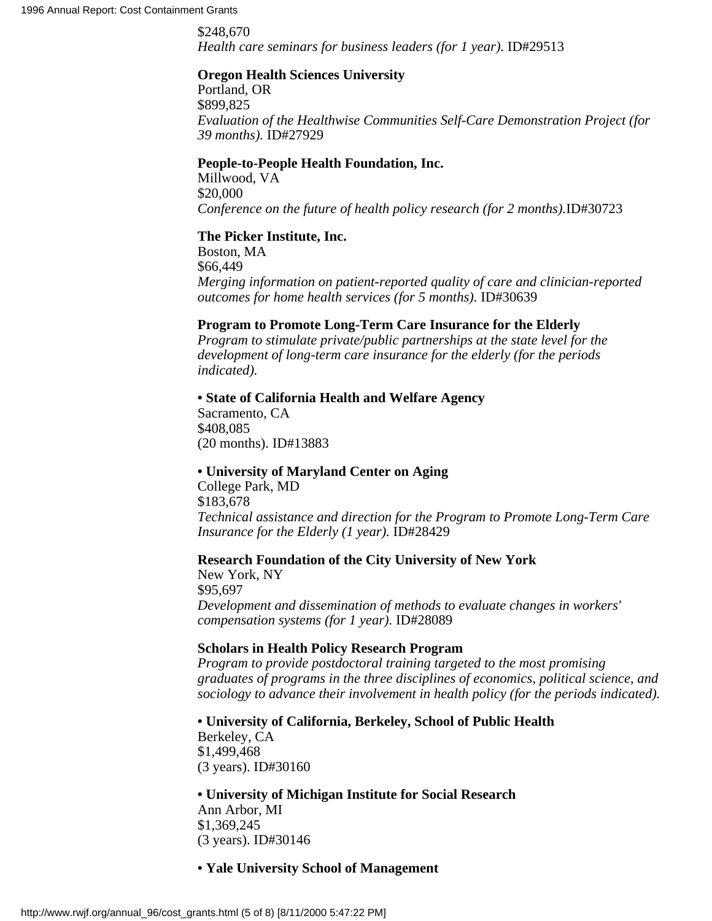$248,670
*Health care seminars for business leaders (for 1 year).* ID#29513

**Oregon Health Sciences University**
Portland, OR
$899,825
*Evaluation of the Healthwise Communities Self-Care Demonstration Project (for 39 months).* ID#27929

**People-to-People Health Foundation, Inc.**
Millwood, VA
$20,000
*Conference on the future of health policy research (for 2 months).*ID#30723

**The Picker Institute, Inc.**
Boston, MA
$66,449
*Merging information on patient-reported quality of care and clinician-reported outcomes for home health services (for 5 months).* ID#30639

**Program to Promote Long-Term Care Insurance for the Elderly**
*Program to stimulate private/public partnerships at the state level for the development of long-term care insurance for the elderly (for the periods indicated).*

**• State of California Health and Welfare Agency**
Sacramento, CA
$408,085
(20 months). ID#13883

**• University of Maryland Center on Aging**
College Park, MD
$183,678
*Technical assistance and direction for the Program to Promote Long-Term Care Insurance for the Elderly (1 year).* ID#28429

**Research Foundation of the City University of New York**
New York, NY
$95,697
*Development and dissemination of methods to evaluate changes in workers' compensation systems (for 1 year).* ID#28089

**Scholars in Health Policy Research Program**
*Program to provide postdoctoral training targeted to the most promising graduates of programs in the three disciplines of economics, political science, and sociology to advance their involvement in health policy (for the periods indicated).*

**• University of California, Berkeley, School of Public Health**
Berkeley, CA
$1,499,468
(3 years). ID#30160

**• University of Michigan Institute for Social Research**
Ann Arbor, MI
$1,369,245
(3 years). ID#30146

**• Yale University School of Management**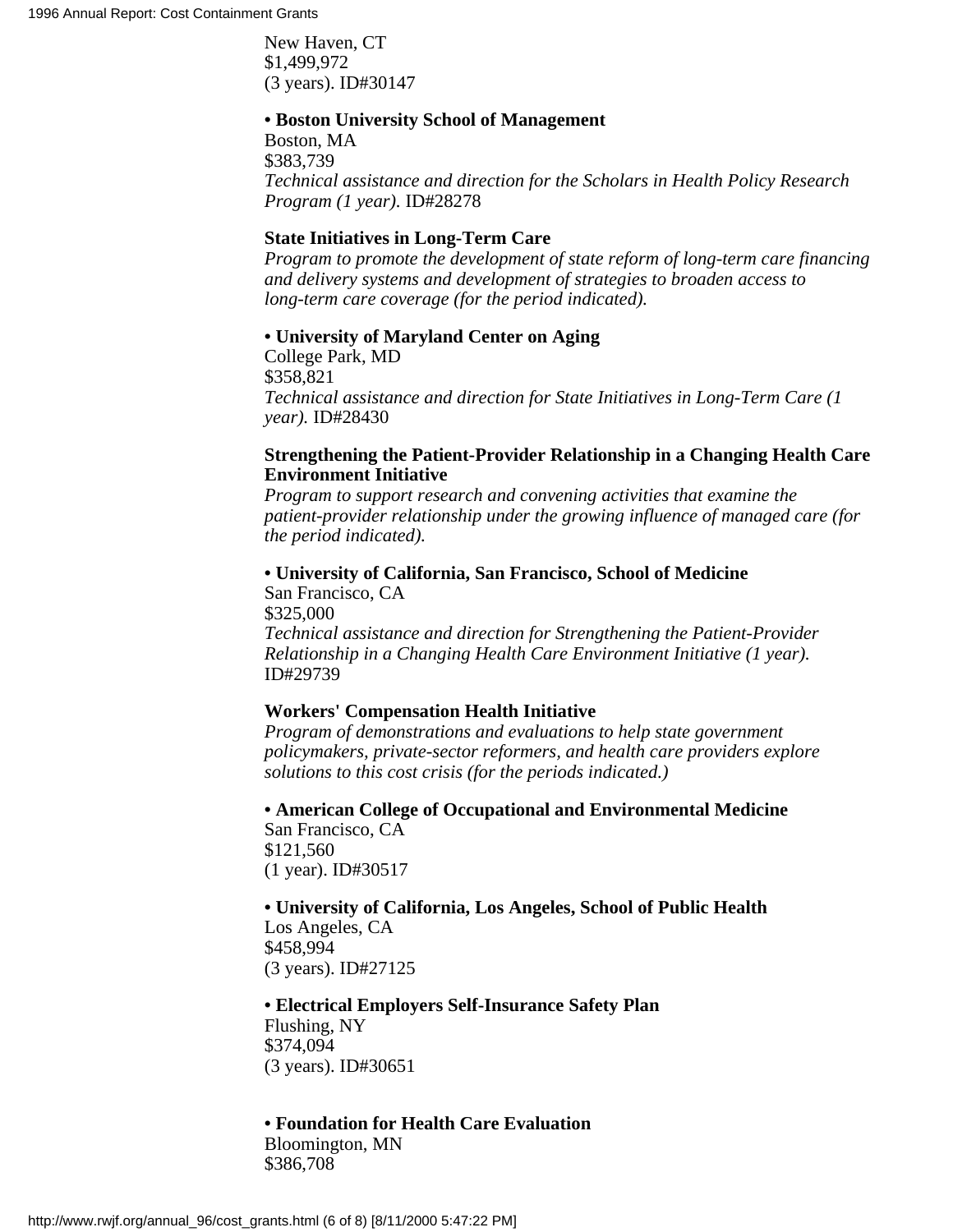New Haven, CT
$1,499,972
(3 years). ID#30147

**• Boston University School of Management**
Boston, MA
$383,739
*Technical assistance and direction for the Scholars in Health Policy Research Program (1 year).* ID#28278

**State Initiatives in Long-Term Care**
*Program to promote the development of state reform of long-term care financing and delivery systems and development of strategies to broaden access to long-term care coverage (for the period indicated).*

**• University of Maryland Center on Aging**
College Park, MD
$358,821
*Technical assistance and direction for State Initiatives in Long-Term Care (1 year).* ID#28430

**Strengthening the Patient-Provider Relationship in a Changing Health Care Environment Initiative**
*Program to support research and convening activities that examine the patient-provider relationship under the growing influence of managed care (for the period indicated).*

**• University of California, San Francisco, School of Medicine**
San Francisco, CA
$325,000
*Technical assistance and direction for Strengthening the Patient-Provider Relationship in a Changing Health Care Environment Initiative (1 year).* ID#29739

**Workers' Compensation Health Initiative**
*Program of demonstrations and evaluations to help state government policymakers, private-sector reformers, and health care providers explore solutions to this cost crisis (for the periods indicated.)*

**• American College of Occupational and Environmental Medicine**
San Francisco, CA
$121,560
(1 year). ID#30517

**• University of California, Los Angeles, School of Public Health**
Los Angeles, CA
$458,994
(3 years). ID#27125

**• Electrical Employers Self-Insurance Safety Plan**
Flushing, NY
$374,094
(3 years). ID#30651

**• Foundation for Health Care Evaluation**
Bloomington, MN
$386,708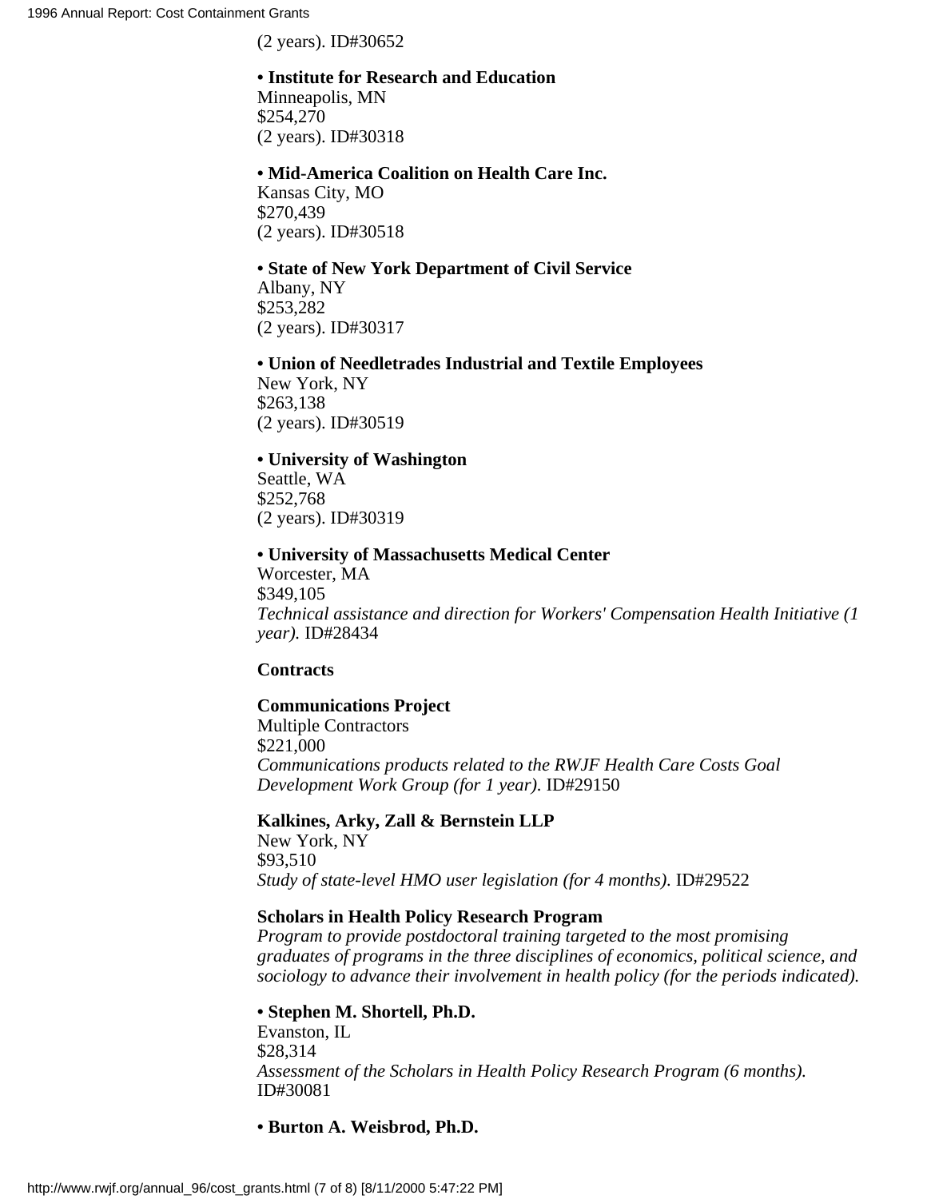(2 years). ID#30652

**• Institute for Research and Education**
Minneapolis, MN
$254,270
(2 years). ID#30318

**• Mid-America Coalition on Health Care Inc.**
Kansas City, MO
$270,439
(2 years). ID#30518

**• State of New York Department of Civil Service**
Albany, NY
$253,282
(2 years). ID#30317

**• Union of Needletrades Industrial and Textile Employees**
New York, NY
$263,138
(2 years). ID#30519

**• University of Washington**
Seattle, WA
$252,768
(2 years). ID#30319

**• University of Massachusetts Medical Center**
Worcester, MA
$349,105
*Technical assistance and direction for Workers' Compensation Health Initiative (1 year).* ID#28434

**Contracts**

**Communications Project**
Multiple Contractors
$221,000
*Communications products related to the RWJF Health Care Costs Goal Development Work Group (for 1 year).* ID#29150

**Kalkines, Arky, Zall & Bernstein LLP**
New York, NY
$93,510
*Study of state-level HMO user legislation (for 4 months).* ID#29522

**Scholars in Health Policy Research Program**
*Program to provide postdoctoral training targeted to the most promising graduates of programs in the three disciplines of economics, political science, and sociology to advance their involvement in health policy (for the periods indicated).*

**• Stephen M. Shortell, Ph.D.**
Evanston, IL
$28,314
*Assessment of the Scholars in Health Policy Research Program (6 months).* ID#30081

**• Burton A. Weisbrod, Ph.D.**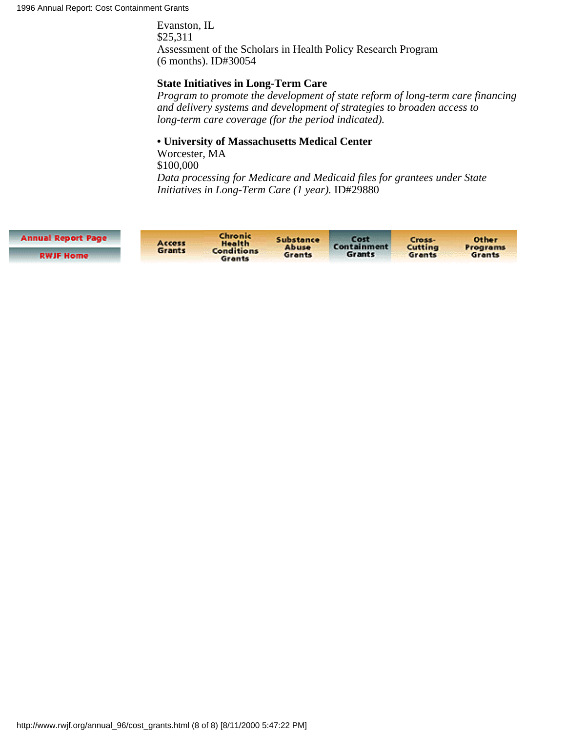Evanston, IL
$25,311
Assessment of the Scholars in Health Policy Research Program
(6 months). ID#30054

**State Initiatives in Long-Term Care**
*Program to promote the development of state reform of long-term care financing and delivery systems and development of strategies to broaden access to long-term care coverage (for the period indicated).*

• **University of Massachusetts Medical Center**
Worcester, MA
$100,000
*Data processing for Medicare and Medicaid files for grantees under State Initiatives in Long-Term Care (1 year).* ID#29880

Annual Report Page | RWJF Home

Access Grants | Chronic Health Conditions Grants | Substance Abuse Grants | Cost Containment Grants | Cross-Cutting Grants | Other Programs Grants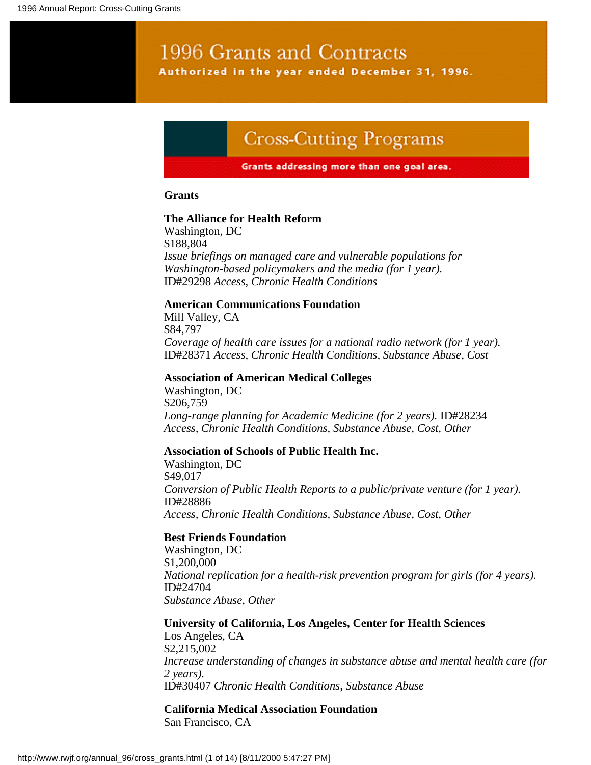# 1996 Grants and Contracts

**Authorized in the year ended December 31, 1996.**

## Cross-Cutting Programs

**Grants addressing more than one goal area.**

### Grants

**The Alliance for Health Reform**
Washington, DC
$188,804
*Issue briefings on managed care and vulnerable populations for Washington-based policymakers and the media (for 1 year).*
ID#29298 *Access, Chronic Health Conditions*

**American Communications Foundation**
Mill Valley, CA
$84,797
*Coverage of health care issues for a national radio network (for 1 year).*
ID#28371 *Access, Chronic Health Conditions, Substance Abuse, Cost*

**Association of American Medical Colleges**
Washington, DC
$206,759
*Long-range planning for Academic Medicine (for 2 years).* ID#28234
*Access, Chronic Health Conditions, Substance Abuse, Cost, Other*

**Association of Schools of Public Health Inc.**
Washington, DC
$49,017
*Conversion of Public Health Reports to a public/private venture (for 1 year).*
ID#28886
*Access, Chronic Health Conditions, Substance Abuse, Cost, Other*

**Best Friends Foundation**
Washington, DC
$1,200,000
*National replication for a health-risk prevention program for girls (for 4 years).*
ID#24704
*Substance Abuse, Other*

**University of California, Los Angeles, Center for Health Sciences**
Los Angeles, CA
$2,215,002
*Increase understanding of changes in substance abuse and mental health care (for 2 years).*
ID#30407 *Chronic Health Conditions, Substance Abuse*

**California Medical Association Foundation**
San Francisco, CA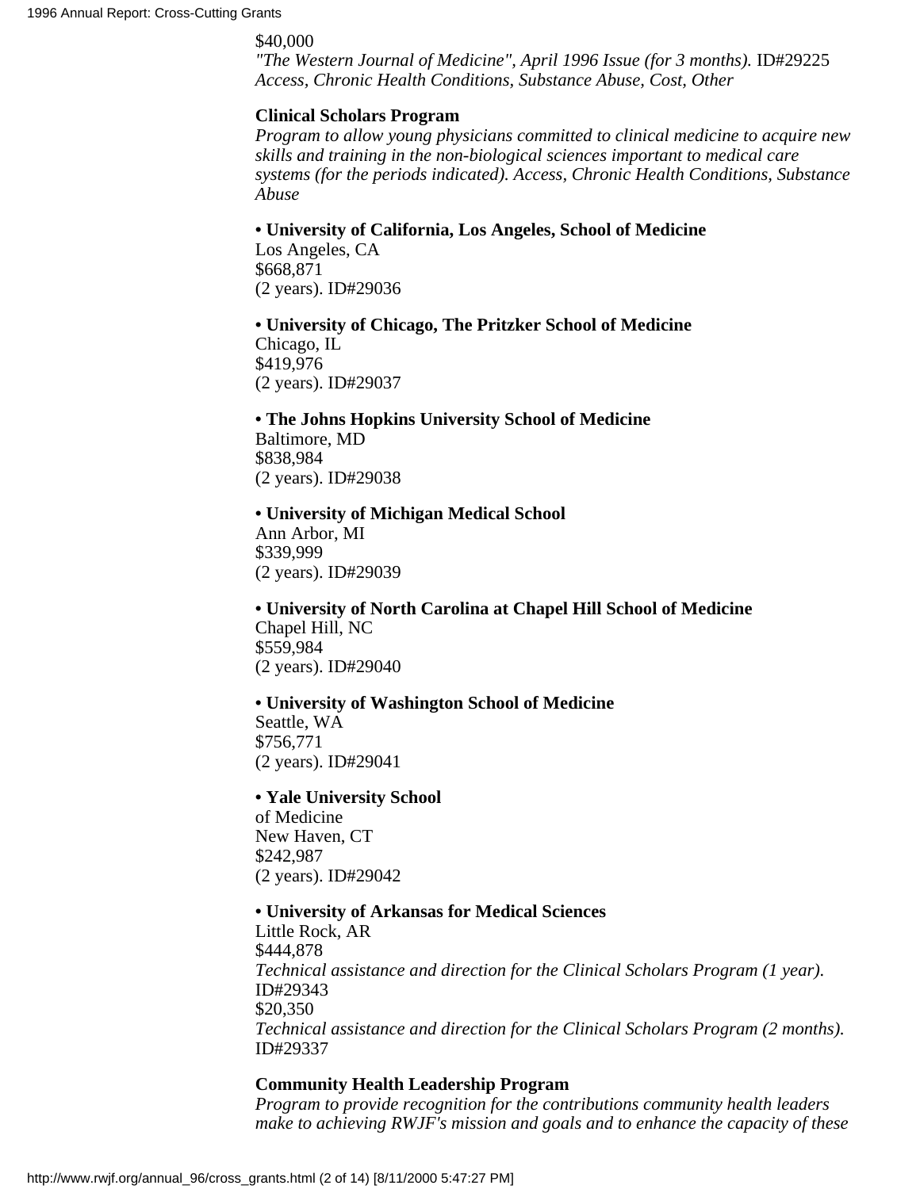$40,000
*"The Western Journal of Medicine", April 1996 Issue (for 3 months).* ID#29225
*Access, Chronic Health Conditions, Substance Abuse, Cost, Other*

**Clinical Scholars Program**
*Program to allow young physicians committed to clinical medicine to acquire new skills and training in the non-biological sciences important to medical care systems (for the periods indicated). Access, Chronic Health Conditions, Substance Abuse*

**• University of California, Los Angeles, School of Medicine**
Los Angeles, CA
$668,871
(2 years). ID#29036

**• University of Chicago, The Pritzker School of Medicine**
Chicago, IL
$419,976
(2 years). ID#29037

**• The Johns Hopkins University School of Medicine**
Baltimore, MD
$838,984
(2 years). ID#29038

**• University of Michigan Medical School**
Ann Arbor, MI
$339,999
(2 years). ID#29039

**• University of North Carolina at Chapel Hill School of Medicine**
Chapel Hill, NC
$559,984
(2 years). ID#29040

**• University of Washington School of Medicine**
Seattle, WA
$756,771
(2 years). ID#29041

**• Yale University School**
of Medicine
New Haven, CT
$242,987
(2 years). ID#29042

**• University of Arkansas for Medical Sciences**
Little Rock, AR
$444,878
*Technical assistance and direction for the Clinical Scholars Program (1 year).*
ID#29343
$20,350
*Technical assistance and direction for the Clinical Scholars Program (2 months).*
ID#29337

**Community Health Leadership Program**
*Program to provide recognition for the contributions community health leaders make to achieving RWJF's mission and goals and to enhance the capacity of these*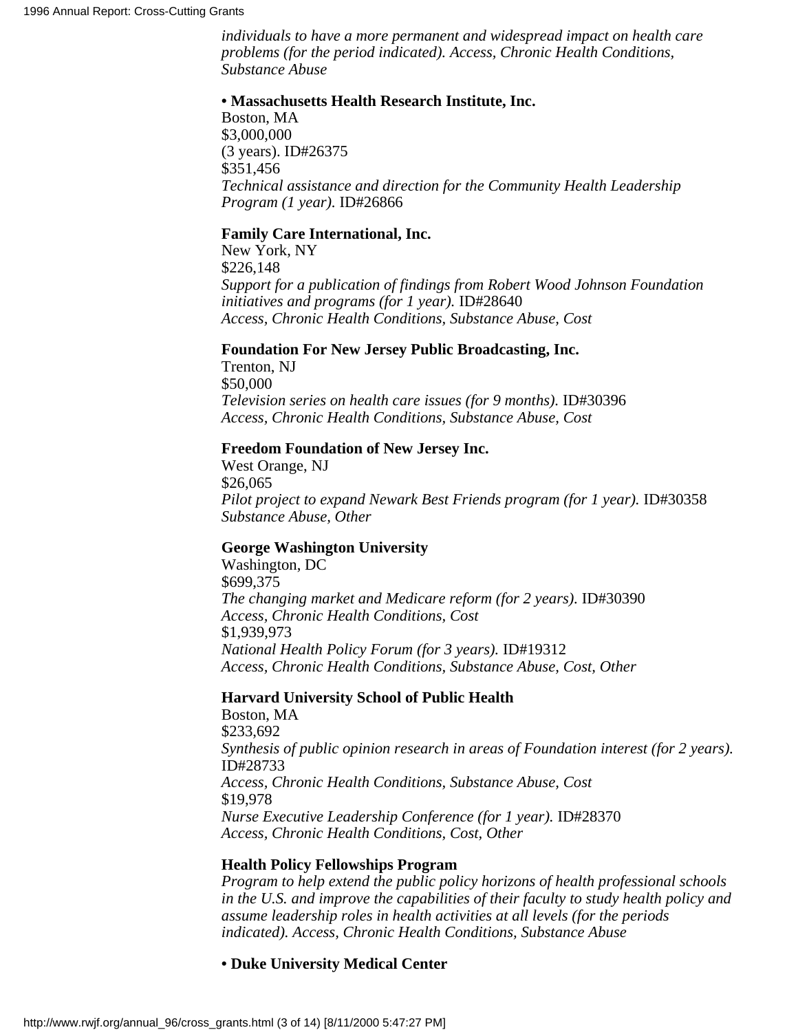*individuals to have a more permanent and widespread impact on health care problems (for the period indicated). Access, Chronic Health Conditions, Substance Abuse*

**• Massachusetts Health Research Institute, Inc.**
Boston, MA
$3,000,000
(3 years). ID#26375
$351,456
*Technical assistance and direction for the Community Health Leadership Program (1 year).* ID#26866

**Family Care International, Inc.**
New York, NY
$226,148
*Support for a publication of findings from Robert Wood Johnson Foundation initiatives and programs (for 1 year).* ID#28640
*Access, Chronic Health Conditions, Substance Abuse, Cost*

**Foundation For New Jersey Public Broadcasting, Inc.**
Trenton, NJ
$50,000
*Television series on health care issues (for 9 months).* ID#30396
*Access, Chronic Health Conditions, Substance Abuse, Cost*

**Freedom Foundation of New Jersey Inc.**
West Orange, NJ
$26,065
*Pilot project to expand Newark Best Friends program (for 1 year).* ID#30358
*Substance Abuse, Other*

**George Washington University**
Washington, DC
$699,375
*The changing market and Medicare reform (for 2 years).* ID#30390
*Access, Chronic Health Conditions, Cost*
$1,939,973
*National Health Policy Forum (for 3 years).* ID#19312
*Access, Chronic Health Conditions, Substance Abuse, Cost, Other*

**Harvard University School of Public Health**
Boston, MA
$233,692
*Synthesis of public opinion research in areas of Foundation interest (for 2 years).* ID#28733
*Access, Chronic Health Conditions, Substance Abuse, Cost*
$19,978
*Nurse Executive Leadership Conference (for 1 year).* ID#28370
*Access, Chronic Health Conditions, Cost, Other*

**Health Policy Fellowships Program**
*Program to help extend the public policy horizons of health professional schools in the U.S. and improve the capabilities of their faculty to study health policy and assume leadership roles in health activities at all levels (for the periods indicated). Access, Chronic Health Conditions, Substance Abuse*

**• Duke University Medical Center**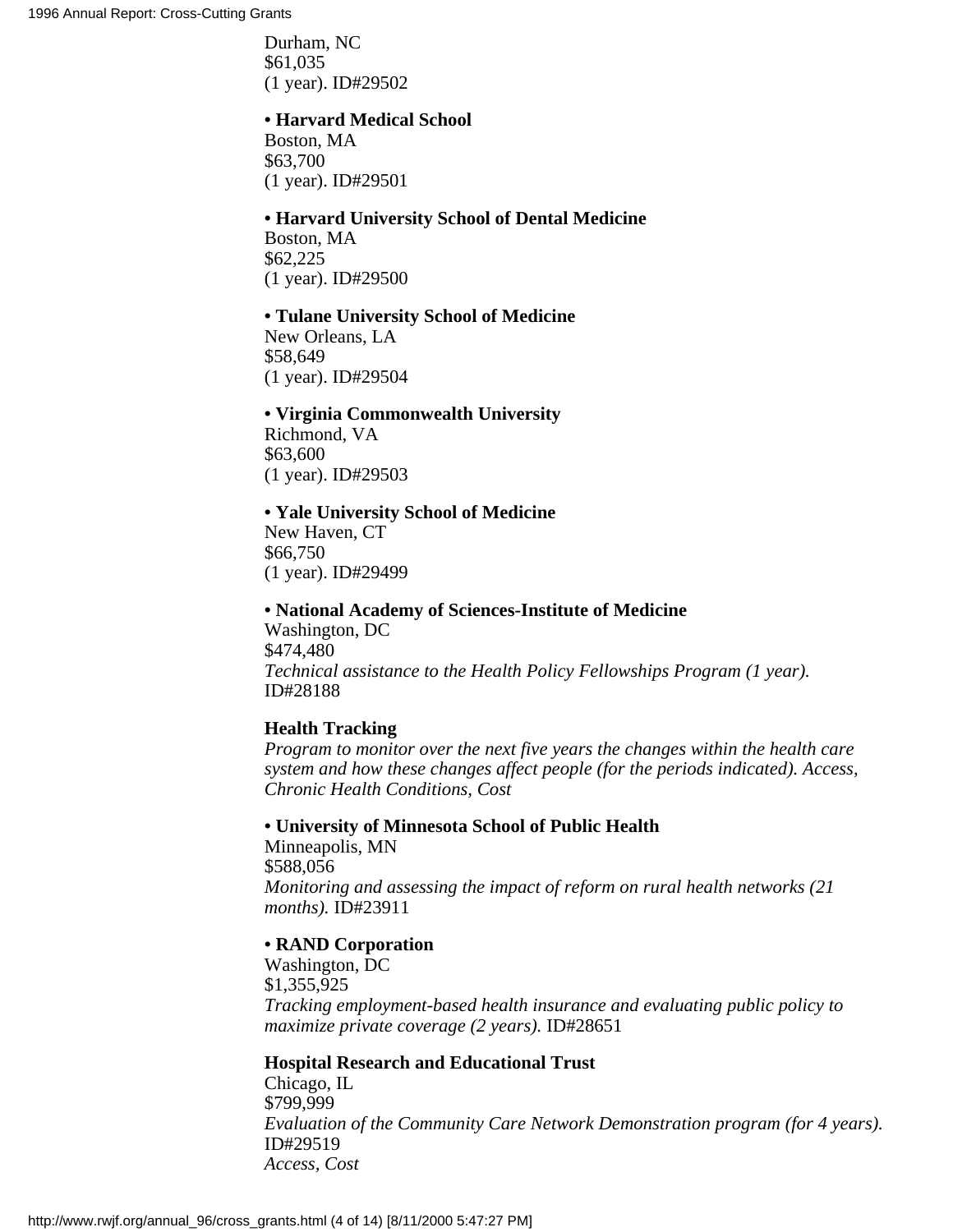Durham, NC
$61,035
(1 year). ID#29502

**• Harvard Medical School**
Boston, MA
$63,700
(1 year). ID#29501

**• Harvard University School of Dental Medicine**
Boston, MA
$62,225
(1 year). ID#29500

**• Tulane University School of Medicine**
New Orleans, LA
$58,649
(1 year). ID#29504

**• Virginia Commonwealth University**
Richmond, VA
$63,600
(1 year). ID#29503

**• Yale University School of Medicine**
New Haven, CT
$66,750
(1 year). ID#29499

**• National Academy of Sciences-Institute of Medicine**
Washington, DC
$474,480
*Technical assistance to the Health Policy Fellowships Program (1 year).*
ID#28188

**Health Tracking**
*Program to monitor over the next five years the changes within the health care system and how these changes affect people (for the periods indicated). Access, Chronic Health Conditions, Cost*

**• University of Minnesota School of Public Health**
Minneapolis, MN
$588,056
*Monitoring and assessing the impact of reform on rural health networks (21 months).* ID#23911

**• RAND Corporation**
Washington, DC
$1,355,925
*Tracking employment-based health insurance and evaluating public policy to maximize private coverage (2 years).* ID#28651

**Hospital Research and Educational Trust**
Chicago, IL
$799,999
*Evaluation of the Community Care Network Demonstration program (for 4 years).*
ID#29519
*Access, Cost*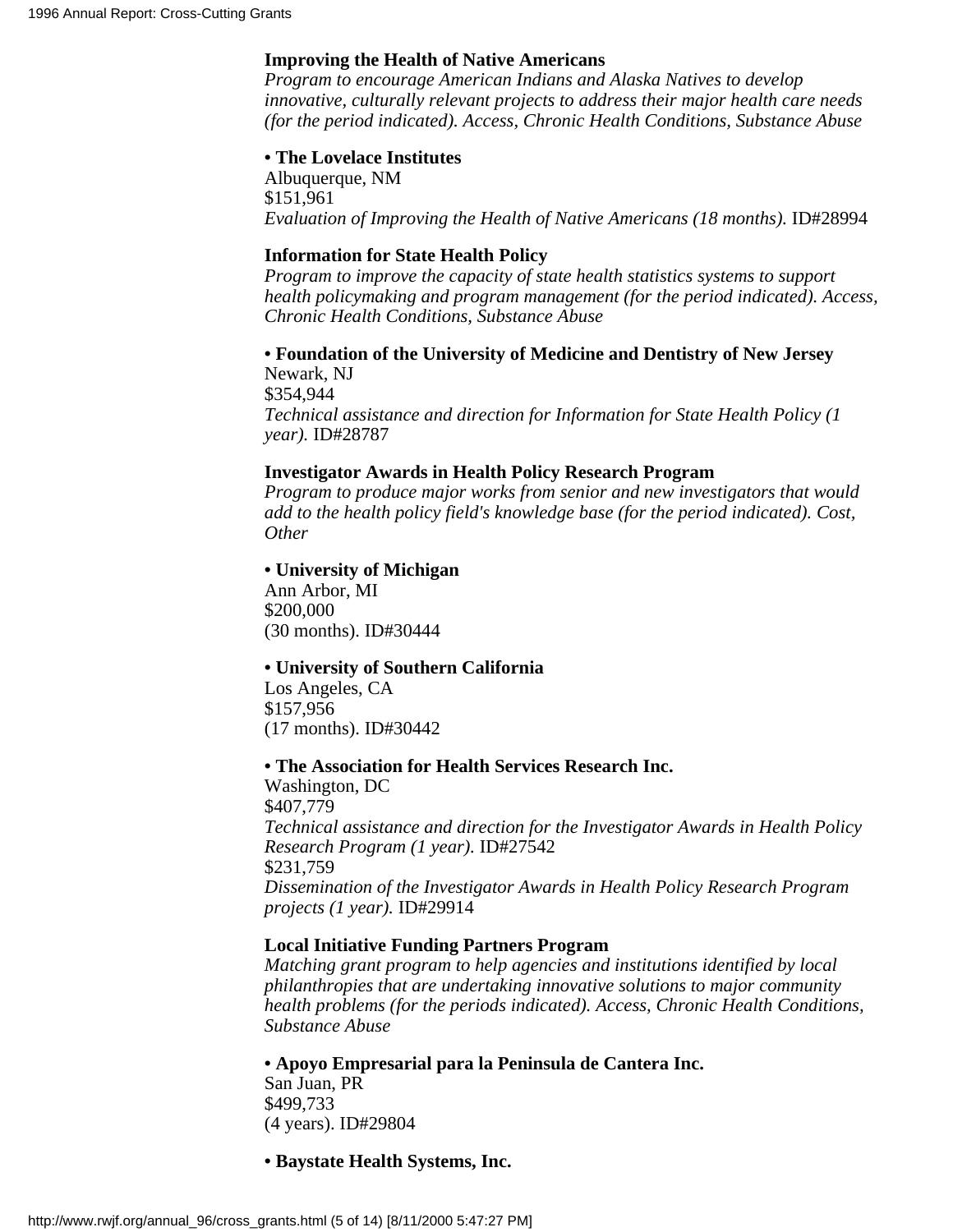**Improving the Health of Native Americans**
*Program to encourage American Indians and Alaska Natives to develop innovative, culturally relevant projects to address their major health care needs (for the period indicated). Access, Chronic Health Conditions, Substance Abuse*

- **The Lovelace Institutes**
Albuquerque, NM
$151,961
*Evaluation of Improving the Health of Native Americans (18 months).* ID#28994

**Information for State Health Policy**
*Program to improve the capacity of state health statistics systems to support health policymaking and program management (for the period indicated). Access, Chronic Health Conditions, Substance Abuse*

- **Foundation of the University of Medicine and Dentistry of New Jersey**
Newark, NJ
$354,944
*Technical assistance and direction for Information for State Health Policy (1 year).* ID#28787

**Investigator Awards in Health Policy Research Program**
*Program to produce major works from senior and new investigators that would add to the health policy field's knowledge base (for the period indicated). Cost, Other*

- **University of Michigan**
Ann Arbor, MI
$200,000
(30 months). ID#30444

- **University of Southern California**
Los Angeles, CA
$157,956
(17 months). ID#30442

- **The Association for Health Services Research Inc.**
Washington, DC
$407,779
*Technical assistance and direction for the Investigator Awards in Health Policy Research Program (1 year).* ID#27542
$231,759
*Dissemination of the Investigator Awards in Health Policy Research Program projects (1 year).* ID#29914

**Local Initiative Funding Partners Program**
*Matching grant program to help agencies and institutions identified by local philanthropies that are undertaking innovative solutions to major community health problems (for the periods indicated). Access, Chronic Health Conditions, Substance Abuse*

- **Apoyo Empresarial para la Peninsula de Cantera Inc.**
San Juan, PR
$499,733
(4 years). ID#29804

- **Baystate Health Systems, Inc.**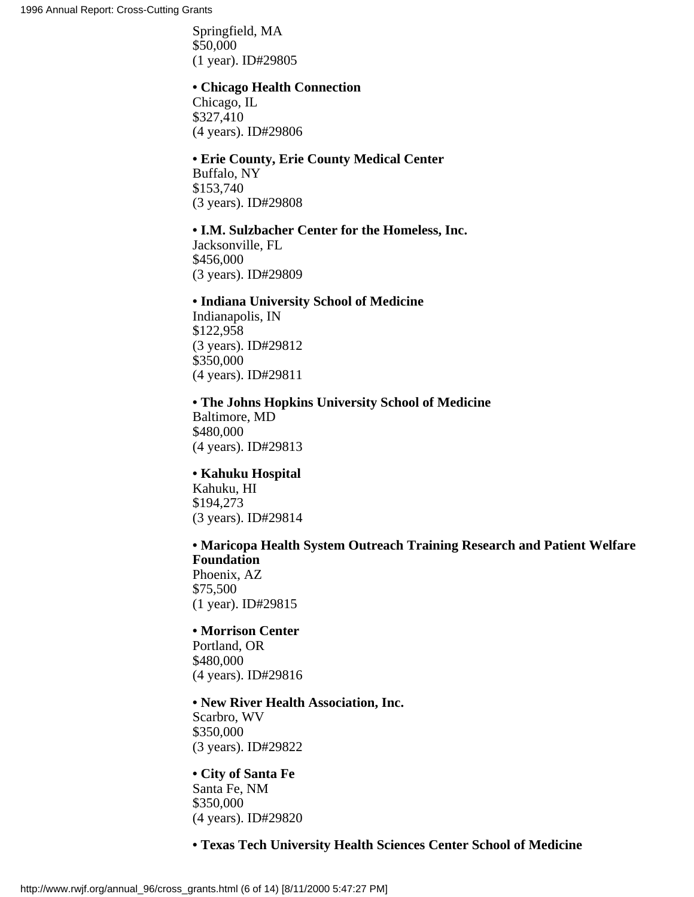Springfield, MA
$50,000
(1 year). ID#29805

**• Chicago Health Connection**
Chicago, IL
$327,410
(4 years). ID#29806

**• Erie County, Erie County Medical Center**
Buffalo, NY
$153,740
(3 years). ID#29808

**• I.M. Sulzbacher Center for the Homeless, Inc.**
Jacksonville, FL
$456,000
(3 years). ID#29809

**• Indiana University School of Medicine**
Indianapolis, IN
$122,958
(3 years). ID#29812
$350,000
(4 years). ID#29811

**• The Johns Hopkins University School of Medicine**
Baltimore, MD
$480,000
(4 years). ID#29813

**• Kahuku Hospital**
Kahuku, HI
$194,273
(3 years). ID#29814

**• Maricopa Health System Outreach Training Research and Patient Welfare Foundation**
Phoenix, AZ
$75,500
(1 year). ID#29815

**• Morrison Center**
Portland, OR
$480,000
(4 years). ID#29816

**• New River Health Association, Inc.**
Scarbro, WV
$350,000
(3 years). ID#29822

**• City of Santa Fe**
Santa Fe, NM
$350,000
(4 years). ID#29820

**• Texas Tech University Health Sciences Center School of Medicine**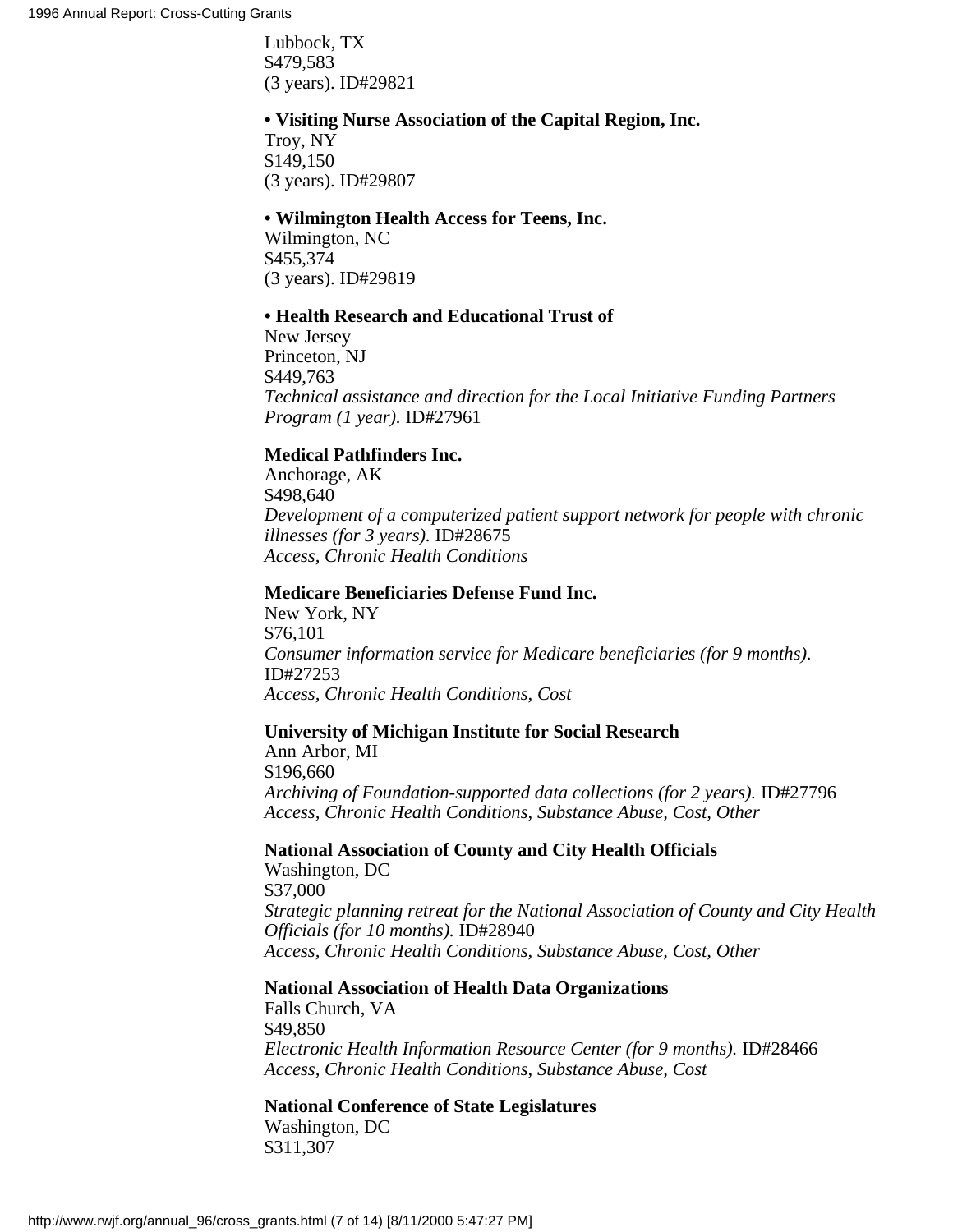Lubbock, TX
$479,583
(3 years). ID#29821

**• Visiting Nurse Association of the Capital Region, Inc.**
Troy, NY
$149,150
(3 years). ID#29807

**• Wilmington Health Access for Teens, Inc.**
Wilmington, NC
$455,374
(3 years). ID#29819

**• Health Research and Educational Trust of**
New Jersey
Princeton, NJ
$449,763
*Technical assistance and direction for the Local Initiative Funding Partners Program (1 year).* ID#27961

**Medical Pathfinders Inc.**
Anchorage, AK
$498,640
*Development of a computerized patient support network for people with chronic illnesses (for 3 years).* ID#28675
*Access, Chronic Health Conditions*

**Medicare Beneficiaries Defense Fund Inc.**
New York, NY
$76,101
*Consumer information service for Medicare beneficiaries (for 9 months).* ID#27253
*Access, Chronic Health Conditions, Cost*

**University of Michigan Institute for Social Research**
Ann Arbor, MI
$196,660
*Archiving of Foundation-supported data collections (for 2 years).* ID#27796
*Access, Chronic Health Conditions, Substance Abuse, Cost, Other*

**National Association of County and City Health Officials**
Washington, DC
$37,000
*Strategic planning retreat for the National Association of County and City Health Officials (for 10 months).* ID#28940
*Access, Chronic Health Conditions, Substance Abuse, Cost, Other*

**National Association of Health Data Organizations**
Falls Church, VA
$49,850
*Electronic Health Information Resource Center (for 9 months).* ID#28466
*Access, Chronic Health Conditions, Substance Abuse, Cost*

**National Conference of State Legislatures**
Washington, DC
$311,307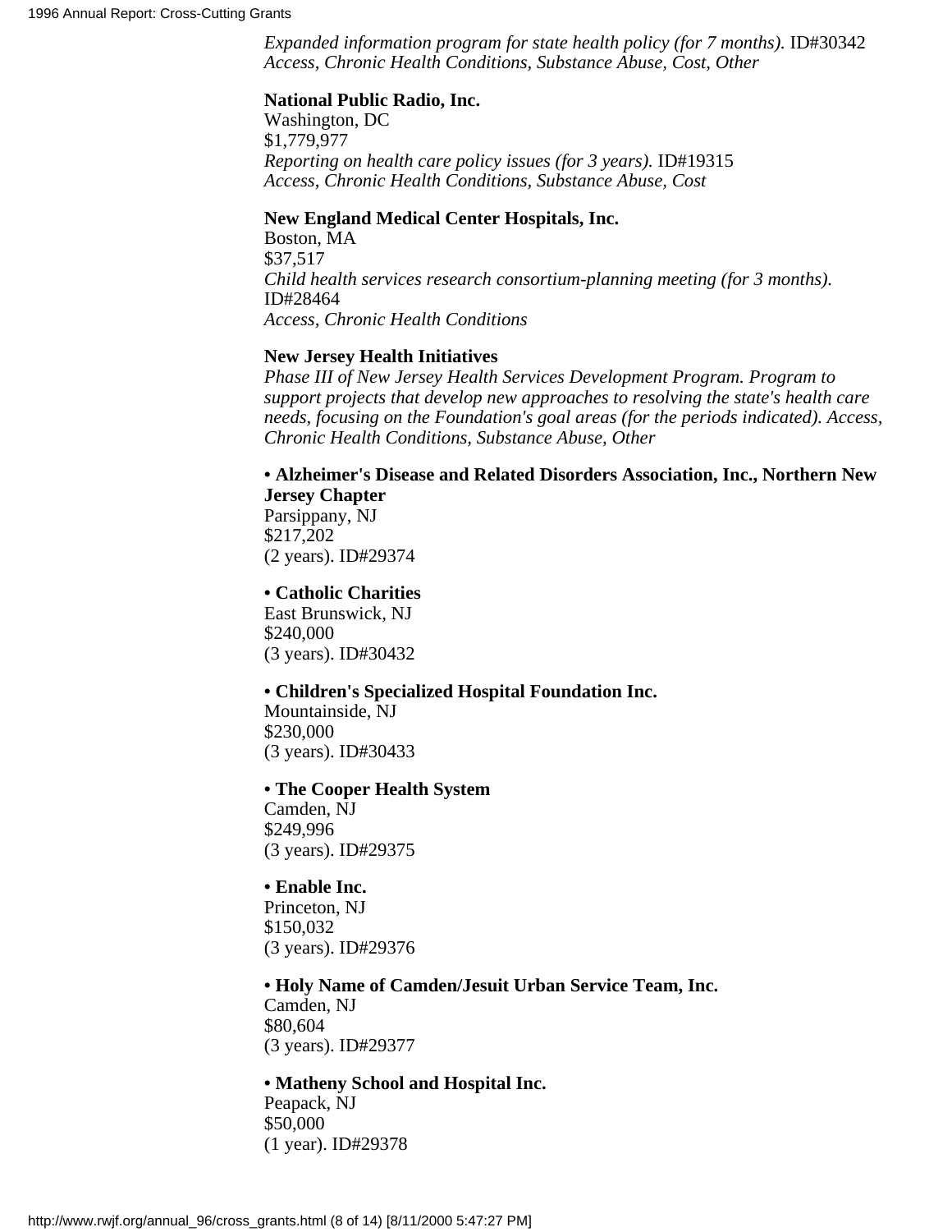*Expanded information program for state health policy (for 7 months).* ID#30342
*Access, Chronic Health Conditions, Substance Abuse, Cost, Other*

**National Public Radio, Inc.**
Washington, DC
$1,779,977
*Reporting on health care policy issues (for 3 years).* ID#19315
*Access, Chronic Health Conditions, Substance Abuse, Cost*

**New England Medical Center Hospitals, Inc.**
Boston, MA
$37,517
*Child health services research consortium-planning meeting (for 3 months).*
ID#28464
*Access, Chronic Health Conditions*

**New Jersey Health Initiatives**
*Phase III of New Jersey Health Services Development Program. Program to support projects that develop new approaches to resolving the state's health care needs, focusing on the Foundation's goal areas (for the periods indicated). Access, Chronic Health Conditions, Substance Abuse, Other*

**• Alzheimer's Disease and Related Disorders Association, Inc., Northern New Jersey Chapter**
Parsippany, NJ
$217,202
(2 years). ID#29374

**• Catholic Charities**
East Brunswick, NJ
$240,000
(3 years). ID#30432

**• Children's Specialized Hospital Foundation Inc.**
Mountainside, NJ
$230,000
(3 years). ID#30433

**• The Cooper Health System**
Camden, NJ
$249,996
(3 years). ID#29375

**• Enable Inc.**
Princeton, NJ
$150,032
(3 years). ID#29376

**• Holy Name of Camden/Jesuit Urban Service Team, Inc.**
Camden, NJ
$80,604
(3 years). ID#29377

**• Matheny School and Hospital Inc.**
Peapack, NJ
$50,000
(1 year). ID#29378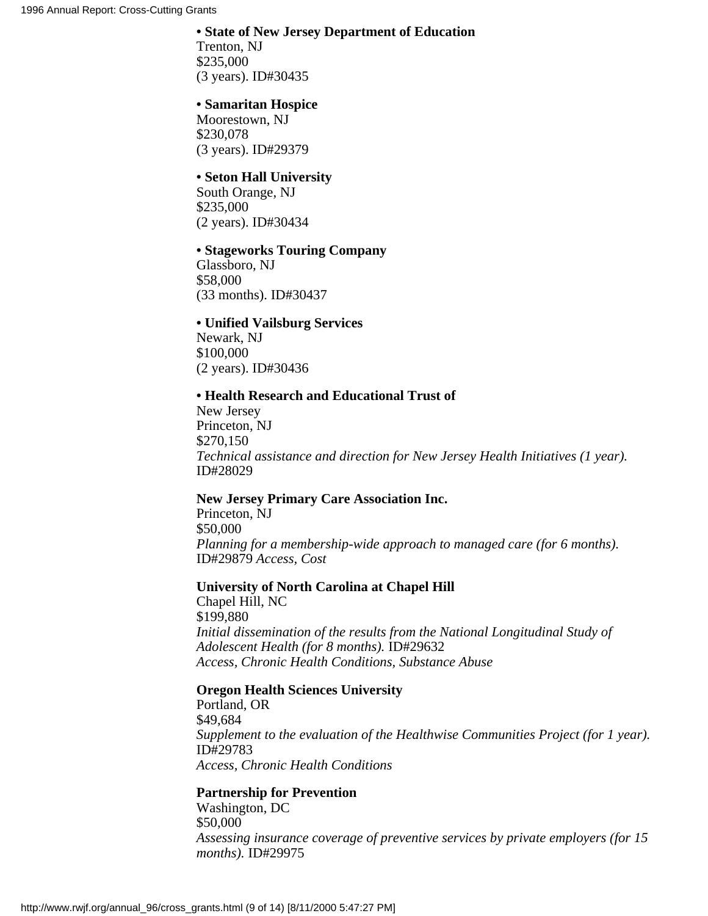- **State of New Jersey Department of Education**
  Trenton, NJ
  $235,000
  (3 years). ID#30435

- **Samaritan Hospice**
  Moorestown, NJ
  $230,078
  (3 years). ID#29379

- **Seton Hall University**
  South Orange, NJ
  $235,000
  (2 years). ID#30434

- **Stageworks Touring Company**
  Glassboro, NJ
  $58,000
  (33 months). ID#30437

- **Unified Vailsburg Services**
  Newark, NJ
  $100,000
  (2 years). ID#30436

- **Health Research and Educational Trust of**
  New Jersey
  Princeton, NJ
  $270,150
  *Technical assistance and direction for New Jersey Health Initiatives (1 year).*
  ID#28029

**New Jersey Primary Care Association Inc.**
Princeton, NJ
$50,000
*Planning for a membership-wide approach to managed care (for 6 months).*
ID#29879 *Access, Cost*

**University of North Carolina at Chapel Hill**
Chapel Hill, NC
$199,880
*Initial dissemination of the results from the National Longitudinal Study of Adolescent Health (for 8 months).* ID#29632
*Access, Chronic Health Conditions, Substance Abuse*

**Oregon Health Sciences University**
Portland, OR
$49,684
*Supplement to the evaluation of the Healthwise Communities Project (for 1 year).*
ID#29783
*Access, Chronic Health Conditions*

**Partnership for Prevention**
Washington, DC
$50,000
*Assessing insurance coverage of preventive services by private employers (for 15 months).* ID#29975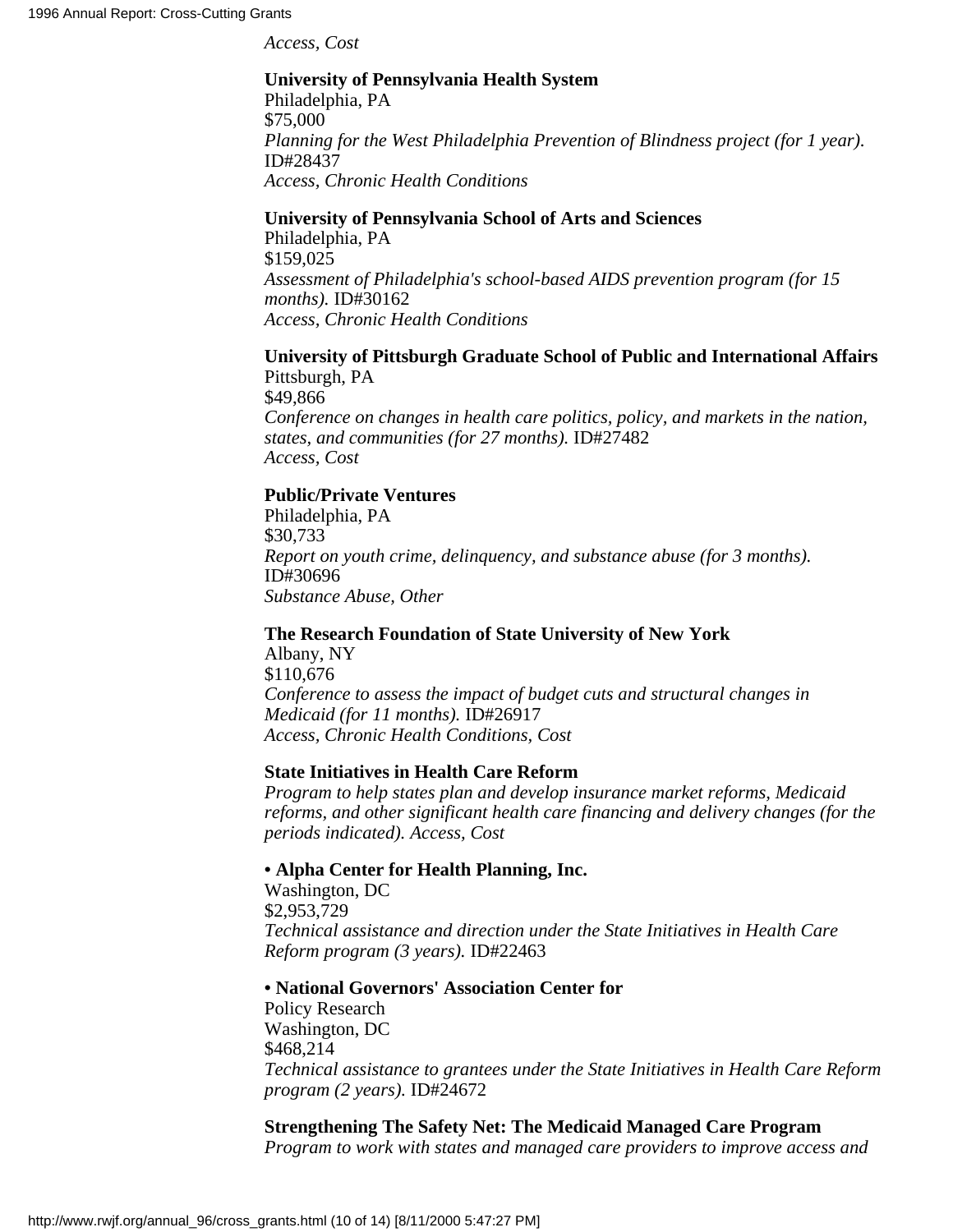*Access, Cost*

**University of Pennsylvania Health System**
Philadelphia, PA
$75,000
*Planning for the West Philadelphia Prevention of Blindness project (for 1 year).* ID#28437
*Access, Chronic Health Conditions*

**University of Pennsylvania School of Arts and Sciences**
Philadelphia, PA
$159,025
*Assessment of Philadelphia's school-based AIDS prevention program (for 15 months).* ID#30162
*Access, Chronic Health Conditions*

**University of Pittsburgh Graduate School of Public and International Affairs**
Pittsburgh, PA
$49,866
*Conference on changes in health care politics, policy, and markets in the nation, states, and communities (for 27 months).* ID#27482
*Access, Cost*

**Public/Private Ventures**
Philadelphia, PA
$30,733
*Report on youth crime, delinquency, and substance abuse (for 3 months).* ID#30696
*Substance Abuse, Other*

**The Research Foundation of State University of New York**
Albany, NY
$110,676
*Conference to assess the impact of budget cuts and structural changes in Medicaid (for 11 months).* ID#26917
*Access, Chronic Health Conditions, Cost*

**State Initiatives in Health Care Reform**
*Program to help states plan and develop insurance market reforms, Medicaid reforms, and other significant health care financing and delivery changes (for the periods indicated). Access, Cost*

**• Alpha Center for Health Planning, Inc.**
Washington, DC
$2,953,729
*Technical assistance and direction under the State Initiatives in Health Care Reform program (3 years).* ID#22463

**• National Governors' Association Center for**
Policy Research
Washington, DC
$468,214
*Technical assistance to grantees under the State Initiatives in Health Care Reform program (2 years).* ID#24672

**Strengthening The Safety Net: The Medicaid Managed Care Program**
*Program to work with states and managed care providers to improve access and*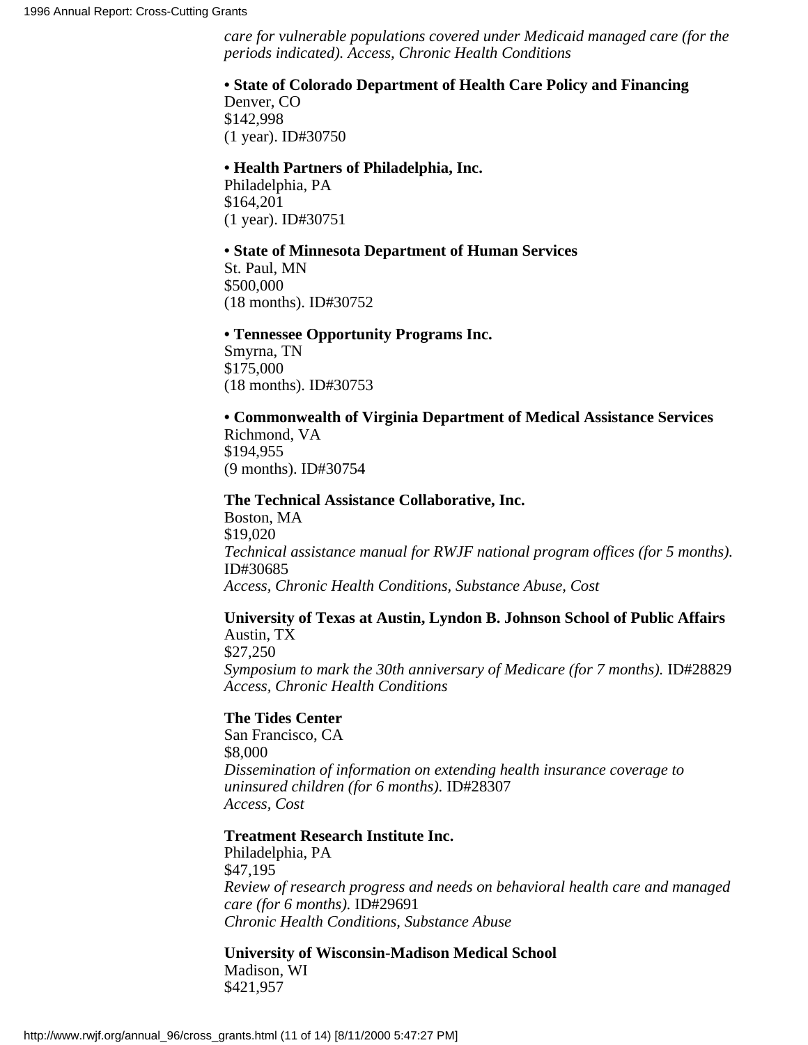*care for vulnerable populations covered under Medicaid managed care (for the periods indicated). Access, Chronic Health Conditions*

- **State of Colorado Department of Health Care Policy and Financing**
  Denver, CO
  $142,998
  (1 year). ID#30750

- **Health Partners of Philadelphia, Inc.**
  Philadelphia, PA
  $164,201
  (1 year). ID#30751

- **State of Minnesota Department of Human Services**
  St. Paul, MN
  $500,000
  (18 months). ID#30752

- **Tennessee Opportunity Programs Inc.**
  Smyrna, TN
  $175,000
  (18 months). ID#30753

- **Commonwealth of Virginia Department of Medical Assistance Services**
  Richmond, VA
  $194,955
  (9 months). ID#30754

**The Technical Assistance Collaborative, Inc.**
Boston, MA
$19,020
*Technical assistance manual for RWJF national program offices (for 5 months).* ID#30685
*Access, Chronic Health Conditions, Substance Abuse, Cost*

**University of Texas at Austin, Lyndon B. Johnson School of Public Affairs**
Austin, TX
$27,250
*Symposium to mark the 30th anniversary of Medicare (for 7 months).* ID#28829
*Access, Chronic Health Conditions*

**The Tides Center**
San Francisco, CA
$8,000
*Dissemination of information on extending health insurance coverage to uninsured children (for 6 months).* ID#28307
*Access, Cost*

**Treatment Research Institute Inc.**
Philadelphia, PA
$47,195
*Review of research progress and needs on behavioral health care and managed care (for 6 months).* ID#29691
*Chronic Health Conditions, Substance Abuse*

**University of Wisconsin-Madison Medical School**
Madison, WI
$421,957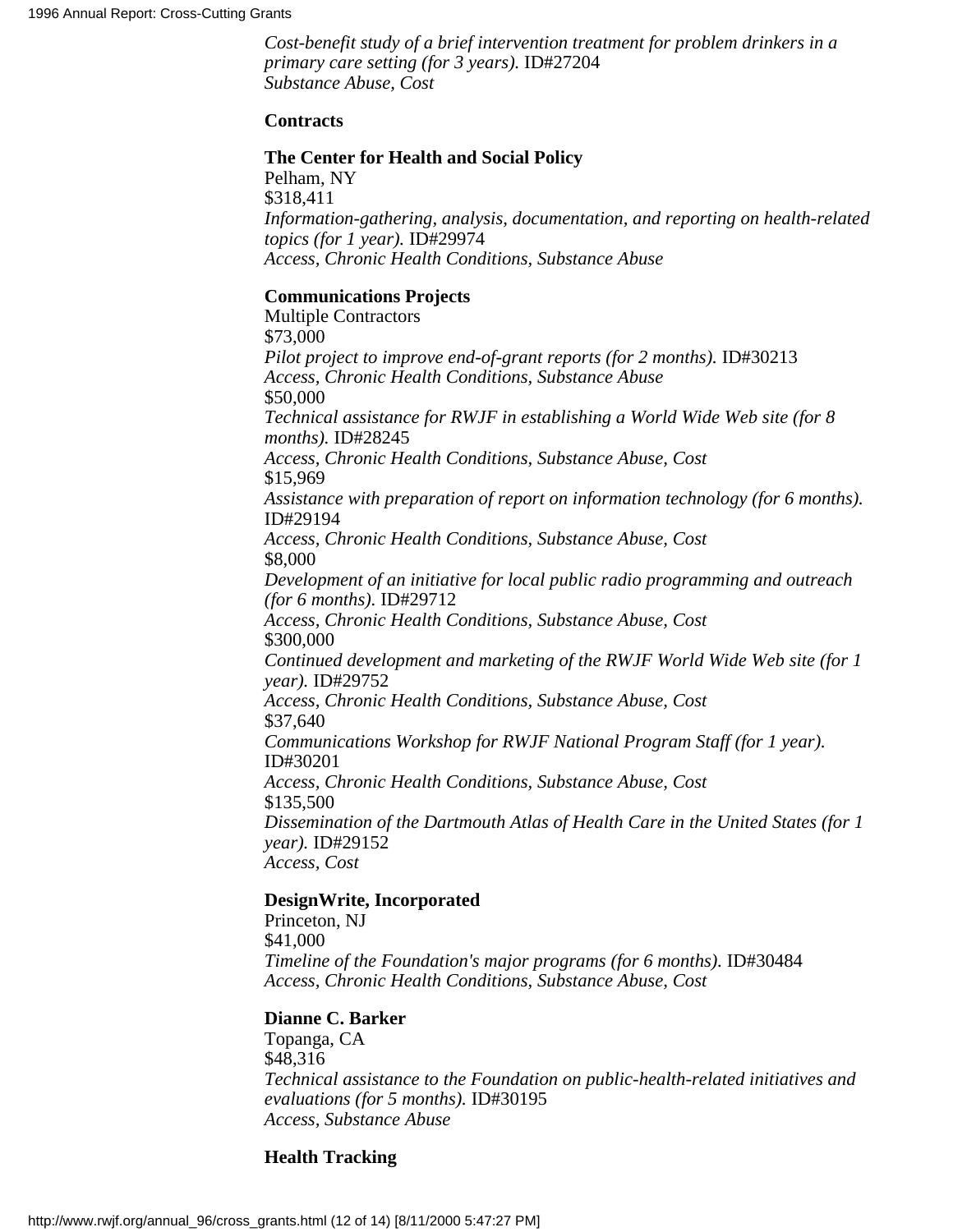*Cost-benefit study of a brief intervention treatment for problem drinkers in a primary care setting (for 3 years).* ID#27204
*Substance Abuse, Cost*

**Contracts**

**The Center for Health and Social Policy**
Pelham, NY
$318,411
*Information-gathering, analysis, documentation, and reporting on health-related topics (for 1 year).* ID#29974
*Access, Chronic Health Conditions, Substance Abuse*

**Communications Projects**
Multiple Contractors
$73,000
*Pilot project to improve end-of-grant reports (for 2 months).* ID#30213
*Access, Chronic Health Conditions, Substance Abuse*
$50,000
*Technical assistance for RWJF in establishing a World Wide Web site (for 8 months).* ID#28245
*Access, Chronic Health Conditions, Substance Abuse, Cost*
$15,969
*Assistance with preparation of report on information technology (for 6 months).* ID#29194
*Access, Chronic Health Conditions, Substance Abuse, Cost*
$8,000
*Development of an initiative for local public radio programming and outreach (for 6 months).* ID#29712
*Access, Chronic Health Conditions, Substance Abuse, Cost*
$300,000
*Continued development and marketing of the RWJF World Wide Web site (for 1 year).* ID#29752
*Access, Chronic Health Conditions, Substance Abuse, Cost*
$37,640
*Communications Workshop for RWJF National Program Staff (for 1 year).* ID#30201
*Access, Chronic Health Conditions, Substance Abuse, Cost*
$135,500
*Dissemination of the Dartmouth Atlas of Health Care in the United States (for 1 year).* ID#29152
*Access, Cost*

**DesignWrite, Incorporated**
Princeton, NJ
$41,000
*Timeline of the Foundation's major programs (for 6 months).* ID#30484
*Access, Chronic Health Conditions, Substance Abuse, Cost*

**Dianne C. Barker**
Topanga, CA
$48,316
*Technical assistance to the Foundation on public-health-related initiatives and evaluations (for 5 months).* ID#30195
*Access, Substance Abuse*

**Health Tracking**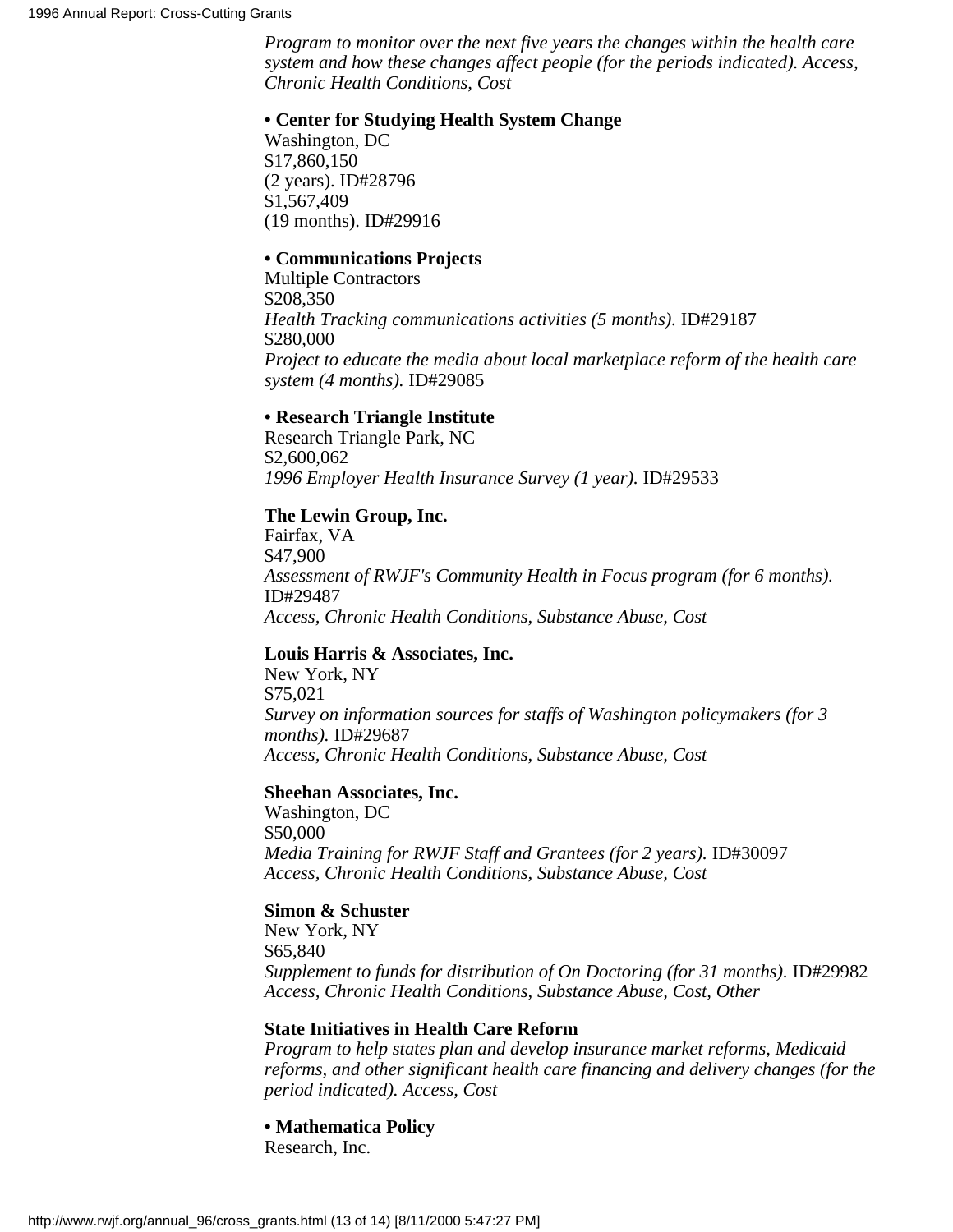*Program to monitor over the next five years the changes within the health care system and how these changes affect people (for the periods indicated). Access, Chronic Health Conditions, Cost*

**• Center for Studying Health System Change**
Washington, DC
$17,860,150
(2 years). ID#28796
$1,567,409
(19 months). ID#29916

**• Communications Projects**
Multiple Contractors
$208,350
*Health Tracking communications activities (5 months).* ID#29187
$280,000
*Project to educate the media about local marketplace reform of the health care system (4 months).* ID#29085

**• Research Triangle Institute**
Research Triangle Park, NC
$2,600,062
*1996 Employer Health Insurance Survey (1 year).* ID#29533

**The Lewin Group, Inc.**
Fairfax, VA
$47,900
*Assessment of RWJF's Community Health in Focus program (for 6 months).* ID#29487
*Access, Chronic Health Conditions, Substance Abuse, Cost*

**Louis Harris & Associates, Inc.**
New York, NY
$75,021
*Survey on information sources for staffs of Washington policymakers (for 3 months).* ID#29687
*Access, Chronic Health Conditions, Substance Abuse, Cost*

**Sheehan Associates, Inc.**
Washington, DC
$50,000
*Media Training for RWJF Staff and Grantees (for 2 years).* ID#30097
*Access, Chronic Health Conditions, Substance Abuse, Cost*

**Simon & Schuster**
New York, NY
$65,840
*Supplement to funds for distribution of On Doctoring (for 31 months).* ID#29982
*Access, Chronic Health Conditions, Substance Abuse, Cost, Other*

**State Initiatives in Health Care Reform**
*Program to help states plan and develop insurance market reforms, Medicaid reforms, and other significant health care financing and delivery changes (for the period indicated). Access, Cost*

**• Mathematica Policy**
Research, Inc.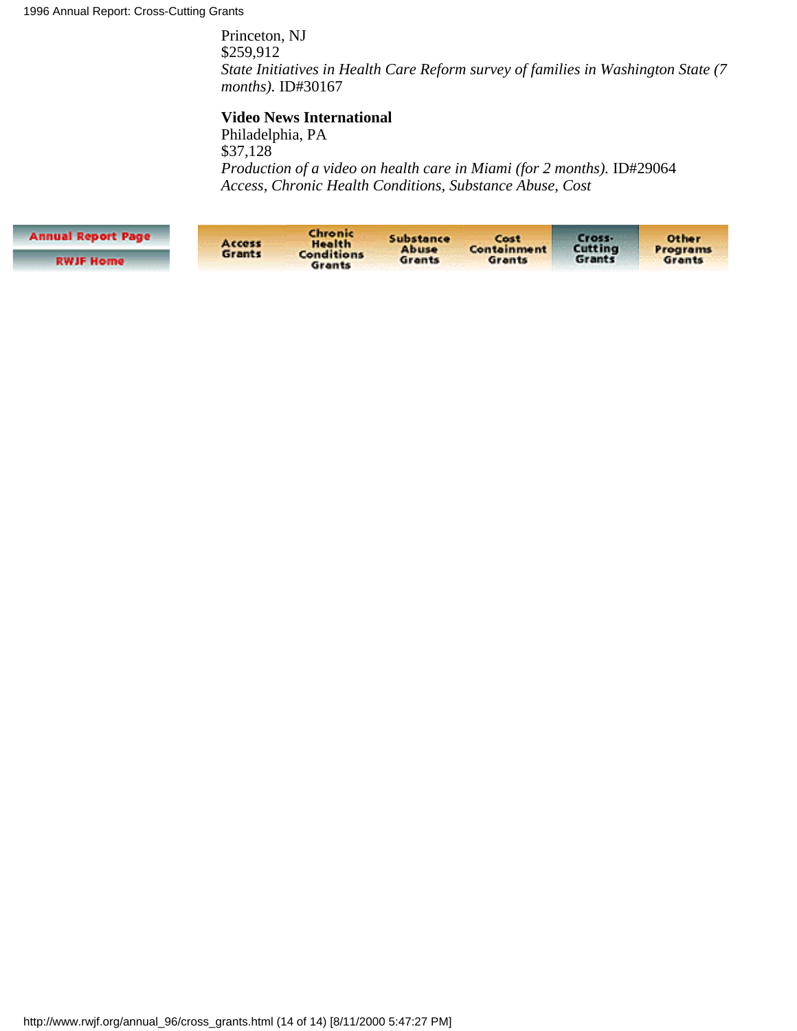Princeton, NJ
$259,912
*State Initiatives in Health Care Reform survey of families in Washington State (7 months).* ID#30167

**Video News International**
Philadelphia, PA
$37,128
*Production of a video on health care in Miami (for 2 months).* ID#29064
*Access, Chronic Health Conditions, Substance Abuse, Cost*

Annual Report Page | RWJF Home

Access Grants | Chronic Health Conditions Grants | Substance Abuse Grants | Cost Containment Grants | Cross-Cutting Grants | Other Programs Grants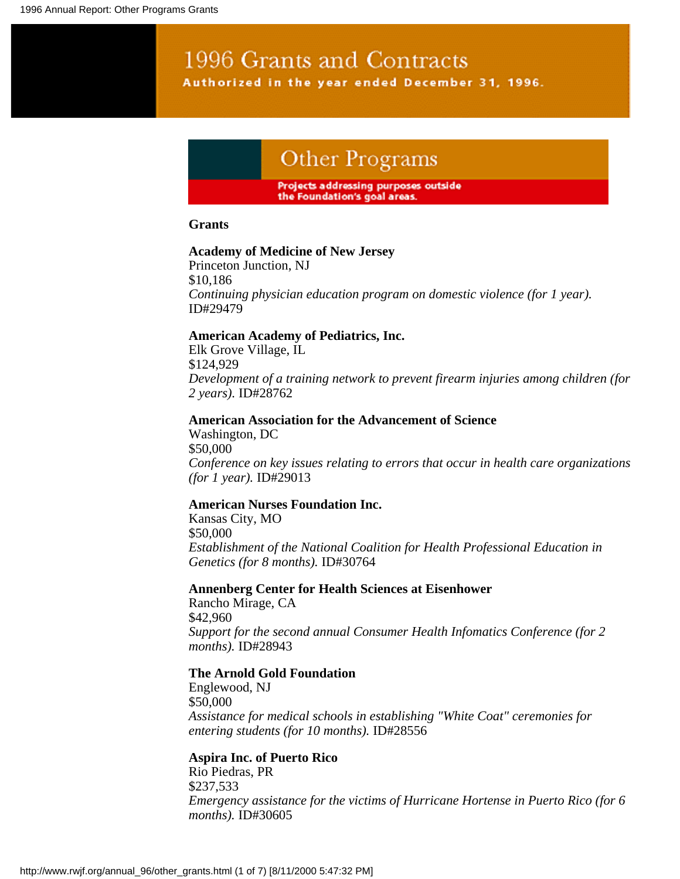# 1996 Grants and Contracts

**Authorized in the year ended December 31, 1996.**

## Other Programs

**Projects addressing purposes outside the Foundation's goal areas.**

### Grants

**Academy of Medicine of New Jersey**
Princeton Junction, NJ
$10,186
*Continuing physician education program on domestic violence (for 1 year).* ID#29479

**American Academy of Pediatrics, Inc.**
Elk Grove Village, IL
$124,929
*Development of a training network to prevent firearm injuries among children (for 2 years).* ID#28762

**American Association for the Advancement of Science**
Washington, DC
$50,000
*Conference on key issues relating to errors that occur in health care organizations (for 1 year).* ID#29013

**American Nurses Foundation Inc.**
Kansas City, MO
$50,000
*Establishment of the National Coalition for Health Professional Education in Genetics (for 8 months).* ID#30764

**Annenberg Center for Health Sciences at Eisenhower**
Rancho Mirage, CA
$42,960
*Support for the second annual Consumer Health Infomatics Conference (for 2 months).* ID#28943

**The Arnold Gold Foundation**
Englewood, NJ
$50,000
*Assistance for medical schools in establishing "White Coat" ceremonies for entering students (for 10 months).* ID#28556

**Aspira Inc. of Puerto Rico**
Rio Piedras, PR
$237,533
*Emergency assistance for the victims of Hurricane Hortense in Puerto Rico (for 6 months).* ID#30605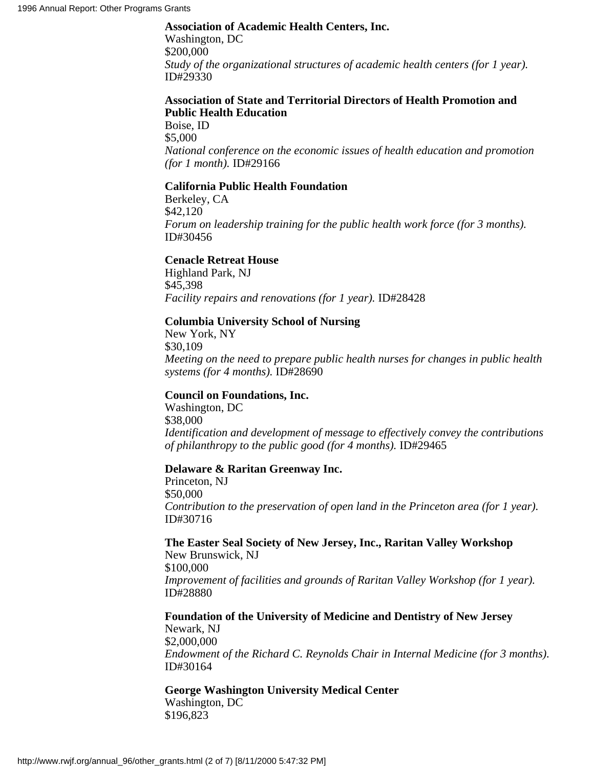**Association of Academic Health Centers, Inc.**
Washington, DC
$200,000
*Study of the organizational structures of academic health centers (for 1 year).* ID#29330

**Association of State and Territorial Directors of Health Promotion and Public Health Education**
Boise, ID
$5,000
*National conference on the economic issues of health education and promotion (for 1 month).* ID#29166

**California Public Health Foundation**
Berkeley, CA
$42,120
*Forum on leadership training for the public health work force (for 3 months).* ID#30456

**Cenacle Retreat House**
Highland Park, NJ
$45,398
*Facility repairs and renovations (for 1 year).* ID#28428

**Columbia University School of Nursing**
New York, NY
$30,109
*Meeting on the need to prepare public health nurses for changes in public health systems (for 4 months).* ID#28690

**Council on Foundations, Inc.**
Washington, DC
$38,000
*Identification and development of message to effectively convey the contributions of philanthropy to the public good (for 4 months).* ID#29465

**Delaware & Raritan Greenway Inc.**
Princeton, NJ
$50,000
*Contribution to the preservation of open land in the Princeton area (for 1 year).* ID#30716

**The Easter Seal Society of New Jersey, Inc., Raritan Valley Workshop**
New Brunswick, NJ
$100,000
*Improvement of facilities and grounds of Raritan Valley Workshop (for 1 year).* ID#28880

**Foundation of the University of Medicine and Dentistry of New Jersey**
Newark, NJ
$2,000,000
*Endowment of the Richard C. Reynolds Chair in Internal Medicine (for 3 months).* ID#30164

**George Washington University Medical Center**
Washington, DC
$196,823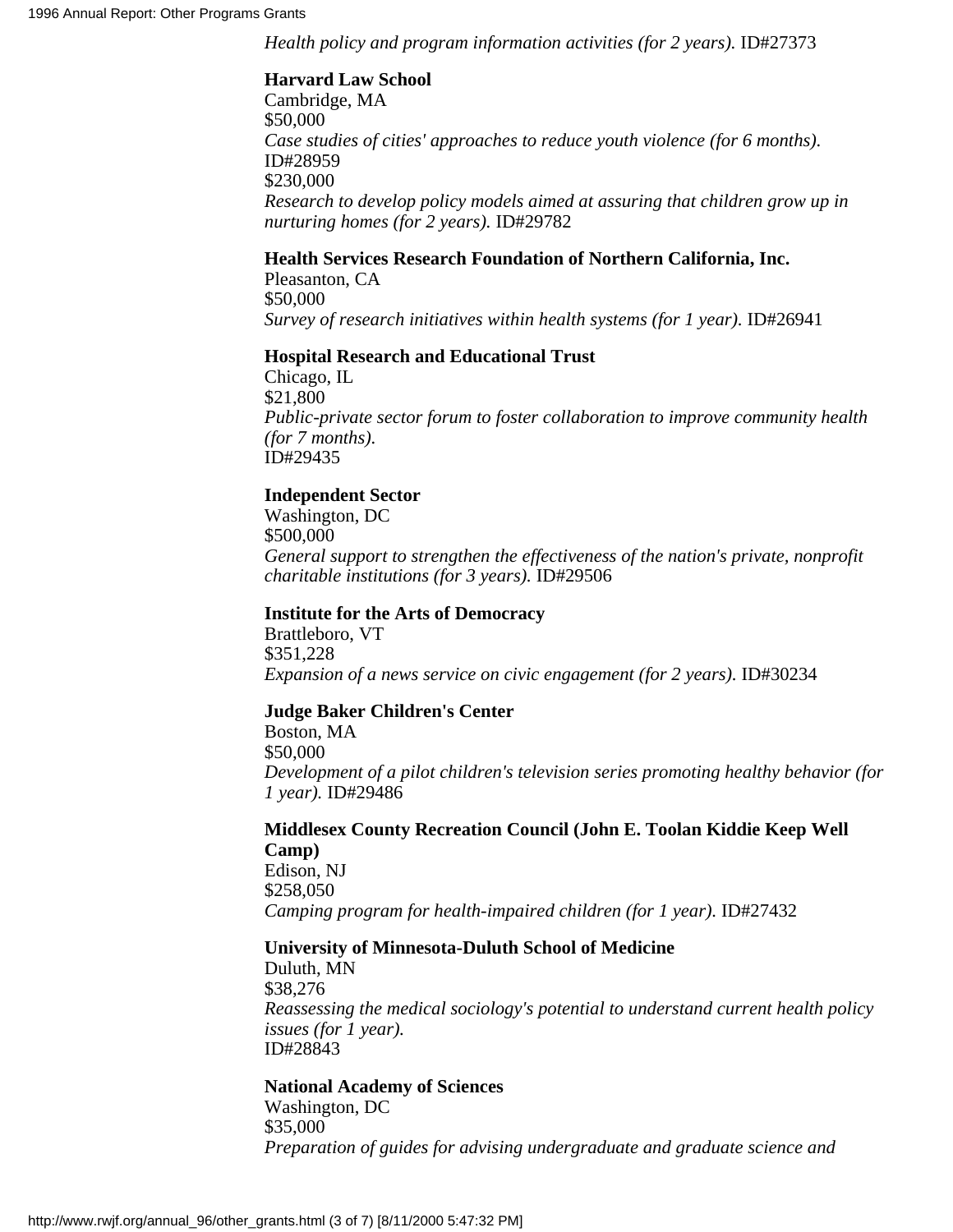*Health policy and program information activities (for 2 years).* ID#27373

**Harvard Law School**
Cambridge, MA
$50,000
*Case studies of cities' approaches to reduce youth violence (for 6 months).* ID#28959
$230,000
*Research to develop policy models aimed at assuring that children grow up in nurturing homes (for 2 years).* ID#29782

**Health Services Research Foundation of Northern California, Inc.**
Pleasanton, CA
$50,000
*Survey of research initiatives within health systems (for 1 year).* ID#26941

**Hospital Research and Educational Trust**
Chicago, IL
$21,800
*Public-private sector forum to foster collaboration to improve community health (for 7 months).*
ID#29435

**Independent Sector**
Washington, DC
$500,000
*General support to strengthen the effectiveness of the nation's private, nonprofit charitable institutions (for 3 years).* ID#29506

**Institute for the Arts of Democracy**
Brattleboro, VT
$351,228
*Expansion of a news service on civic engagement (for 2 years).* ID#30234

**Judge Baker Children's Center**
Boston, MA
$50,000
*Development of a pilot children's television series promoting healthy behavior (for 1 year).* ID#29486

**Middlesex County Recreation Council (John E. Toolan Kiddie Keep Well Camp)**
Edison, NJ
$258,050
*Camping program for health-impaired children (for 1 year).* ID#27432

**University of Minnesota-Duluth School of Medicine**
Duluth, MN
$38,276
*Reassessing the medical sociology's potential to understand current health policy issues (for 1 year).*
ID#28843

**National Academy of Sciences**
Washington, DC
$35,000
*Preparation of guides for advising undergraduate and graduate science and*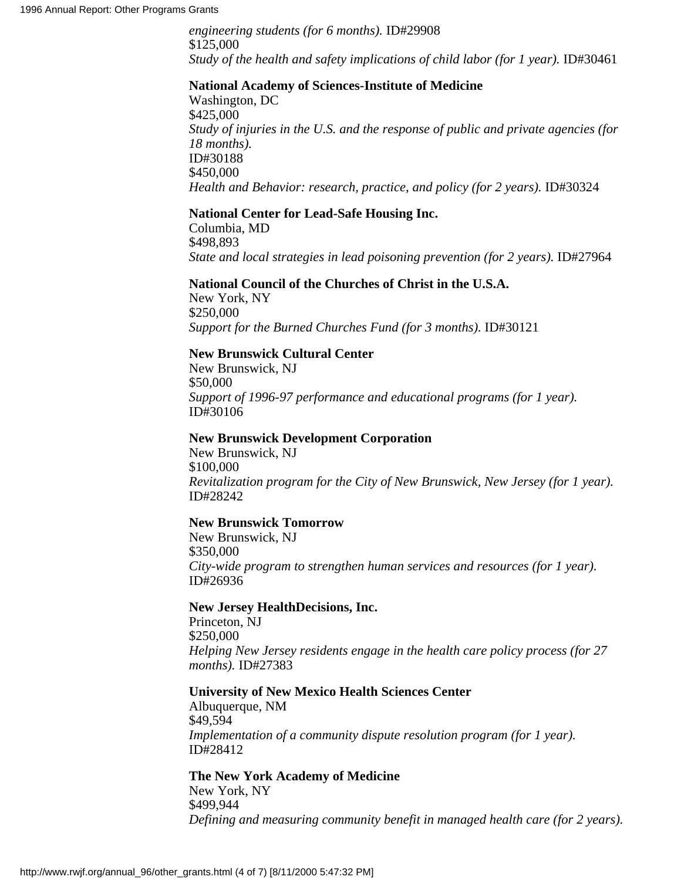*engineering students (for 6 months).* ID#29908
$125,000
*Study of the health and safety implications of child labor (for 1 year).* ID#30461

**National Academy of Sciences-Institute of Medicine**
Washington, DC
$425,000
*Study of injuries in the U.S. and the response of public and private agencies (for 18 months).*
ID#30188
$450,000
*Health and Behavior: research, practice, and policy (for 2 years).* ID#30324

**National Center for Lead-Safe Housing Inc.**
Columbia, MD
$498,893
*State and local strategies in lead poisoning prevention (for 2 years).* ID#27964

**National Council of the Churches of Christ in the U.S.A.**
New York, NY
$250,000
*Support for the Burned Churches Fund (for 3 months).* ID#30121

**New Brunswick Cultural Center**
New Brunswick, NJ
$50,000
*Support of 1996-97 performance and educational programs (for 1 year).*
ID#30106

**New Brunswick Development Corporation**
New Brunswick, NJ
$100,000
*Revitalization program for the City of New Brunswick, New Jersey (for 1 year).*
ID#28242

**New Brunswick Tomorrow**
New Brunswick, NJ
$350,000
*City-wide program to strengthen human services and resources (for 1 year).*
ID#26936

**New Jersey HealthDecisions, Inc.**
Princeton, NJ
$250,000
*Helping New Jersey residents engage in the health care policy process (for 27 months).* ID#27383

**University of New Mexico Health Sciences Center**
Albuquerque, NM
$49,594
*Implementation of a community dispute resolution program (for 1 year).*
ID#28412

**The New York Academy of Medicine**
New York, NY
$499,944
*Defining and measuring community benefit in managed health care (for 2 years).*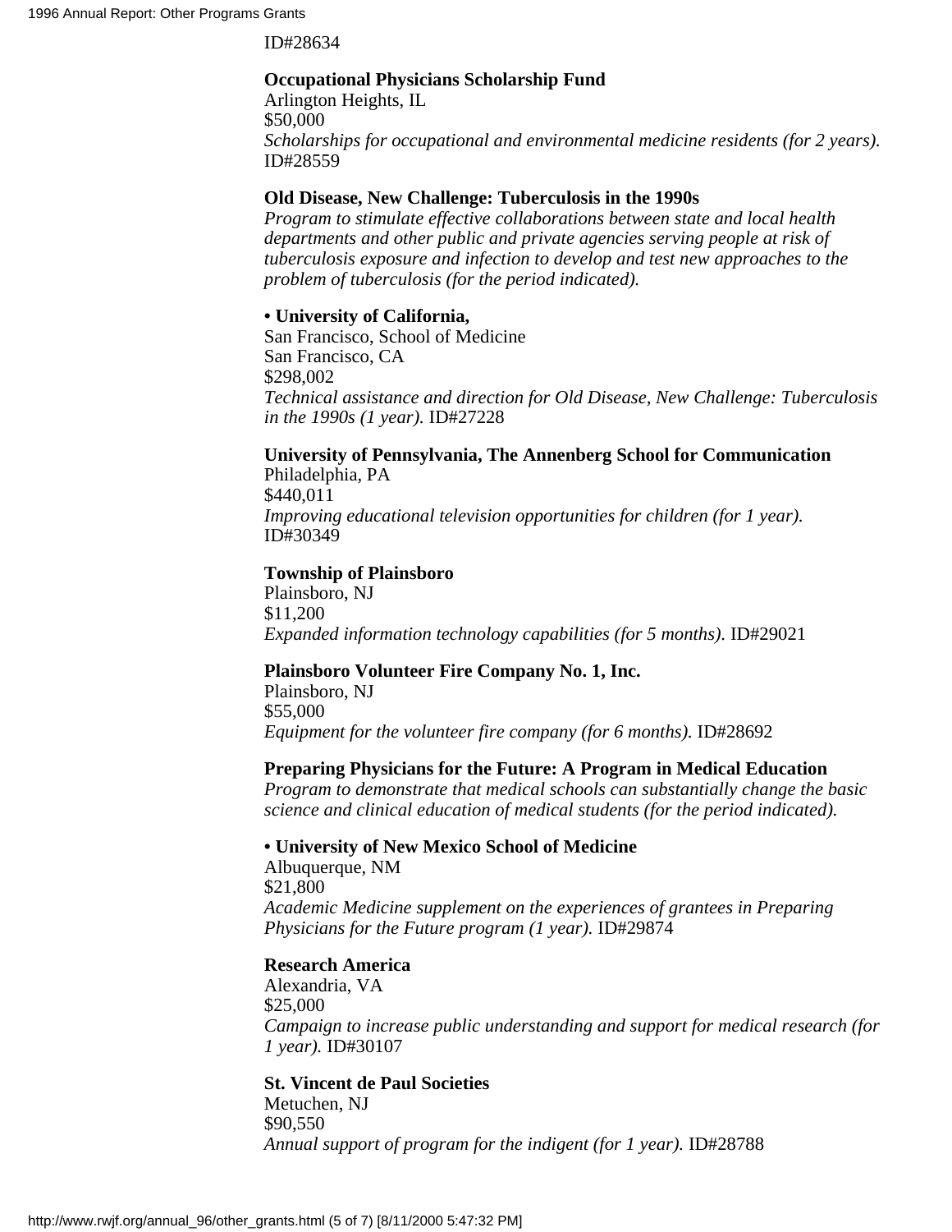ID#28634

**Occupational Physicians Scholarship Fund**
Arlington Heights, IL
$50,000
*Scholarships for occupational and environmental medicine residents (for 2 years).* ID#28559

**Old Disease, New Challenge: Tuberculosis in the 1990s**
*Program to stimulate effective collaborations between state and local health departments and other public and private agencies serving people at risk of tuberculosis exposure and infection to develop and test new approaches to the problem of tuberculosis (for the period indicated).*

**• University of California,**
San Francisco, School of Medicine
San Francisco, CA
$298,002
*Technical assistance and direction for Old Disease, New Challenge: Tuberculosis in the 1990s (1 year).* ID#27228

**University of Pennsylvania, The Annenberg School for Communication**
Philadelphia, PA
$440,011
*Improving educational television opportunities for children (for 1 year).* ID#30349

**Township of Plainsboro**
Plainsboro, NJ
$11,200
*Expanded information technology capabilities (for 5 months).* ID#29021

**Plainsboro Volunteer Fire Company No. 1, Inc.**
Plainsboro, NJ
$55,000
*Equipment for the volunteer fire company (for 6 months).* ID#28692

**Preparing Physicians for the Future: A Program in Medical Education**
*Program to demonstrate that medical schools can substantially change the basic science and clinical education of medical students (for the period indicated).*

**• University of New Mexico School of Medicine**
Albuquerque, NM
$21,800
*Academic Medicine supplement on the experiences of grantees in Preparing Physicians for the Future program (1 year).* ID#29874

**Research America**
Alexandria, VA
$25,000
*Campaign to increase public understanding and support for medical research (for 1 year).* ID#30107

**St. Vincent de Paul Societies**
Metuchen, NJ
$90,550
*Annual support of program for the indigent (for 1 year).* ID#28788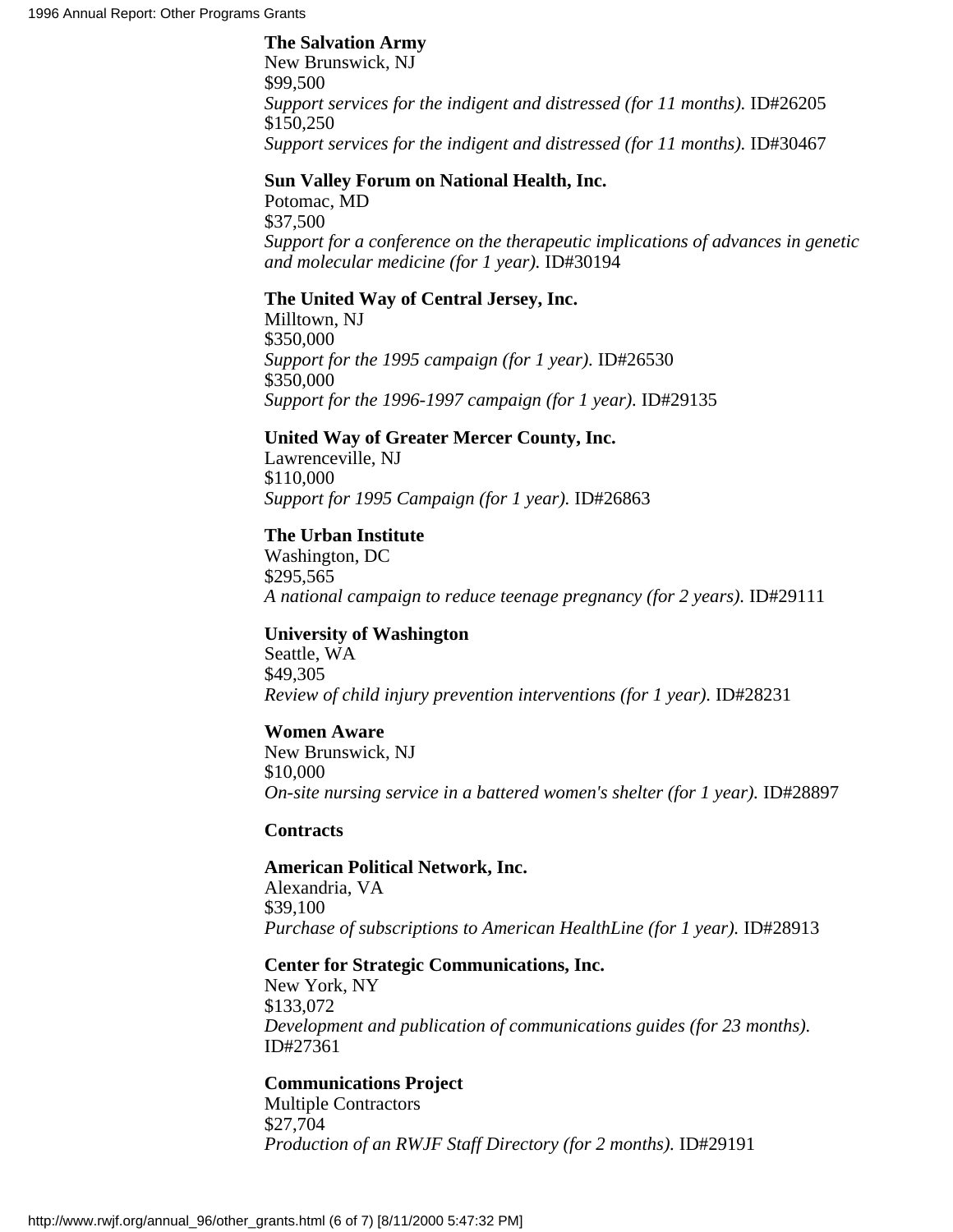**The Salvation Army**
New Brunswick, NJ
$99,500
*Support services for the indigent and distressed (for 11 months).* ID#26205
$150,250
*Support services for the indigent and distressed (for 11 months).* ID#30467

**Sun Valley Forum on National Health, Inc.**
Potomac, MD
$37,500
*Support for a conference on the therapeutic implications of advances in genetic and molecular medicine (for 1 year).* ID#30194

**The United Way of Central Jersey, Inc.**
Milltown, NJ
$350,000
*Support for the 1995 campaign (for 1 year).* ID#26530
$350,000
*Support for the 1996-1997 campaign (for 1 year).* ID#29135

**United Way of Greater Mercer County, Inc.**
Lawrenceville, NJ
$110,000
*Support for 1995 Campaign (for 1 year).* ID#26863

**The Urban Institute**
Washington, DC
$295,565
*A national campaign to reduce teenage pregnancy (for 2 years).* ID#29111

**University of Washington**
Seattle, WA
$49,305
*Review of child injury prevention interventions (for 1 year).* ID#28231

**Women Aware**
New Brunswick, NJ
$10,000
*On-site nursing service in a battered women's shelter (for 1 year).* ID#28897

**Contracts**

**American Political Network, Inc.**
Alexandria, VA
$39,100
*Purchase of subscriptions to American HealthLine (for 1 year).* ID#28913

**Center for Strategic Communications, Inc.**
New York, NY
$133,072
*Development and publication of communications guides (for 23 months).* ID#27361

**Communications Project**
Multiple Contractors
$27,704
*Production of an RWJF Staff Directory (for 2 months).* ID#29191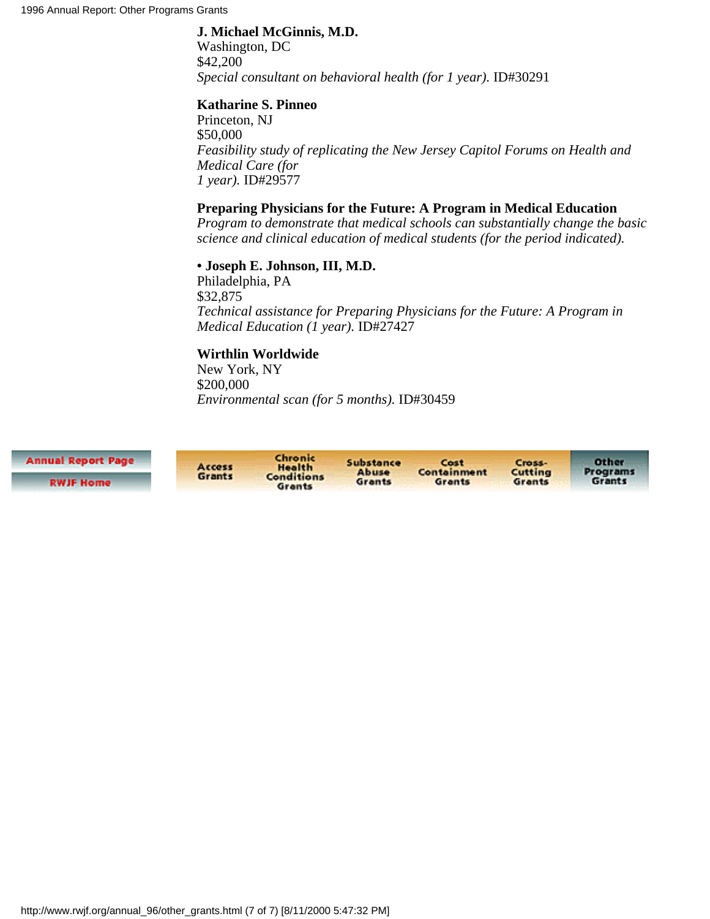**J. Michael McGinnis, M.D.**
Washington, DC
$42,200
*Special consultant on behavioral health (for 1 year).* ID#30291

**Katharine S. Pinneo**
Princeton, NJ
$50,000
*Feasibility study of replicating the New Jersey Capitol Forums on Health and Medical Care (for 1 year).* ID#29577

**Preparing Physicians for the Future: A Program in Medical Education**
*Program to demonstrate that medical schools can substantially change the basic science and clinical education of medical students (for the period indicated).*

**• Joseph E. Johnson, III, M.D.**
Philadelphia, PA
$32,875
*Technical assistance for Preparing Physicians for the Future: A Program in Medical Education (1 year).* ID#27427

**Wirthlin Worldwide**
New York, NY
$200,000
*Environmental scan (for 5 months).* ID#30459

Annual Report Page | RWJF Home

Access Grants | Chronic Health Conditions Grants | Substance Abuse Grants | Cost Containment Grants | Cross-Cutting Grants | Other Programs Grants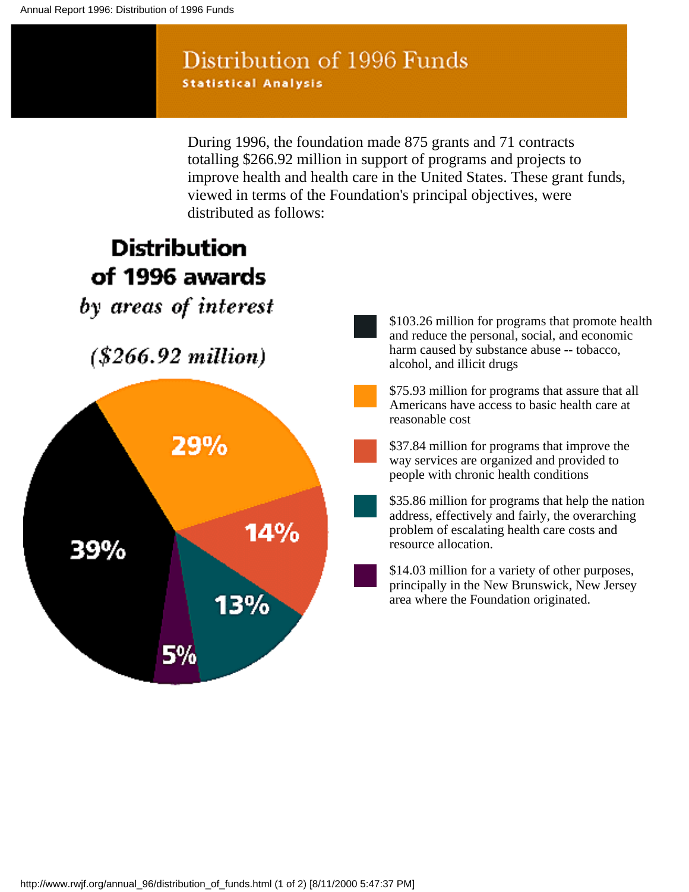# Distribution of 1996 Funds

**Statistical Analysis**

During 1996, the foundation made 875 grants and 71 contracts totalling $266.92 million in support of programs and projects to improve health and health care in the United States. These grant funds, viewed in terms of the Foundation's principal objectives, were distributed as follows:

**Distribution of 1996 awards**

*by areas of interest*

*($266.92 million)*

| Share | Amount and purpose |
| --- | --- |
| 39% | $103.26 million for programs that promote health and reduce the personal, social, and economic harm caused by substance abuse -- tobacco, alcohol, and illicit drugs |
| 29% | $75.93 million for programs that assure that all Americans have access to basic health care at reasonable cost |
| 14% | $37.84 million for programs that improve the way services are organized and provided to people with chronic health conditions |
| 13% | $35.86 million for programs that help the nation address, effectively and fairly, the overarching problem of escalating health care costs and resource allocation. |
| 5% | $14.03 million for a variety of other purposes, principally in the New Brunswick, New Jersey area where the Foundation originated. |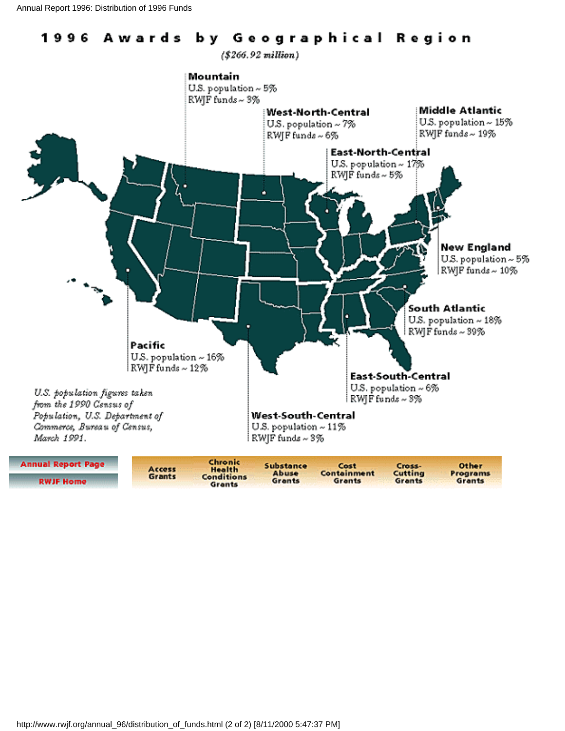# 1996 Awards by Geographical Region

*($266.92 million)*

**Mountain**
U.S. population ~ 5%
RWJF funds ~ 3%

**West-North-Central**
U.S. population ~ 7%
RWJF funds ~ 6%

**Middle Atlantic**
U.S. population ~ 15%
RWJF funds ~ 19%

**East-North-Central**
U.S. population ~ 17%
RWJF funds ~ 5%

**New England**
U.S. population ~ 5%
RWJF funds ~ 10%

**South Atlantic**
U.S. population ~ 18%
RWJF funds ~ 39%

**Pacific**
U.S. population ~ 16%
RWJF funds ~ 12%

**East-South-Central**
U.S. population ~ 6%
RWJF funds ~ 3%

**West-South-Central**
U.S. population ~ 11%
RWJF funds ~ 3%

*U.S. population figures taken from the 1990 Census of Population, U.S. Department of Commerce, Bureau of Census, March 1991.*

Annual Report Page | RWJF Home

Access Grants | Chronic Health Conditions Grants | Substance Abuse Grants | Cost Containment Grants | Cross-Cutting Grants | Other Programs Grants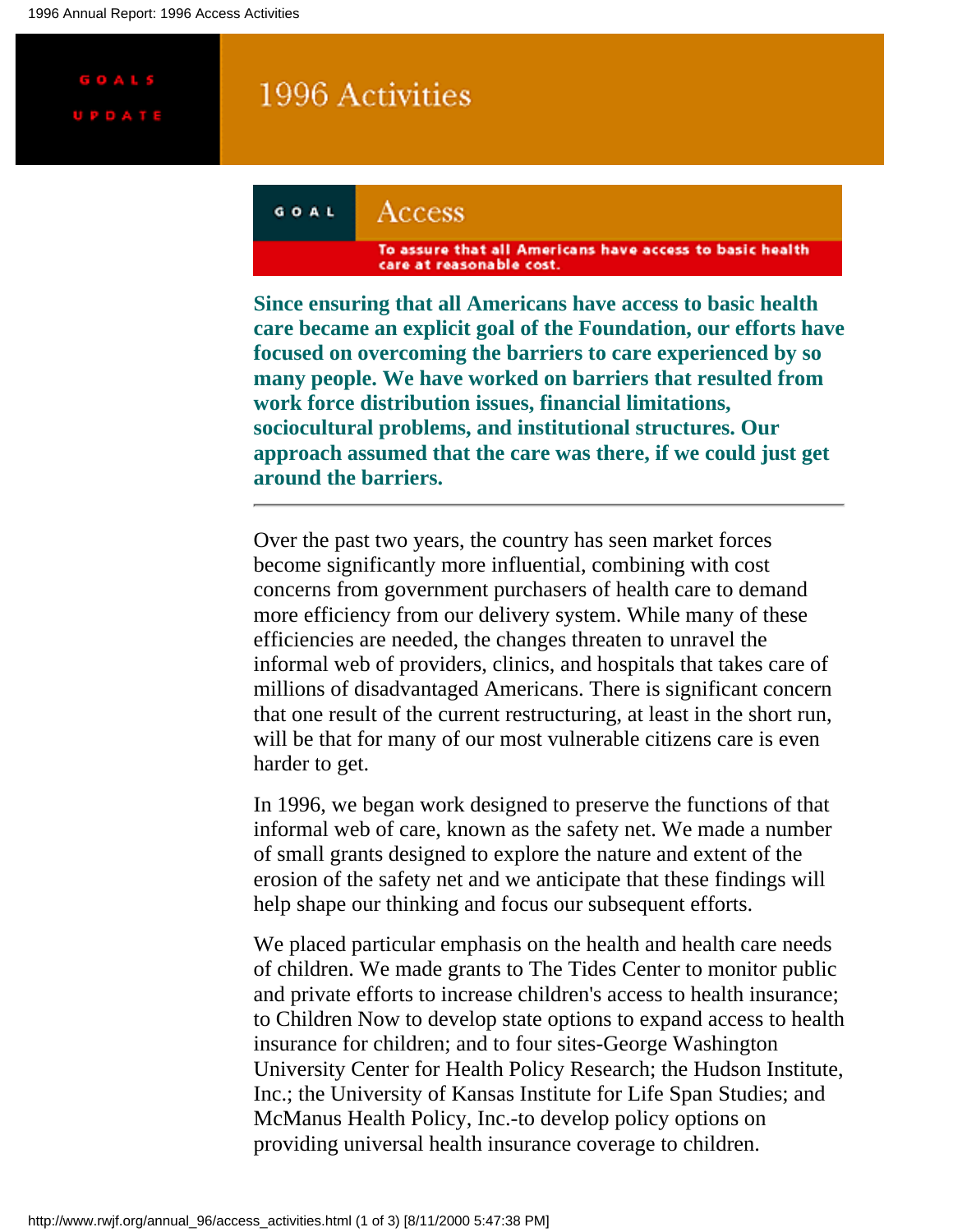# 1996 Activities

GOALS UPDATE

## GOAL: Access

**To assure that all Americans have access to basic health care at reasonable cost.**

**Since ensuring that all Americans have access to basic health care became an explicit goal of the Foundation, our efforts have focused on overcoming the barriers to care experienced by so many people. We have worked on barriers that resulted from work force distribution issues, financial limitations, sociocultural problems, and institutional structures. Our approach assumed that the care was there, if we could just get around the barriers.**

---

Over the past two years, the country has seen market forces become significantly more influential, combining with cost concerns from government purchasers of health care to demand more efficiency from our delivery system. While many of these efficiencies are needed, the changes threaten to unravel the informal web of providers, clinics, and hospitals that takes care of millions of disadvantaged Americans. There is significant concern that one result of the current restructuring, at least in the short run, will be that for many of our most vulnerable citizens care is even harder to get.

In 1996, we began work designed to preserve the functions of that informal web of care, known as the safety net. We made a number of small grants designed to explore the nature and extent of the erosion of the safety net and we anticipate that these findings will help shape our thinking and focus our subsequent efforts.

We placed particular emphasis on the health and health care needs of children. We made grants to The Tides Center to monitor public and private efforts to increase children's access to health insurance; to Children Now to develop state options to expand access to health insurance for children; and to four sites-George Washington University Center for Health Policy Research; the Hudson Institute, Inc.; the University of Kansas Institute for Life Span Studies; and McManus Health Policy, Inc.-to develop policy options on providing universal health insurance coverage to children.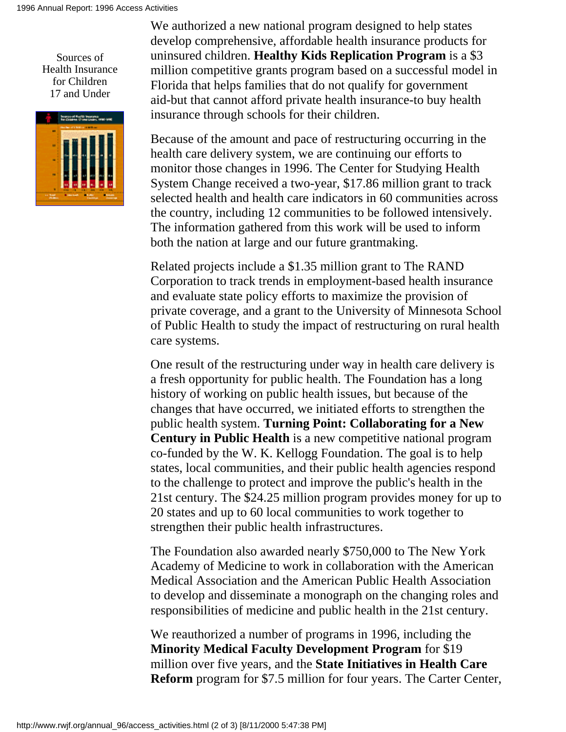Sources of Health Insurance for Children 17 and Under

We authorized a new national program designed to help states develop comprehensive, affordable health insurance products for uninsured children. **Healthy Kids Replication Program** is a $3 million competitive grants program based on a successful model in Florida that helps families that do not qualify for government aid-but that cannot afford private health insurance-to buy health insurance through schools for their children.

Because of the amount and pace of restructuring occurring in the health care delivery system, we are continuing our efforts to monitor those changes in 1996. The Center for Studying Health System Change received a two-year, $17.86 million grant to track selected health and health care indicators in 60 communities across the country, including 12 communities to be followed intensively. The information gathered from this work will be used to inform both the nation at large and our future grantmaking.

Related projects include a $1.35 million grant to The RAND Corporation to track trends in employment-based health insurance and evaluate state policy efforts to maximize the provision of private coverage, and a grant to the University of Minnesota School of Public Health to study the impact of restructuring on rural health care systems.

One result of the restructuring under way in health care delivery is a fresh opportunity for public health. The Foundation has a long history of working on public health issues, but because of the changes that have occurred, we initiated efforts to strengthen the public health system. **Turning Point: Collaborating for a New Century in Public Health** is a new competitive national program co-funded by the W. K. Kellogg Foundation. The goal is to help states, local communities, and their public health agencies respond to the challenge to protect and improve the public's health in the 21st century. The $24.25 million program provides money for up to 20 states and up to 60 local communities to work together to strengthen their public health infrastructures.

The Foundation also awarded nearly $750,000 to The New York Academy of Medicine to work in collaboration with the American Medical Association and the American Public Health Association to develop and disseminate a monograph on the changing roles and responsibilities of medicine and public health in the 21st century.

We reauthorized a number of programs in 1996, including the **Minority Medical Faculty Development Program** for $19 million over five years, and the **State Initiatives in Health Care Reform** program for $7.5 million for four years. The Carter Center,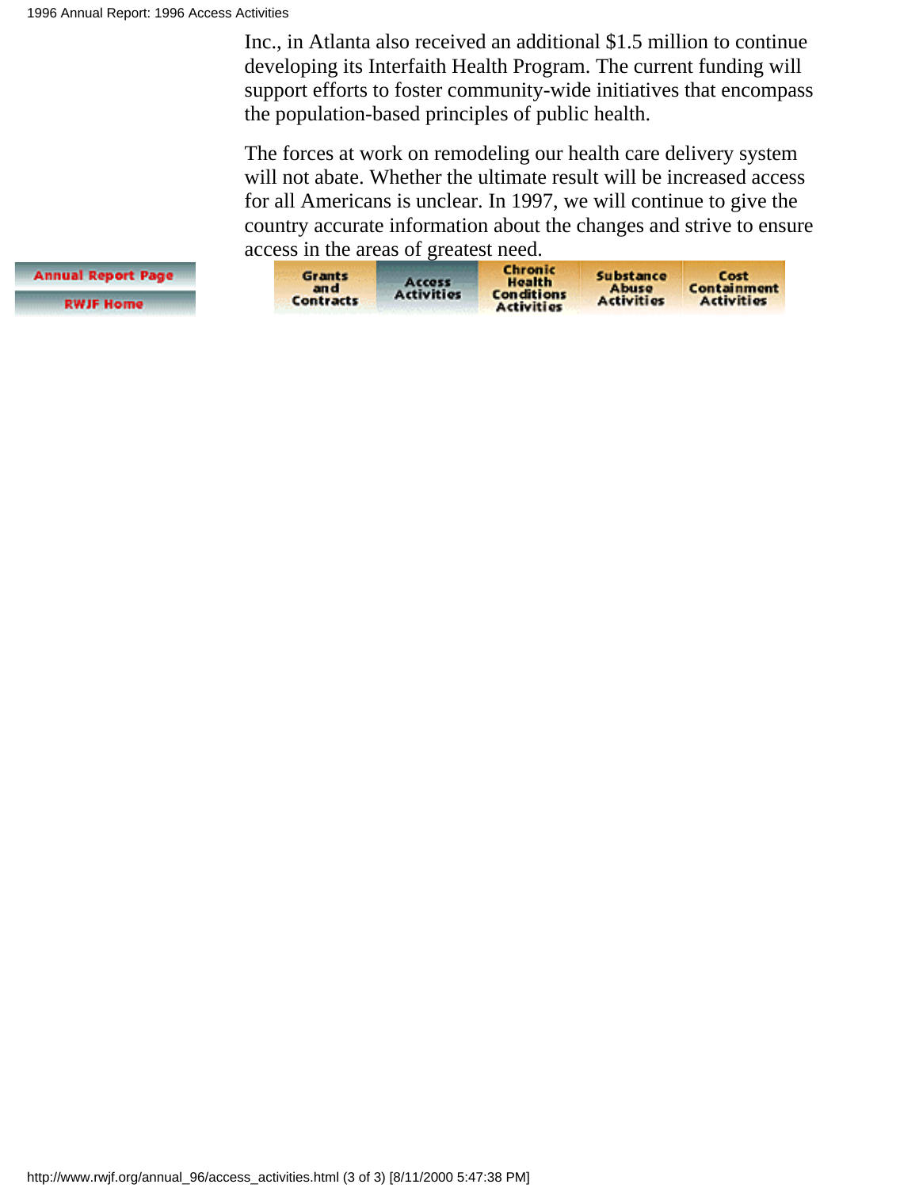Inc., in Atlanta also received an additional $1.5 million to continue developing its Interfaith Health Program. The current funding will support efforts to foster community-wide initiatives that encompass the population-based principles of public health.

The forces at work on remodeling our health care delivery system will not abate. Whether the ultimate result will be increased access for all Americans is unclear. In 1997, we will continue to give the country accurate information about the changes and strive to ensure access in the areas of greatest need.

Annual Report Page | RWJF Home

Grants and Contracts | Access Activities | Chronic Health Conditions Activities | Substance Abuse Activities | Cost Containment Activities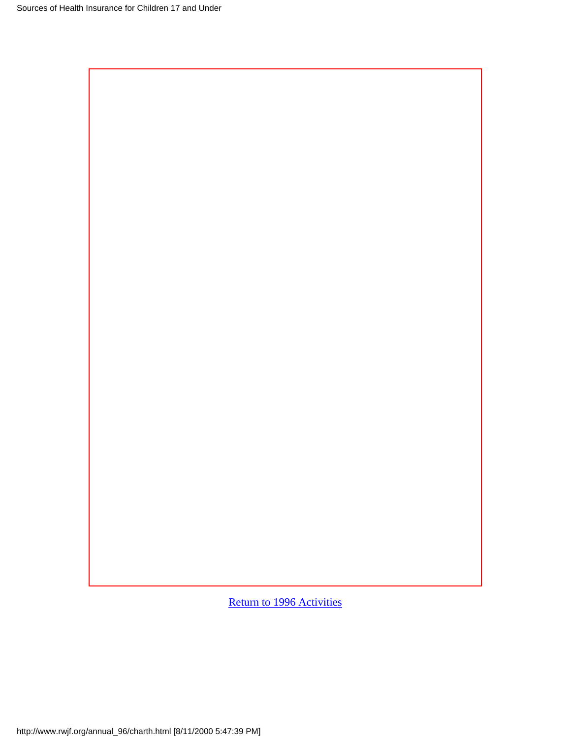Return to 1996 Activities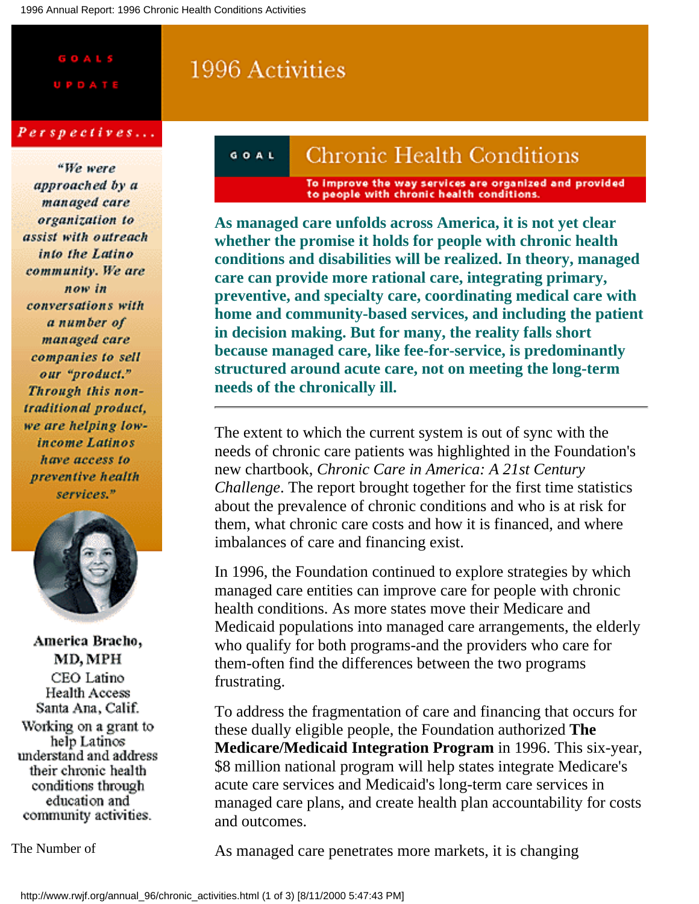GOALS UPDATE

# 1996 Activities

*Perspectives...*

*"We were approached by a managed care organization to assist with outreach into the Latino community. We are now in conversations with a number of managed care companies to sell our "product." Through this non-traditional product, we are helping low-income Latinos have access to preventive health services."*

**America Bracho, MD, MPH**
CEO Latino Health Access
Santa Ana, Calif.
Working on a grant to help Latinos understand and address their chronic health conditions through education and community activities.

## GOAL Chronic Health Conditions

**To improve the way services are organized and provided to people with chronic health conditions.**

**As managed care unfolds across America, it is not yet clear whether the promise it holds for people with chronic health conditions and disabilities will be realized. In theory, managed care can provide more rational care, integrating primary, preventive, and specialty care, coordinating medical care with home and community-based services, and including the patient in decision making. But for many, the reality falls short because managed care, like fee-for-service, is predominantly structured around acute care, not on meeting the long-term needs of the chronically ill.**

---

The extent to which the current system is out of sync with the needs of chronic care patients was highlighted in the Foundation's new chartbook, *Chronic Care in America: A 21st Century Challenge*. The report brought together for the first time statistics about the prevalence of chronic conditions and who is at risk for them, what chronic care costs and how it is financed, and where imbalances of care and financing exist.

In 1996, the Foundation continued to explore strategies by which managed care entities can improve care for people with chronic health conditions. As more states move their Medicare and Medicaid populations into managed care arrangements, the elderly who qualify for both programs-and the providers who care for them-often find the differences between the two programs frustrating.

To address the fragmentation of care and financing that occurs for these dually eligible people, the Foundation authorized **The Medicare/Medicaid Integration Program** in 1996. This six-year, $8 million national program will help states integrate Medicare's acute care services and Medicaid's long-term care services in managed care plans, and create health plan accountability for costs and outcomes.

The Number of

As managed care penetrates more markets, it is changing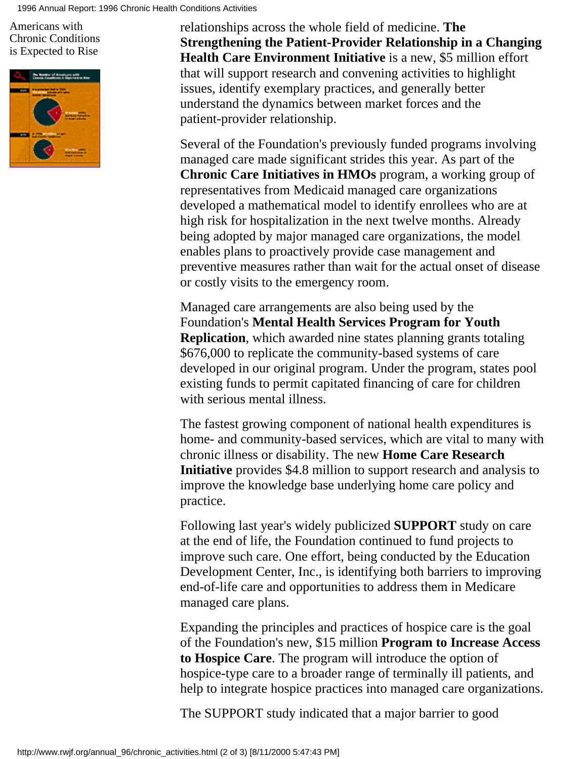Americans with Chronic Conditions is Expected to Rise

relationships across the whole field of medicine. **The Strengthening the Patient-Provider Relationship in a Changing Health Care Environment Initiative** is a new, $5 million effort that will support research and convening activities to highlight issues, identify exemplary practices, and generally better understand the dynamics between market forces and the patient-provider relationship.

Several of the Foundation's previously funded programs involving managed care made significant strides this year. As part of the **Chronic Care Initiatives in HMOs** program, a working group of representatives from Medicaid managed care organizations developed a mathematical model to identify enrollees who are at high risk for hospitalization in the next twelve months. Already being adopted by major managed care organizations, the model enables plans to proactively provide case management and preventive measures rather than wait for the actual onset of disease or costly visits to the emergency room.

Managed care arrangements are also being used by the Foundation's **Mental Health Services Program for Youth Replication**, which awarded nine states planning grants totaling $676,000 to replicate the community-based systems of care developed in our original program. Under the program, states pool existing funds to permit capitated financing of care for children with serious mental illness.

The fastest growing component of national health expenditures is home- and community-based services, which are vital to many with chronic illness or disability. The new **Home Care Research Initiative** provides $4.8 million to support research and analysis to improve the knowledge base underlying home care policy and practice.

Following last year's widely publicized **SUPPORT** study on care at the end of life, the Foundation continued to fund projects to improve such care. One effort, being conducted by the Education Development Center, Inc., is identifying both barriers to improving end-of-life care and opportunities to address them in Medicare managed care plans.

Expanding the principles and practices of hospice care is the goal of the Foundation's new, $15 million **Program to Increase Access to Hospice Care**. The program will introduce the option of hospice-type care to a broader range of terminally ill patients, and help to integrate hospice practices into managed care organizations.

The SUPPORT study indicated that a major barrier to good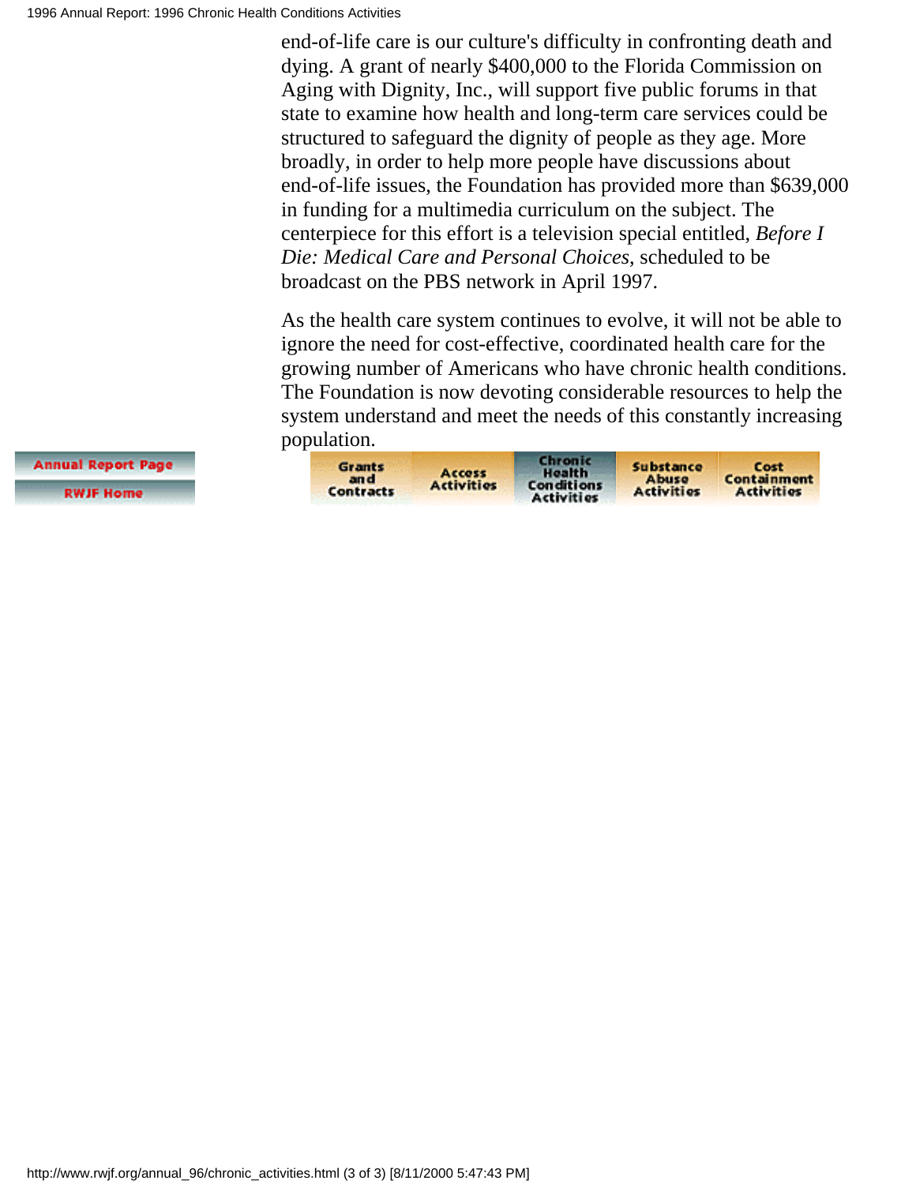end-of-life care is our culture's difficulty in confronting death and dying. A grant of nearly $400,000 to the Florida Commission on Aging with Dignity, Inc., will support five public forums in that state to examine how health and long-term care services could be structured to safeguard the dignity of people as they age. More broadly, in order to help more people have discussions about end-of-life issues, the Foundation has provided more than $639,000 in funding for a multimedia curriculum on the subject. The centerpiece for this effort is a television special entitled, *Before I Die: Medical Care and Personal Choices*, scheduled to be broadcast on the PBS network in April 1997.

As the health care system continues to evolve, it will not be able to ignore the need for cost-effective, coordinated health care for the growing number of Americans who have chronic health conditions. The Foundation is now devoting considerable resources to help the system understand and meet the needs of this constantly increasing population.

Annual Report Page | RWJF Home

Grants and Contracts | Access Activities | Chronic Health Conditions Activities | Substance Abuse Activities | Cost Containment Activities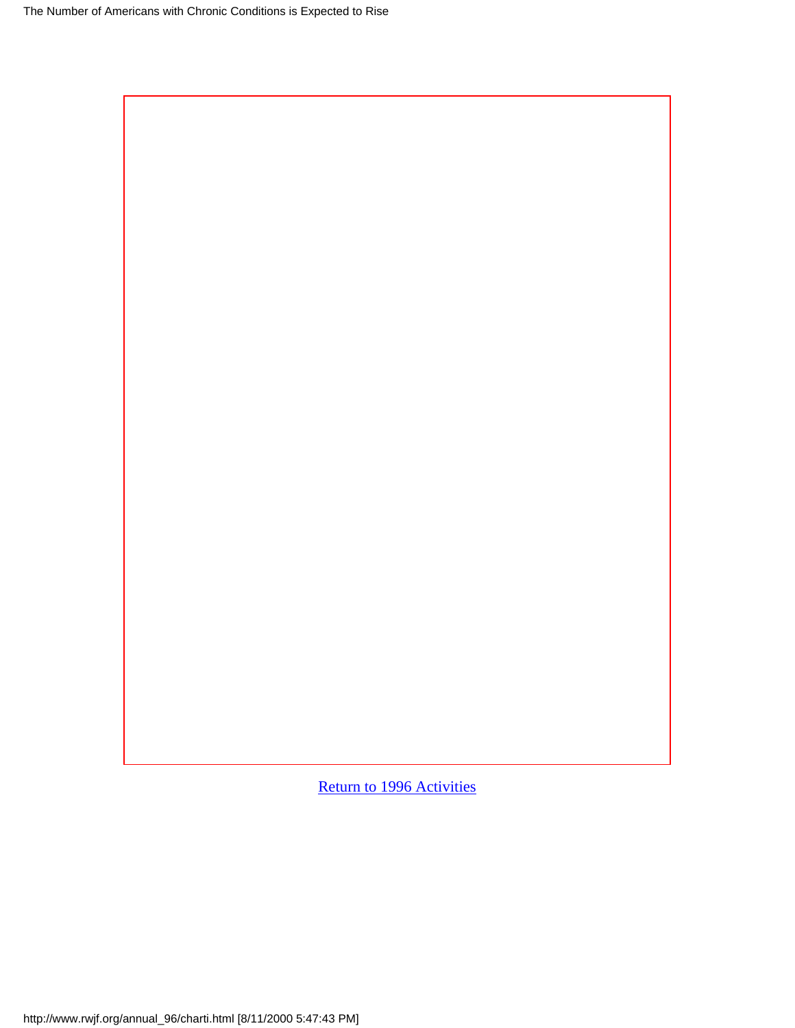Return to 1996 Activities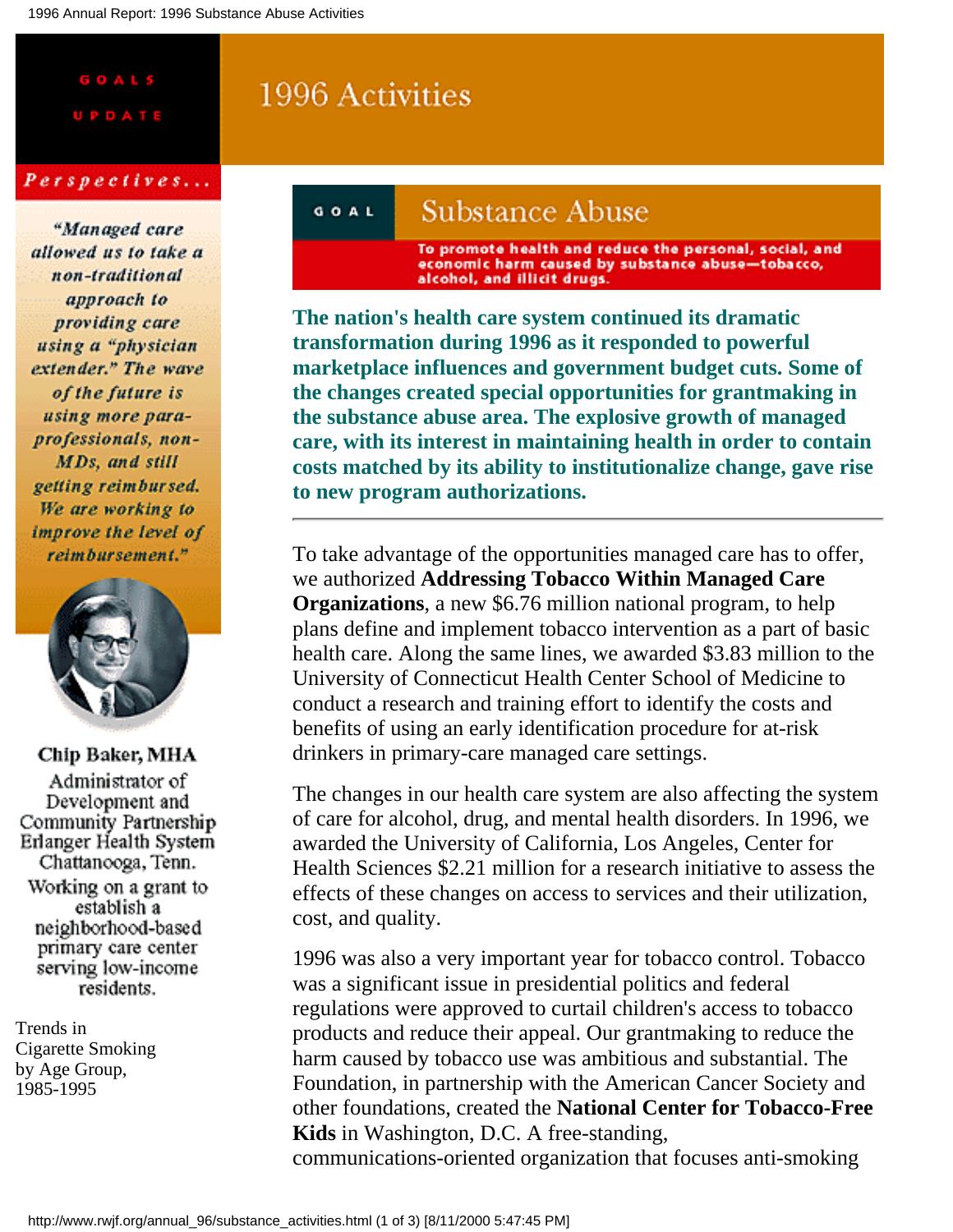GOALS UPDATE

# 1996 Activities

*Perspectives...*

*"Managed care allowed us to take a non-traditional approach to providing care using a "physician extender." The wave of the future is using more para-professionals, non-MDs, and still getting reimbursed. We are working to improve the level of reimbursement."*

**Chip Baker, MHA**
Administrator of Development and Community Partnership
Erlanger Health System
Chattanooga, Tenn.
Working on a grant to establish a neighborhood-based primary care center serving low-income residents.

Trends in Cigarette Smoking by Age Group, 1985-1995

## GOAL Substance Abuse

**To promote health and reduce the personal, social, and economic harm caused by substance abuse—tobacco, alcohol, and illicit drugs.**

**The nation's health care system continued its dramatic transformation during 1996 as it responded to powerful marketplace influences and government budget cuts. Some of the changes created special opportunities for grantmaking in the substance abuse area. The explosive growth of managed care, with its interest in maintaining health in order to contain costs matched by its ability to institutionalize change, gave rise to new program authorizations.**

---

To take advantage of the opportunities managed care has to offer, we authorized **Addressing Tobacco Within Managed Care Organizations**, a new $6.76 million national program, to help plans define and implement tobacco intervention as a part of basic health care. Along the same lines, we awarded $3.83 million to the University of Connecticut Health Center School of Medicine to conduct a research and training effort to identify the costs and benefits of using an early identification procedure for at-risk drinkers in primary-care managed care settings.

The changes in our health care system are also affecting the system of care for alcohol, drug, and mental health disorders. In 1996, we awarded the University of California, Los Angeles, Center for Health Sciences $2.21 million for a research initiative to assess the effects of these changes on access to services and their utilization, cost, and quality.

1996 was also a very important year for tobacco control. Tobacco was a significant issue in presidential politics and federal regulations were approved to curtail children's access to tobacco products and reduce their appeal. Our grantmaking to reduce the harm caused by tobacco use was ambitious and substantial. The Foundation, in partnership with the American Cancer Society and other foundations, created the **National Center for Tobacco-Free Kids** in Washington, D.C. A free-standing, communications-oriented organization that focuses anti-smoking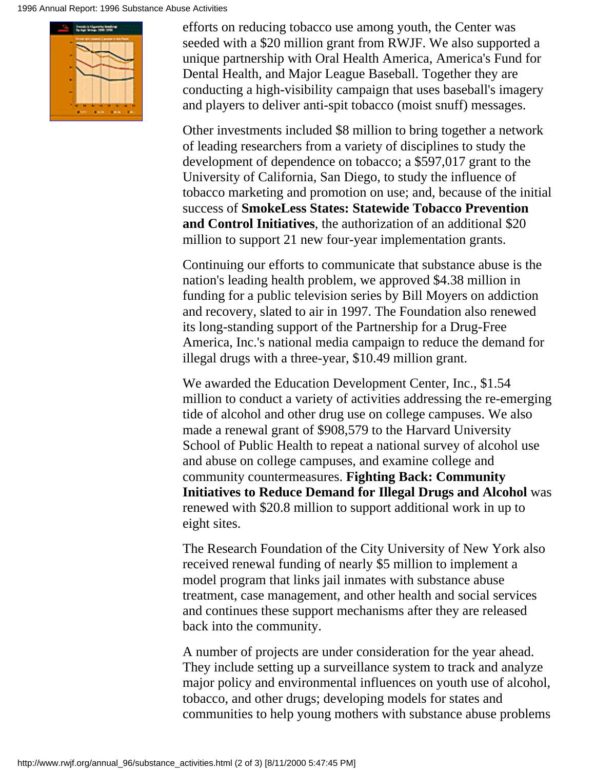efforts on reducing tobacco use among youth, the Center was seeded with a $20 million grant from RWJF. We also supported a unique partnership with Oral Health America, America's Fund for Dental Health, and Major League Baseball. Together they are conducting a high-visibility campaign that uses baseball's imagery and players to deliver anti-spit tobacco (moist snuff) messages.

Other investments included $8 million to bring together a network of leading researchers from a variety of disciplines to study the development of dependence on tobacco; a $597,017 grant to the University of California, San Diego, to study the influence of tobacco marketing and promotion on use; and, because of the initial success of **SmokeLess States: Statewide Tobacco Prevention and Control Initiatives**, the authorization of an additional $20 million to support 21 new four-year implementation grants.

Continuing our efforts to communicate that substance abuse is the nation's leading health problem, we approved $4.38 million in funding for a public television series by Bill Moyers on addiction and recovery, slated to air in 1997. The Foundation also renewed its long-standing support of the Partnership for a Drug-Free America, Inc.'s national media campaign to reduce the demand for illegal drugs with a three-year, $10.49 million grant.

We awarded the Education Development Center, Inc., $1.54 million to conduct a variety of activities addressing the re-emerging tide of alcohol and other drug use on college campuses. We also made a renewal grant of $908,579 to the Harvard University School of Public Health to repeat a national survey of alcohol use and abuse on college campuses, and examine college and community countermeasures. **Fighting Back: Community Initiatives to Reduce Demand for Illegal Drugs and Alcohol** was renewed with $20.8 million to support additional work in up to eight sites.

The Research Foundation of the City University of New York also received renewal funding of nearly $5 million to implement a model program that links jail inmates with substance abuse treatment, case management, and other health and social services and continues these support mechanisms after they are released back into the community.

A number of projects are under consideration for the year ahead. They include setting up a surveillance system to track and analyze major policy and environmental influences on youth use of alcohol, tobacco, and other drugs; developing models for states and communities to help young mothers with substance abuse problems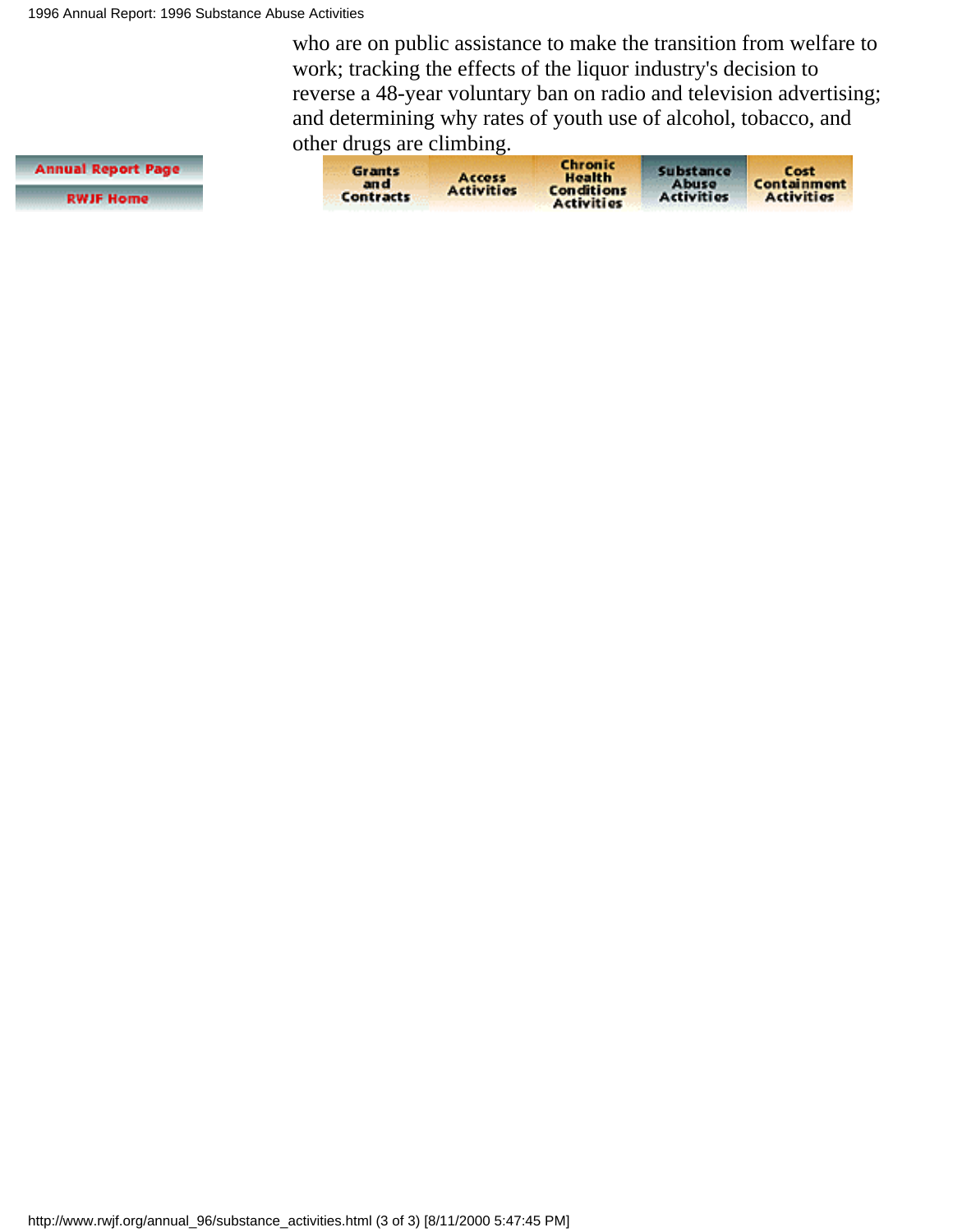who are on public assistance to make the transition from welfare to work; tracking the effects of the liquor industry's decision to reverse a 48-year voluntary ban on radio and television advertising; and determining why rates of youth use of alcohol, tobacco, and other drugs are climbing.

Annual Report Page

RWJF Home

Grants and Contracts | Access Activities | Chronic Health Conditions Activities | Substance Abuse Activities | Cost Containment Activities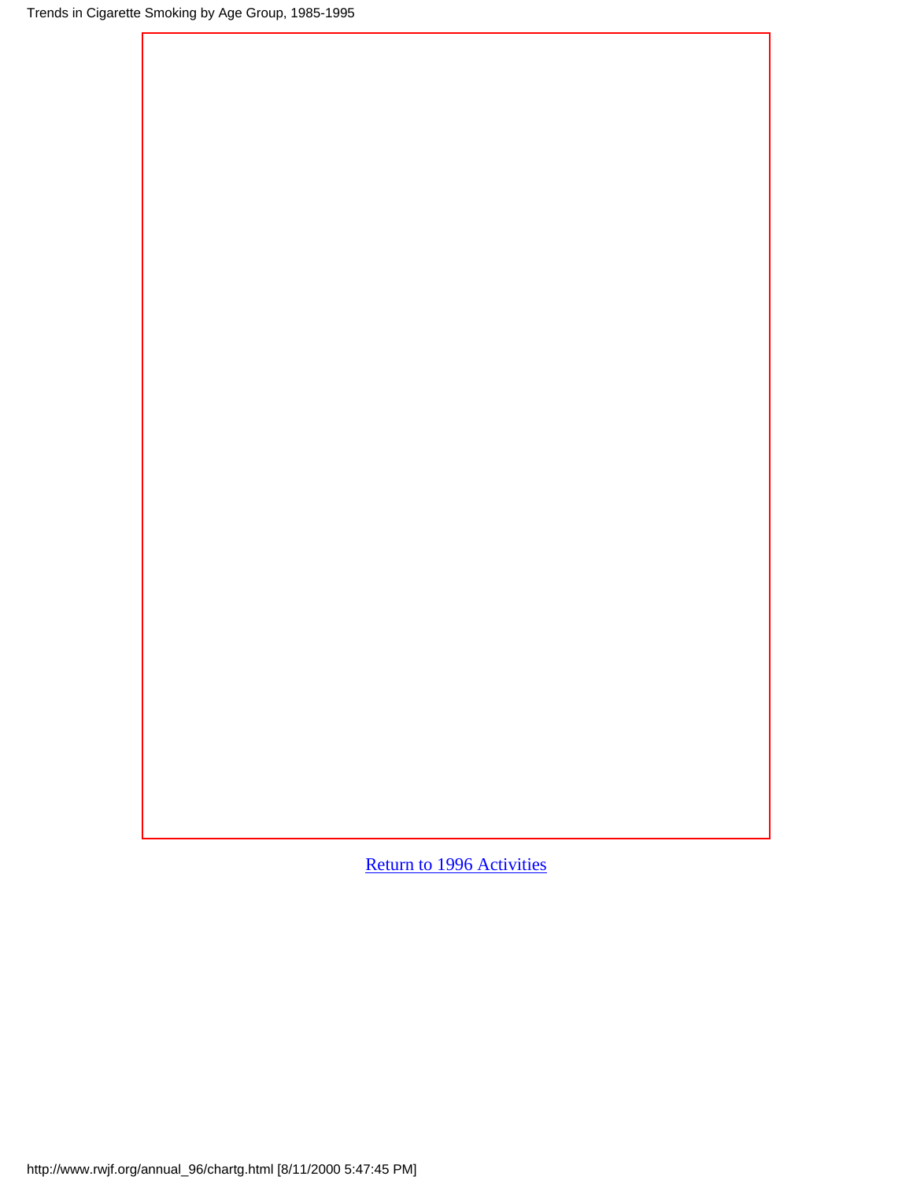Trends in Cigarette Smoking by Age Group, 1985-1995

Return to 1996 Activities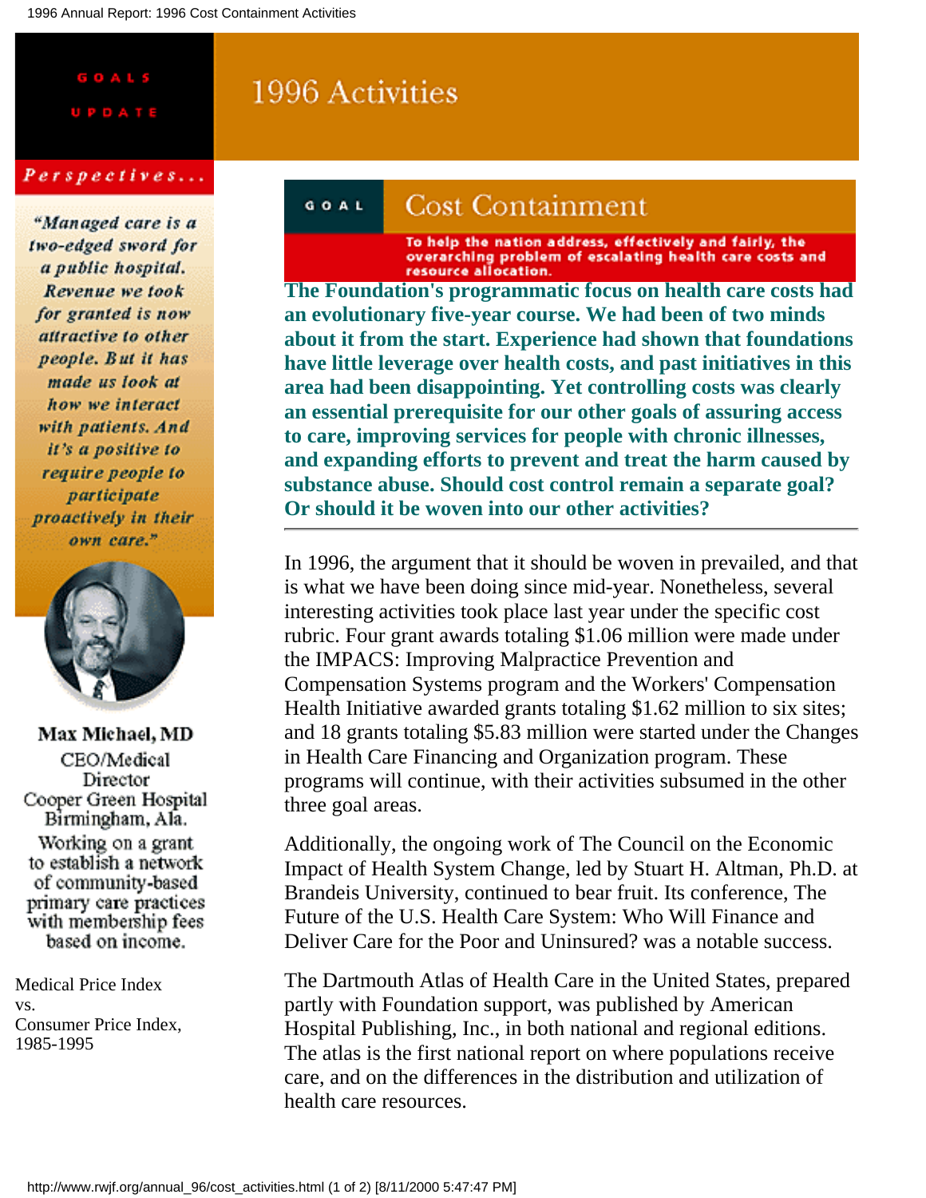# 1996 Activities

GOALS UPDATE

*Perspectives...*

*"Managed care is a two-edged sword for a public hospital. Revenue we took for granted is now attractive to other people. But it has made us look at how we interact with patients. And it's a positive to require people to participate proactively in their own care."*

**Max Michael, MD**
CEO/Medical Director
Cooper Green Hospital
Birmingham, Ala.
Working on a grant to establish a network of community-based primary care practices with membership fees based on income.

Medical Price Index vs. Consumer Price Index, 1985-1995

## GOAL: Cost Containment

**To help the nation address, effectively and fairly, the overarching problem of escalating health care costs and resource allocation.**

**The Foundation's programmatic focus on health care costs had an evolutionary five-year course. We had been of two minds about it from the start. Experience had shown that foundations have little leverage over health costs, and past initiatives in this area had been disappointing. Yet controlling costs was clearly an essential prerequisite for our other goals of assuring access to care, improving services for people with chronic illnesses, and expanding efforts to prevent and treat the harm caused by substance abuse. Should cost control remain a separate goal? Or should it be woven into our other activities?**

---

In 1996, the argument that it should be woven in prevailed, and that is what we have been doing since mid-year. Nonetheless, several interesting activities took place last year under the specific cost rubric. Four grant awards totaling $1.06 million were made under the IMPACS: Improving Malpractice Prevention and Compensation Systems program and the Workers' Compensation Health Initiative awarded grants totaling $1.62 million to six sites; and 18 grants totaling $5.83 million were started under the Changes in Health Care Financing and Organization program. These programs will continue, with their activities subsumed in the other three goal areas.

Additionally, the ongoing work of The Council on the Economic Impact of Health System Change, led by Stuart H. Altman, Ph.D. at Brandeis University, continued to bear fruit. Its conference, The Future of the U.S. Health Care System: Who Will Finance and Deliver Care for the Poor and Uninsured? was a notable success.

The Dartmouth Atlas of Health Care in the United States, prepared partly with Foundation support, was published by American Hospital Publishing, Inc., in both national and regional editions. The atlas is the first national report on where populations receive care, and on the differences in the distribution and utilization of health care resources.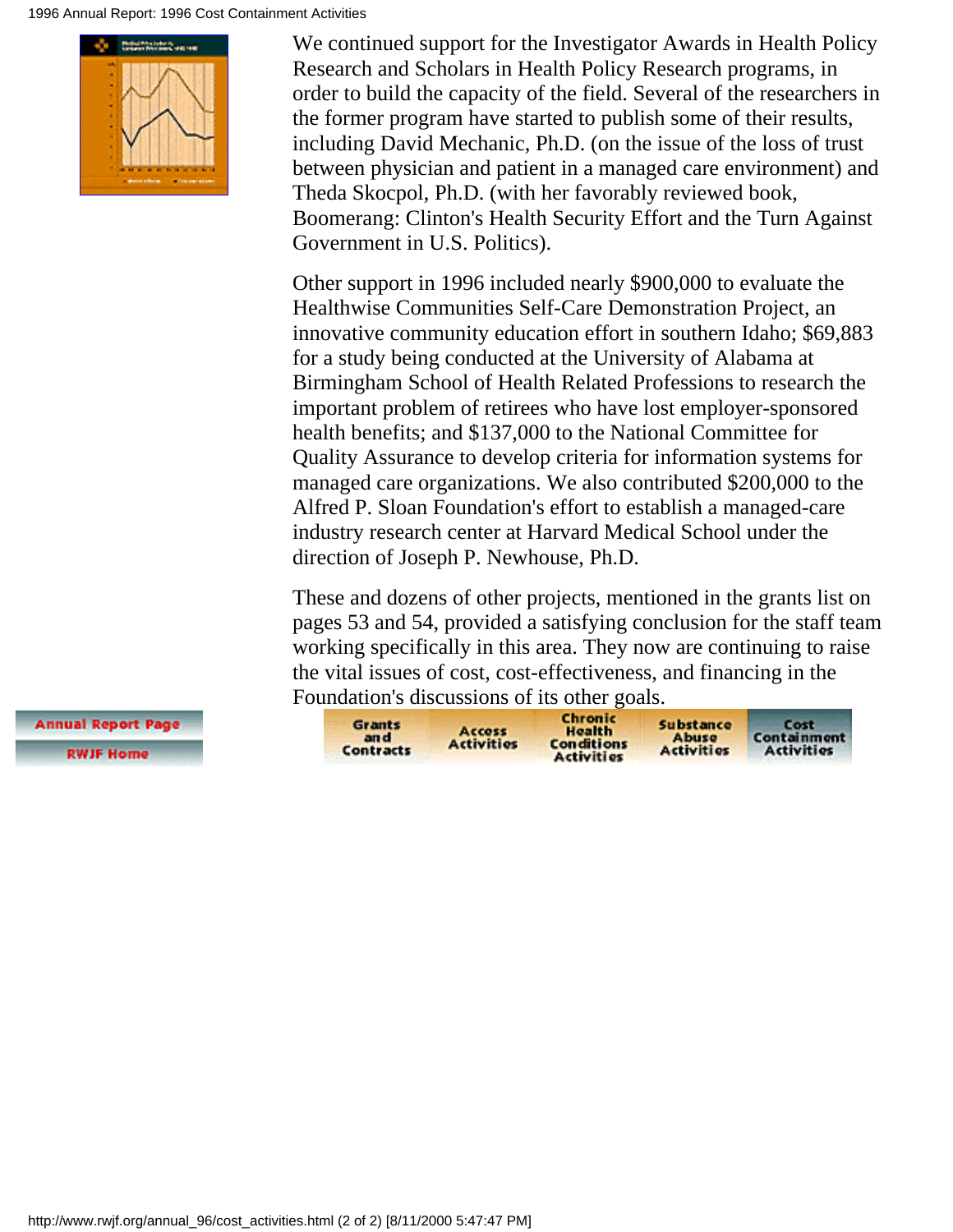We continued support for the Investigator Awards in Health Policy Research and Scholars in Health Policy Research programs, in order to build the capacity of the field. Several of the researchers in the former program have started to publish some of their results, including David Mechanic, Ph.D. (on the issue of the loss of trust between physician and patient in a managed care environment) and Theda Skocpol, Ph.D. (with her favorably reviewed book, Boomerang: Clinton's Health Security Effort and the Turn Against Government in U.S. Politics).

Other support in 1996 included nearly $900,000 to evaluate the Healthwise Communities Self-Care Demonstration Project, an innovative community education effort in southern Idaho; $69,883 for a study being conducted at the University of Alabama at Birmingham School of Health Related Professions to research the important problem of retirees who have lost employer-sponsored health benefits; and $137,000 to the National Committee for Quality Assurance to develop criteria for information systems for managed care organizations. We also contributed $200,000 to the Alfred P. Sloan Foundation's effort to establish a managed-care industry research center at Harvard Medical School under the direction of Joseph P. Newhouse, Ph.D.

These and dozens of other projects, mentioned in the grants list on pages 53 and 54, provided a satisfying conclusion for the staff team working specifically in this area. They now are continuing to raise the vital issues of cost, cost-effectiveness, and financing in the Foundation's discussions of its other goals.

Annual Report Page | RWJF Home

Grants and Contracts | Access Activities | Chronic Health Conditions Activities | Substance Abuse Activities | Cost Containment Activities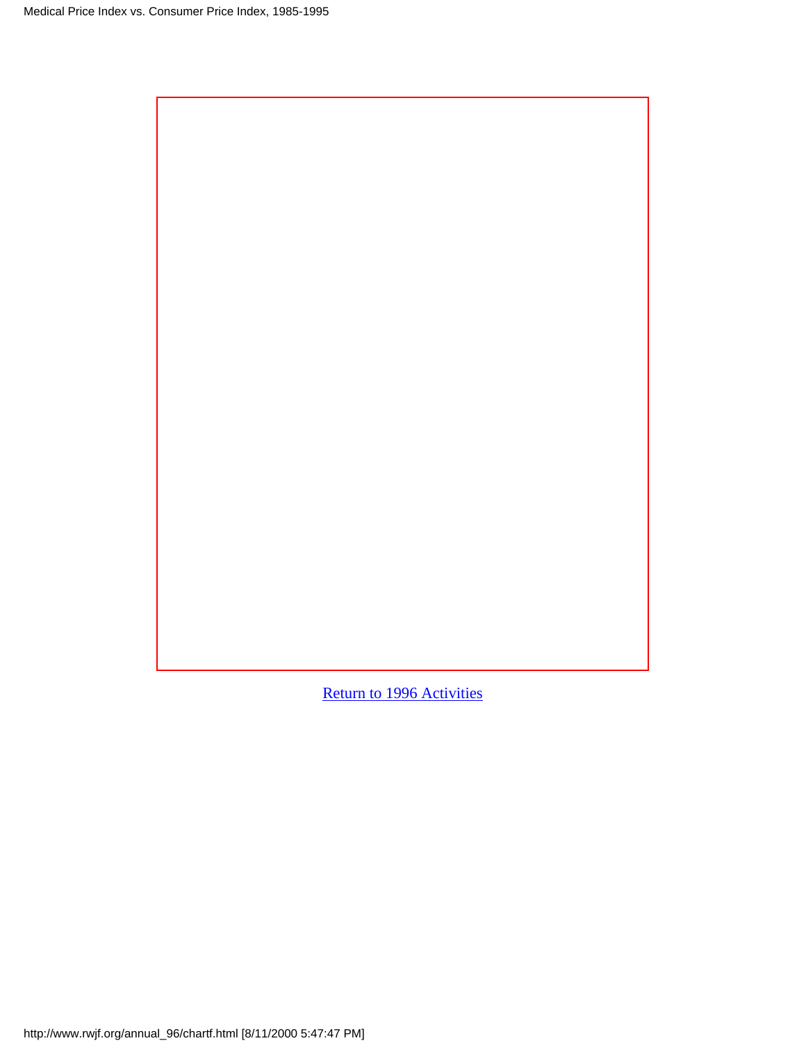# Medical Price Index vs. Consumer Price Index, 1985-1995

Return to 1996 Activities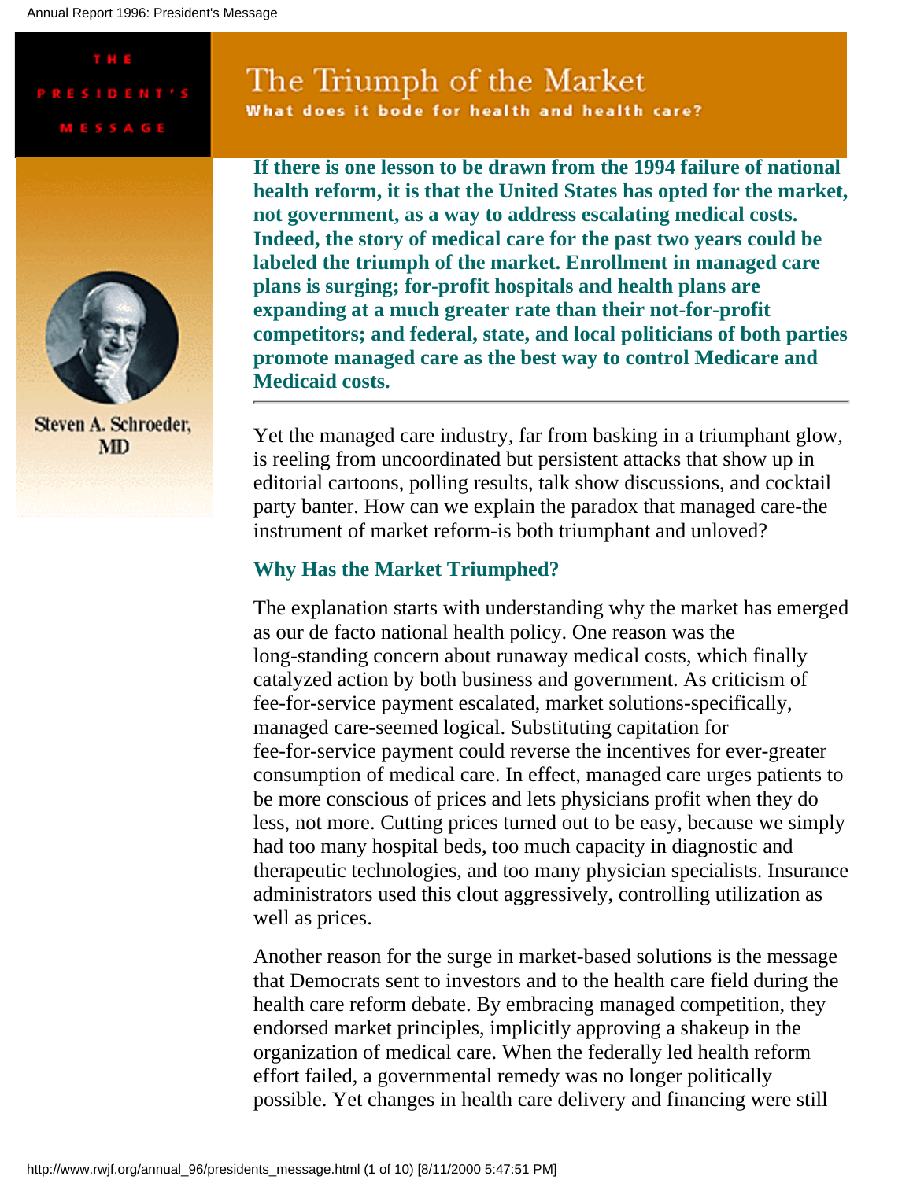THE PRESIDENT'S MESSAGE

# The Triumph of the Market

**What does it bode for health and health care?**

Steven A. Schroeder, MD

**If there is one lesson to be drawn from the 1994 failure of national health reform, it is that the United States has opted for the market, not government, as a way to address escalating medical costs. Indeed, the story of medical care for the past two years could be labeled the triumph of the market. Enrollment in managed care plans is surging; for-profit hospitals and health plans are expanding at a much greater rate than their not-for-profit competitors; and federal, state, and local politicians of both parties promote managed care as the best way to control Medicare and Medicaid costs.**

---

Yet the managed care industry, far from basking in a triumphant glow, is reeling from uncoordinated but persistent attacks that show up in editorial cartoons, polling results, talk show discussions, and cocktail party banter. How can we explain the paradox that managed care-the instrument of market reform-is both triumphant and unloved?

## Why Has the Market Triumphed?

The explanation starts with understanding why the market has emerged as our de facto national health policy. One reason was the long-standing concern about runaway medical costs, which finally catalyzed action by both business and government. As criticism of fee-for-service payment escalated, market solutions-specifically, managed care-seemed logical. Substituting capitation for fee-for-service payment could reverse the incentives for ever-greater consumption of medical care. In effect, managed care urges patients to be more conscious of prices and lets physicians profit when they do less, not more. Cutting prices turned out to be easy, because we simply had too many hospital beds, too much capacity in diagnostic and therapeutic technologies, and too many physician specialists. Insurance administrators used this clout aggressively, controlling utilization as well as prices.

Another reason for the surge in market-based solutions is the message that Democrats sent to investors and to the health care field during the health care reform debate. By embracing managed competition, they endorsed market principles, implicitly approving a shakeup in the organization of medical care. When the federally led health reform effort failed, a governmental remedy was no longer politically possible. Yet changes in health care delivery and financing were still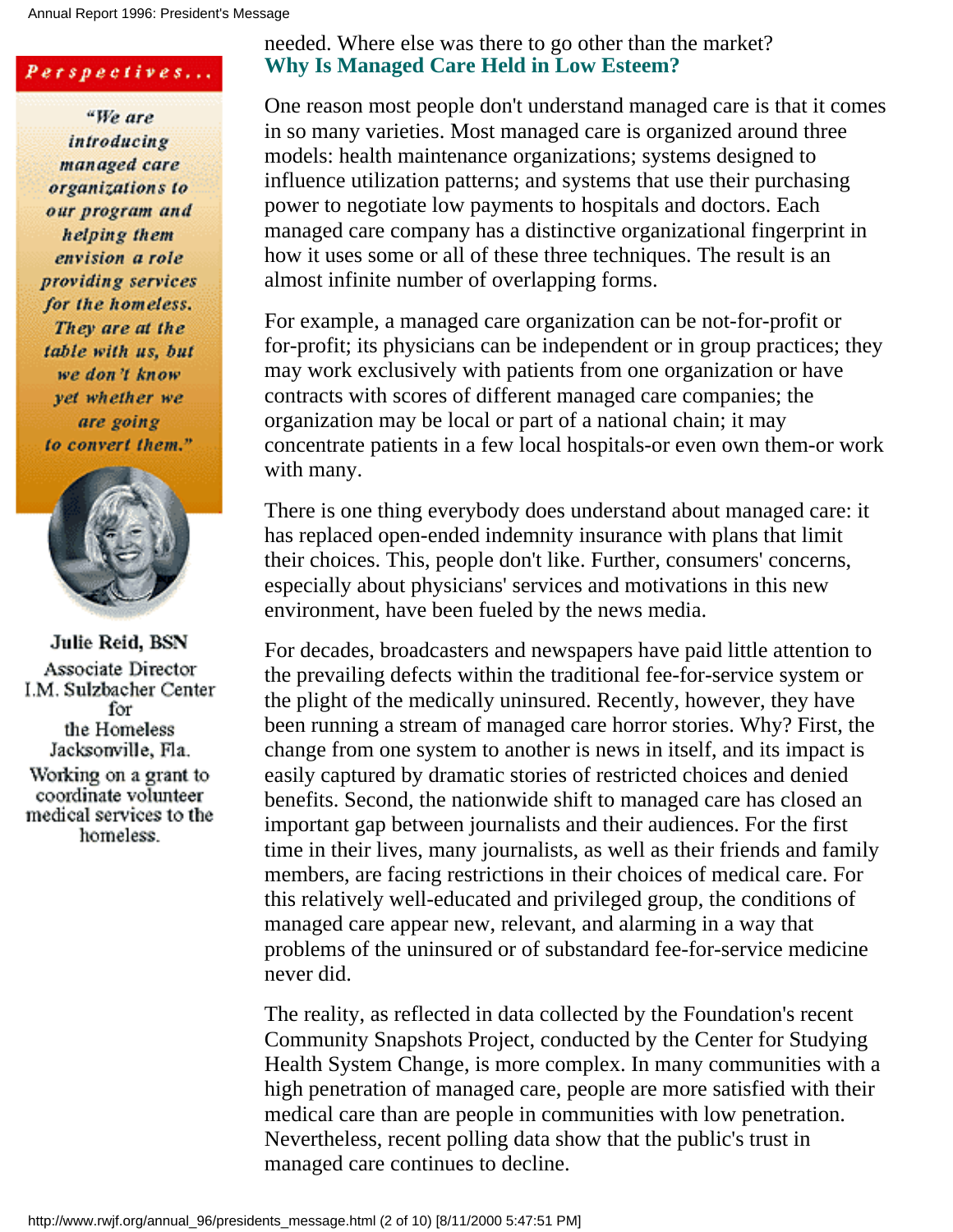***Perspectives...***

*"We are introducing managed care organizations to our program and helping them envision a role providing services for the homeless. They are at the table with us, but we don't know yet whether we are going to convert them."*

**Julie Reid, BSN**
Associate Director
I.M. Sulzbacher Center for the Homeless
Jacksonville, Fla.
Working on a grant to coordinate volunteer medical services to the homeless.

needed. Where else was there to go other than the market?

## Why Is Managed Care Held in Low Esteem?

One reason most people don't understand managed care is that it comes in so many varieties. Most managed care is organized around three models: health maintenance organizations; systems designed to influence utilization patterns; and systems that use their purchasing power to negotiate low payments to hospitals and doctors. Each managed care company has a distinctive organizational fingerprint in how it uses some or all of these three techniques. The result is an almost infinite number of overlapping forms.

For example, a managed care organization can be not-for-profit or for-profit; its physicians can be independent or in group practices; they may work exclusively with patients from one organization or have contracts with scores of different managed care companies; the organization may be local or part of a national chain; it may concentrate patients in a few local hospitals-or even own them-or work with many.

There is one thing everybody does understand about managed care: it has replaced open-ended indemnity insurance with plans that limit their choices. This, people don't like. Further, consumers' concerns, especially about physicians' services and motivations in this new environment, have been fueled by the news media.

For decades, broadcasters and newspapers have paid little attention to the prevailing defects within the traditional fee-for-service system or the plight of the medically uninsured. Recently, however, they have been running a stream of managed care horror stories. Why? First, the change from one system to another is news in itself, and its impact is easily captured by dramatic stories of restricted choices and denied benefits. Second, the nationwide shift to managed care has closed an important gap between journalists and their audiences. For the first time in their lives, many journalists, as well as their friends and family members, are facing restrictions in their choices of medical care. For this relatively well-educated and privileged group, the conditions of managed care appear new, relevant, and alarming in a way that problems of the uninsured or of substandard fee-for-service medicine never did.

The reality, as reflected in data collected by the Foundation's recent Community Snapshots Project, conducted by the Center for Studying Health System Change, is more complex. In many communities with a high penetration of managed care, people are more satisfied with their medical care than are people in communities with low penetration. Nevertheless, recent polling data show that the public's trust in managed care continues to decline.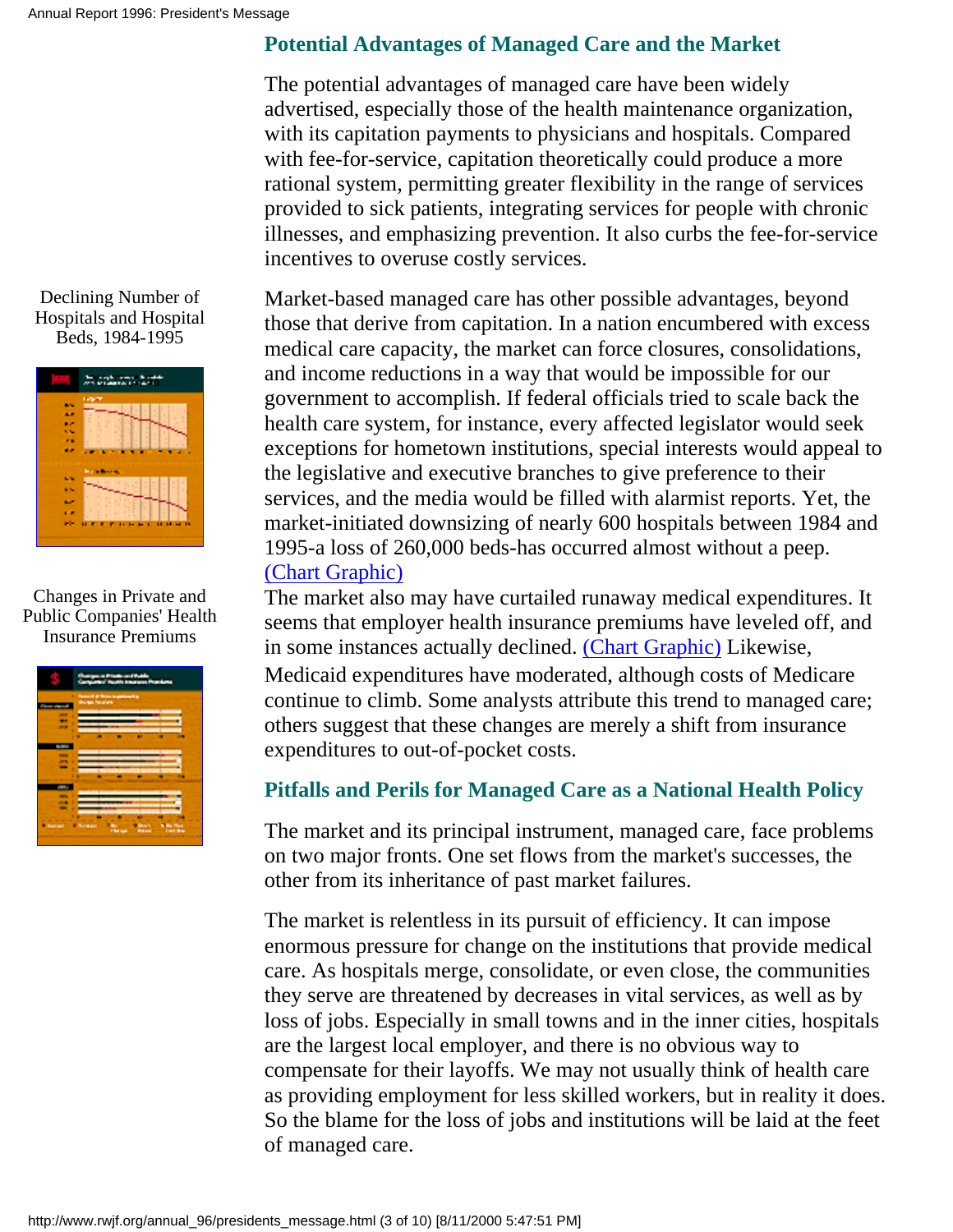## Potential Advantages of Managed Care and the Market

The potential advantages of managed care have been widely advertised, especially those of the health maintenance organization, with its capitation payments to physicians and hospitals. Compared with fee-for-service, capitation theoretically could produce a more rational system, permitting greater flexibility in the range of services provided to sick patients, integrating services for people with chronic illnesses, and emphasizing prevention. It also curbs the fee-for-service incentives to overuse costly services.

Declining Number of Hospitals and Hospital Beds, 1984-1995

Market-based managed care has other possible advantages, beyond those that derive from capitation. In a nation encumbered with excess medical care capacity, the market can force closures, consolidations, and income reductions in a way that would be impossible for our government to accomplish. If federal officials tried to scale back the health care system, for instance, every affected legislator would seek exceptions for hometown institutions, special interests would appeal to the legislative and executive branches to give preference to their services, and the media would be filled with alarmist reports. Yet, the market-initiated downsizing of nearly 600 hospitals between 1984 and 1995-a loss of 260,000 beds-has occurred almost without a peep. (Chart Graphic)

Changes in Private and Public Companies' Health Insurance Premiums

The market also may have curtailed runaway medical expenditures. It seems that employer health insurance premiums have leveled off, and in some instances actually declined. (Chart Graphic) Likewise, Medicaid expenditures have moderated, although costs of Medicare continue to climb. Some analysts attribute this trend to managed care; others suggest that these changes are merely a shift from insurance expenditures to out-of-pocket costs.

## Pitfalls and Perils for Managed Care as a National Health Policy

The market and its principal instrument, managed care, face problems on two major fronts. One set flows from the market's successes, the other from its inheritance of past market failures.

The market is relentless in its pursuit of efficiency. It can impose enormous pressure for change on the institutions that provide medical care. As hospitals merge, consolidate, or even close, the communities they serve are threatened by decreases in vital services, as well as by loss of jobs. Especially in small towns and in the inner cities, hospitals are the largest local employer, and there is no obvious way to compensate for their layoffs. We may not usually think of health care as providing employment for less skilled workers, but in reality it does. So the blame for the loss of jobs and institutions will be laid at the feet of managed care.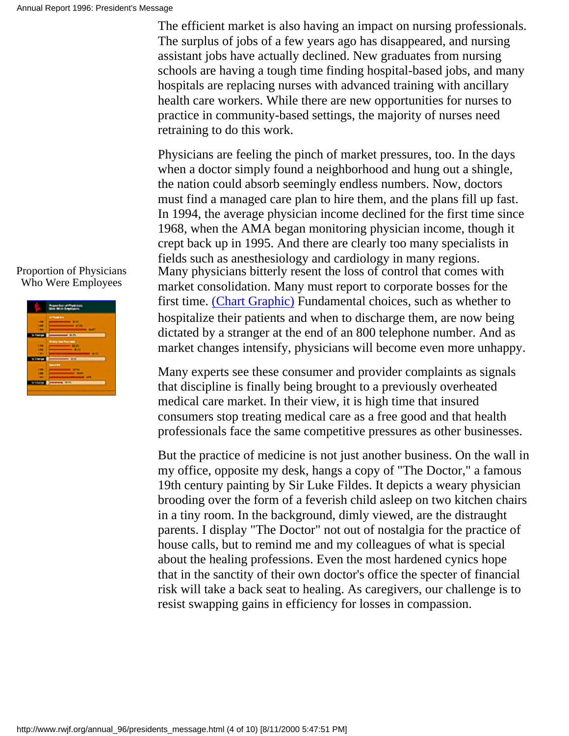The efficient market is also having an impact on nursing professionals. The surplus of jobs of a few years ago has disappeared, and nursing assistant jobs have actually declined. New graduates from nursing schools are having a tough time finding hospital-based jobs, and many hospitals are replacing nurses with advanced training with ancillary health care workers. While there are new opportunities for nurses to practice in community-based settings, the majority of nurses need retraining to do this work.

Physicians are feeling the pinch of market pressures, too. In the days when a doctor simply found a neighborhood and hung out a shingle, the nation could absorb seemingly endless numbers. Now, doctors must find a managed care plan to hire them, and the plans fill up fast. In 1994, the average physician income declined for the first time since 1968, when the AMA began monitoring physician income, though it crept back up in 1995. And there are clearly too many specialists in fields such as anesthesiology and cardiology in many regions.

Proportion of Physicians Who Were Employees

Many physicians bitterly resent the loss of control that comes with market consolidation. Many must report to corporate bosses for the first time. (Chart Graphic) Fundamental choices, such as whether to hospitalize their patients and when to discharge them, are now being dictated by a stranger at the end of an 800 telephone number. And as market changes intensify, physicians will become even more unhappy.

Many experts see these consumer and provider complaints as signals that discipline is finally being brought to a previously overheated medical care market. In their view, it is high time that insured consumers stop treating medical care as a free good and that health professionals face the same competitive pressures as other businesses.

But the practice of medicine is not just another business. On the wall in my office, opposite my desk, hangs a copy of "The Doctor," a famous 19th century painting by Sir Luke Fildes. It depicts a weary physician brooding over the form of a feverish child asleep on two kitchen chairs in a tiny room. In the background, dimly viewed, are the distraught parents. I display "The Doctor" not out of nostalgia for the practice of house calls, but to remind me and my colleagues of what is special about the healing professions. Even the most hardened cynics hope that in the sanctity of their own doctor's office the specter of financial risk will take a back seat to healing. As caregivers, our challenge is to resist swapping gains in efficiency for losses in compassion.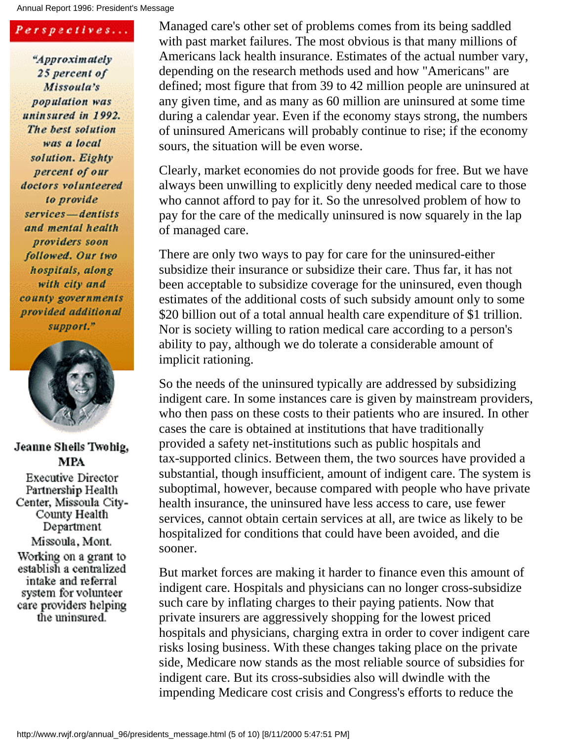**Perspectives...**

*"Approximately 25 percent of Missoula's population was uninsured in 1992. The best solution was a local solution. Eighty percent of our doctors volunteered to provide services—dentists and mental health providers soon followed. Our two hospitals, along with city and county governments provided additional support."*

**Jeanne Sheils Twohig, MPA**

Executive Director
Partnership Health Center, Missoula City-County Health Department
Missoula, Mont.

Working on a grant to establish a centralized intake and referral system for volunteer care providers helping the uninsured.

Managed care's other set of problems comes from its being saddled with past market failures. The most obvious is that many millions of Americans lack health insurance. Estimates of the actual number vary, depending on the research methods used and how "Americans" are defined; most figure that from 39 to 42 million people are uninsured at any given time, and as many as 60 million are uninsured at some time during a calendar year. Even if the economy stays strong, the numbers of uninsured Americans will probably continue to rise; if the economy sours, the situation will be even worse.

Clearly, market economies do not provide goods for free. But we have always been unwilling to explicitly deny needed medical care to those who cannot afford to pay for it. So the unresolved problem of how to pay for the care of the medically uninsured is now squarely in the lap of managed care.

There are only two ways to pay for care for the uninsured-either subsidize their insurance or subsidize their care. Thus far, it has not been acceptable to subsidize coverage for the uninsured, even though estimates of the additional costs of such subsidy amount only to some $20 billion out of a total annual health care expenditure of $1 trillion. Nor is society willing to ration medical care according to a person's ability to pay, although we do tolerate a considerable amount of implicit rationing.

So the needs of the uninsured typically are addressed by subsidizing indigent care. In some instances care is given by mainstream providers, who then pass on these costs to their patients who are insured. In other cases the care is obtained at institutions that have traditionally provided a safety net-institutions such as public hospitals and tax-supported clinics. Between them, the two sources have provided a substantial, though insufficient, amount of indigent care. The system is suboptimal, however, because compared with people who have private health insurance, the uninsured have less access to care, use fewer services, cannot obtain certain services at all, are twice as likely to be hospitalized for conditions that could have been avoided, and die sooner.

But market forces are making it harder to finance even this amount of indigent care. Hospitals and physicians can no longer cross-subsidize such care by inflating charges to their paying patients. Now that private insurers are aggressively shopping for the lowest priced hospitals and physicians, charging extra in order to cover indigent care risks losing business. With these changes taking place on the private side, Medicare now stands as the most reliable source of subsidies for indigent care. But its cross-subsidies also will dwindle with the impending Medicare cost crisis and Congress's efforts to reduce the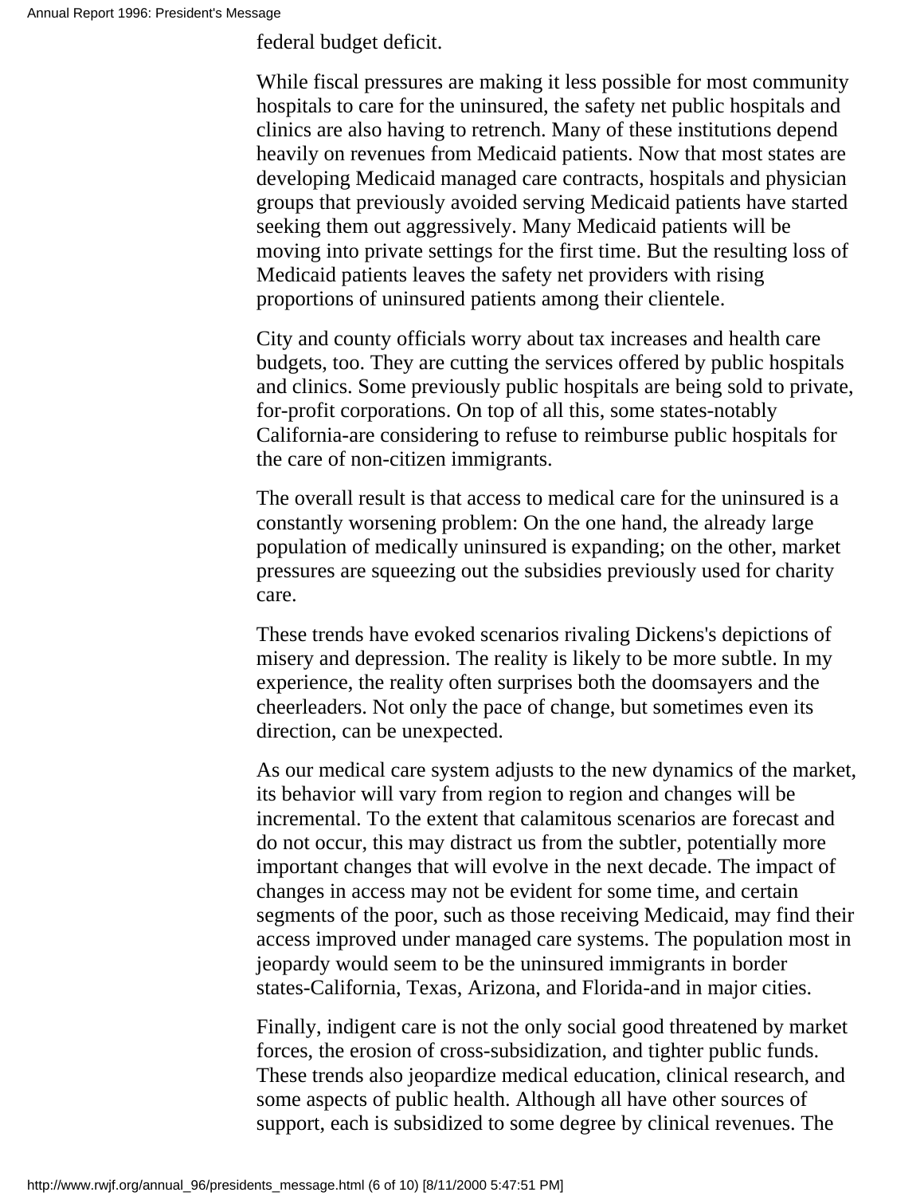federal budget deficit.

While fiscal pressures are making it less possible for most community hospitals to care for the uninsured, the safety net public hospitals and clinics are also having to retrench. Many of these institutions depend heavily on revenues from Medicaid patients. Now that most states are developing Medicaid managed care contracts, hospitals and physician groups that previously avoided serving Medicaid patients have started seeking them out aggressively. Many Medicaid patients will be moving into private settings for the first time. But the resulting loss of Medicaid patients leaves the safety net providers with rising proportions of uninsured patients among their clientele.

City and county officials worry about tax increases and health care budgets, too. They are cutting the services offered by public hospitals and clinics. Some previously public hospitals are being sold to private, for-profit corporations. On top of all this, some states-notably California-are considering to refuse to reimburse public hospitals for the care of non-citizen immigrants.

The overall result is that access to medical care for the uninsured is a constantly worsening problem: On the one hand, the already large population of medically uninsured is expanding; on the other, market pressures are squeezing out the subsidies previously used for charity care.

These trends have evoked scenarios rivaling Dickens's depictions of misery and depression. The reality is likely to be more subtle. In my experience, the reality often surprises both the doomsayers and the cheerleaders. Not only the pace of change, but sometimes even its direction, can be unexpected.

As our medical care system adjusts to the new dynamics of the market, its behavior will vary from region to region and changes will be incremental. To the extent that calamitous scenarios are forecast and do not occur, this may distract us from the subtler, potentially more important changes that will evolve in the next decade. The impact of changes in access may not be evident for some time, and certain segments of the poor, such as those receiving Medicaid, may find their access improved under managed care systems. The population most in jeopardy would seem to be the uninsured immigrants in border states-California, Texas, Arizona, and Florida-and in major cities.

Finally, indigent care is not the only social good threatened by market forces, the erosion of cross-subsidization, and tighter public funds. These trends also jeopardize medical education, clinical research, and some aspects of public health. Although all have other sources of support, each is subsidized to some degree by clinical revenues. The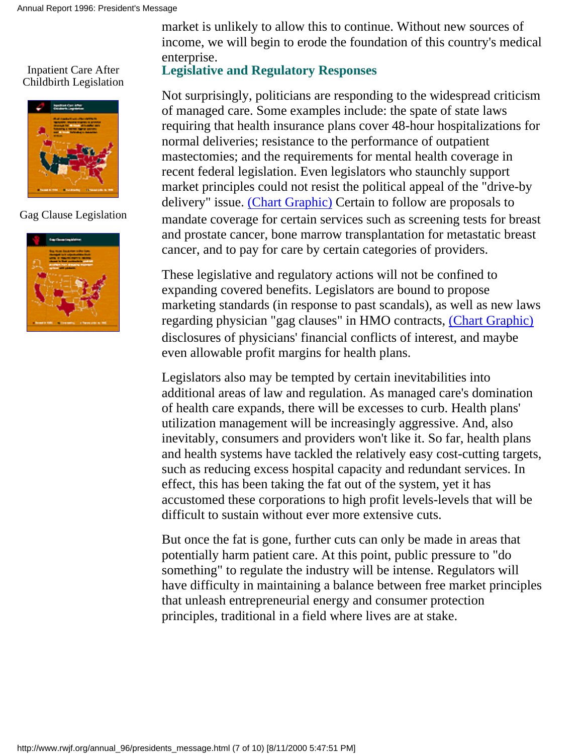market is unlikely to allow this to continue. Without new sources of income, we will begin to erode the foundation of this country's medical enterprise.

Inpatient Care After Childbirth Legislation

Gag Clause Legislation

## Legislative and Regulatory Responses

Not surprisingly, politicians are responding to the widespread criticism of managed care. Some examples include: the spate of state laws requiring that health insurance plans cover 48-hour hospitalizations for normal deliveries; resistance to the performance of outpatient mastectomies; and the requirements for mental health coverage in recent federal legislation. Even legislators who staunchly support market principles could not resist the political appeal of the "drive-by delivery" issue. (Chart Graphic) Certain to follow are proposals to mandate coverage for certain services such as screening tests for breast and prostate cancer, bone marrow transplantation for metastatic breast cancer, and to pay for care by certain categories of providers.

These legislative and regulatory actions will not be confined to expanding covered benefits. Legislators are bound to propose marketing standards (in response to past scandals), as well as new laws regarding physician "gag clauses" in HMO contracts, (Chart Graphic) disclosures of physicians' financial conflicts of interest, and maybe even allowable profit margins for health plans.

Legislators also may be tempted by certain inevitabilities into additional areas of law and regulation. As managed care's domination of health care expands, there will be excesses to curb. Health plans' utilization management will be increasingly aggressive. And, also inevitably, consumers and providers won't like it. So far, health plans and health systems have tackled the relatively easy cost-cutting targets, such as reducing excess hospital capacity and redundant services. In effect, this has been taking the fat out of the system, yet it has accustomed these corporations to high profit levels-levels that will be difficult to sustain without ever more extensive cuts.

But once the fat is gone, further cuts can only be made in areas that potentially harm patient care. At this point, public pressure to "do something" to regulate the industry will be intense. Regulators will have difficulty in maintaining a balance between free market principles that unleash entrepreneurial energy and consumer protection principles, traditional in a field where lives are at stake.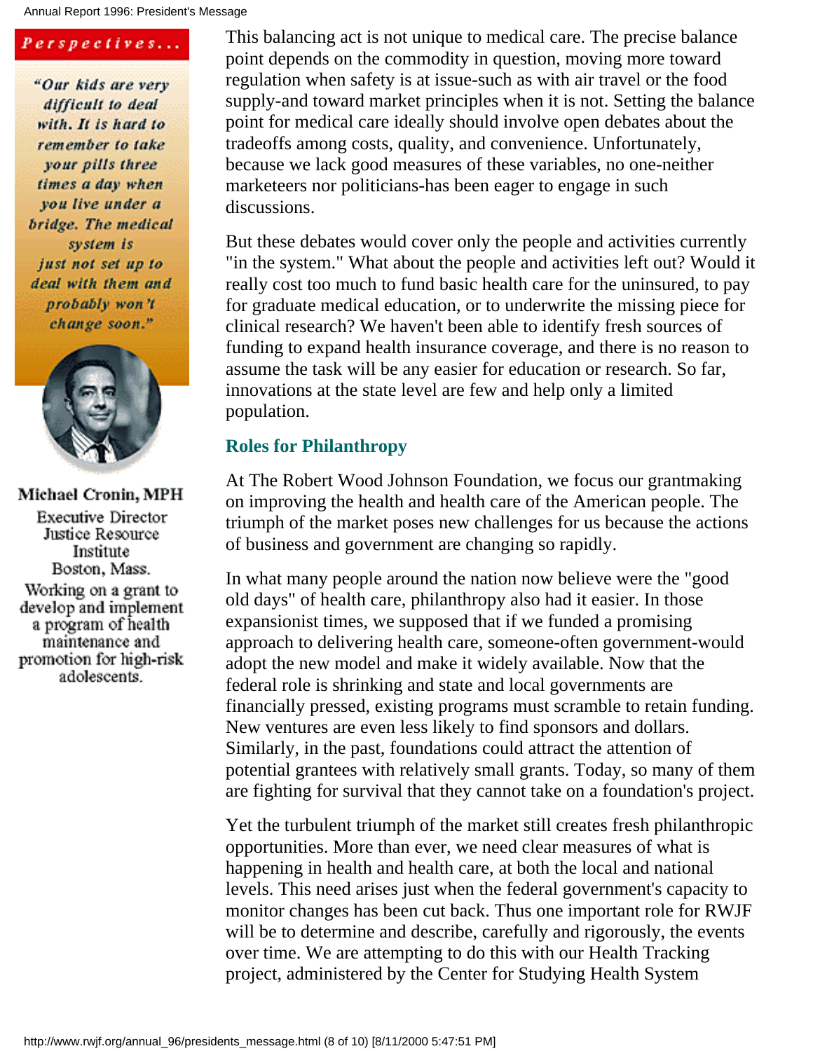*Perspectives...*

*"Our kids are very difficult to deal with. It is hard to remember to take your pills three times a day when you live under a bridge. The medical system is just not set up to deal with them and probably won't change soon."*

**Michael Cronin, MPH**
Executive Director
Justice Resource Institute
Boston, Mass.
Working on a grant to develop and implement a program of health maintenance and promotion for high-risk adolescents.

This balancing act is not unique to medical care. The precise balance point depends on the commodity in question, moving more toward regulation when safety is at issue-such as with air travel or the food supply-and toward market principles when it is not. Setting the balance point for medical care ideally should involve open debates about the tradeoffs among costs, quality, and convenience. Unfortunately, because we lack good measures of these variables, no one-neither marketeers nor politicians-has been eager to engage in such discussions.

But these debates would cover only the people and activities currently "in the system." What about the people and activities left out? Would it really cost too much to fund basic health care for the uninsured, to pay for graduate medical education, or to underwrite the missing piece for clinical research? We haven't been able to identify fresh sources of funding to expand health insurance coverage, and there is no reason to assume the task will be any easier for education or research. So far, innovations at the state level are few and help only a limited population.

## Roles for Philanthropy

At The Robert Wood Johnson Foundation, we focus our grantmaking on improving the health and health care of the American people. The triumph of the market poses new challenges for us because the actions of business and government are changing so rapidly.

In what many people around the nation now believe were the "good old days" of health care, philanthropy also had it easier. In those expansionist times, we supposed that if we funded a promising approach to delivering health care, someone-often government-would adopt the new model and make it widely available. Now that the federal role is shrinking and state and local governments are financially pressed, existing programs must scramble to retain funding. New ventures are even less likely to find sponsors and dollars. Similarly, in the past, foundations could attract the attention of potential grantees with relatively small grants. Today, so many of them are fighting for survival that they cannot take on a foundation's project.

Yet the turbulent triumph of the market still creates fresh philanthropic opportunities. More than ever, we need clear measures of what is happening in health and health care, at both the local and national levels. This need arises just when the federal government's capacity to monitor changes has been cut back. Thus one important role for RWJF will be to determine and describe, carefully and rigorously, the events over time. We are attempting to do this with our Health Tracking project, administered by the Center for Studying Health System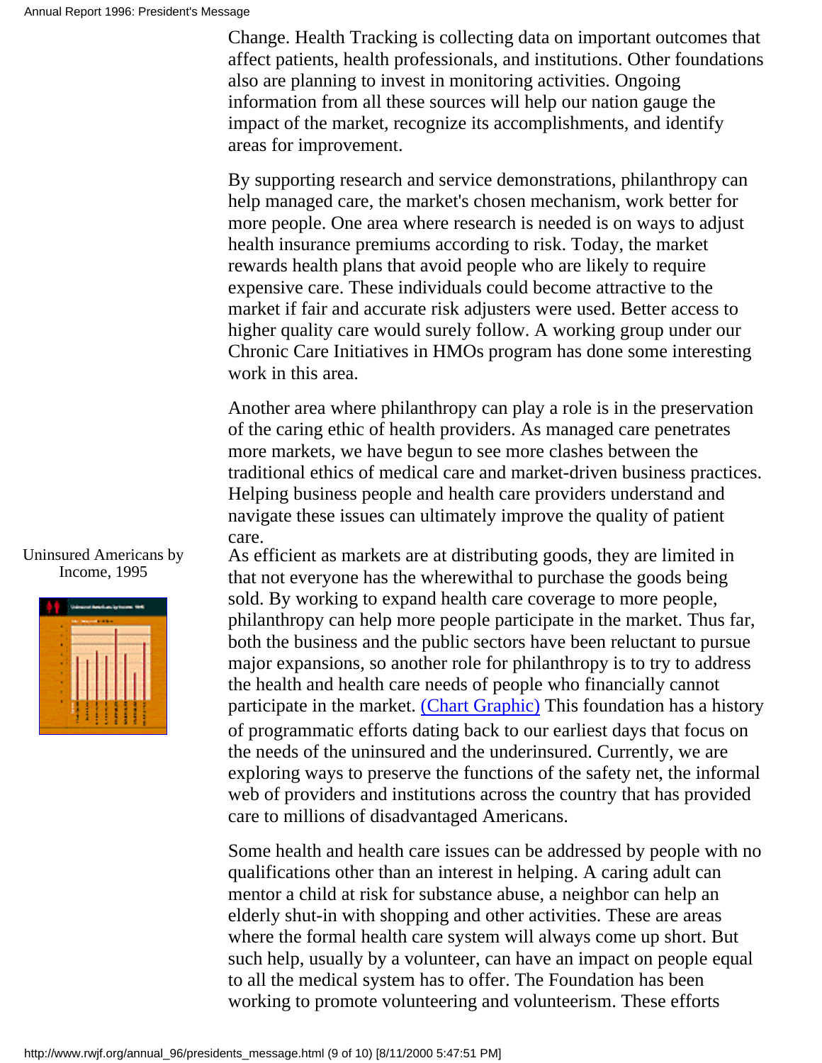Change. Health Tracking is collecting data on important outcomes that affect patients, health professionals, and institutions. Other foundations also are planning to invest in monitoring activities. Ongoing information from all these sources will help our nation gauge the impact of the market, recognize its accomplishments, and identify areas for improvement.

By supporting research and service demonstrations, philanthropy can help managed care, the market's chosen mechanism, work better for more people. One area where research is needed is on ways to adjust health insurance premiums according to risk. Today, the market rewards health plans that avoid people who are likely to require expensive care. These individuals could become attractive to the market if fair and accurate risk adjusters were used. Better access to higher quality care would surely follow. A working group under our Chronic Care Initiatives in HMOs program has done some interesting work in this area.

Another area where philanthropy can play a role is in the preservation of the caring ethic of health providers. As managed care penetrates more markets, we have begun to see more clashes between the traditional ethics of medical care and market-driven business practices. Helping business people and health care providers understand and navigate these issues can ultimately improve the quality of patient care.

Uninsured Americans by Income, 1995

As efficient as markets are at distributing goods, they are limited in that not everyone has the wherewithal to purchase the goods being sold. By working to expand health care coverage to more people, philanthropy can help more people participate in the market. Thus far, both the business and the public sectors have been reluctant to pursue major expansions, so another role for philanthropy is to try to address the health and health care needs of people who financially cannot participate in the market. (Chart Graphic) This foundation has a history of programmatic efforts dating back to our earliest days that focus on the needs of the uninsured and the underinsured. Currently, we are exploring ways to preserve the functions of the safety net, the informal web of providers and institutions across the country that has provided care to millions of disadvantaged Americans.

Some health and health care issues can be addressed by people with no qualifications other than an interest in helping. A caring adult can mentor a child at risk for substance abuse, a neighbor can help an elderly shut-in with shopping and other activities. These are areas where the formal health care system will always come up short. But such help, usually by a volunteer, can have an impact on people equal to all the medical system has to offer. The Foundation has been working to promote volunteering and volunteerism. These efforts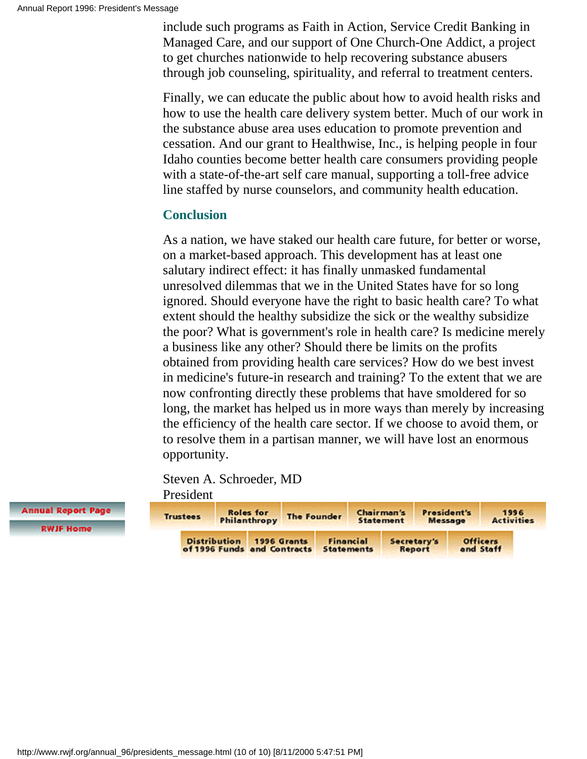include such programs as Faith in Action, Service Credit Banking in Managed Care, and our support of One Church-One Addict, a project to get churches nationwide to help recovering substance abusers through job counseling, spirituality, and referral to treatment centers.

Finally, we can educate the public about how to avoid health risks and how to use the health care delivery system better. Much of our work in the substance abuse area uses education to promote prevention and cessation. And our grant to Healthwise, Inc., is helping people in four Idaho counties become better health care consumers providing people with a state-of-the-art self care manual, supporting a toll-free advice line staffed by nurse counselors, and community health education.

## Conclusion

As a nation, we have staked our health care future, for better or worse, on a market-based approach. This development has at least one salutary indirect effect: it has finally unmasked fundamental unresolved dilemmas that we in the United States have for so long ignored. Should everyone have the right to basic health care? To what extent should the healthy subsidize the sick or the wealthy subsidize the poor? What is government's role in health care? Is medicine merely a business like any other? Should there be limits on the profits obtained from providing health care services? How do we best invest in medicine's future-in research and training? To the extent that we are now confronting directly these problems that have smoldered for so long, the market has helped us in more ways than merely by increasing the efficiency of the health care sector. If we choose to avoid them, or to resolve them in a partisan manner, we will have lost an enormous opportunity.

Steven A. Schroeder, MD
President

Annual Report Page
RWJF Home

Trustees | Roles for Philanthropy | The Founder | Chairman's Statement | President's Message | 1996 Activities

Distribution of 1996 Funds | 1996 Grants and Contracts | Financial Statements | Secretary's Report | Officers and Staff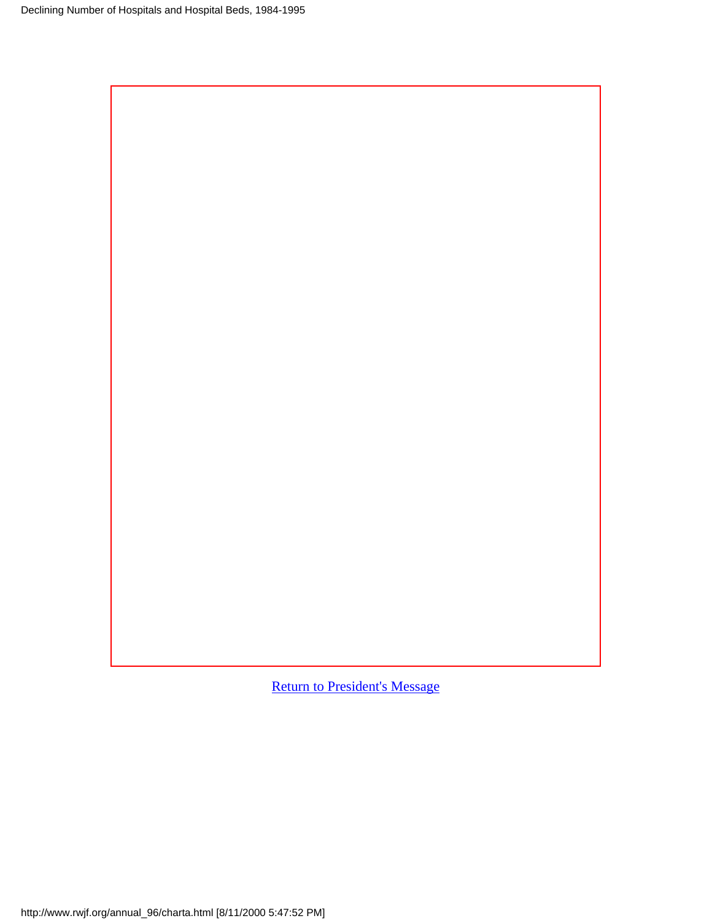Return to President's Message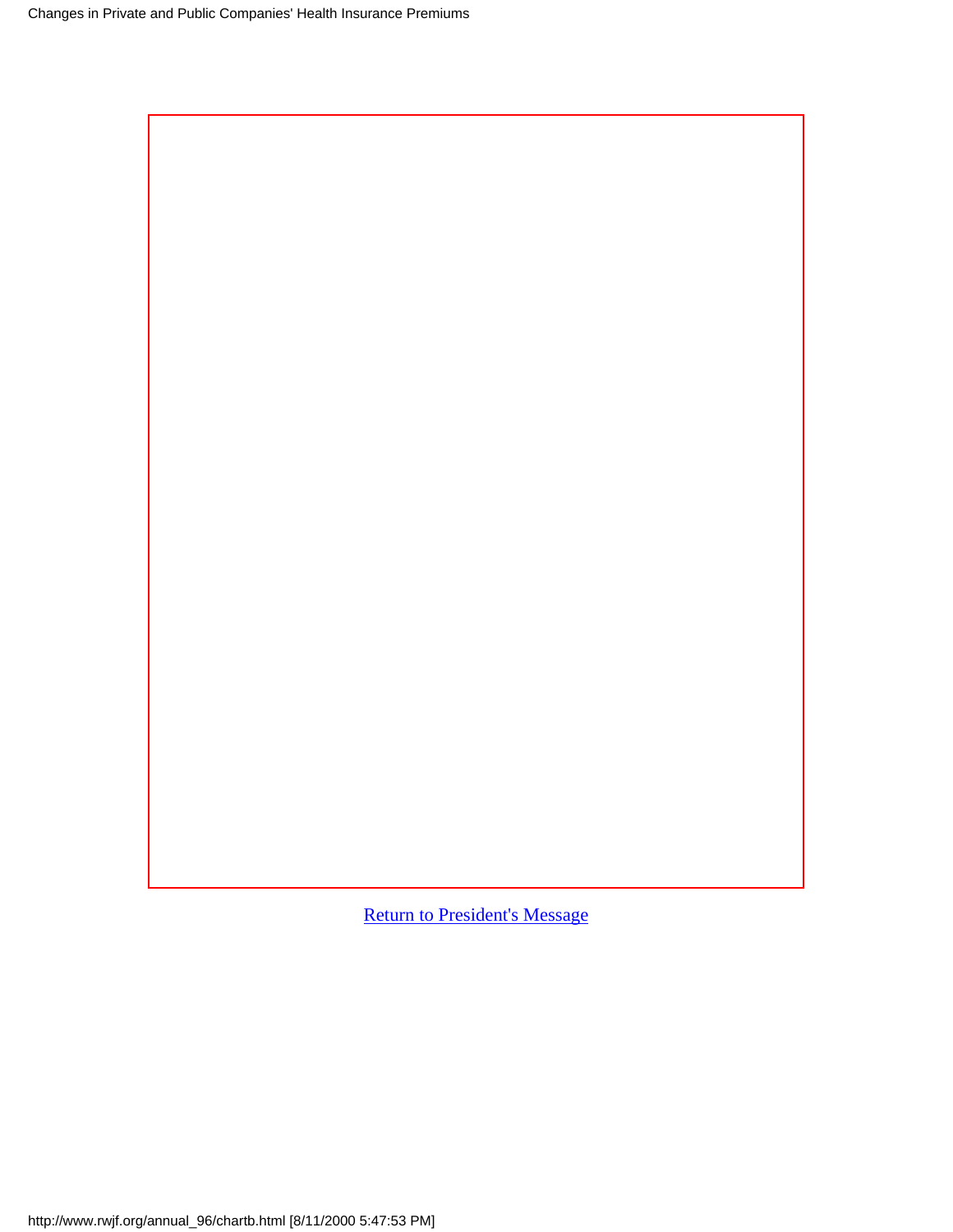Return to President's Message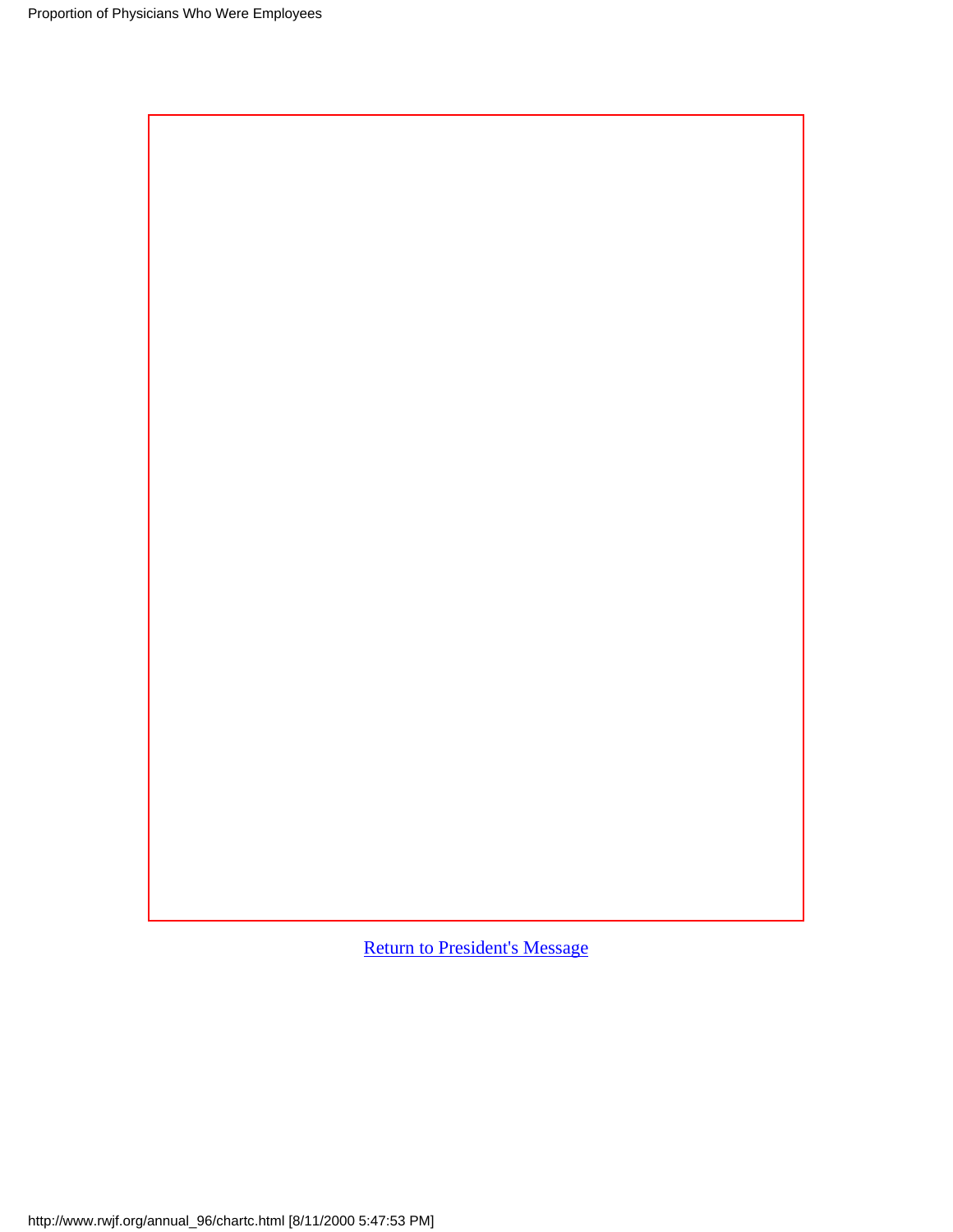Return to President's Message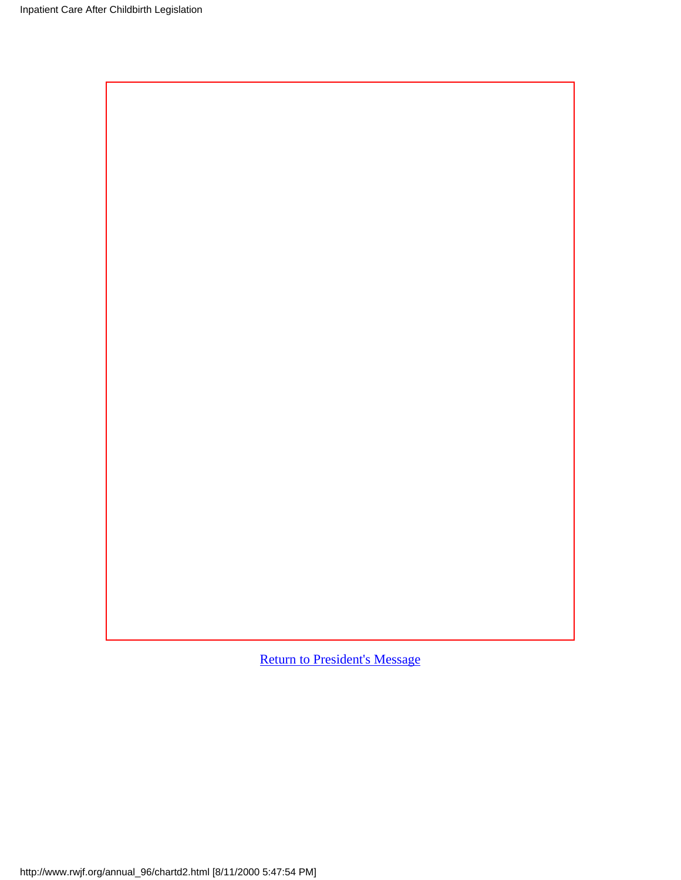[Return to President's Message](http://www.rwjf.org/annual_96/chartd2.html)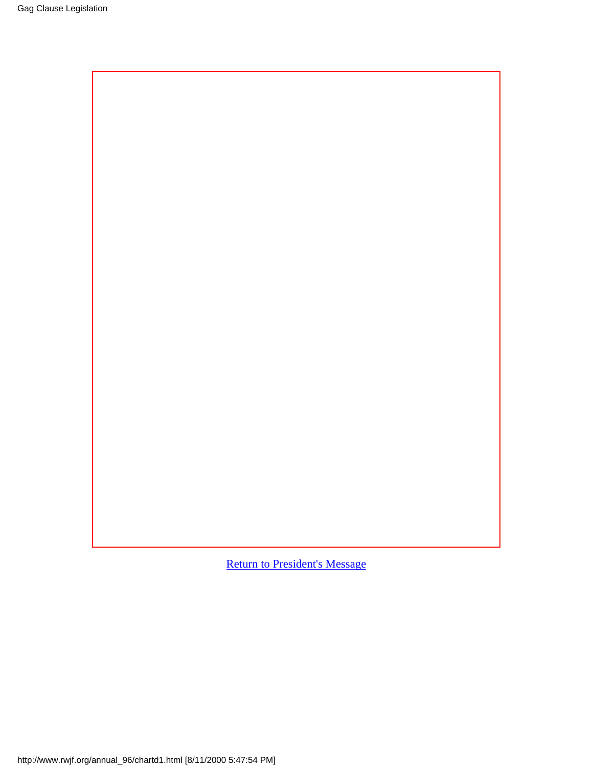[Return to President's Message](http://www.rwjf.org/annual_96/)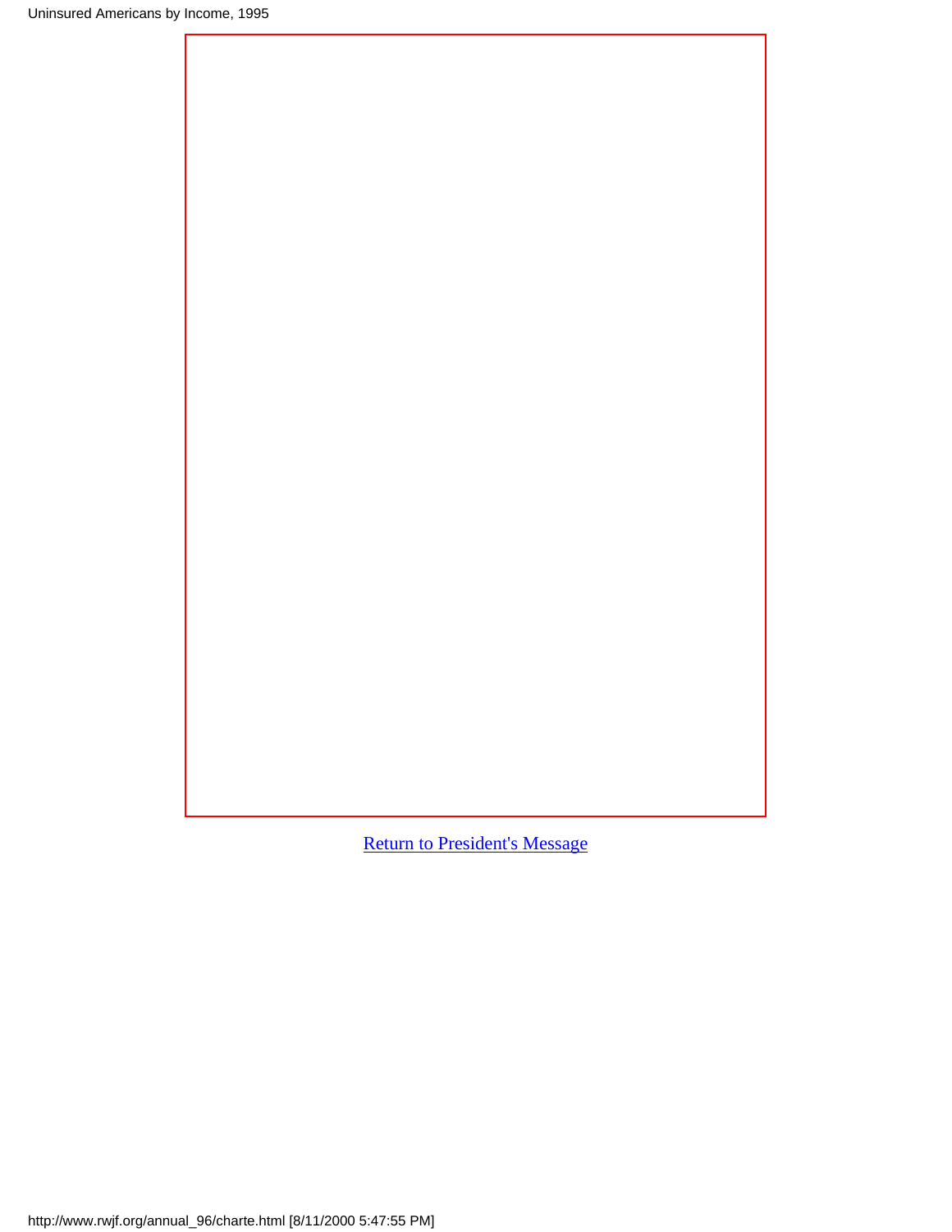Uninsured Americans by Income, 1995

Return to President's Message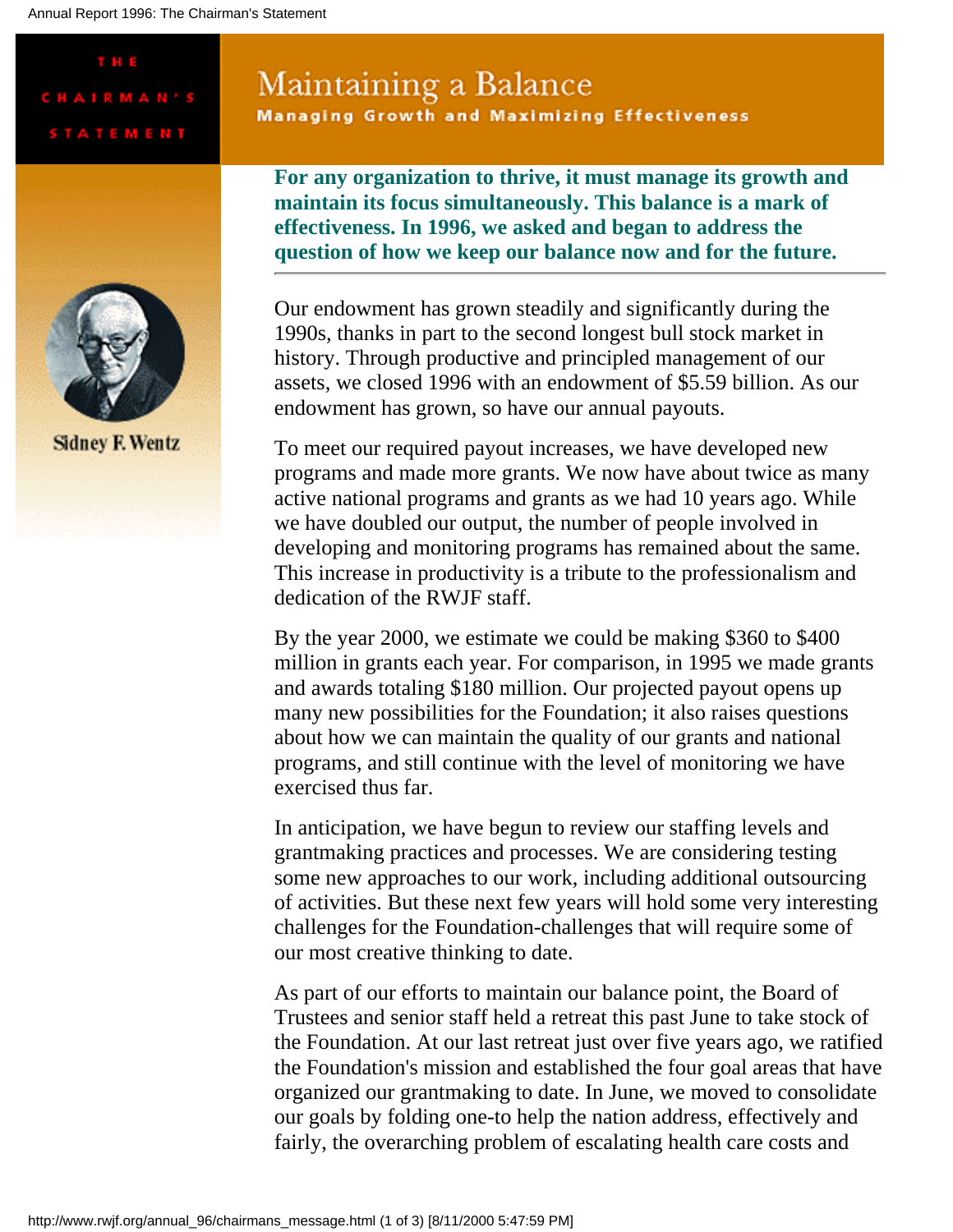THE CHAIRMAN'S STATEMENT

# Maintaining a Balance

## Managing Growth and Maximizing Effectiveness

Sidney F. Wentz

**For any organization to thrive, it must manage its growth and maintain its focus simultaneously. This balance is a mark of effectiveness. In 1996, we asked and began to address the question of how we keep our balance now and for the future.**

---

Our endowment has grown steadily and significantly during the 1990s, thanks in part to the second longest bull stock market in history. Through productive and principled management of our assets, we closed 1996 with an endowment of $5.59 billion. As our endowment has grown, so have our annual payouts.

To meet our required payout increases, we have developed new programs and made more grants. We now have about twice as many active national programs and grants as we had 10 years ago. While we have doubled our output, the number of people involved in developing and monitoring programs has remained about the same. This increase in productivity is a tribute to the professionalism and dedication of the RWJF staff.

By the year 2000, we estimate we could be making $360 to $400 million in grants each year. For comparison, in 1995 we made grants and awards totaling $180 million. Our projected payout opens up many new possibilities for the Foundation; it also raises questions about how we can maintain the quality of our grants and national programs, and still continue with the level of monitoring we have exercised thus far.

In anticipation, we have begun to review our staffing levels and grantmaking practices and processes. We are considering testing some new approaches to our work, including additional outsourcing of activities. But these next few years will hold some very interesting challenges for the Foundation-challenges that will require some of our most creative thinking to date.

As part of our efforts to maintain our balance point, the Board of Trustees and senior staff held a retreat this past June to take stock of the Foundation. At our last retreat just over five years ago, we ratified the Foundation's mission and established the four goal areas that have organized our grantmaking to date. In June, we moved to consolidate our goals by folding one-to help the nation address, effectively and fairly, the overarching problem of escalating health care costs and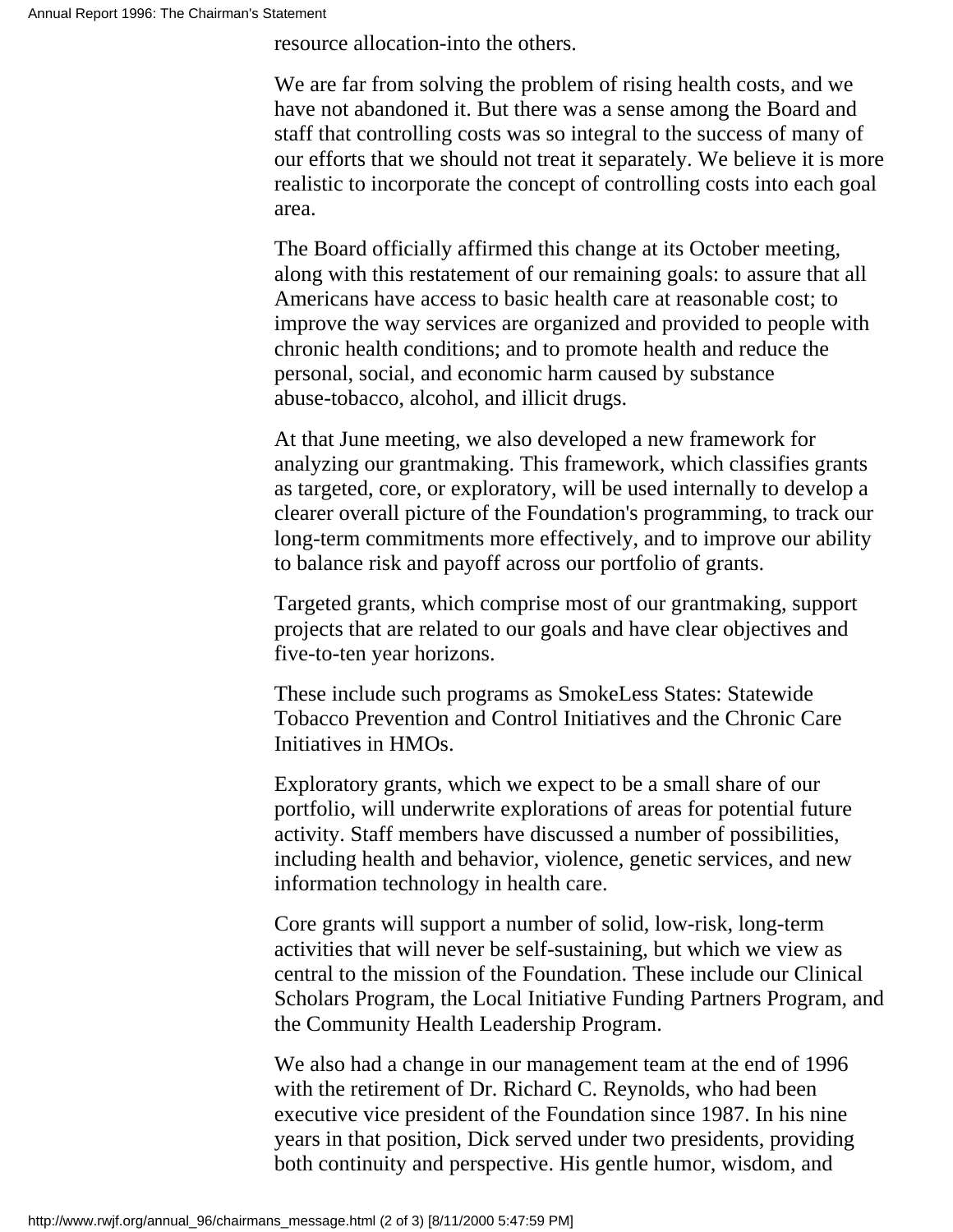resource allocation-into the others.

We are far from solving the problem of rising health costs, and we have not abandoned it. But there was a sense among the Board and staff that controlling costs was so integral to the success of many of our efforts that we should not treat it separately. We believe it is more realistic to incorporate the concept of controlling costs into each goal area.

The Board officially affirmed this change at its October meeting, along with this restatement of our remaining goals: to assure that all Americans have access to basic health care at reasonable cost; to improve the way services are organized and provided to people with chronic health conditions; and to promote health and reduce the personal, social, and economic harm caused by substance abuse-tobacco, alcohol, and illicit drugs.

At that June meeting, we also developed a new framework for analyzing our grantmaking. This framework, which classifies grants as targeted, core, or exploratory, will be used internally to develop a clearer overall picture of the Foundation's programming, to track our long-term commitments more effectively, and to improve our ability to balance risk and payoff across our portfolio of grants.

Targeted grants, which comprise most of our grantmaking, support projects that are related to our goals and have clear objectives and five-to-ten year horizons.

These include such programs as SmokeLess States: Statewide Tobacco Prevention and Control Initiatives and the Chronic Care Initiatives in HMOs.

Exploratory grants, which we expect to be a small share of our portfolio, will underwrite explorations of areas for potential future activity. Staff members have discussed a number of possibilities, including health and behavior, violence, genetic services, and new information technology in health care.

Core grants will support a number of solid, low-risk, long-term activities that will never be self-sustaining, but which we view as central to the mission of the Foundation. These include our Clinical Scholars Program, the Local Initiative Funding Partners Program, and the Community Health Leadership Program.

We also had a change in our management team at the end of 1996 with the retirement of Dr. Richard C. Reynolds, who had been executive vice president of the Foundation since 1987. In his nine years in that position, Dick served under two presidents, providing both continuity and perspective. His gentle humor, wisdom, and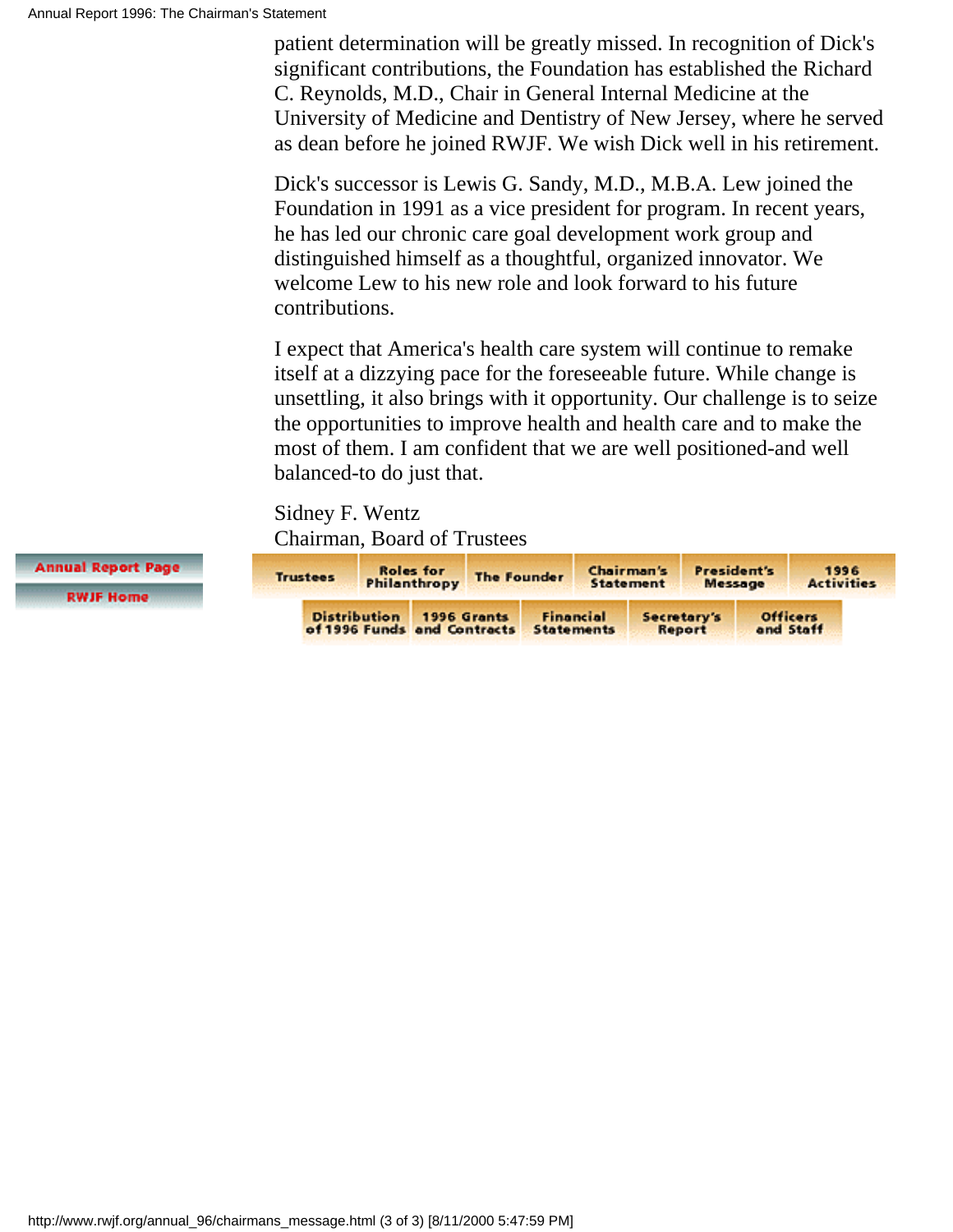patient determination will be greatly missed. In recognition of Dick's significant contributions, the Foundation has established the Richard C. Reynolds, M.D., Chair in General Internal Medicine at the University of Medicine and Dentistry of New Jersey, where he served as dean before he joined RWJF. We wish Dick well in his retirement.

Dick's successor is Lewis G. Sandy, M.D., M.B.A. Lew joined the Foundation in 1991 as a vice president for program. In recent years, he has led our chronic care goal development work group and distinguished himself as a thoughtful, organized innovator. We welcome Lew to his new role and look forward to his future contributions.

I expect that America's health care system will continue to remake itself at a dizzying pace for the foreseeable future. While change is unsettling, it also brings with it opportunity. Our challenge is to seize the opportunities to improve health and health care and to make the most of them. I am confident that we are well positioned-and well balanced-to do just that.

Sidney F. Wentz
Chairman, Board of Trustees

Annual Report Page | RWJF Home

Trustees | Roles for Philanthropy | The Founder | Chairman's Statement | President's Message | 1996 Activities

Distribution of 1996 Funds | 1996 Grants and Contracts | Financial Statements | Secretary's Report | Officers and Staff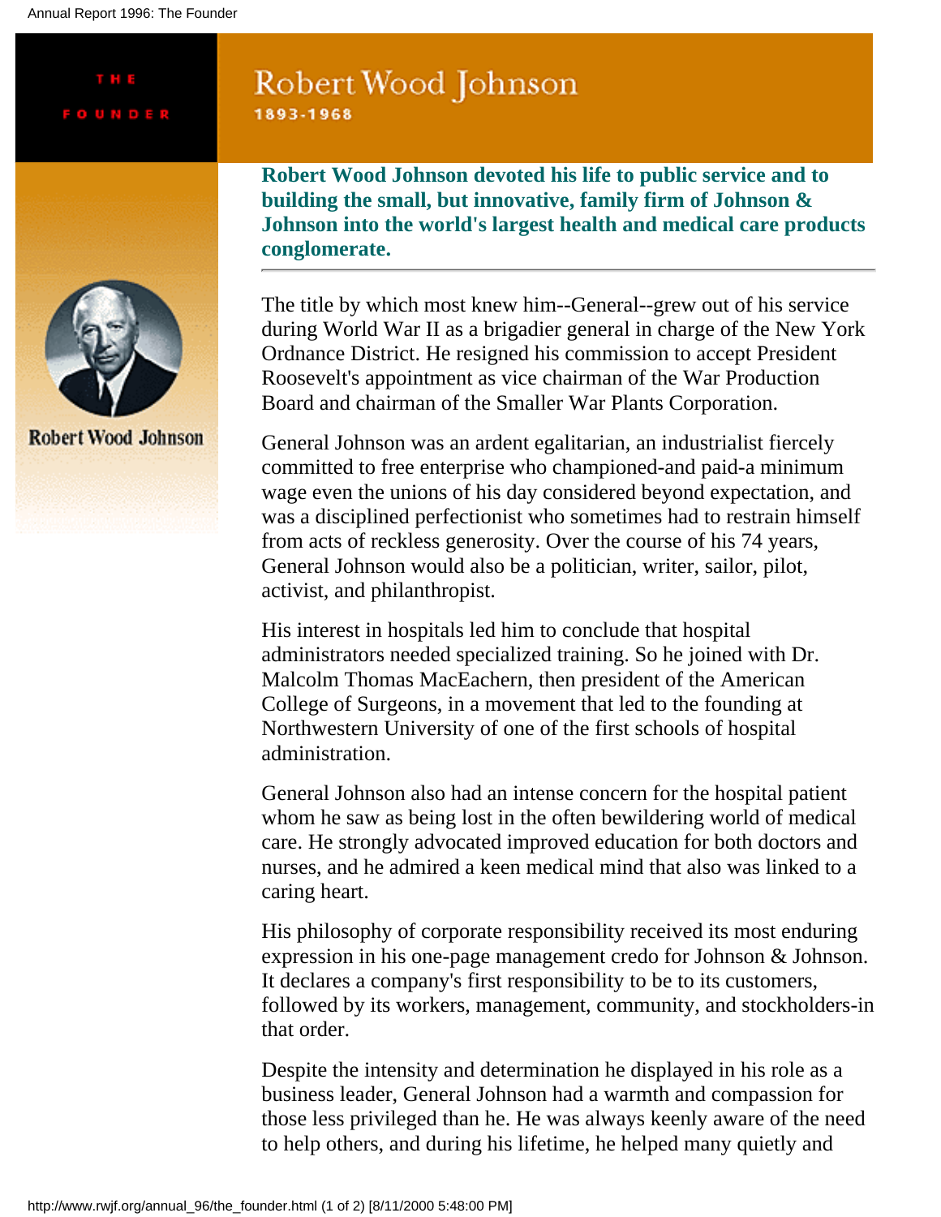THE FOUNDER

# Robert Wood Johnson

1893-1968

Robert Wood Johnson

**Robert Wood Johnson devoted his life to public service and to building the small, but innovative, family firm of Johnson & Johnson into the world's largest health and medical care products conglomerate.**

---

The title by which most knew him--General--grew out of his service during World War II as a brigadier general in charge of the New York Ordnance District. He resigned his commission to accept President Roosevelt's appointment as vice chairman of the War Production Board and chairman of the Smaller War Plants Corporation.

General Johnson was an ardent egalitarian, an industrialist fiercely committed to free enterprise who championed-and paid-a minimum wage even the unions of his day considered beyond expectation, and was a disciplined perfectionist who sometimes had to restrain himself from acts of reckless generosity. Over the course of his 74 years, General Johnson would also be a politician, writer, sailor, pilot, activist, and philanthropist.

His interest in hospitals led him to conclude that hospital administrators needed specialized training. So he joined with Dr. Malcolm Thomas MacEachern, then president of the American College of Surgeons, in a movement that led to the founding at Northwestern University of one of the first schools of hospital administration.

General Johnson also had an intense concern for the hospital patient whom he saw as being lost in the often bewildering world of medical care. He strongly advocated improved education for both doctors and nurses, and he admired a keen medical mind that also was linked to a caring heart.

His philosophy of corporate responsibility received its most enduring expression in his one-page management credo for Johnson & Johnson. It declares a company's first responsibility to be to its customers, followed by its workers, management, community, and stockholders-in that order.

Despite the intensity and determination he displayed in his role as a business leader, General Johnson had a warmth and compassion for those less privileged than he. He was always keenly aware of the need to help others, and during his lifetime, he helped many quietly and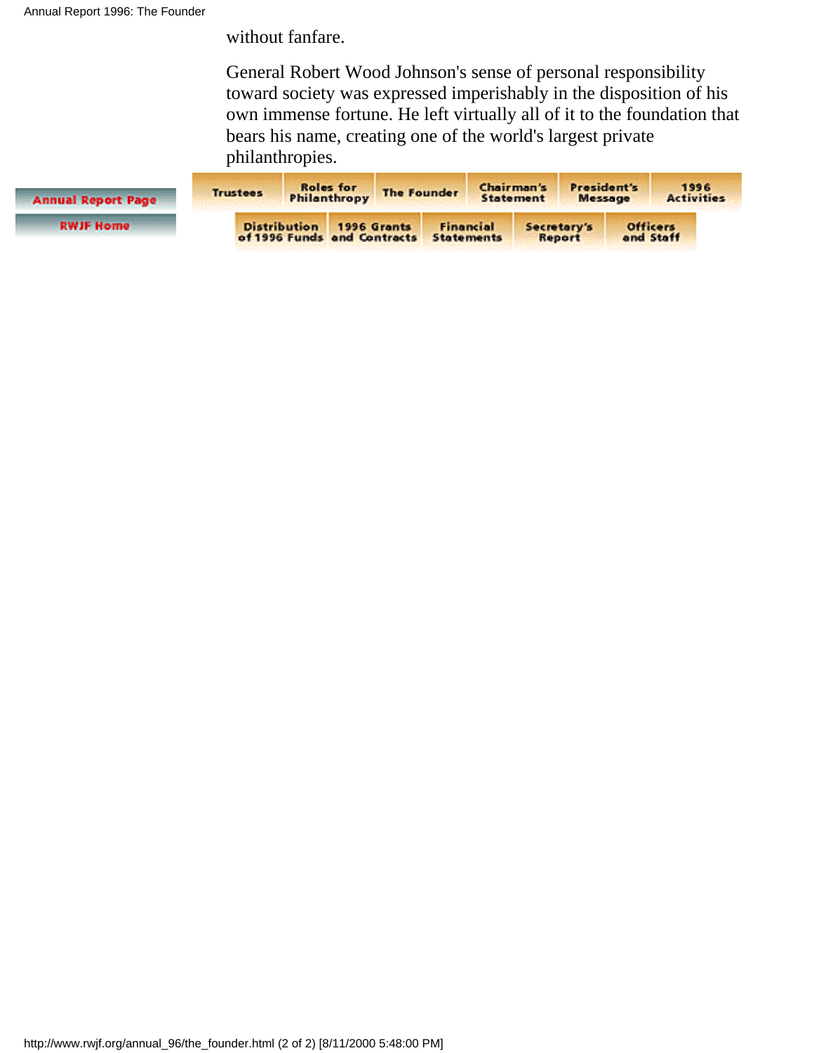without fanfare.

General Robert Wood Johnson's sense of personal responsibility toward society was expressed imperishably in the disposition of his own immense fortune. He left virtually all of it to the foundation that bears his name, creating one of the world's largest private philanthropies.

Annual Report Page | RWJF Home

Trustees | Roles for Philanthropy | The Founder | Chairman's Statement | President's Message | 1996 Activities

Distribution of 1996 Funds | 1996 Grants and Contracts | Financial Statements | Secretary's Report | Officers and Staff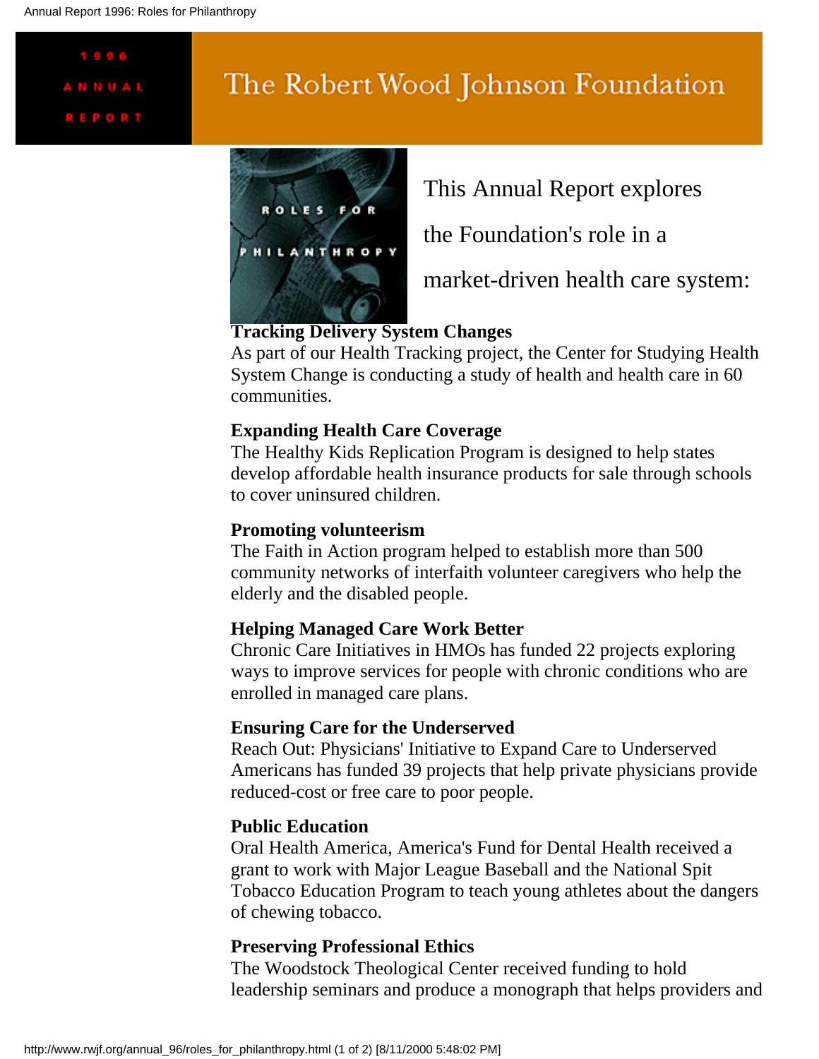The Robert Wood Johnson Foundation

1996 ANNUAL REPORT

This Annual Report explores the Foundation's role in a market-driven health care system:

**Tracking Delivery System Changes**
As part of our Health Tracking project, the Center for Studying Health System Change is conducting a study of health and health care in 60 communities.

**Expanding Health Care Coverage**
The Healthy Kids Replication Program is designed to help states develop affordable health insurance products for sale through schools to cover uninsured children.

**Promoting volunteerism**
The Faith in Action program helped to establish more than 500 community networks of interfaith volunteer caregivers who help the elderly and the disabled people.

**Helping Managed Care Work Better**
Chronic Care Initiatives in HMOs has funded 22 projects exploring ways to improve services for people with chronic conditions who are enrolled in managed care plans.

**Ensuring Care for the Underserved**
Reach Out: Physicians' Initiative to Expand Care to Underserved Americans has funded 39 projects that help private physicians provide reduced-cost or free care to poor people.

**Public Education**
Oral Health America, America's Fund for Dental Health received a grant to work with Major League Baseball and the National Spit Tobacco Education Program to teach young athletes about the dangers of chewing tobacco.

**Preserving Professional Ethics**
The Woodstock Theological Center received funding to hold leadership seminars and produce a monograph that helps providers and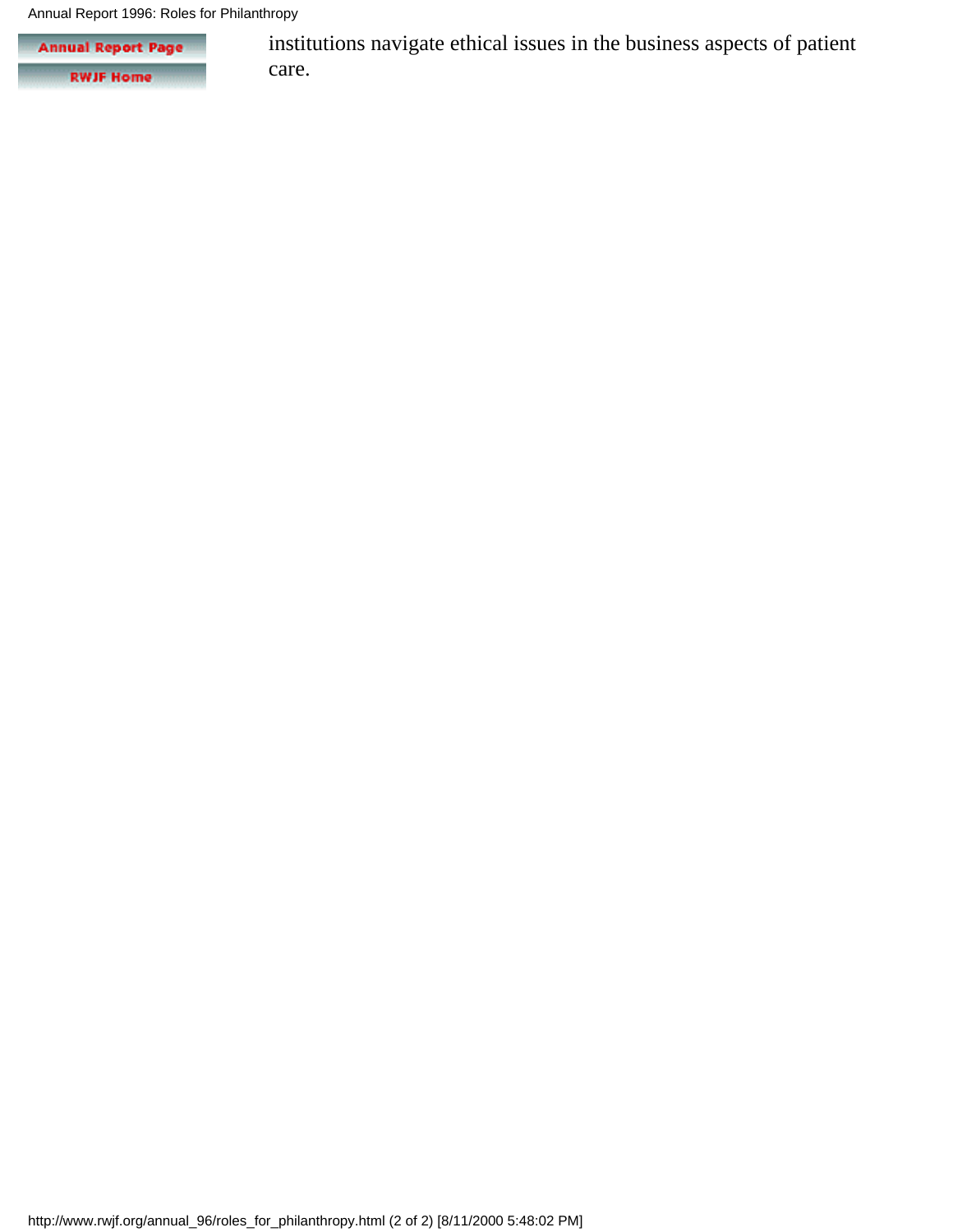institutions navigate ethical issues in the business aspects of patient care.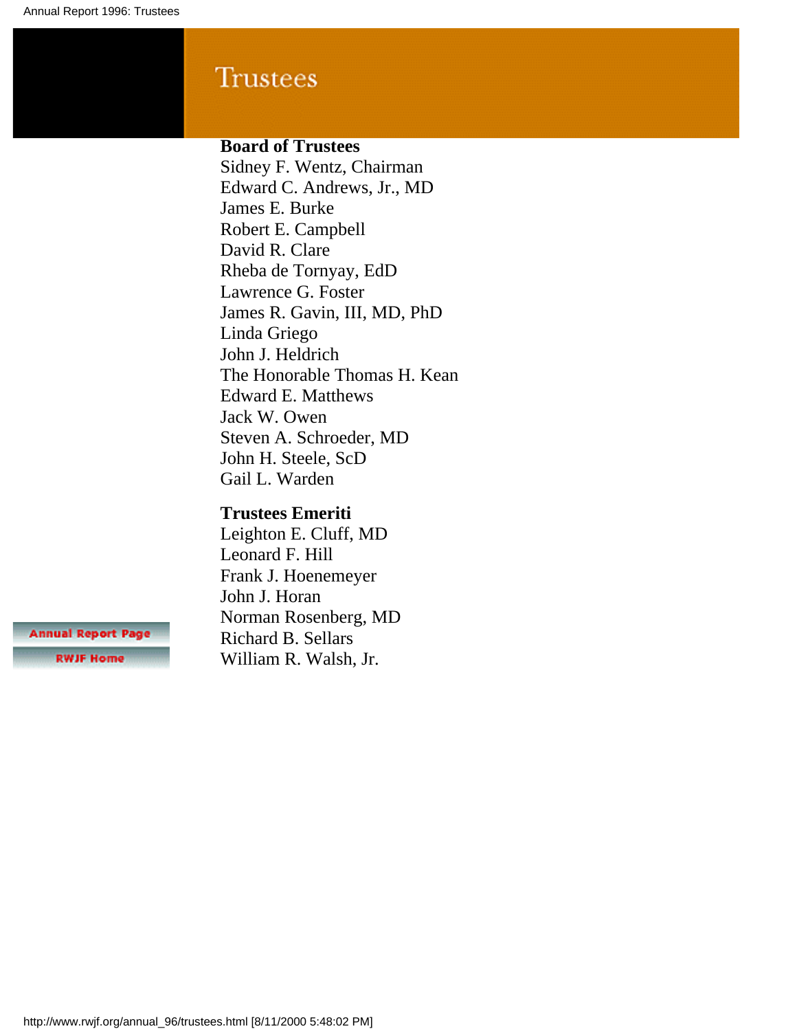# Trustees

**Board of Trustees**

Sidney F. Wentz, Chairman
Edward C. Andrews, Jr., MD
James E. Burke
Robert E. Campbell
David R. Clare
Rheba de Tornyay, EdD
Lawrence G. Foster
James R. Gavin, III, MD, PhD
Linda Griego
John J. Heldrich
The Honorable Thomas H. Kean
Edward E. Matthews
Jack W. Owen
Steven A. Schroeder, MD
John H. Steele, ScD
Gail L. Warden

**Trustees Emeriti**

Leighton E. Cluff, MD
Leonard F. Hill
Frank J. Hoenemeyer
John J. Horan
Norman Rosenberg, MD
Richard B. Sellars
William R. Walsh, Jr.

Annual Report Page
RWJF Home